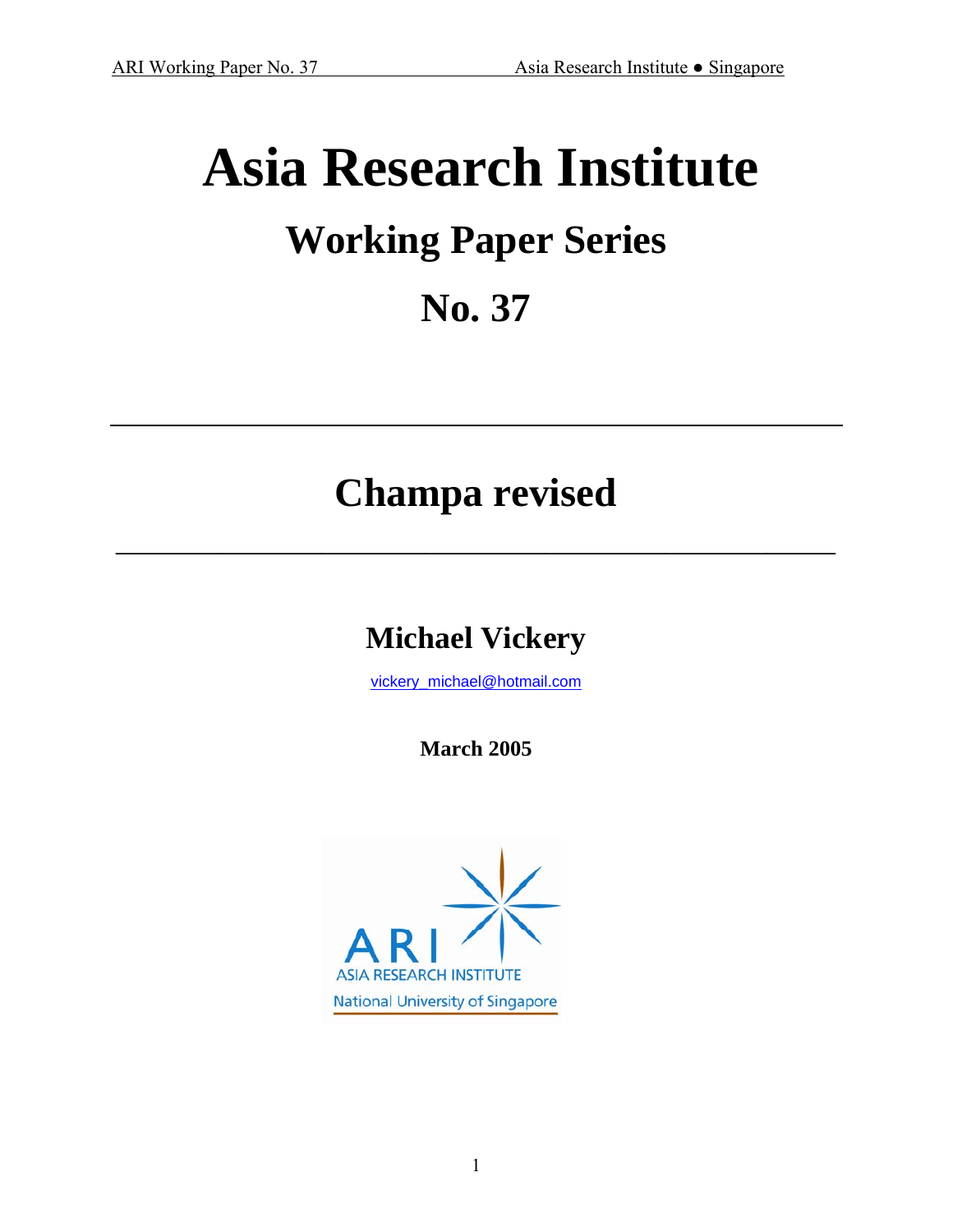# Asia Research Institute

## Working Paper Series

## No. 37

---

# Champa revised

---

**Michael Vickery**

vickery_michael@hotmail.com

**March 2005**

ARI
ASIA RESEARCH INSTITUTE
National University of Singapore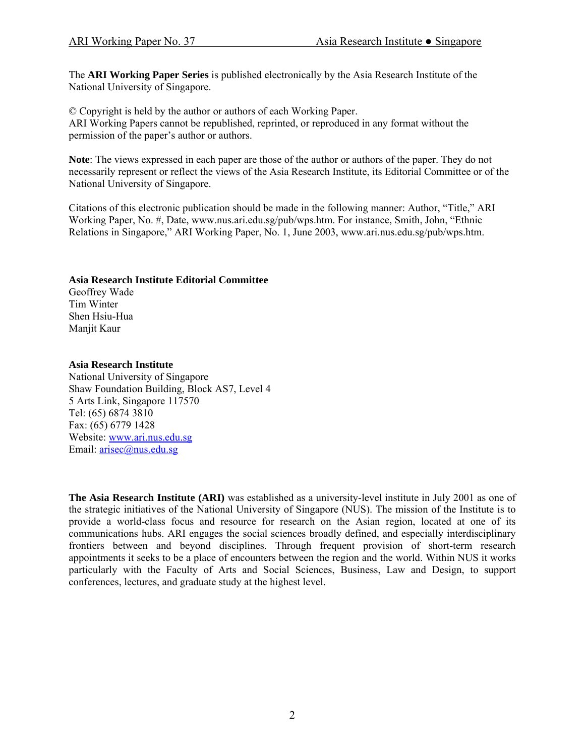The **ARI Working Paper Series** is published electronically by the Asia Research Institute of the National University of Singapore.

© Copyright is held by the author or authors of each Working Paper.
ARI Working Papers cannot be republished, reprinted, or reproduced in any format without the permission of the paper's author or authors.

**Note**: The views expressed in each paper are those of the author or authors of the paper. They do not necessarily represent or reflect the views of the Asia Research Institute, its Editorial Committee or of the National University of Singapore.

Citations of this electronic publication should be made in the following manner: Author, "Title," ARI Working Paper, No. #, Date, www.nus.ari.edu.sg/pub/wps.htm. For instance, Smith, John, "Ethnic Relations in Singapore," ARI Working Paper, No. 1, June 2003, www.ari.nus.edu.sg/pub/wps.htm.

**Asia Research Institute Editorial Committee**
Geoffrey Wade
Tim Winter
Shen Hsiu-Hua
Manjit Kaur

**Asia Research Institute**
National University of Singapore
Shaw Foundation Building, Block AS7, Level 4
5 Arts Link, Singapore 117570
Tel: (65) 6874 3810
Fax: (65) 6779 1428
Website: www.ari.nus.edu.sg
Email: arisec@nus.edu.sg

**The Asia Research Institute (ARI)** was established as a university-level institute in July 2001 as one of the strategic initiatives of the National University of Singapore (NUS). The mission of the Institute is to provide a world-class focus and resource for research on the Asian region, located at one of its communications hubs. ARI engages the social sciences broadly defined, and especially interdisciplinary frontiers between and beyond disciplines. Through frequent provision of short-term research appointments it seeks to be a place of encounters between the region and the world. Within NUS it works particularly with the Faculty of Arts and Social Sciences, Business, Law and Design, to support conferences, lectures, and graduate study at the highest level.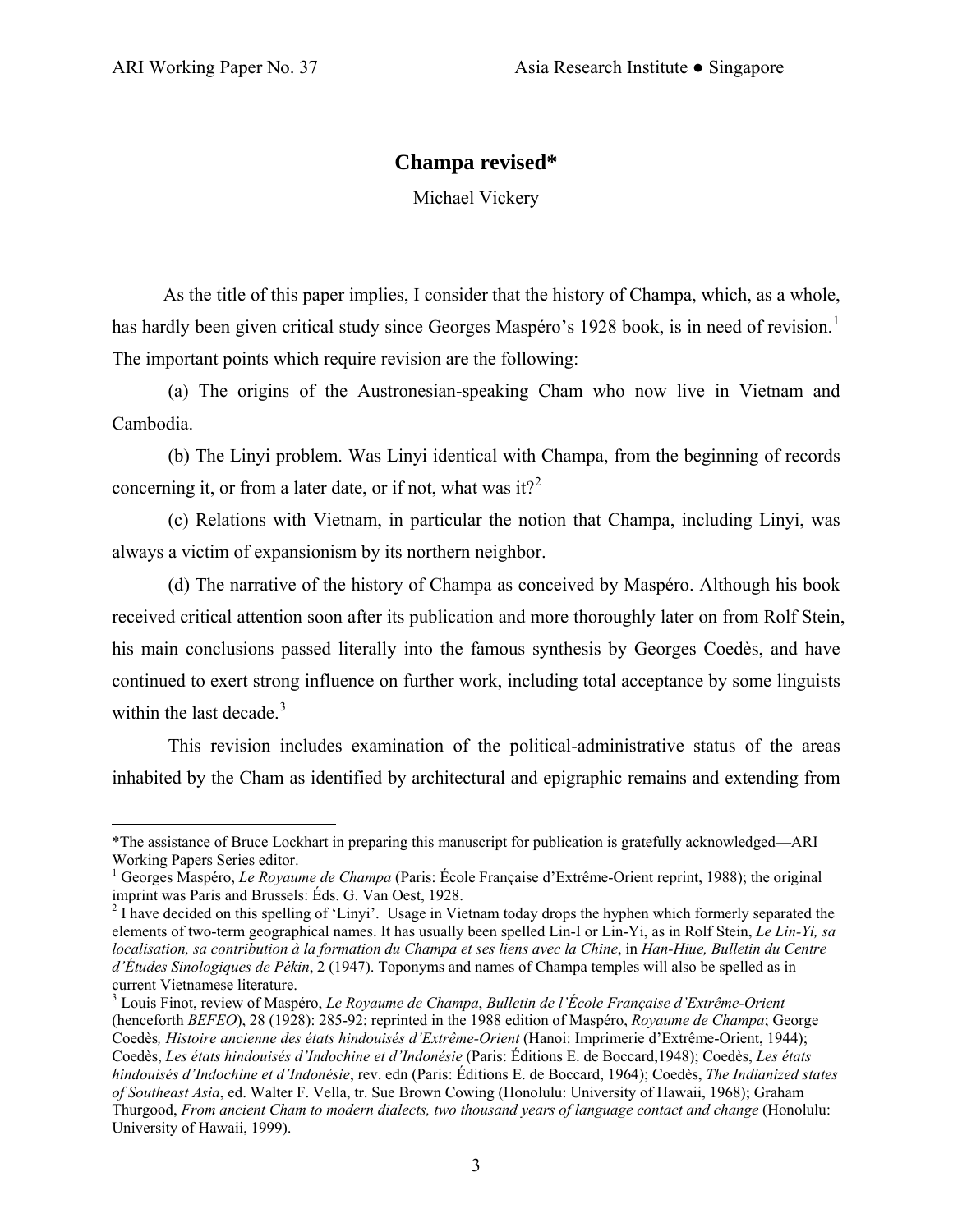# Champa revised*

Michael Vickery

As the title of this paper implies, I consider that the history of Champa, which, as a whole, has hardly been given critical study since Georges Maspéro's 1928 book, is in need of revision.[1] The important points which require revision are the following:

(a) The origins of the Austronesian-speaking Cham who now live in Vietnam and Cambodia.

(b) The Linyi problem. Was Linyi identical with Champa, from the beginning of records concerning it, or from a later date, or if not, what was it?[2]

(c) Relations with Vietnam, in particular the notion that Champa, including Linyi, was always a victim of expansionism by its northern neighbor.

(d) The narrative of the history of Champa as conceived by Maspéro. Although his book received critical attention soon after its publication and more thoroughly later on from Rolf Stein, his main conclusions passed literally into the famous synthesis by Georges Coedès, and have continued to exert strong influence on further work, including total acceptance by some linguists within the last decade.[3]

This revision includes examination of the political-administrative status of the areas inhabited by the Cham as identified by architectural and epigraphic remains and extending from

---

*The assistance of Bruce Lockhart in preparing this manuscript for publication is gratefully acknowledged—ARI Working Papers Series editor.

[1] Georges Maspéro, *Le Royaume de Champa* (Paris: École Française d'Extrême-Orient reprint, 1988); the original imprint was Paris and Brussels: Éds. G. Van Oest, 1928.

[2] I have decided on this spelling of 'Linyi'. Usage in Vietnam today drops the hyphen which formerly separated the elements of two-term geographical names. It has usually been spelled Lin-I or Lin-Yi, as in Rolf Stein, *Le Lin-Yi, sa localisation, sa contribution à la formation du Champa et ses liens avec la Chine*, in *Han-Hiue, Bulletin du Centre d'Études Sinologiques de Pékin*, 2 (1947). Toponyms and names of Champa temples will also be spelled as in current Vietnamese literature.

[3] Louis Finot, review of Maspéro, *Le Royaume de Champa*, *Bulletin de l'École Française d'Extrême-Orient* (henceforth *BEFEO*), 28 (1928): 285-92; reprinted in the 1988 edition of Maspéro, *Royaume de Champa*; George Coedès*, Histoire ancienne des états hindouisés d'Extrême-Orient* (Hanoi: Imprimerie d'Extrême-Orient, 1944); Coedès, *Les états hindouisés d'Indochine et d'Indonésie* (Paris: Éditions E. de Boccard,1948); Coedès, *Les états hindouisés d'Indochine et d'Indonésie*, rev. edn (Paris: Éditions E. de Boccard, 1964); Coedès, *The Indianized states of Southeast Asia*, ed. Walter F. Vella, tr. Sue Brown Cowing (Honolulu: University of Hawaii, 1968); Graham Thurgood, *From ancient Cham to modern dialects, two thousand years of language contact and change* (Honolulu: University of Hawaii, 1999).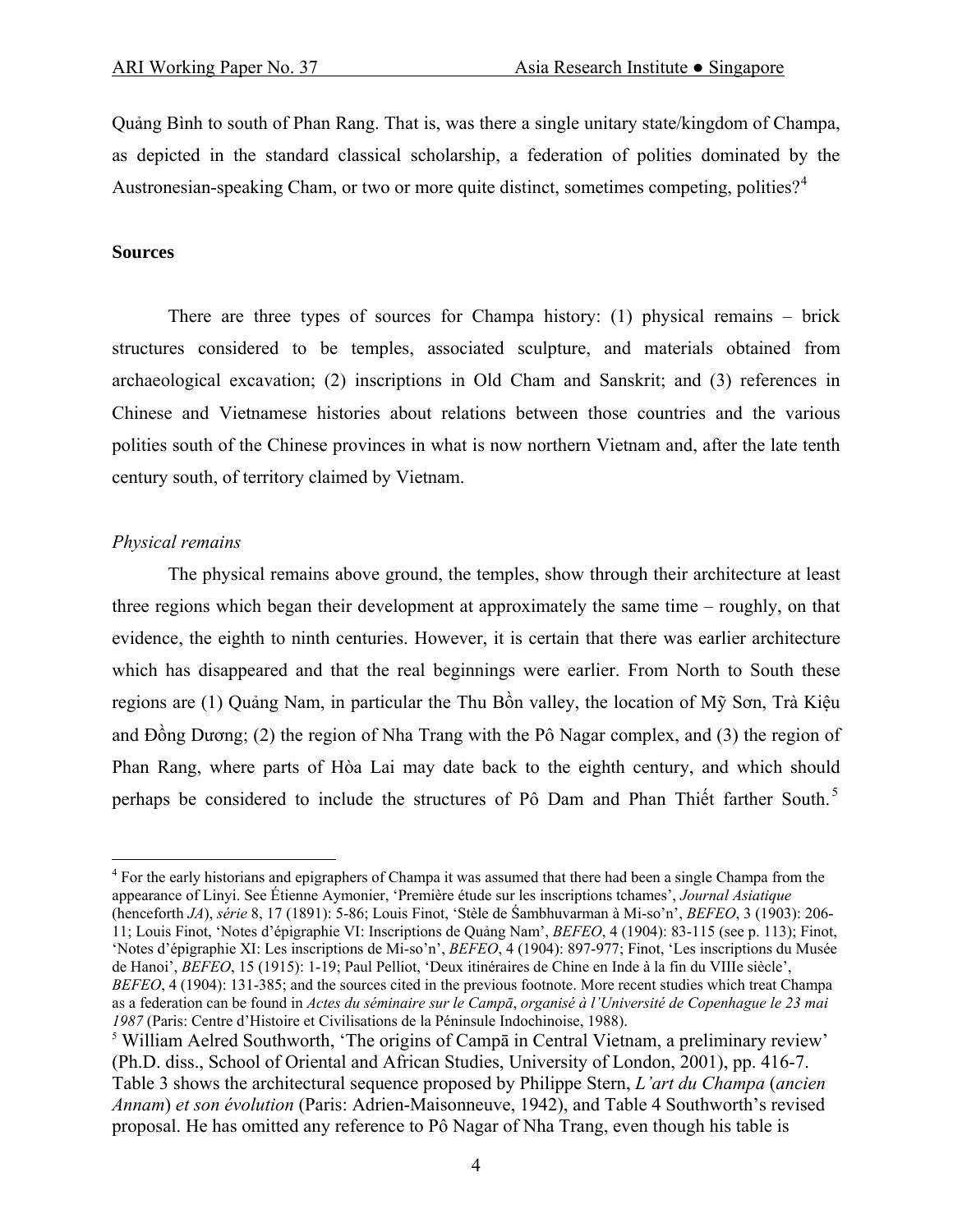Quảng Bình to south of Phan Rang. That is, was there a single unitary state/kingdom of Champa, as depicted in the standard classical scholarship, a federation of polities dominated by the Austronesian-speaking Cham, or two or more quite distinct, sometimes competing, polities?[4]

**Sources**

There are three types of sources for Champa history: (1) physical remains – brick structures considered to be temples, associated sculpture, and materials obtained from archaeological excavation; (2) inscriptions in Old Cham and Sanskrit; and (3) references in Chinese and Vietnamese histories about relations between those countries and the various polities south of the Chinese provinces in what is now northern Vietnam and, after the late tenth century south, of territory claimed by Vietnam.

*Physical remains*

The physical remains above ground, the temples, show through their architecture at least three regions which began their development at approximately the same time – roughly, on that evidence, the eighth to ninth centuries. However, it is certain that there was earlier architecture which has disappeared and that the real beginnings were earlier. From North to South these regions are (1) Quảng Nam, in particular the Thu Bồn valley, the location of Mỹ Sơn, Trà Kiệu and Đồng Dương; (2) the region of Nha Trang with the Pô Nagar complex, and (3) the region of Phan Rang, where parts of Hòa Lai may date back to the eighth century, and which should perhaps be considered to include the structures of Pô Dam and Phan Thiết farther South.[5]

[4] For the early historians and epigraphers of Champa it was assumed that there had been a single Champa from the appearance of Linyi. See Étienne Aymonier, 'Première étude sur les inscriptions tchames', *Journal Asiatique* (henceforth *JA*), *série* 8, 17 (1891): 5-86; Louis Finot, 'Stèle de Śambhuvarman à Mi-so'n', *BEFEO*, 3 (1903): 206-11; Louis Finot, 'Notes d'épigraphie VI: Inscriptions de Quảng Nam', *BEFEO*, 4 (1904): 83-115 (see p. 113); Finot, 'Notes d'épigraphie XI: Les inscriptions de Mi-so'n', *BEFEO*, 4 (1904): 897-977; Finot, 'Les inscriptions du Musée de Hanoi', *BEFEO*, 15 (1915): 1-19; Paul Pelliot, 'Deux itinéraires de Chine en Inde à la fin du VIIIe siècle', *BEFEO*, 4 (1904): 131-385; and the sources cited in the previous footnote. More recent studies which treat Champa as a federation can be found in *Actes du séminaire sur le Campā, organisé à l'Université de Copenhague le 23 mai 1987* (Paris: Centre d'Histoire et Civilisations de la Péninsule Indochinoise, 1988).

[5] William Aelred Southworth, 'The origins of Campā in Central Vietnam, a preliminary review' (Ph.D. diss., School of Oriental and African Studies, University of London, 2001), pp. 416-7. Table 3 shows the architectural sequence proposed by Philippe Stern, *L'art du Champa* (*ancien Annam*) *et son évolution* (Paris: Adrien-Maisonneuve, 1942), and Table 4 Southworth's revised proposal. He has omitted any reference to Pô Nagar of Nha Trang, even though his table is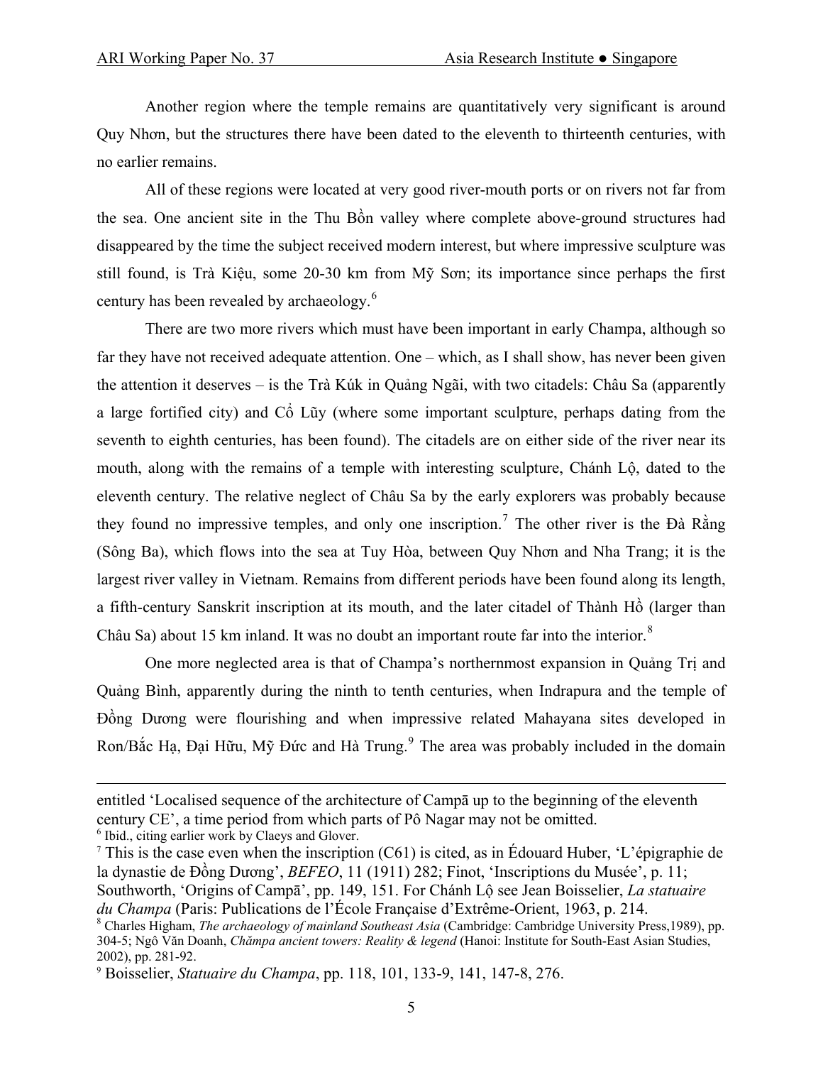Another region where the temple remains are quantitatively very significant is around Quy Nhơn, but the structures there have been dated to the eleventh to thirteenth centuries, with no earlier remains.

All of these regions were located at very good river-mouth ports or on rivers not far from the sea. One ancient site in the Thu Bồn valley where complete above-ground structures had disappeared by the time the subject received modern interest, but where impressive sculpture was still found, is Trà Kiệu, some 20-30 km from Mỹ Sơn; its importance since perhaps the first century has been revealed by archaeology.[6]

There are two more rivers which must have been important in early Champa, although so far they have not received adequate attention. One – which, as I shall show, has never been given the attention it deserves – is the Trà Kúk in Quảng Ngãi, with two citadels: Châu Sa (apparently a large fortified city) and Cổ Lũy (where some important sculpture, perhaps dating from the seventh to eighth centuries, has been found). The citadels are on either side of the river near its mouth, along with the remains of a temple with interesting sculpture, Chánh Lộ, dated to the eleventh century. The relative neglect of Châu Sa by the early explorers was probably because they found no impressive temples, and only one inscription.[7] The other river is the Đà Rằng (Sông Ba), which flows into the sea at Tuy Hòa, between Quy Nhơn and Nha Trang; it is the largest river valley in Vietnam. Remains from different periods have been found along its length, a fifth-century Sanskrit inscription at its mouth, and the later citadel of Thành Hồ (larger than Châu Sa) about 15 km inland. It was no doubt an important route far into the interior.[8]

One more neglected area is that of Champa's northernmost expansion in Quảng Trị and Quảng Bình, apparently during the ninth to tenth centuries, when Indrapura and the temple of Đồng Dương were flourishing and when impressive related Mahayana sites developed in Ron/Bắc Hạ, Đại Hữu, Mỹ Đức and Hà Trung.[9] The area was probably included in the domain

---

entitled 'Localised sequence of the architecture of Campā up to the beginning of the eleventh century CE', a time period from which parts of Pô Nagar may not be omitted.

[6] Ibid., citing earlier work by Claeys and Glover.

[7] This is the case even when the inscription (C61) is cited, as in Édouard Huber, 'L'épigraphie de la dynastie de Đồng Dương', *BEFEO*, 11 (1911) 282; Finot, 'Inscriptions du Musée', p. 11; Southworth, 'Origins of Campā', pp. 149, 151. For Chánh Lộ see Jean Boisselier, *La statuaire du Champa* (Paris: Publications de l'École Française d'Extrême-Orient, 1963, p. 214.

[8] Charles Higham, *The archaeology of mainland Southeast Asia* (Cambridge: Cambridge University Press,1989), pp. 304-5; Ngô Văn Doanh, *Chămpa ancient towers: Reality & legend* (Hanoi: Institute for South-East Asian Studies, 2002), pp. 281-92.

[9] Boisselier, *Statuaire du Champa*, pp. 118, 101, 133-9, 141, 147-8, 276.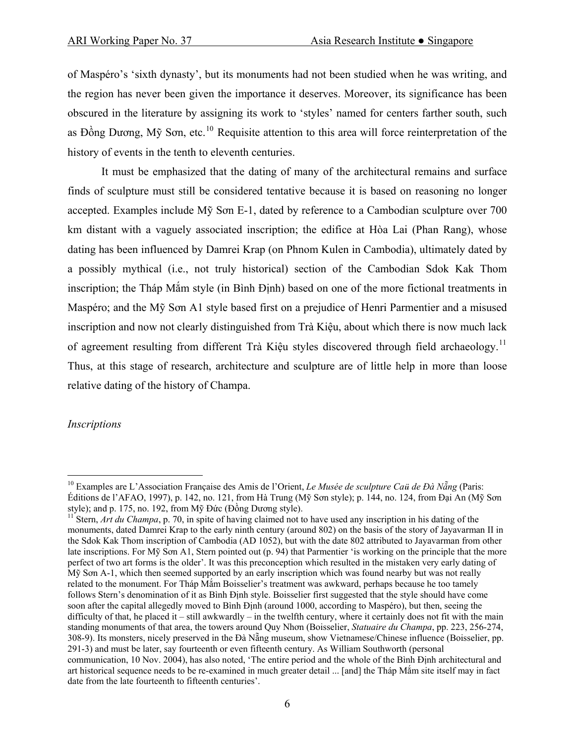of Maspéro's 'sixth dynasty', but its monuments had not been studied when he was writing, and the region has never been given the importance it deserves. Moreover, its significance has been obscured in the literature by assigning its work to 'styles' named for centers farther south, such as Đồng Dương, Mỹ Sơn, etc.[10] Requisite attention to this area will force reinterpretation of the history of events in the tenth to eleventh centuries.

It must be emphasized that the dating of many of the architectural remains and surface finds of sculpture must still be considered tentative because it is based on reasoning no longer accepted. Examples include Mỹ Sơn E-1, dated by reference to a Cambodian sculpture over 700 km distant with a vaguely associated inscription; the edifice at Hòa Lai (Phan Rang), whose dating has been influenced by Damrei Krap (on Phnom Kulen in Cambodia), ultimately dated by a possibly mythical (i.e., not truly historical) section of the Cambodian Sdok Kak Thom inscription; the Tháp Mắm style (in Bình Định) based on one of the more fictional treatments in Maspéro; and the Mỹ Sơn A1 style based first on a prejudice of Henri Parmentier and a misused inscription and now not clearly distinguished from Trà Kiệu, about which there is now much lack of agreement resulting from different Trà Kiệu styles discovered through field archaeology.[11] Thus, at this stage of research, architecture and sculpture are of little help in more than loose relative dating of the history of Champa.

*Inscriptions*

---

[10] Examples are L'Association Française des Amis de l'Orient, *Le Musée de sculpture Caü de Đà Nẵng* (Paris: Éditions de l'AFAO, 1997), p. 142, no. 121, from Hà Trung (Mỹ Sơn style); p. 144, no. 124, from Đại An (Mỹ Sơn style); and p. 175, no. 192, from Mỹ Đức (Đồng Dương style).

[11] Stern, *Art du Champa*, p. 70, in spite of having claimed not to have used any inscription in his dating of the monuments, dated Damrei Krap to the early ninth century (around 802) on the basis of the story of Jayavarman II in the Sdok Kak Thom inscription of Cambodia (AD 1052), but with the date 802 attributed to Jayavarman from other late inscriptions. For Mỹ Sơn A1, Stern pointed out (p. 94) that Parmentier 'is working on the principle that the more perfect of two art forms is the older'. It was this preconception which resulted in the mistaken very early dating of Mỹ Sơn A-1, which then seemed supported by an early inscription which was found nearby but was not really related to the monument. For Tháp Mắm Boisselier's treatment was awkward, perhaps because he too tamely follows Stern's denomination of it as Bình Định style. Boisselier first suggested that the style should have come soon after the capital allegedly moved to Bình Định (around 1000, according to Maspéro), but then, seeing the difficulty of that, he placed it – still awkwardly – in the twelfth century, where it certainly does not fit with the main standing monuments of that area, the towers around Quy Nhơn (Boisselier, *Statuaire du Champa*, pp. 223, 256-274, 308-9). Its monsters, nicely preserved in the Đà Nẵng museum, show Vietnamese/Chinese influence (Boisselier, pp. 291-3) and must be later, say fourteenth or even fifteenth century. As William Southworth (personal communication, 10 Nov. 2004), has also noted, 'The entire period and the whole of the Bình Định architectural and art historical sequence needs to be re-examined in much greater detail ... [and] the Tháp Mắm site itself may in fact date from the late fourteenth to fifteenth centuries'.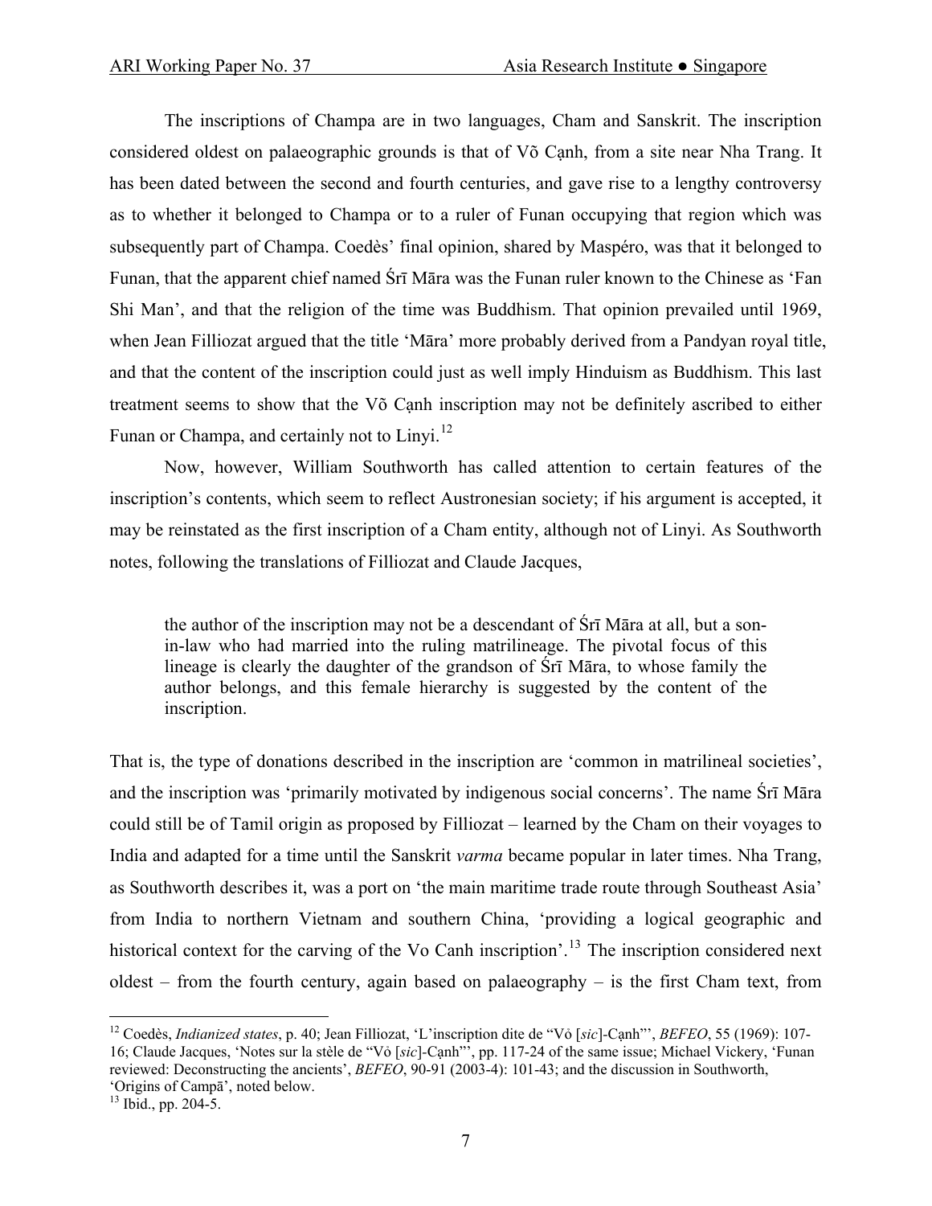The inscriptions of Champa are in two languages, Cham and Sanskrit. The inscription considered oldest on palaeographic grounds is that of Võ Cạnh, from a site near Nha Trang. It has been dated between the second and fourth centuries, and gave rise to a lengthy controversy as to whether it belonged to Champa or to a ruler of Funan occupying that region which was subsequently part of Champa. Coedès' final opinion, shared by Maspéro, was that it belonged to Funan, that the apparent chief named Śrī Māra was the Funan ruler known to the Chinese as 'Fan Shi Man', and that the religion of the time was Buddhism. That opinion prevailed until 1969, when Jean Filliozat argued that the title 'Māra' more probably derived from a Pandyan royal title, and that the content of the inscription could just as well imply Hinduism as Buddhism. This last treatment seems to show that the Võ Cạnh inscription may not be definitely ascribed to either Funan or Champa, and certainly not to Linyi.[12]

Now, however, William Southworth has called attention to certain features of the inscription's contents, which seem to reflect Austronesian society; if his argument is accepted, it may be reinstated as the first inscription of a Cham entity, although not of Linyi. As Southworth notes, following the translations of Filliozat and Claude Jacques,

> the author of the inscription may not be a descendant of Śrī Māra at all, but a son-in-law who had married into the ruling matrilineage. The pivotal focus of this lineage is clearly the daughter of the grandson of Śrī Māra, to whose family the author belongs, and this female hierarchy is suggested by the content of the inscription.

That is, the type of donations described in the inscription are 'common in matrilineal societies', and the inscription was 'primarily motivated by indigenous social concerns'. The name Śrī Māra could still be of Tamil origin as proposed by Filliozat – learned by the Cham on their voyages to India and adapted for a time until the Sanskrit *varma* became popular in later times. Nha Trang, as Southworth describes it, was a port on 'the main maritime trade route through Southeast Asia' from India to northern Vietnam and southern China, 'providing a logical geographic and historical context for the carving of the Vo Canh inscription'.[13] The inscription considered next oldest – from the fourth century, again based on palaeography – is the first Cham text, from

---

[12] Coedès, *Indianized states*, p. 40; Jean Filliozat, 'L'inscription dite de "Vỏ [*sic*]-Cạnh"', *BEFEO*, 55 (1969): 107-16; Claude Jacques, 'Notes sur la stèle de "Vỏ [*sic*]-Cạnh"', pp. 117-24 of the same issue; Michael Vickery, 'Funan reviewed: Deconstructing the ancients', *BEFEO*, 90-91 (2003-4): 101-43; and the discussion in Southworth, 'Origins of Campā', noted below.

[13] Ibid., pp. 204-5.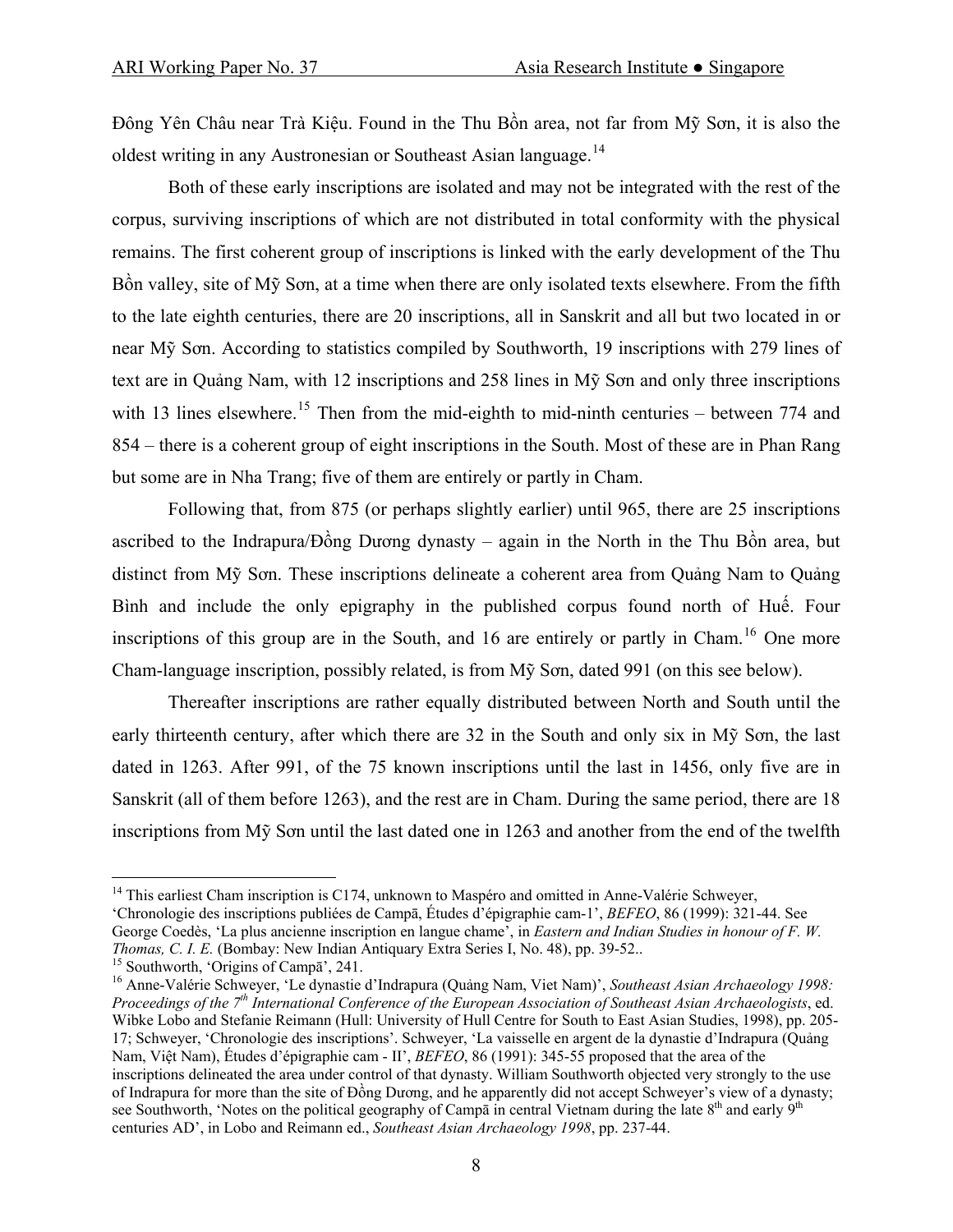Đông Yên Châu near Trà Kiệu. Found in the Thu Bồn area, not far from Mỹ Sơn, it is also the oldest writing in any Austronesian or Southeast Asian language.[14]

Both of these early inscriptions are isolated and may not be integrated with the rest of the corpus, surviving inscriptions of which are not distributed in total conformity with the physical remains. The first coherent group of inscriptions is linked with the early development of the Thu Bồn valley, site of Mỹ Sơn, at a time when there are only isolated texts elsewhere. From the fifth to the late eighth centuries, there are 20 inscriptions, all in Sanskrit and all but two located in or near Mỹ Sơn. According to statistics compiled by Southworth, 19 inscriptions with 279 lines of text are in Quảng Nam, with 12 inscriptions and 258 lines in Mỹ Sơn and only three inscriptions with 13 lines elsewhere.[15] Then from the mid-eighth to mid-ninth centuries – between 774 and 854 – there is a coherent group of eight inscriptions in the South. Most of these are in Phan Rang but some are in Nha Trang; five of them are entirely or partly in Cham.

Following that, from 875 (or perhaps slightly earlier) until 965, there are 25 inscriptions ascribed to the Indrapura/Đồng Dương dynasty – again in the North in the Thu Bồn area, but distinct from Mỹ Sơn. These inscriptions delineate a coherent area from Quảng Nam to Quảng Bình and include the only epigraphy in the published corpus found north of Huế. Four inscriptions of this group are in the South, and 16 are entirely or partly in Cham.[16] One more Cham-language inscription, possibly related, is from Mỹ Sơn, dated 991 (on this see below).

Thereafter inscriptions are rather equally distributed between North and South until the early thirteenth century, after which there are 32 in the South and only six in Mỹ Sơn, the last dated in 1263. After 991, of the 75 known inscriptions until the last in 1456, only five are in Sanskrit (all of them before 1263), and the rest are in Cham. During the same period, there are 18 inscriptions from Mỹ Sơn until the last dated one in 1263 and another from the end of the twelfth

---

[14] This earliest Cham inscription is C174, unknown to Maspéro and omitted in Anne-Valérie Schweyer, 'Chronologie des inscriptions publiées de Campā, Études d'épigraphie cam-1', *BEFEO*, 86 (1999): 321-44. See George Coedès, 'La plus ancienne inscription en langue chame', in *Eastern and Indian Studies in honour of F. W. Thomas, C. I. E.* (Bombay: New Indian Antiquary Extra Series I, No. 48), pp. 39-52..

[15] Southworth, 'Origins of Campā', 241.

[16] Anne-Valérie Schweyer, 'Le dynastie d'Indrapura (Quảng Nam, Viet Nam)', *Southeast Asian Archaeology 1998: Proceedings of the 7th International Conference of the European Association of Southeast Asian Archaeologists*, ed. Wibke Lobo and Stefanie Reimann (Hull: University of Hull Centre for South to East Asian Studies, 1998), pp. 205-17; Schweyer, 'Chronologie des inscriptions'. Schweyer, 'La vaisselle en argent de la dynastie d'Indrapura (Quảng Nam, Việt Nam), Études d'épigraphie cam - II', *BEFEO*, 86 (1991): 345-55 proposed that the area of the inscriptions delineated the area under control of that dynasty. William Southworth objected very strongly to the use of Indrapura for more than the site of Đồng Dương, and he apparently did not accept Schweyer's view of a dynasty; see Southworth, 'Notes on the political geography of Campā in central Vietnam during the late 8th and early 9th centuries AD', in Lobo and Reimann ed., *Southeast Asian Archaeology 1998*, pp. 237-44.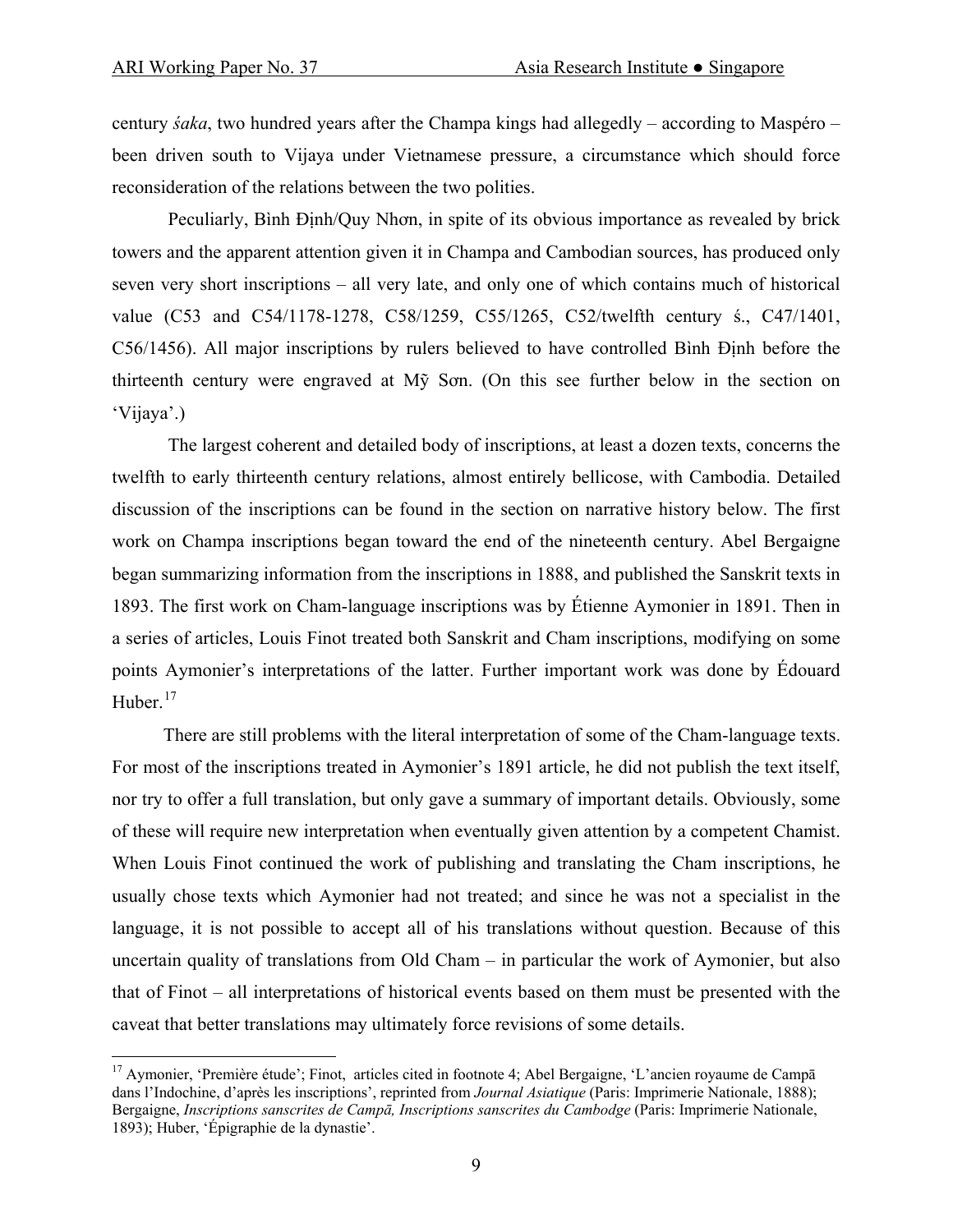century *śaka*, two hundred years after the Champa kings had allegedly – according to Maspéro – been driven south to Vijaya under Vietnamese pressure, a circumstance which should force reconsideration of the relations between the two polities.

Peculiarly, Bình Định/Quy Nhơn, in spite of its obvious importance as revealed by brick towers and the apparent attention given it in Champa and Cambodian sources, has produced only seven very short inscriptions – all very late, and only one of which contains much of historical value (C53 and C54/1178-1278, C58/1259, C55/1265, C52/twelfth century ś., C47/1401, C56/1456). All major inscriptions by rulers believed to have controlled Bình Định before the thirteenth century were engraved at Mỹ Sơn. (On this see further below in the section on 'Vijaya'.)

The largest coherent and detailed body of inscriptions, at least a dozen texts, concerns the twelfth to early thirteenth century relations, almost entirely bellicose, with Cambodia. Detailed discussion of the inscriptions can be found in the section on narrative history below. The first work on Champa inscriptions began toward the end of the nineteenth century. Abel Bergaigne began summarizing information from the inscriptions in 1888, and published the Sanskrit texts in 1893. The first work on Cham-language inscriptions was by Étienne Aymonier in 1891. Then in a series of articles, Louis Finot treated both Sanskrit and Cham inscriptions, modifying on some points Aymonier's interpretations of the latter. Further important work was done by Édouard Huber.[17]

There are still problems with the literal interpretation of some of the Cham-language texts. For most of the inscriptions treated in Aymonier's 1891 article, he did not publish the text itself, nor try to offer a full translation, but only gave a summary of important details. Obviously, some of these will require new interpretation when eventually given attention by a competent Chamist. When Louis Finot continued the work of publishing and translating the Cham inscriptions, he usually chose texts which Aymonier had not treated; and since he was not a specialist in the language, it is not possible to accept all of his translations without question. Because of this uncertain quality of translations from Old Cham – in particular the work of Aymonier, but also that of Finot – all interpretations of historical events based on them must be presented with the caveat that better translations may ultimately force revisions of some details.

---

[17] Aymonier, 'Première étude'; Finot, articles cited in footnote 4; Abel Bergaigne, 'L'ancien royaume de Campā dans l'Indochine, d'après les inscriptions', reprinted from *Journal Asiatique* (Paris: Imprimerie Nationale, 1888); Bergaigne, *Inscriptions sanscrites de Campā, Inscriptions sanscrites du Cambodge* (Paris: Imprimerie Nationale, 1893); Huber, 'Épigraphie de la dynastie'.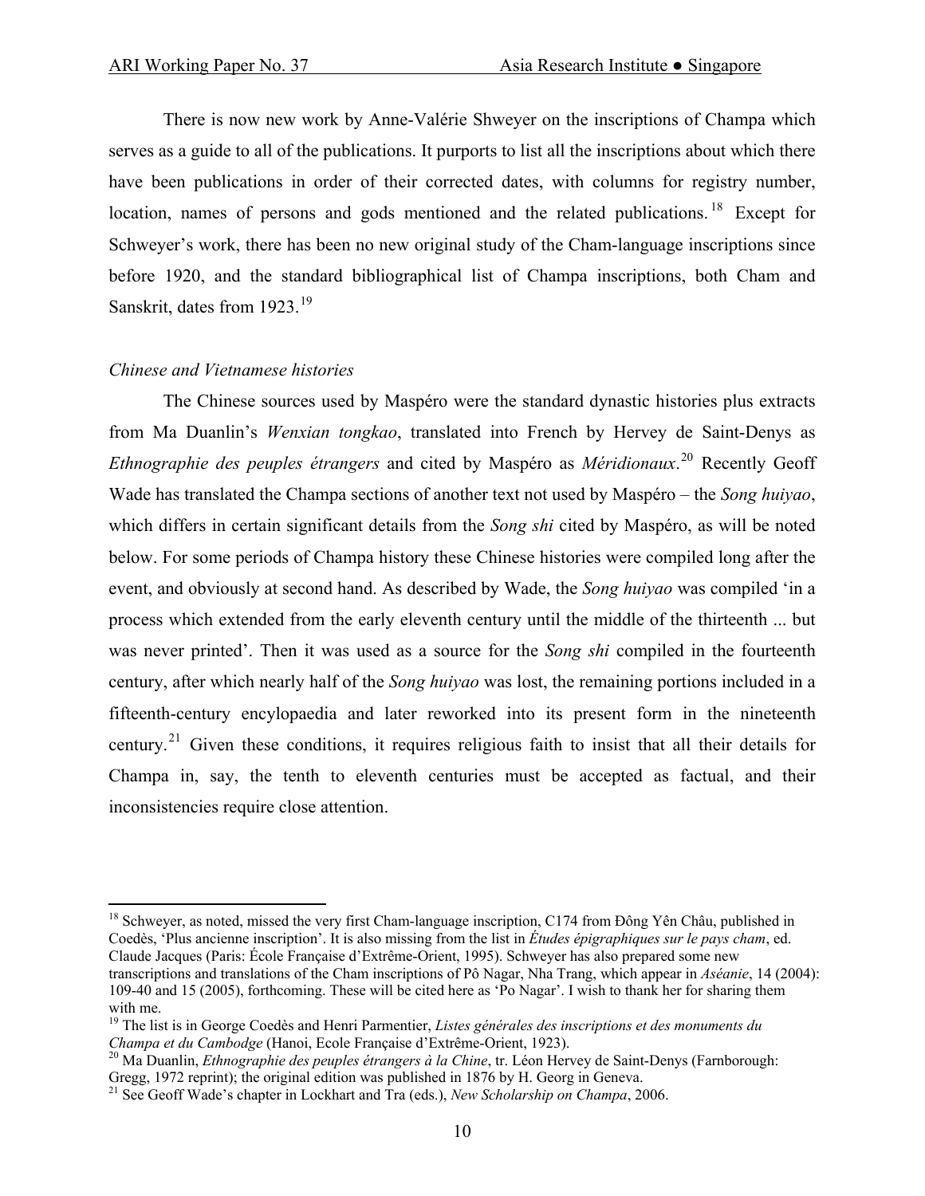There is now new work by Anne-Valérie Shweyer on the inscriptions of Champa which serves as a guide to all of the publications. It purports to list all the inscriptions about which there have been publications in order of their corrected dates, with columns for registry number, location, names of persons and gods mentioned and the related publications.[18] Except for Schweyer's work, there has been no new original study of the Cham-language inscriptions since before 1920, and the standard bibliographical list of Champa inscriptions, both Cham and Sanskrit, dates from 1923.[19]

*Chinese and Vietnamese histories*

The Chinese sources used by Maspéro were the standard dynastic histories plus extracts from Ma Duanlin's *Wenxian tongkao*, translated into French by Hervey de Saint-Denys as *Ethnographie des peuples étrangers* and cited by Maspéro as *Méridionaux*.[20] Recently Geoff Wade has translated the Champa sections of another text not used by Maspéro – the *Song huiyao*, which differs in certain significant details from the *Song shi* cited by Maspéro, as will be noted below. For some periods of Champa history these Chinese histories were compiled long after the event, and obviously at second hand. As described by Wade, the *Song huiyao* was compiled 'in a process which extended from the early eleventh century until the middle of the thirteenth ... but was never printed'. Then it was used as a source for the *Song shi* compiled in the fourteenth century, after which nearly half of the *Song huiyao* was lost, the remaining portions included in a fifteenth-century encylopaedia and later reworked into its present form in the nineteenth century.[21] Given these conditions, it requires religious faith to insist that all their details for Champa in, say, the tenth to eleventh centuries must be accepted as factual, and their inconsistencies require close attention.

---

[18] Schweyer, as noted, missed the very first Cham-language inscription, C174 from Đông Yên Châu, published in Coedès, 'Plus ancienne inscription'. It is also missing from the list in *Études épigraphiques sur le pays cham*, ed. Claude Jacques (Paris: École Française d'Extrême-Orient, 1995). Schweyer has also prepared some new transcriptions and translations of the Cham inscriptions of Pô Nagar, Nha Trang, which appear in *Aséanie*, 14 (2004): 109-40 and 15 (2005), forthcoming. These will be cited here as 'Po Nagar'. I wish to thank her for sharing them with me.

[19] The list is in George Coedès and Henri Parmentier, *Listes générales des inscriptions et des monuments du Champa et du Cambodge* (Hanoi, Ecole Française d'Extrême-Orient, 1923).

[20] Ma Duanlin, *Ethnographie des peuples étrangers à la Chine*, tr. Léon Hervey de Saint-Denys (Farnborough: Gregg, 1972 reprint); the original edition was published in 1876 by H. Georg in Geneva.

[21] See Geoff Wade's chapter in Lockhart and Tra (eds.), *New Scholarship on Champa*, 2006.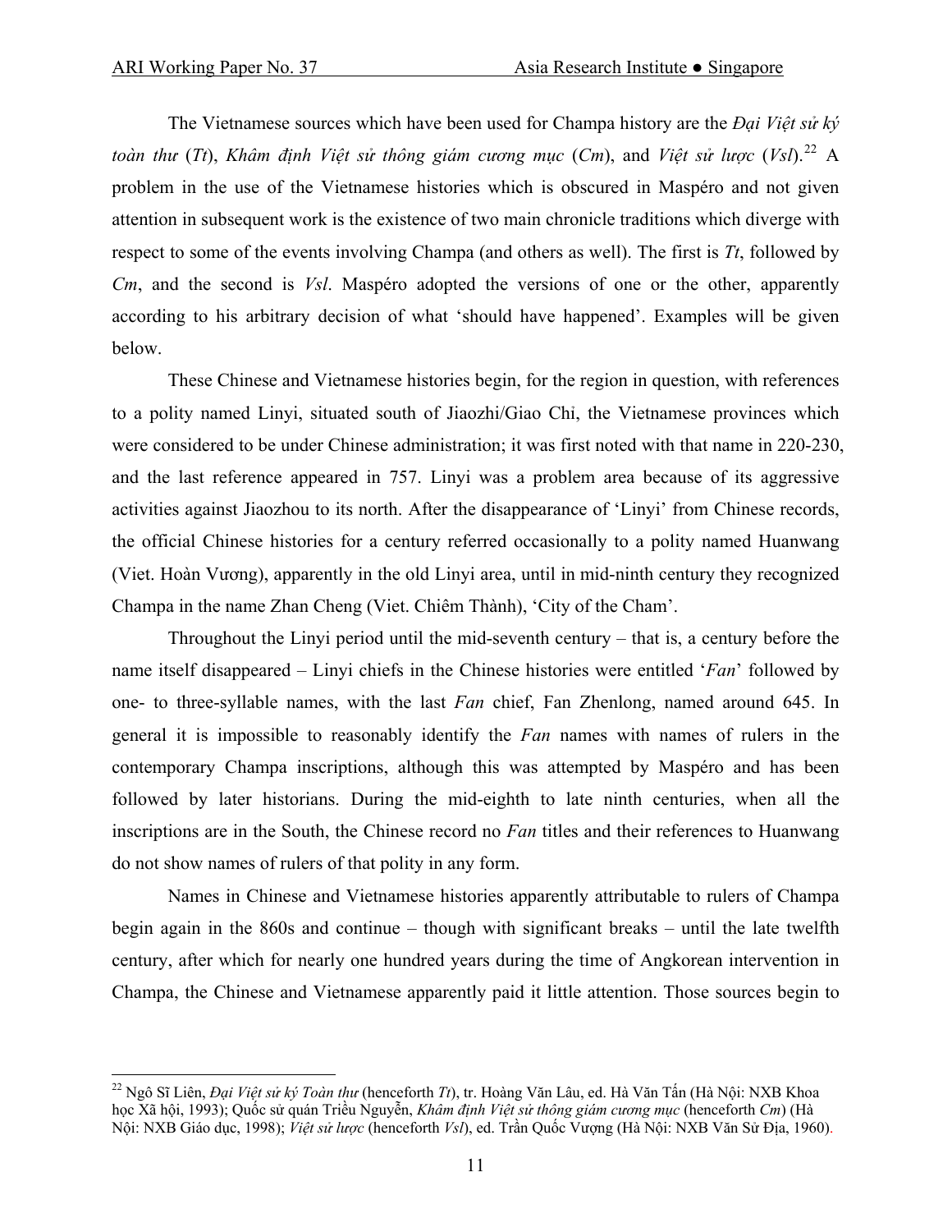The Vietnamese sources which have been used for Champa history are the *Đại Việt sử ký toàn thư* (*Tt*), *Khâm định Việt sử thông giám cương mục* (*Cm*), and *Việt sử lược* (*Vsl*).[22] A problem in the use of the Vietnamese histories which is obscured in Maspéro and not given attention in subsequent work is the existence of two main chronicle traditions which diverge with respect to some of the events involving Champa (and others as well). The first is *Tt*, followed by *Cm*, and the second is *Vsl*. Maspéro adopted the versions of one or the other, apparently according to his arbitrary decision of what 'should have happened'. Examples will be given below.

These Chinese and Vietnamese histories begin, for the region in question, with references to a polity named Linyi, situated south of Jiaozhi/Giao Chi, the Vietnamese provinces which were considered to be under Chinese administration; it was first noted with that name in 220-230, and the last reference appeared in 757. Linyi was a problem area because of its aggressive activities against Jiaozhou to its north. After the disappearance of 'Linyi' from Chinese records, the official Chinese histories for a century referred occasionally to a polity named Huanwang (Viet. Hoàn Vương), apparently in the old Linyi area, until in mid-ninth century they recognized Champa in the name Zhan Cheng (Viet. Chiêm Thành), 'City of the Cham'.

Throughout the Linyi period until the mid-seventh century – that is, a century before the name itself disappeared – Linyi chiefs in the Chinese histories were entitled '*Fan*' followed by one- to three-syllable names, with the last *Fan* chief, Fan Zhenlong, named around 645. In general it is impossible to reasonably identify the *Fan* names with names of rulers in the contemporary Champa inscriptions, although this was attempted by Maspéro and has been followed by later historians. During the mid-eighth to late ninth centuries, when all the inscriptions are in the South, the Chinese record no *Fan* titles and their references to Huanwang do not show names of rulers of that polity in any form.

Names in Chinese and Vietnamese histories apparently attributable to rulers of Champa begin again in the 860s and continue – though with significant breaks – until the late twelfth century, after which for nearly one hundred years during the time of Angkorean intervention in Champa, the Chinese and Vietnamese apparently paid it little attention. Those sources begin to

---

[22] Ngô Sĩ Liên, *Đại Việt sử ký Toàn thư* (henceforth *Tt*), tr. Hoàng Văn Lâu, ed. Hà Văn Tấn (Hà Nội: NXB Khoa học Xã hội, 1993); Quốc sử quán Triều Nguyễn, *Khâm định Việt sử thông giám cương mục* (henceforth *Cm*) (Hà Nội: NXB Giáo dục, 1998); *Việt sử lược* (henceforth *Vsl*), ed. Trần Quốc Vượng (Hà Nội: NXB Văn Sử Địa, 1960).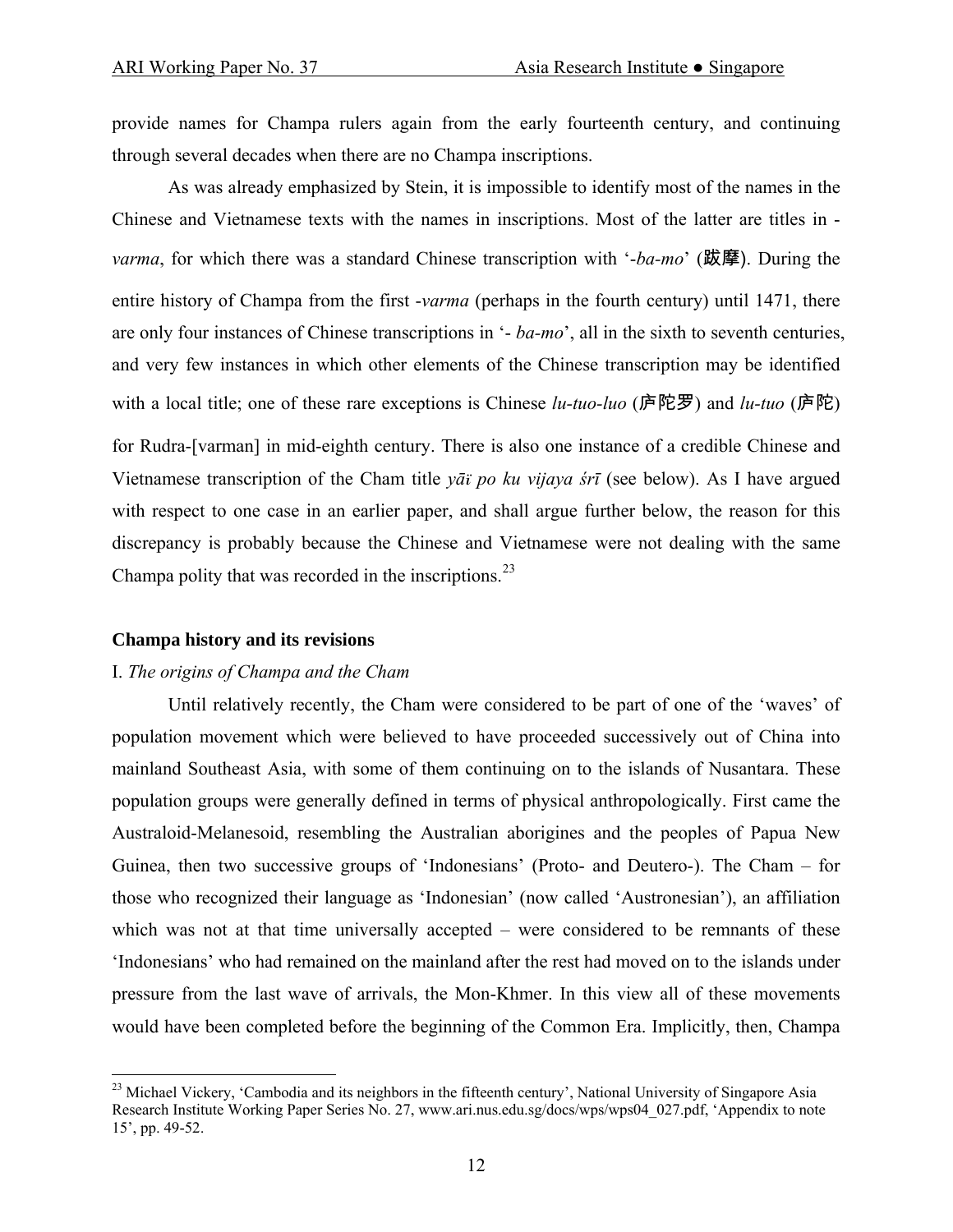provide names for Champa rulers again from the early fourteenth century, and continuing through several decades when there are no Champa inscriptions.

As was already emphasized by Stein, it is impossible to identify most of the names in the Chinese and Vietnamese texts with the names in inscriptions. Most of the latter are titles in -*varma*, for which there was a standard Chinese transcription with '-*ba-mo*' (跋摩). During the entire history of Champa from the first -*varma* (perhaps in the fourth century) until 1471, there are only four instances of Chinese transcriptions in '- *ba-mo*', all in the sixth to seventh centuries, and very few instances in which other elements of the Chinese transcription may be identified with a local title; one of these rare exceptions is Chinese *lu-tuo-luo* (庐陀罗) and *lu-tuo* (庐陀) for Rudra-[varman] in mid-eighth century. There is also one instance of a credible Chinese and Vietnamese transcription of the Cham title *yāï po ku vijaya śrī* (see below). As I have argued with respect to one case in an earlier paper, and shall argue further below, the reason for this discrepancy is probably because the Chinese and Vietnamese were not dealing with the same Champa polity that was recorded in the inscriptions.[23]

## Champa history and its revisions

### I. *The origins of Champa and the Cham*

Until relatively recently, the Cham were considered to be part of one of the 'waves' of population movement which were believed to have proceeded successively out of China into mainland Southeast Asia, with some of them continuing on to the islands of Nusantara. These population groups were generally defined in terms of physical anthropologically. First came the Australoid-Melanesoid, resembling the Australian aborigines and the peoples of Papua New Guinea, then two successive groups of 'Indonesians' (Proto- and Deutero-). The Cham – for those who recognized their language as 'Indonesian' (now called 'Austronesian'), an affiliation which was not at that time universally accepted – were considered to be remnants of these 'Indonesians' who had remained on the mainland after the rest had moved on to the islands under pressure from the last wave of arrivals, the Mon-Khmer. In this view all of these movements would have been completed before the beginning of the Common Era. Implicitly, then, Champa

---

[23] Michael Vickery, 'Cambodia and its neighbors in the fifteenth century', National University of Singapore Asia Research Institute Working Paper Series No. 27, www.ari.nus.edu.sg/docs/wps/wps04_027.pdf, 'Appendix to note 15', pp. 49-52.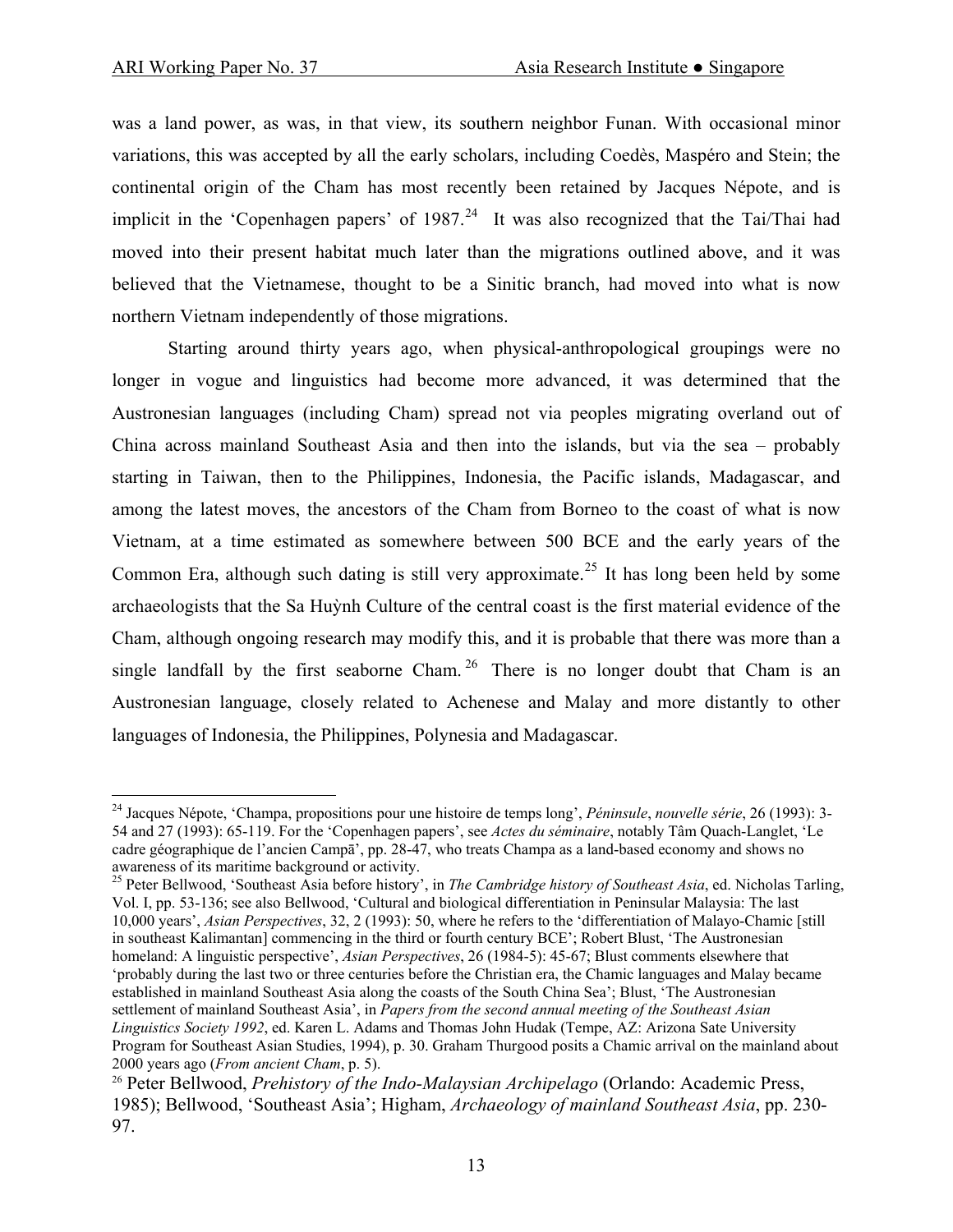was a land power, as was, in that view, its southern neighbor Funan. With occasional minor variations, this was accepted by all the early scholars, including Coedès, Maspéro and Stein; the continental origin of the Cham has most recently been retained by Jacques Népote, and is implicit in the 'Copenhagen papers' of 1987.[24] It was also recognized that the Tai/Thai had moved into their present habitat much later than the migrations outlined above, and it was believed that the Vietnamese, thought to be a Sinitic branch, had moved into what is now northern Vietnam independently of those migrations.

Starting around thirty years ago, when physical-anthropological groupings were no longer in vogue and linguistics had become more advanced, it was determined that the Austronesian languages (including Cham) spread not via peoples migrating overland out of China across mainland Southeast Asia and then into the islands, but via the sea – probably starting in Taiwan, then to the Philippines, Indonesia, the Pacific islands, Madagascar, and among the latest moves, the ancestors of the Cham from Borneo to the coast of what is now Vietnam, at a time estimated as somewhere between 500 BCE and the early years of the Common Era, although such dating is still very approximate.[25] It has long been held by some archaeologists that the Sa Huỳnh Culture of the central coast is the first material evidence of the Cham, although ongoing research may modify this, and it is probable that there was more than a single landfall by the first seaborne Cham.[26] There is no longer doubt that Cham is an Austronesian language, closely related to Achenese and Malay and more distantly to other languages of Indonesia, the Philippines, Polynesia and Madagascar.

---

[24] Jacques Népote, 'Champa, propositions pour une histoire de temps long', *Péninsule*, *nouvelle série*, 26 (1993): 3-54 and 27 (1993): 65-119. For the 'Copenhagen papers', see *Actes du séminaire*, notably Tâm Quach-Langlet, 'Le cadre géographique de l'ancien Campā', pp. 28-47, who treats Champa as a land-based economy and shows no awareness of its maritime background or activity.

[25] Peter Bellwood, 'Southeast Asia before history', in *The Cambridge history of Southeast Asia*, ed. Nicholas Tarling, Vol. I, pp. 53-136; see also Bellwood, 'Cultural and biological differentiation in Peninsular Malaysia: The last 10,000 years', *Asian Perspectives*, 32, 2 (1993): 50, where he refers to the 'differentiation of Malayo-Chamic [still in southeast Kalimantan] commencing in the third or fourth century BCE'; Robert Blust, 'The Austronesian homeland: A linguistic perspective', *Asian Perspectives*, 26 (1984-5): 45-67; Blust comments elsewhere that 'probably during the last two or three centuries before the Christian era, the Chamic languages and Malay became established in mainland Southeast Asia along the coasts of the South China Sea'; Blust, 'The Austronesian settlement of mainland Southeast Asia', in *Papers from the second annual meeting of the Southeast Asian Linguistics Society 1992*, ed. Karen L. Adams and Thomas John Hudak (Tempe, AZ: Arizona Sate University Program for Southeast Asian Studies, 1994), p. 30. Graham Thurgood posits a Chamic arrival on the mainland about 2000 years ago (*From ancient Cham*, p. 5).

[26] Peter Bellwood, *Prehistory of the Indo-Malaysian Archipelago* (Orlando: Academic Press, 1985); Bellwood, 'Southeast Asia'; Higham, *Archaeology of mainland Southeast Asia*, pp. 230-97.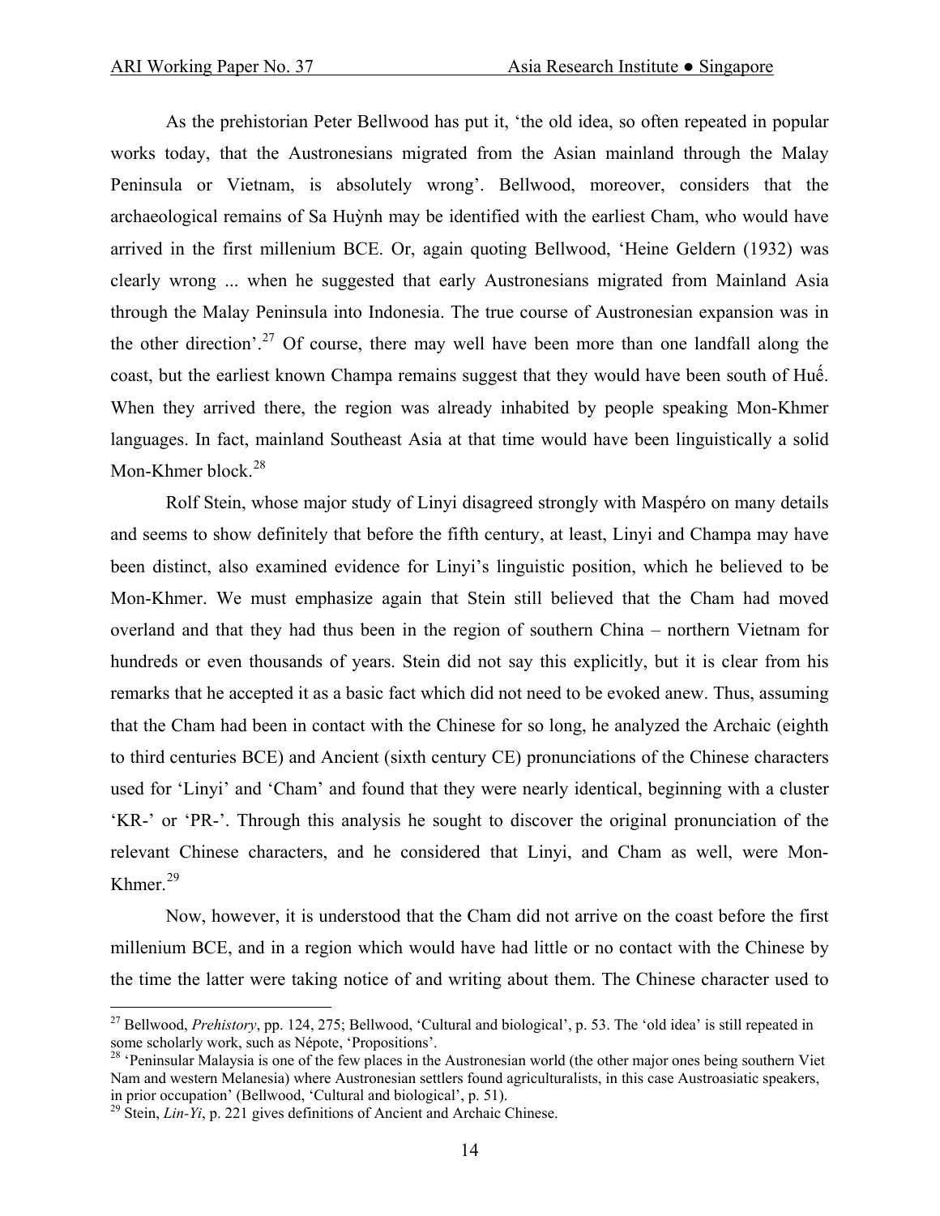As the prehistorian Peter Bellwood has put it, 'the old idea, so often repeated in popular works today, that the Austronesians migrated from the Asian mainland through the Malay Peninsula or Vietnam, is absolutely wrong'. Bellwood, moreover, considers that the archaeological remains of Sa Huỳnh may be identified with the earliest Cham, who would have arrived in the first millenium BCE. Or, again quoting Bellwood, 'Heine Geldern (1932) was clearly wrong ... when he suggested that early Austronesians migrated from Mainland Asia through the Malay Peninsula into Indonesia. The true course of Austronesian expansion was in the other direction'.[27] Of course, there may well have been more than one landfall along the coast, but the earliest known Champa remains suggest that they would have been south of Huế. When they arrived there, the region was already inhabited by people speaking Mon-Khmer languages. In fact, mainland Southeast Asia at that time would have been linguistically a solid Mon-Khmer block.[28]

Rolf Stein, whose major study of Linyi disagreed strongly with Maspéro on many details and seems to show definitely that before the fifth century, at least, Linyi and Champa may have been distinct, also examined evidence for Linyi's linguistic position, which he believed to be Mon-Khmer. We must emphasize again that Stein still believed that the Cham had moved overland and that they had thus been in the region of southern China – northern Vietnam for hundreds or even thousands of years. Stein did not say this explicitly, but it is clear from his remarks that he accepted it as a basic fact which did not need to be evoked anew. Thus, assuming that the Cham had been in contact with the Chinese for so long, he analyzed the Archaic (eighth to third centuries BCE) and Ancient (sixth century CE) pronunciations of the Chinese characters used for 'Linyi' and 'Cham' and found that they were nearly identical, beginning with a cluster 'KR-' or 'PR-'. Through this analysis he sought to discover the original pronunciation of the relevant Chinese characters, and he considered that Linyi, and Cham as well, were Mon-Khmer.[29]

Now, however, it is understood that the Cham did not arrive on the coast before the first millenium BCE, and in a region which would have had little or no contact with the Chinese by the time the latter were taking notice of and writing about them. The Chinese character used to

---

[27] Bellwood, *Prehistory*, pp. 124, 275; Bellwood, 'Cultural and biological', p. 53. The 'old idea' is still repeated in some scholarly work, such as Népote, 'Propositions'.

[28] 'Peninsular Malaysia is one of the few places in the Austronesian world (the other major ones being southern Viet Nam and western Melanesia) where Austronesian settlers found agriculturalists, in this case Austroasiatic speakers, in prior occupation' (Bellwood, 'Cultural and biological', p. 51).

[29] Stein, *Lin-Yi*, p. 221 gives definitions of Ancient and Archaic Chinese.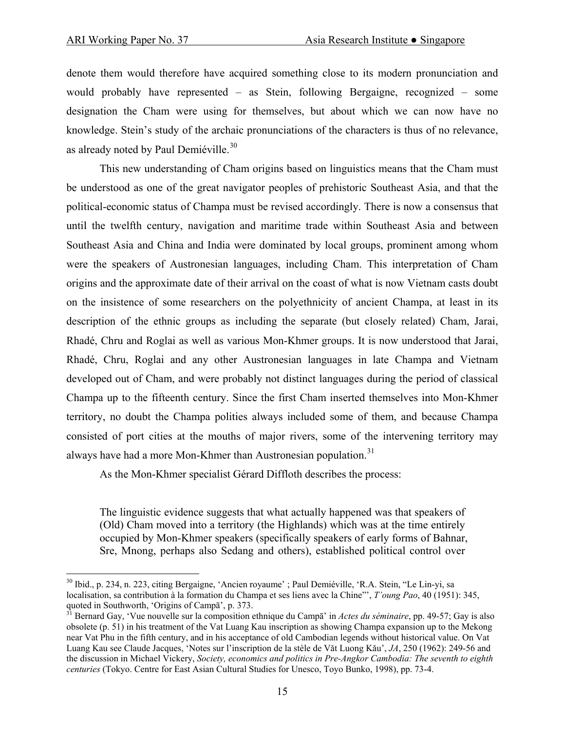denote them would therefore have acquired something close to its modern pronunciation and would probably have represented – as Stein, following Bergaigne, recognized – some designation the Cham were using for themselves, but about which we can now have no knowledge. Stein's study of the archaic pronunciations of the characters is thus of no relevance, as already noted by Paul Demiéville.[30]

This new understanding of Cham origins based on linguistics means that the Cham must be understood as one of the great navigator peoples of prehistoric Southeast Asia, and that the political-economic status of Champa must be revised accordingly. There is now a consensus that until the twelfth century, navigation and maritime trade within Southeast Asia and between Southeast Asia and China and India were dominated by local groups, prominent among whom were the speakers of Austronesian languages, including Cham. This interpretation of Cham origins and the approximate date of their arrival on the coast of what is now Vietnam casts doubt on the insistence of some researchers on the polyethnicity of ancient Champa, at least in its description of the ethnic groups as including the separate (but closely related) Cham, Jarai, Rhadé, Chru and Roglai as well as various Mon-Khmer groups. It is now understood that Jarai, Rhadé, Chru, Roglai and any other Austronesian languages in late Champa and Vietnam developed out of Cham, and were probably not distinct languages during the period of classical Champa up to the fifteenth century. Since the first Cham inserted themselves into Mon-Khmer territory, no doubt the Champa polities always included some of them, and because Champa consisted of port cities at the mouths of major rivers, some of the intervening territory may always have had a more Mon-Khmer than Austronesian population.[31]

As the Mon-Khmer specialist Gérard Diffloth describes the process:

> The linguistic evidence suggests that what actually happened was that speakers of (Old) Cham moved into a territory (the Highlands) which was at the time entirely occupied by Mon-Khmer speakers (specifically speakers of early forms of Bahnar, Sre, Mnong, perhaps also Sedang and others), established political control over

---

[30] Ibid., p. 234, n. 223, citing Bergaigne, 'Ancien royaume' ; Paul Demiéville, 'R.A. Stein, "Le Lin-yi, sa localisation, sa contribution à la formation du Champa et ses liens avec la Chine"', *T'oung Pao*, 40 (1951): 345, quoted in Southworth, 'Origins of Campā', p. 373.

[31] Bernard Gay, 'Vue nouvelle sur la composition ethnique du Campā' in *Actes du séminaire*, pp. 49-57; Gay is also obsolete (p. 51) in his treatment of the Vat Luang Kau inscription as showing Champa expansion up to the Mekong near Vat Phu in the fifth century, and in his acceptance of old Cambodian legends without historical value. On Vat Luang Kau see Claude Jacques, 'Notes sur l'inscription de la stèle de Văt Luong Kău', *JA*, 250 (1962): 249-56 and the discussion in Michael Vickery, *Society, economics and politics in Pre-Angkor Cambodia: The seventh to eighth centuries* (Tokyo. Centre for East Asian Cultural Studies for Unesco, Toyo Bunko, 1998), pp. 73-4.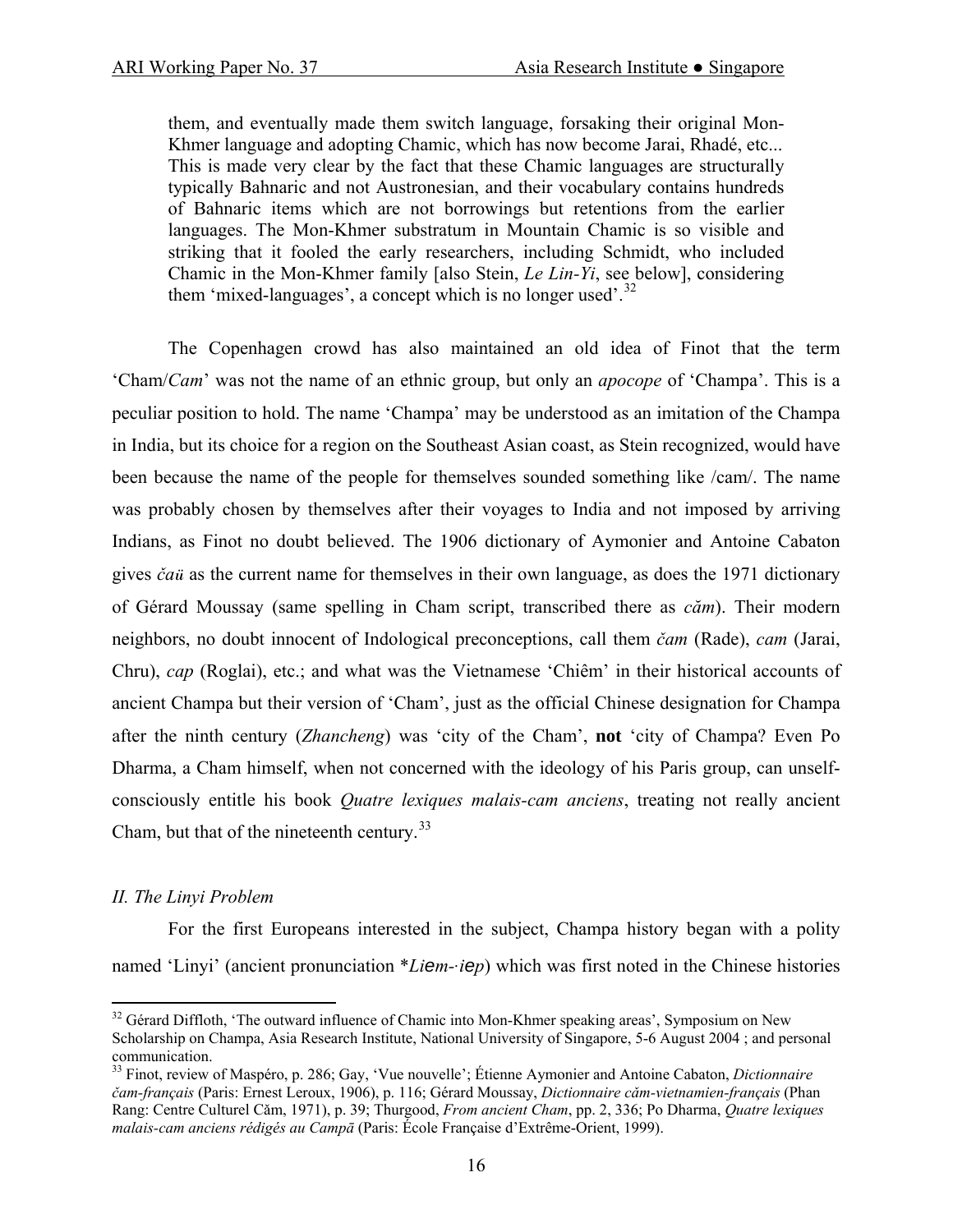> them, and eventually made them switch language, forsaking their original Mon-Khmer language and adopting Chamic, which has now become Jarai, Rhadé, etc... This is made very clear by the fact that these Chamic languages are structurally typically Bahnaric and not Austronesian, and their vocabulary contains hundreds of Bahnaric items which are not borrowings but retentions from the earlier languages. The Mon-Khmer substratum in Mountain Chamic is so visible and striking that it fooled the early researchers, including Schmidt, who included Chamic in the Mon-Khmer family [also Stein, *Le Lin-Yi*, see below], considering them 'mixed-languages', a concept which is no longer used'.[32]

The Copenhagen crowd has also maintained an old idea of Finot that the term 'Cham/*Cam*' was not the name of an ethnic group, but only an *apocope* of 'Champa'. This is a peculiar position to hold. The name 'Champa' may be understood as an imitation of the Champa in India, but its choice for a region on the Southeast Asian coast, as Stein recognized, would have been because the name of the people for themselves sounded something like /cam/. The name was probably chosen by themselves after their voyages to India and not imposed by arriving Indians, as Finot no doubt believed. The 1906 dictionary of Aymonier and Antoine Cabaton gives *čaü* as the current name for themselves in their own language, as does the 1971 dictionary of Gérard Moussay (same spelling in Cham script, transcribed there as *căm*). Their modern neighbors, no doubt innocent of Indological preconceptions, call them *čam* (Rade), *cam* (Jarai, Chru), *cap* (Roglai), etc.; and what was the Vietnamese 'Chiêm' in their historical accounts of ancient Champa but their version of 'Cham', just as the official Chinese designation for Champa after the ninth century (*Zhancheng*) was 'city of the Cham', **not** 'city of Champa? Even Po Dharma, a Cham himself, when not concerned with the ideology of his Paris group, can unself-consciously entitle his book *Quatre lexiques malais-cam anciens*, treating not really ancient Cham, but that of the nineteenth century.[33]

### *II. The Linyi Problem*

For the first Europeans interested in the subject, Champa history began with a polity named 'Linyi' (ancient pronunciation *\*Liem-·iep*) which was first noted in the Chinese histories

---

[32] Gérard Diffloth, 'The outward influence of Chamic into Mon-Khmer speaking areas', Symposium on New Scholarship on Champa, Asia Research Institute, National University of Singapore, 5-6 August 2004 ; and personal communication.

[33] Finot, review of Maspéro, p. 286; Gay, 'Vue nouvelle'; Étienne Aymonier and Antoine Cabaton, *Dictionnaire čam-français* (Paris: Ernest Leroux, 1906), p. 116; Gérard Moussay, *Dictionnaire căm-vietnamien-français* (Phan Rang: Centre Culturel Căm, 1971), p. 39; Thurgood, *From ancient Cham*, pp. 2, 336; Po Dharma, *Quatre lexiques malais-cam anciens rédigés au Campā* (Paris: École Française d'Extrême-Orient, 1999).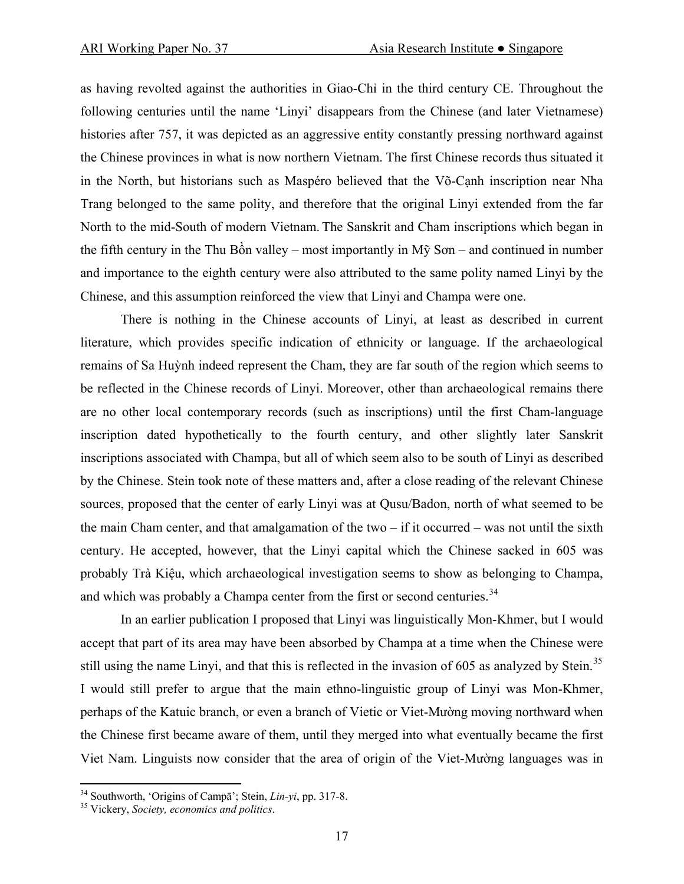as having revolted against the authorities in Giao-Chỉ in the third century CE. Throughout the following centuries until the name 'Linyi' disappears from the Chinese (and later Vietnamese) histories after 757, it was depicted as an aggressive entity constantly pressing northward against the Chinese provinces in what is now northern Vietnam. The first Chinese records thus situated it in the North, but historians such as Maspéro believed that the Võ-Cạnh inscription near Nha Trang belonged to the same polity, and therefore that the original Linyi extended from the far North to the mid-South of modern Vietnam. The Sanskrit and Cham inscriptions which began in the fifth century in the Thu Bồn valley – most importantly in Mỹ Sơn – and continued in number and importance to the eighth century were also attributed to the same polity named Linyi by the Chinese, and this assumption reinforced the view that Linyi and Champa were one.

There is nothing in the Chinese accounts of Linyi, at least as described in current literature, which provides specific indication of ethnicity or language. If the archaeological remains of Sa Huỳnh indeed represent the Cham, they are far south of the region which seems to be reflected in the Chinese records of Linyi. Moreover, other than archaeological remains there are no other local contemporary records (such as inscriptions) until the first Cham-language inscription dated hypothetically to the fourth century, and other slightly later Sanskrit inscriptions associated with Champa, but all of which seem also to be south of Linyi as described by the Chinese. Stein took note of these matters and, after a close reading of the relevant Chinese sources, proposed that the center of early Linyi was at Qusu/Badon, north of what seemed to be the main Cham center, and that amalgamation of the two – if it occurred – was not until the sixth century. He accepted, however, that the Linyi capital which the Chinese sacked in 605 was probably Trà Kiệu, which archaeological investigation seems to show as belonging to Champa, and which was probably a Champa center from the first or second centuries.[34]

In an earlier publication I proposed that Linyi was linguistically Mon-Khmer, but I would accept that part of its area may have been absorbed by Champa at a time when the Chinese were still using the name Linyi, and that this is reflected in the invasion of 605 as analyzed by Stein.[35] I would still prefer to argue that the main ethno-linguistic group of Linyi was Mon-Khmer, perhaps of the Katuic branch, or even a branch of Vietic or Viet-Mường moving northward when the Chinese first became aware of them, until they merged into what eventually became the first Viet Nam. Linguists now consider that the area of origin of the Viet-Mường languages was in

[34] Southworth, 'Origins of Campā'; Stein, *Lin-yi*, pp. 317-8.

[35] Vickery, *Society, economics and politics*.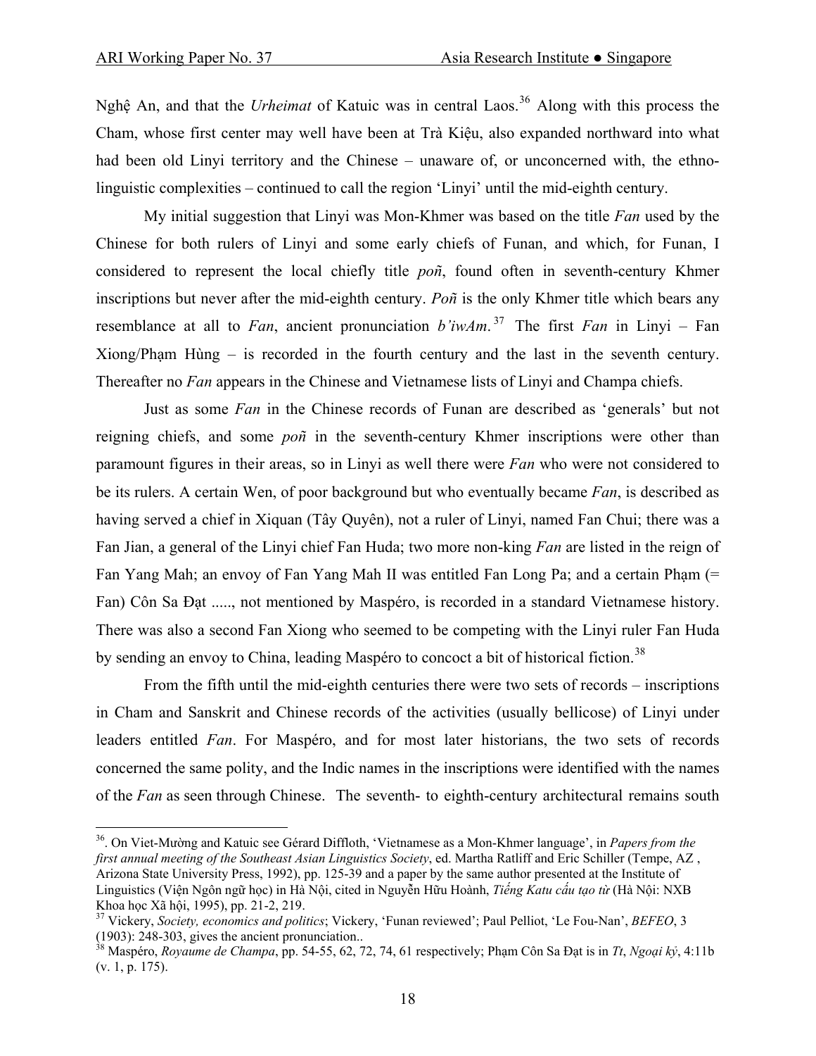Nghệ An, and that the *Urheimat* of Katuic was in central Laos.[36] Along with this process the Cham, whose first center may well have been at Trà Kiệu, also expanded northward into what had been old Linyi territory and the Chinese – unaware of, or unconcerned with, the ethno-linguistic complexities – continued to call the region 'Linyi' until the mid-eighth century.

My initial suggestion that Linyi was Mon-Khmer was based on the title *Fan* used by the Chinese for both rulers of Linyi and some early chiefs of Funan, and which, for Funan, I considered to represent the local chiefly title *poñ*, found often in seventh-century Khmer inscriptions but never after the mid-eighth century. *Poñ* is the only Khmer title which bears any resemblance at all to *Fan*, ancient pronunciation *b'iwAm*.[37] The first *Fan* in Linyi – Fan Xiong/Phạm Hùng – is recorded in the fourth century and the last in the seventh century. Thereafter no *Fan* appears in the Chinese and Vietnamese lists of Linyi and Champa chiefs.

Just as some *Fan* in the Chinese records of Funan are described as 'generals' but not reigning chiefs, and some *poñ* in the seventh-century Khmer inscriptions were other than paramount figures in their areas, so in Linyi as well there were *Fan* who were not considered to be its rulers. A certain Wen, of poor background but who eventually became *Fan*, is described as having served a chief in Xiquan (Tây Quyên), not a ruler of Linyi, named Fan Chui; there was a Fan Jian, a general of the Linyi chief Fan Huda; two more non-king *Fan* are listed in the reign of Fan Yang Mah; an envoy of Fan Yang Mah II was entitled Fan Long Pa; and a certain Phạm (= Fan) Côn Sa Đạt ....., not mentioned by Maspéro, is recorded in a standard Vietnamese history. There was also a second Fan Xiong who seemed to be competing with the Linyi ruler Fan Huda by sending an envoy to China, leading Maspéro to concoct a bit of historical fiction.[38]

From the fifth until the mid-eighth centuries there were two sets of records – inscriptions in Cham and Sanskrit and Chinese records of the activities (usually bellicose) of Linyi under leaders entitled *Fan*. For Maspéro, and for most later historians, the two sets of records concerned the same polity, and the Indic names in the inscriptions were identified with the names of the *Fan* as seen through Chinese. The seventh- to eighth-century architectural remains south

---

[36]. On Viet-Mường and Katuic see Gérard Diffloth, 'Vietnamese as a Mon-Khmer language', in *Papers from the first annual meeting of the Southeast Asian Linguistics Society*, ed. Martha Ratliff and Eric Schiller (Tempe, AZ , Arizona State University Press, 1992), pp. 125-39 and a paper by the same author presented at the Institute of Linguistics (Viện Ngôn ngữ học) in Hà Nội, cited in Nguyễn Hữu Hoành, *Tiếng Katu cấu tạo từ* (Hà Nội: NXB Khoa học Xã hội, 1995), pp. 21-2, 219.

[37] Vickery, *Society, economics and politics*; Vickery, 'Funan reviewed'; Paul Pelliot, 'Le Fou-Nan', *BEFEO*, 3 (1903): 248-303, gives the ancient pronunciation..

[38] Maspéro, *Royaume de Champa*, pp. 54-55, 62, 72, 74, 61 respectively; Phạm Côn Sa Đạt is in *Tt*, *Ngoại kỷ*, 4:11b (v. 1, p. 175).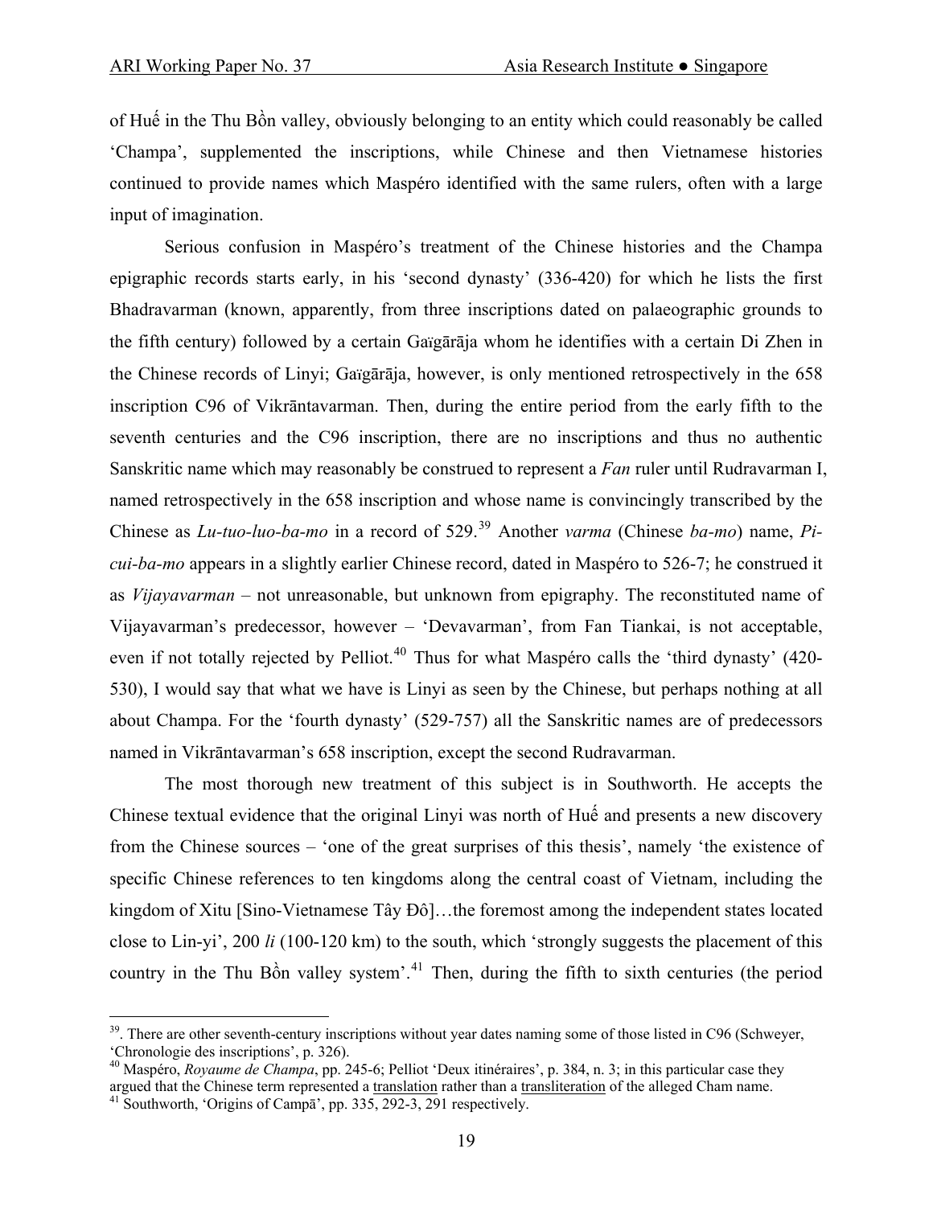of Huế in the Thu Bồn valley, obviously belonging to an entity which could reasonably be called 'Champa', supplemented the inscriptions, while Chinese and then Vietnamese histories continued to provide names which Maspéro identified with the same rulers, often with a large input of imagination.

Serious confusion in Maspéro's treatment of the Chinese histories and the Champa epigraphic records starts early, in his 'second dynasty' (336-420) for which he lists the first Bhadravarman (known, apparently, from three inscriptions dated on palaeographic grounds to the fifth century) followed by a certain Gaïgārāja whom he identifies with a certain Di Zhen in the Chinese records of Linyi; Gaïgārāja, however, is only mentioned retrospectively in the 658 inscription C96 of Vikrāntavarman. Then, during the entire period from the early fifth to the seventh centuries and the C96 inscription, there are no inscriptions and thus no authentic Sanskritic name which may reasonably be construed to represent a *Fan* ruler until Rudravarman I, named retrospectively in the 658 inscription and whose name is convincingly transcribed by the Chinese as *Lu-tuo-luo-ba-mo* in a record of 529.[39] Another *varma* (Chinese *ba-mo*) name, *Pi-cui-ba-mo* appears in a slightly earlier Chinese record, dated in Maspéro to 526-7; he construed it as *Vijayavarman* – not unreasonable, but unknown from epigraphy. The reconstituted name of Vijayavarman's predecessor, however – 'Devavarman', from Fan Tiankai, is not acceptable, even if not totally rejected by Pelliot.[40] Thus for what Maspéro calls the 'third dynasty' (420-530), I would say that what we have is Linyi as seen by the Chinese, but perhaps nothing at all about Champa. For the 'fourth dynasty' (529-757) all the Sanskritic names are of predecessors named in Vikrāntavarman's 658 inscription, except the second Rudravarman.

The most thorough new treatment of this subject is in Southworth. He accepts the Chinese textual evidence that the original Linyi was north of Huế and presents a new discovery from the Chinese sources – 'one of the great surprises of this thesis', namely 'the existence of specific Chinese references to ten kingdoms along the central coast of Vietnam, including the kingdom of Xitu [Sino-Vietnamese Tây Đô]…the foremost among the independent states located close to Lin-yi', 200 *li* (100-120 km) to the south, which 'strongly suggests the placement of this country in the Thu Bồn valley system'.[41] Then, during the fifth to sixth centuries (the period

---

[39]. There are other seventh-century inscriptions without year dates naming some of those listed in C96 (Schweyer, 'Chronologie des inscriptions', p. 326).

[40] Maspéro, *Royaume de Champa*, pp. 245-6; Pelliot 'Deux itinéraires', p. 384, n. 3; in this particular case they argued that the Chinese term represented a translation rather than a transliteration of the alleged Cham name.

[41] Southworth, 'Origins of Campā', pp. 335, 292-3, 291 respectively.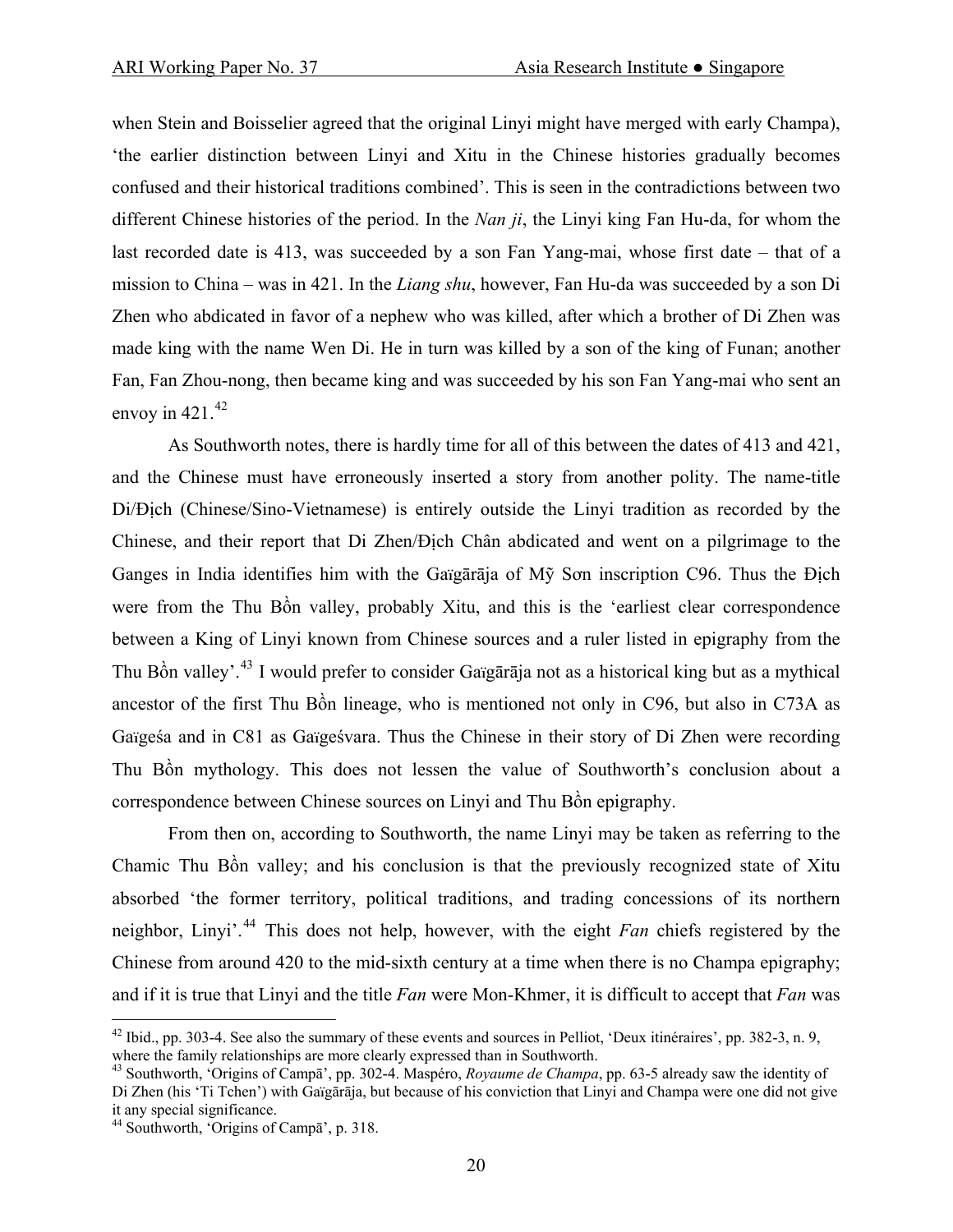when Stein and Boisselier agreed that the original Linyi might have merged with early Champa), 'the earlier distinction between Linyi and Xitu in the Chinese histories gradually becomes confused and their historical traditions combined'. This is seen in the contradictions between two different Chinese histories of the period. In the *Nan ji*, the Linyi king Fan Hu-da, for whom the last recorded date is 413, was succeeded by a son Fan Yang-mai, whose first date – that of a mission to China – was in 421. In the *Liang shu*, however, Fan Hu-da was succeeded by a son Di Zhen who abdicated in favor of a nephew who was killed, after which a brother of Di Zhen was made king with the name Wen Di. He in turn was killed by a son of the king of Funan; another Fan, Fan Zhou-nong, then became king and was succeeded by his son Fan Yang-mai who sent an envoy in 421.[42]

As Southworth notes, there is hardly time for all of this between the dates of 413 and 421, and the Chinese must have erroneously inserted a story from another polity. The name-title Di/Địch (Chinese/Sino-Vietnamese) is entirely outside the Linyi tradition as recorded by the Chinese, and their report that Di Zhen/Địch Chân abdicated and went on a pilgrimage to the Ganges in India identifies him with the Gaïgārāja of Mỹ Sơn inscription C96. Thus the Địch were from the Thu Bồn valley, probably Xitu, and this is the 'earliest clear correspondence between a King of Linyi known from Chinese sources and a ruler listed in epigraphy from the Thu Bồn valley'.[43] I would prefer to consider Gaïgārāja not as a historical king but as a mythical ancestor of the first Thu Bồn lineage, who is mentioned not only in C96, but also in C73A as Gaïgeśa and in C81 as Gaïgeśvara. Thus the Chinese in their story of Di Zhen were recording Thu Bồn mythology. This does not lessen the value of Southworth's conclusion about a correspondence between Chinese sources on Linyi and Thu Bồn epigraphy.

From then on, according to Southworth, the name Linyi may be taken as referring to the Chamic Thu Bồn valley; and his conclusion is that the previously recognized state of Xitu absorbed 'the former territory, political traditions, and trading concessions of its northern neighbor, Linyi'.[44] This does not help, however, with the eight *Fan* chiefs registered by the Chinese from around 420 to the mid-sixth century at a time when there is no Champa epigraphy; and if it is true that Linyi and the title *Fan* were Mon-Khmer, it is difficult to accept that *Fan* was

---

[42] Ibid., pp. 303-4. See also the summary of these events and sources in Pelliot, 'Deux itinéraires', pp. 382-3, n. 9, where the family relationships are more clearly expressed than in Southworth.

[43] Southworth, 'Origins of Campā', pp. 302-4. Maspéro, *Royaume de Champa*, pp. 63-5 already saw the identity of Di Zhen (his 'Ti Tchen') with Gaïgārāja, but because of his conviction that Linyi and Champa were one did not give it any special significance.

[44] Southworth, 'Origins of Campā', p. 318.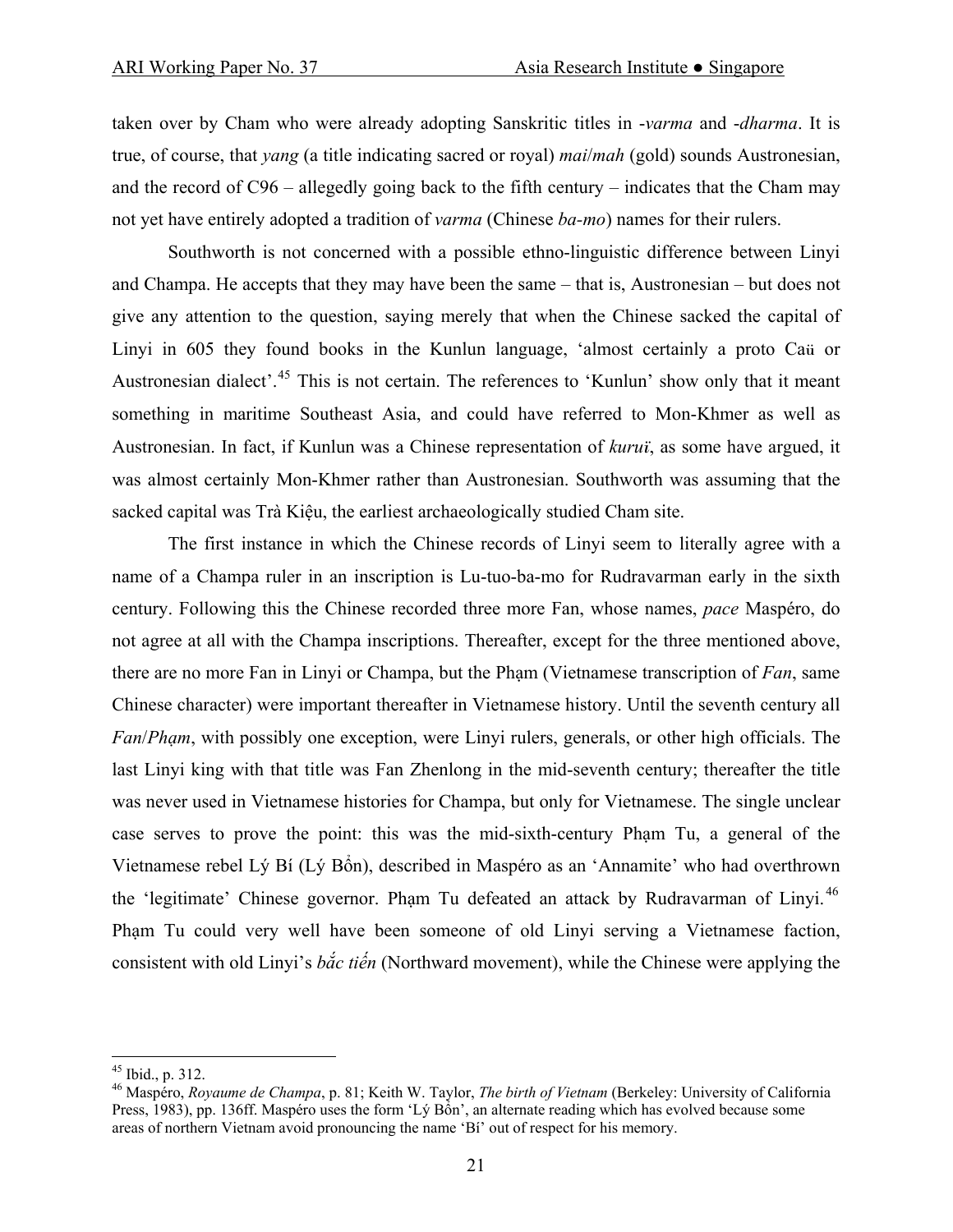taken over by Cham who were already adopting Sanskritic titles in -*varma* and -*dharma*. It is true, of course, that *yang* (a title indicating sacred or royal) *mai*/*mah* (gold) sounds Austronesian, and the record of C96 – allegedly going back to the fifth century – indicates that the Cham may not yet have entirely adopted a tradition of *varma* (Chinese *ba-mo*) names for their rulers.

Southworth is not concerned with a possible ethno-linguistic difference between Linyi and Champa. He accepts that they may have been the same – that is, Austronesian – but does not give any attention to the question, saying merely that when the Chinese sacked the capital of Linyi in 605 they found books in the Kunlun language, 'almost certainly a proto Caü or Austronesian dialect'.[45] This is not certain. The references to 'Kunlun' show only that it meant something in maritime Southeast Asia, and could have referred to Mon-Khmer as well as Austronesian. In fact, if Kunlun was a Chinese representation of *kuruï*, as some have argued, it was almost certainly Mon-Khmer rather than Austronesian. Southworth was assuming that the sacked capital was Trà Kiệu, the earliest archaeologically studied Cham site.

The first instance in which the Chinese records of Linyi seem to literally agree with a name of a Champa ruler in an inscription is Lu-tuo-ba-mo for Rudravarman early in the sixth century. Following this the Chinese recorded three more Fan, whose names, *pace* Maspéro, do not agree at all with the Champa inscriptions. Thereafter, except for the three mentioned above, there are no more Fan in Linyi or Champa, but the Phạm (Vietnamese transcription of *Fan*, same Chinese character) were important thereafter in Vietnamese history. Until the seventh century all *Fan*/*Phạm*, with possibly one exception, were Linyi rulers, generals, or other high officials. The last Linyi king with that title was Fan Zhenlong in the mid-seventh century; thereafter the title was never used in Vietnamese histories for Champa, but only for Vietnamese. The single unclear case serves to prove the point: this was the mid-sixth-century Phạm Tu, a general of the Vietnamese rebel Lý Bí (Lý Bổn), described in Maspéro as an 'Annamite' who had overthrown the 'legitimate' Chinese governor. Phạm Tu defeated an attack by Rudravarman of Linyi.[46] Phạm Tu could very well have been someone of old Linyi serving a Vietnamese faction, consistent with old Linyi's *bắc tiến* (Northward movement), while the Chinese were applying the

---

[45] Ibid., p. 312.

[46] Maspéro, *Royaume de Champa*, p. 81; Keith W. Taylor, *The birth of Vietnam* (Berkeley: University of California Press, 1983), pp. 136ff. Maspéro uses the form 'Lý Bổn', an alternate reading which has evolved because some areas of northern Vietnam avoid pronouncing the name 'Bí' out of respect for his memory.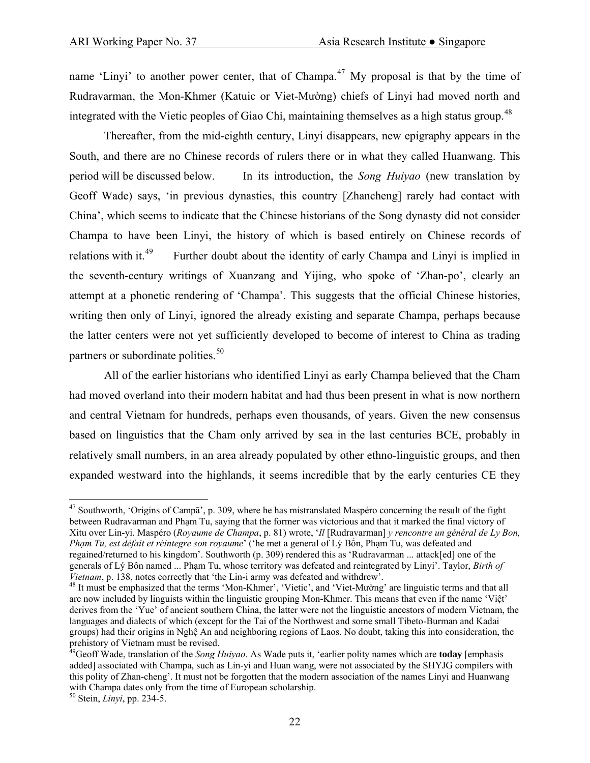name 'Linyi' to another power center, that of Champa.[47] My proposal is that by the time of Rudravarman, the Mon-Khmer (Katuic or Viet-Mường) chiefs of Linyi had moved north and integrated with the Vietic peoples of Giao Chỉ, maintaining themselves as a high status group.[48]

Thereafter, from the mid-eighth century, Linyi disappears, new epigraphy appears in the South, and there are no Chinese records of rulers there or in what they called Huanwang. This period will be discussed below. In its introduction, the *Song Huiyao* (new translation by Geoff Wade) says, 'in previous dynasties, this country [Zhancheng] rarely had contact with China', which seems to indicate that the Chinese historians of the Song dynasty did not consider Champa to have been Linyi, the history of which is based entirely on Chinese records of relations with it.[49] Further doubt about the identity of early Champa and Linyi is implied in the seventh-century writings of Xuanzang and Yijing, who spoke of 'Zhan-po', clearly an attempt at a phonetic rendering of 'Champa'. This suggests that the official Chinese histories, writing then only of Linyi, ignored the already existing and separate Champa, perhaps because the latter centers were not yet sufficiently developed to become of interest to China as trading partners or subordinate polities.[50]

All of the earlier historians who identified Linyi as early Champa believed that the Cham had moved overland into their modern habitat and had thus been present in what is now northern and central Vietnam for hundreds, perhaps even thousands, of years. Given the new consensus based on linguistics that the Cham only arrived by sea in the last centuries BCE, probably in relatively small numbers, in an area already populated by other ethno-linguistic groups, and then expanded westward into the highlands, it seems incredible that by the early centuries CE they

---

[47] Southworth, 'Origins of Campā', p. 309, where he has mistranslated Maspéro concerning the result of the fight between Rudravarman and Phạm Tu, saying that the former was victorious and that it marked the final victory of Xitu over Lin-yi. Maspéro (*Royaume de Champa*, p. 81) wrote, '*Il* [Rudravarman] *y rencontre un général de Ly Bon, Phạm Tu, est défait et réintegre son royaume*' ('he met a general of Lý Bồn, Phạm Tu, was defeated and regained/returned to his kingdom'. Southworth (p. 309) rendered this as 'Rudravarman ... attack[ed] one of the generals of Lý Bôn named ... Phạm Tu, whose territory was defeated and reintegrated by Linyi'. Taylor, *Birth of Vietnam*, p. 138, notes correctly that 'the Lin-i army was defeated and withdrew'.

[48] It must be emphasized that the terms 'Mon-Khmer', 'Vietic', and 'Viet-Mường' are linguistic terms and that all are now included by linguists within the linguistic grouping Mon-Khmer. This means that even if the name 'Việt' derives from the 'Yue' of ancient southern China, the latter were not the linguistic ancestors of modern Vietnam, the languages and dialects of which (except for the Tai of the Northwest and some small Tibeto-Burman and Kadai groups) had their origins in Nghệ An and neighboring regions of Laos. No doubt, taking this into consideration, the prehistory of Vietnam must be revised.

[49] Geoff Wade, translation of the *Song Huiyao*. As Wade puts it, 'earlier polity names which are **today** [emphasis added] associated with Champa, such as Lin-yi and Huan wang, were not associated by the SHYJG compilers with this polity of Zhan-cheng'. It must not be forgotten that the modern association of the names Linyi and Huanwang with Champa dates only from the time of European scholarship.

[50] Stein, *Linyi*, pp. 234-5.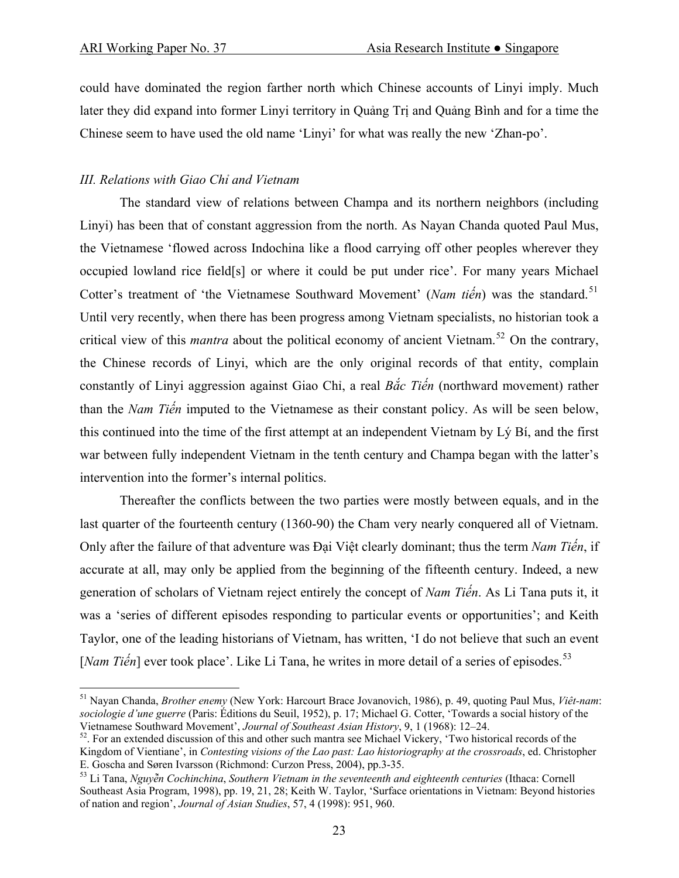could have dominated the region farther north which Chinese accounts of Linyi imply. Much later they did expand into former Linyi territory in Quảng Trị and Quảng Bình and for a time the Chinese seem to have used the old name 'Linyi' for what was really the new 'Zhan-po'.

### *III. Relations with Giao Chỉ and Vietnam*

The standard view of relations between Champa and its northern neighbors (including Linyi) has been that of constant aggression from the north. As Nayan Chanda quoted Paul Mus, the Vietnamese 'flowed across Indochina like a flood carrying off other peoples wherever they occupied lowland rice field[s] or where it could be put under rice'. For many years Michael Cotter's treatment of 'the Vietnamese Southward Movement' (*Nam tiến*) was the standard.[51] Until very recently, when there has been progress among Vietnam specialists, no historian took a critical view of this *mantra* about the political economy of ancient Vietnam.[52] On the contrary, the Chinese records of Linyi, which are the only original records of that entity, complain constantly of Linyi aggression against Giao Chỉ, a real *Bắc Tiến* (northward movement) rather than the *Nam Tiến* imputed to the Vietnamese as their constant policy. As will be seen below, this continued into the time of the first attempt at an independent Vietnam by Lý Bí, and the first war between fully independent Vietnam in the tenth century and Champa began with the latter's intervention into the former's internal politics.

Thereafter the conflicts between the two parties were mostly between equals, and in the last quarter of the fourteenth century (1360-90) the Cham very nearly conquered all of Vietnam. Only after the failure of that adventure was Đại Việt clearly dominant; thus the term *Nam Tiến*, if accurate at all, may only be applied from the beginning of the fifteenth century. Indeed, a new generation of scholars of Vietnam reject entirely the concept of *Nam Tiến*. As Li Tana puts it, it was a 'series of different episodes responding to particular events or opportunities'; and Keith Taylor, one of the leading historians of Vietnam, has written, 'I do not believe that such an event [*Nam Tiến*] ever took place'. Like Li Tana, he writes in more detail of a series of episodes.[53]

---

[51] Nayan Chanda, *Brother enemy* (New York: Harcourt Brace Jovanovich, 1986), p. 49, quoting Paul Mus, *Viêt-nam*: *sociologie d'une guerre* (Paris: Éditions du Seuil, 1952), p. 17; Michael G. Cotter, 'Towards a social history of the Vietnamese Southward Movement', *Journal of Southeast Asian History*, 9, 1 (1968): 12–24.

[52]. For an extended discussion of this and other such mantra see Michael Vickery, 'Two historical records of the Kingdom of Vientiane', in *Contesting visions of the Lao past: Lao historiography at the crossroads*, ed. Christopher E. Goscha and Søren Ivarsson (Richmond: Curzon Press, 2004), pp.3-35.

[53] Li Tana, *Nguyễn Cochinchina*, *Southern Vietnam in the seventeenth and eighteenth centuries* (Ithaca: Cornell Southeast Asia Program, 1998), pp. 19, 21, 28; Keith W. Taylor, 'Surface orientations in Vietnam: Beyond histories of nation and region', *Journal of Asian Studies*, 57, 4 (1998): 951, 960.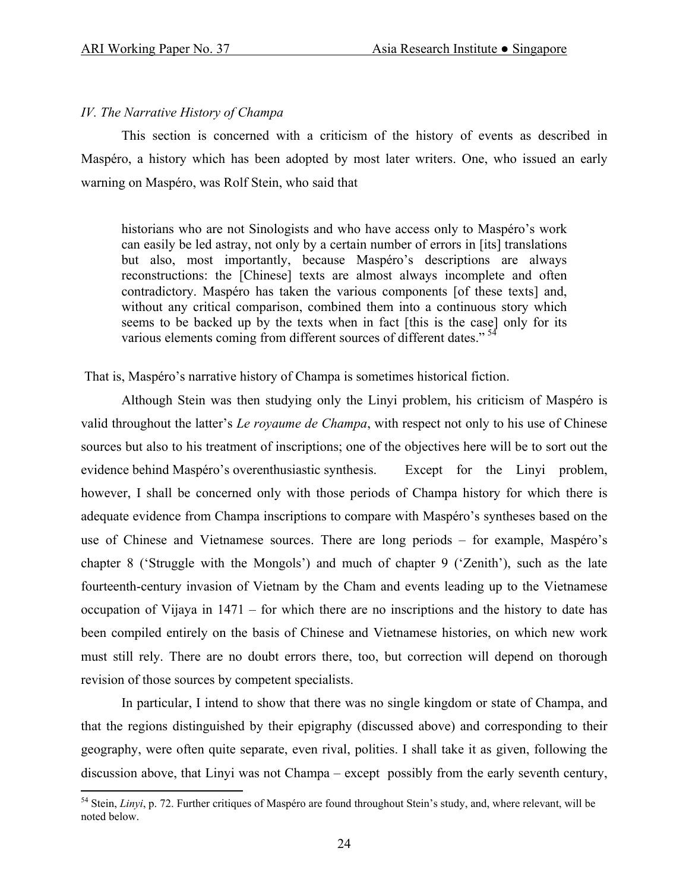*IV. The Narrative History of Champa*

This section is concerned with a criticism of the history of events as described in Maspéro, a history which has been adopted by most later writers. One, who issued an early warning on Maspéro, was Rolf Stein, who said that

> historians who are not Sinologists and who have access only to Maspéro's work can easily be led astray, not only by a certain number of errors in [its] translations but also, most importantly, because Maspéro's descriptions are always reconstructions: the [Chinese] texts are almost always incomplete and often contradictory. Maspéro has taken the various components [of these texts] and, without any critical comparison, combined them into a continuous story which seems to be backed up by the texts when in fact [this is the case] only for its various elements coming from different sources of different dates."[54]

That is, Maspéro's narrative history of Champa is sometimes historical fiction.

Although Stein was then studying only the Linyi problem, his criticism of Maspéro is valid throughout the latter's *Le royaume de Champa*, with respect not only to his use of Chinese sources but also to his treatment of inscriptions; one of the objectives here will be to sort out the evidence behind Maspéro's overenthusiastic synthesis. Except for the Linyi problem, however, I shall be concerned only with those periods of Champa history for which there is adequate evidence from Champa inscriptions to compare with Maspéro's syntheses based on the use of Chinese and Vietnamese sources. There are long periods – for example, Maspéro's chapter 8 ('Struggle with the Mongols') and much of chapter 9 ('Zenith'), such as the late fourteenth-century invasion of Vietnam by the Cham and events leading up to the Vietnamese occupation of Vijaya in 1471 – for which there are no inscriptions and the history to date has been compiled entirely on the basis of Chinese and Vietnamese histories, on which new work must still rely. There are no doubt errors there, too, but correction will depend on thorough revision of those sources by competent specialists.

In particular, I intend to show that there was no single kingdom or state of Champa, and that the regions distinguished by their epigraphy (discussed above) and corresponding to their geography, were often quite separate, even rival, polities. I shall take it as given, following the discussion above, that Linyi was not Champa – except possibly from the early seventh century,

---

[54] Stein, *Linyi*, p. 72. Further critiques of Maspéro are found throughout Stein's study, and, where relevant, will be noted below.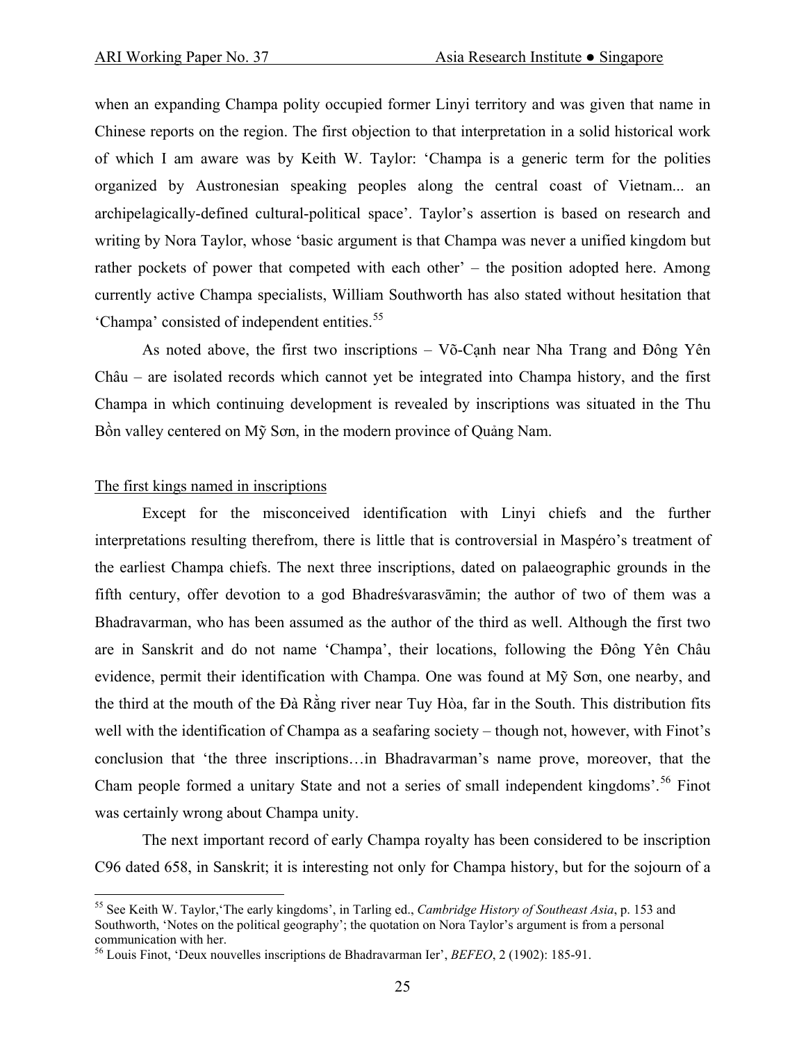when an expanding Champa polity occupied former Linyi territory and was given that name in Chinese reports on the region. The first objection to that interpretation in a solid historical work of which I am aware was by Keith W. Taylor: 'Champa is a generic term for the polities organized by Austronesian speaking peoples along the central coast of Vietnam... an archipelagically-defined cultural-political space'. Taylor's assertion is based on research and writing by Nora Taylor, whose 'basic argument is that Champa was never a unified kingdom but rather pockets of power that competed with each other' – the position adopted here. Among currently active Champa specialists, William Southworth has also stated without hesitation that 'Champa' consisted of independent entities.[55]

As noted above, the first two inscriptions – Võ-Cạnh near Nha Trang and Đông Yên Châu – are isolated records which cannot yet be integrated into Champa history, and the first Champa in which continuing development is revealed by inscriptions was situated in the Thu Bồn valley centered on Mỹ Sơn, in the modern province of Quảng Nam.

## The first kings named in inscriptions

Except for the misconceived identification with Linyi chiefs and the further interpretations resulting therefrom, there is little that is controversial in Maspéro's treatment of the earliest Champa chiefs. The next three inscriptions, dated on palaeographic grounds in the fifth century, offer devotion to a god Bhadreśvarasvāmin; the author of two of them was a Bhadravarman, who has been assumed as the author of the third as well. Although the first two are in Sanskrit and do not name 'Champa', their locations, following the Đông Yên Châu evidence, permit their identification with Champa. One was found at Mỹ Sơn, one nearby, and the third at the mouth of the Đà Rằng river near Tuy Hòa, far in the South. This distribution fits well with the identification of Champa as a seafaring society – though not, however, with Finot's conclusion that 'the three inscriptions…in Bhadravarman's name prove, moreover, that the Cham people formed a unitary State and not a series of small independent kingdoms'.[56] Finot was certainly wrong about Champa unity.

The next important record of early Champa royalty has been considered to be inscription C96 dated 658, in Sanskrit; it is interesting not only for Champa history, but for the sojourn of a

---

[55] See Keith W. Taylor,'The early kingdoms', in Tarling ed., *Cambridge History of Southeast Asia*, p. 153 and Southworth, 'Notes on the political geography'; the quotation on Nora Taylor's argument is from a personal communication with her.

[56] Louis Finot, 'Deux nouvelles inscriptions de Bhadravarman Ier', *BEFEO*, 2 (1902): 185-91.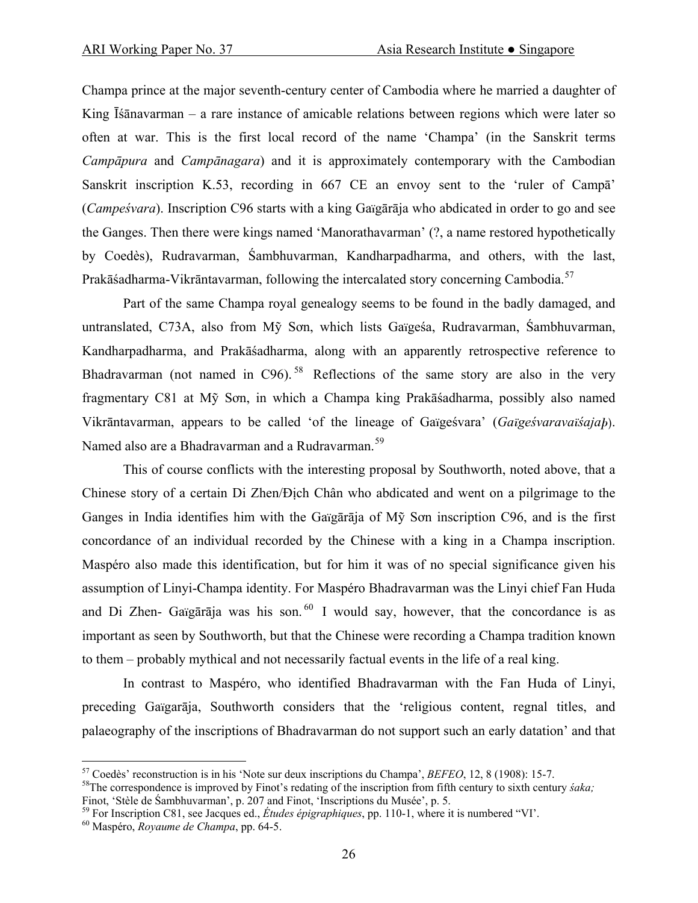Champa prince at the major seventh-century center of Cambodia where he married a daughter of King Īśānavarman – a rare instance of amicable relations between regions which were later so often at war. This is the first local record of the name 'Champa' (in the Sanskrit terms *Campāpura* and *Campānagara*) and it is approximately contemporary with the Cambodian Sanskrit inscription K.53, recording in 667 CE an envoy sent to the 'ruler of Campā' (*Campeśvara*). Inscription C96 starts with a king Gaïgārāja who abdicated in order to go and see the Ganges. Then there were kings named 'Manorathavarman' (?, a name restored hypothetically by Coedès), Rudravarman, Śambhuvarman, Kandharpadharma, and others, with the last, Prakāśadharma-Vikrāntavarman, following the intercalated story concerning Cambodia.[57]

Part of the same Champa royal genealogy seems to be found in the badly damaged, and untranslated, C73A, also from Mỹ Sơn, which lists Gaïgeśa, Rudravarman, Śambhuvarman, Kandharpadharma, and Prakāśadharma, along with an apparently retrospective reference to Bhadravarman (not named in C96).[58] Reflections of the same story are also in the very fragmentary C81 at Mỹ Sơn, in which a Champa king Prakāśadharma, possibly also named Vikrāntavarman, appears to be called 'of the lineage of Gaïgeśvara' (*Gaïgeśvaravaïśajaþ*). Named also are a Bhadravarman and a Rudravarman.[59]

This of course conflicts with the interesting proposal by Southworth, noted above, that a Chinese story of a certain Di Zhen/Địch Chân who abdicated and went on a pilgrimage to the Ganges in India identifies him with the Gaïgārāja of Mỹ Sơn inscription C96, and is the first concordance of an individual recorded by the Chinese with a king in a Champa inscription. Maspéro also made this identification, but for him it was of no special significance given his assumption of Linyi-Champa identity. For Maspéro Bhadravarman was the Linyi chief Fan Huda and Di Zhen- Gaïgārāja was his son.[60] I would say, however, that the concordance is as important as seen by Southworth, but that the Chinese were recording a Champa tradition known to them – probably mythical and not necessarily factual events in the life of a real king.

In contrast to Maspéro, who identified Bhadravarman with the Fan Huda of Linyi, preceding Gaïgarāja, Southworth considers that the 'religious content, regnal titles, and palaeography of the inscriptions of Bhadravarman do not support such an early datation' and that

---

[57] Coedès' reconstruction is in his 'Note sur deux inscriptions du Champa', *BEFEO*, 12, 8 (1908): 15-7.

[58] The correspondence is improved by Finot's redating of the inscription from fifth century to sixth century *śaka;* Finot, 'Stèle de Śambhuvarman', p. 207 and Finot, 'Inscriptions du Musée', p. 5.

[59] For Inscription C81, see Jacques ed., *Études épigraphiques*, pp. 110-1, where it is numbered "VI".

[60] Maspéro, *Royaume de Champa*, pp. 64-5.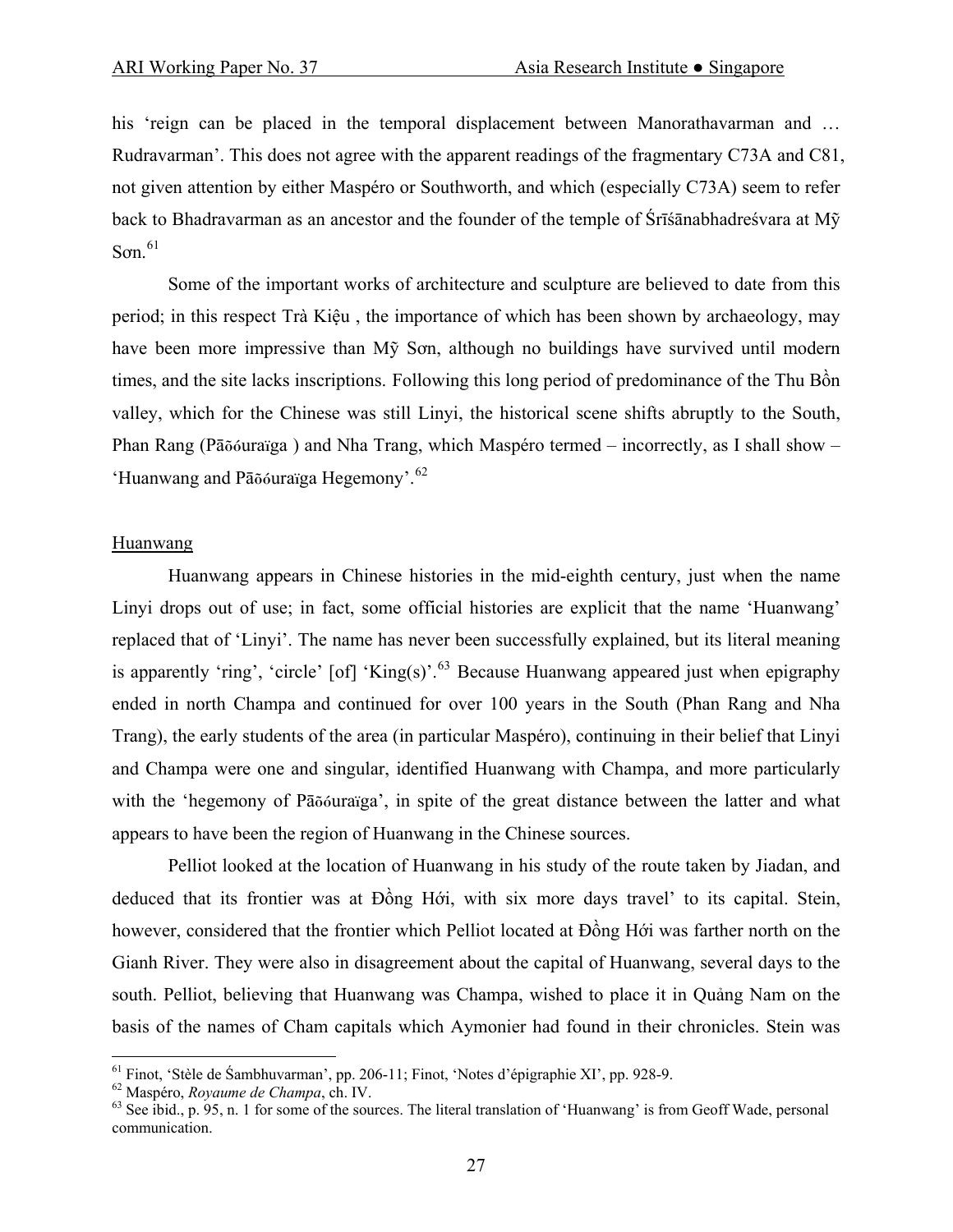his 'reign can be placed in the temporal displacement between Manorathavarman and … Rudravarman'. This does not agree with the apparent readings of the fragmentary C73A and C81, not given attention by either Maspéro or Southworth, and which (especially C73A) seem to refer back to Bhadravarman as an ancestor and the founder of the temple of Śrīśānabhadreśvara at Mỹ Sơn.[61]

Some of the important works of architecture and sculpture are believed to date from this period; in this respect Trà Kiệu , the importance of which has been shown by archaeology, may have been more impressive than Mỹ Sơn, although no buildings have survived until modern times, and the site lacks inscriptions. Following this long period of predominance of the Thu Bồn valley, which for the Chinese was still Linyi, the historical scene shifts abruptly to the South, Phan Rang (Pāõóuraïga ) and Nha Trang, which Maspéro termed – incorrectly, as I shall show – 'Huanwang and Pāõóuraïga Hegemony'.[62]

## Huanwang

Huanwang appears in Chinese histories in the mid-eighth century, just when the name Linyi drops out of use; in fact, some official histories are explicit that the name 'Huanwang' replaced that of 'Linyi'. The name has never been successfully explained, but its literal meaning is apparently 'ring', 'circle' [of] 'King(s)'.[63] Because Huanwang appeared just when epigraphy ended in north Champa and continued for over 100 years in the South (Phan Rang and Nha Trang), the early students of the area (in particular Maspéro), continuing in their belief that Linyi and Champa were one and singular, identified Huanwang with Champa, and more particularly with the 'hegemony of Pāõóuraïga', in spite of the great distance between the latter and what appears to have been the region of Huanwang in the Chinese sources.

Pelliot looked at the location of Huanwang in his study of the route taken by Jiadan, and deduced that its frontier was at Đồng Hới, with six more days travel' to its capital. Stein, however, considered that the frontier which Pelliot located at Đồng Hới was farther north on the Gianh River. They were also in disagreement about the capital of Huanwang, several days to the south. Pelliot, believing that Huanwang was Champa, wished to place it in Quảng Nam on the basis of the names of Cham capitals which Aymonier had found in their chronicles. Stein was

---

[61] Finot, 'Stèle de Śambhuvarman', pp. 206-11; Finot, 'Notes d'épigraphie XI', pp. 928-9.

[62] Maspéro, *Royaume de Champa*, ch. IV.

[63] See ibid., p. 95, n. 1 for some of the sources. The literal translation of 'Huanwang' is from Geoff Wade, personal communication.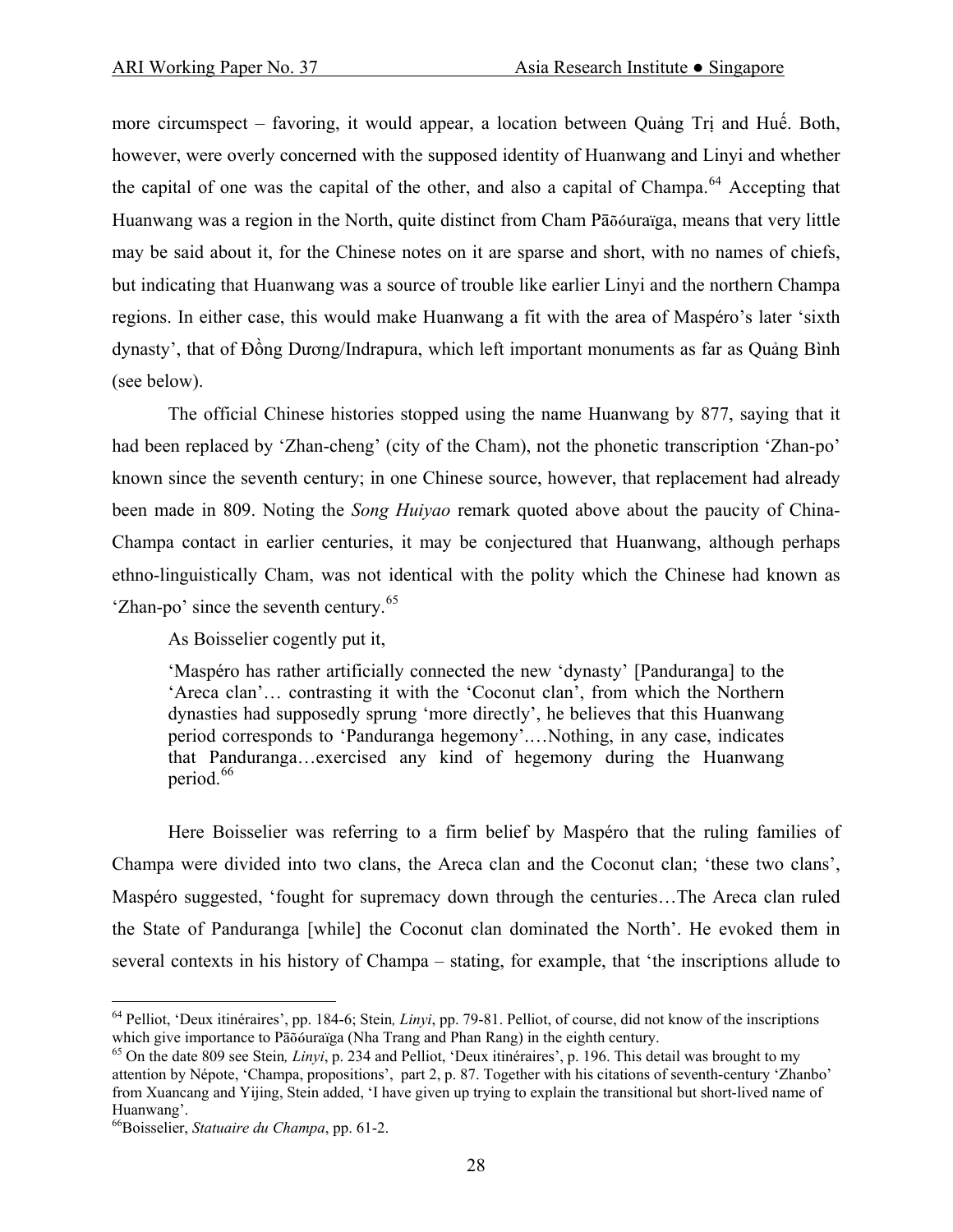more circumspect – favoring, it would appear, a location between Quảng Trị and Huế. Both, however, were overly concerned with the supposed identity of Huanwang and Linyi and whether the capital of one was the capital of the other, and also a capital of Champa.[64] Accepting that Huanwang was a region in the North, quite distinct from Cham Pāõóuraïga, means that very little may be said about it, for the Chinese notes on it are sparse and short, with no names of chiefs, but indicating that Huanwang was a source of trouble like earlier Linyi and the northern Champa regions. In either case, this would make Huanwang a fit with the area of Maspéro's later 'sixth dynasty', that of Đồng Dương/Indrapura, which left important monuments as far as Quảng Bình (see below).

The official Chinese histories stopped using the name Huanwang by 877, saying that it had been replaced by 'Zhan-cheng' (city of the Cham), not the phonetic transcription 'Zhan-po' known since the seventh century; in one Chinese source, however, that replacement had already been made in 809. Noting the *Song Huiyao* remark quoted above about the paucity of China-Champa contact in earlier centuries, it may be conjectured that Huanwang, although perhaps ethno-linguistically Cham, was not identical with the polity which the Chinese had known as 'Zhan-po' since the seventh century.[65]

As Boisselier cogently put it,

> 'Maspéro has rather artificially connected the new 'dynasty' [Panduranga] to the 'Areca clan'… contrasting it with the 'Coconut clan', from which the Northern dynasties had supposedly sprung 'more directly', he believes that this Huanwang period corresponds to 'Panduranga hegemony'.…Nothing, in any case, indicates that Panduranga…exercised any kind of hegemony during the Huanwang period.[66]

Here Boisselier was referring to a firm belief by Maspéro that the ruling families of Champa were divided into two clans, the Areca clan and the Coconut clan; 'these two clans', Maspéro suggested, 'fought for supremacy down through the centuries…The Areca clan ruled the State of Panduranga [while] the Coconut clan dominated the North'. He evoked them in several contexts in his history of Champa – stating, for example, that 'the inscriptions allude to

---

[64] Pelliot, 'Deux itinéraires', pp. 184-6; Stein, *Linyi*, pp. 79-81. Pelliot, of course, did not know of the inscriptions which give importance to Pāõóuraïga (Nha Trang and Phan Rang) in the eighth century.

[65] On the date 809 see Stein, *Linyi*, p. 234 and Pelliot, 'Deux itinéraires', p. 196. This detail was brought to my attention by Népote, 'Champa, propositions', part 2, p. 87. Together with his citations of seventh-century 'Zhanbo' from Xuancang and Yijing, Stein added, 'I have given up trying to explain the transitional but short-lived name of Huanwang'.

[66] Boisselier, *Statuaire du Champa*, pp. 61-2.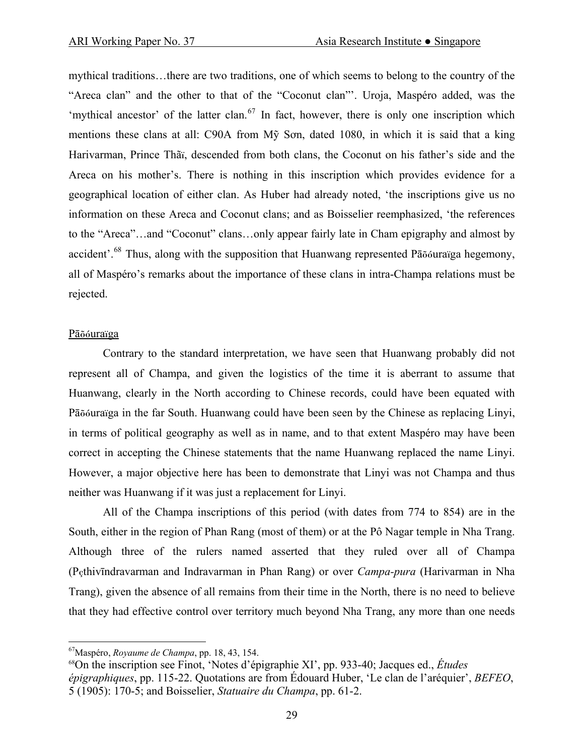mythical traditions…there are two traditions, one of which seems to belong to the country of the "Areca clan" and the other to that of the "Coconut clan"'. Uroja, Maspéro added, was the 'mythical ancestor' of the latter clan.[67] In fact, however, there is only one inscription which mentions these clans at all: C90A from Mỹ Sơn, dated 1080, in which it is said that a king Harivarman, Prince Thãï, descended from both clans, the Coconut on his father's side and the Areca on his mother's. There is nothing in this inscription which provides evidence for a geographical location of either clan. As Huber had already noted, 'the inscriptions give us no information on these Areca and Coconut clans; and as Boisselier reemphasized, 'the references to the "Areca"…and "Coconut" clans…only appear fairly late in Cham epigraphy and almost by accident'.[68] Thus, along with the supposition that Huanwang represented Pāõóuraïga hegemony, all of Maspéro's remarks about the importance of these clans in intra-Champa relations must be rejected.

Pāõóuraïga

Contrary to the standard interpretation, we have seen that Huanwang probably did not represent all of Champa, and given the logistics of the time it is aberrant to assume that Huanwang, clearly in the North according to Chinese records, could have been equated with Pāõóuraïga in the far South. Huanwang could have been seen by the Chinese as replacing Linyi, in terms of political geography as well as in name, and to that extent Maspéro may have been correct in accepting the Chinese statements that the name Huanwang replaced the name Linyi. However, a major objective here has been to demonstrate that Linyi was not Champa and thus neither was Huanwang if it was just a replacement for Linyi.

All of the Champa inscriptions of this period (with dates from 774 to 854) are in the South, either in the region of Phan Rang (most of them) or at the Pô Nagar temple in Nha Trang. Although three of the rulers named asserted that they ruled over all of Champa (Pçthivīndravarman and Indravarman in Phan Rang) or over *Campa-pura* (Harivarman in Nha Trang), given the absence of all remains from their time in the North, there is no need to believe that they had effective control over territory much beyond Nha Trang, any more than one needs

---

[67] Maspéro, *Royaume de Champa*, pp. 18, 43, 154.

[68] On the inscription see Finot, 'Notes d'épigraphie XI', pp. 933-40; Jacques ed., *Études épigraphiques*, pp. 115-22. Quotations are from Édouard Huber, 'Le clan de l'aréquier', *BEFEO*, 5 (1905): 170-5; and Boisselier, *Statuaire du Champa*, pp. 61-2.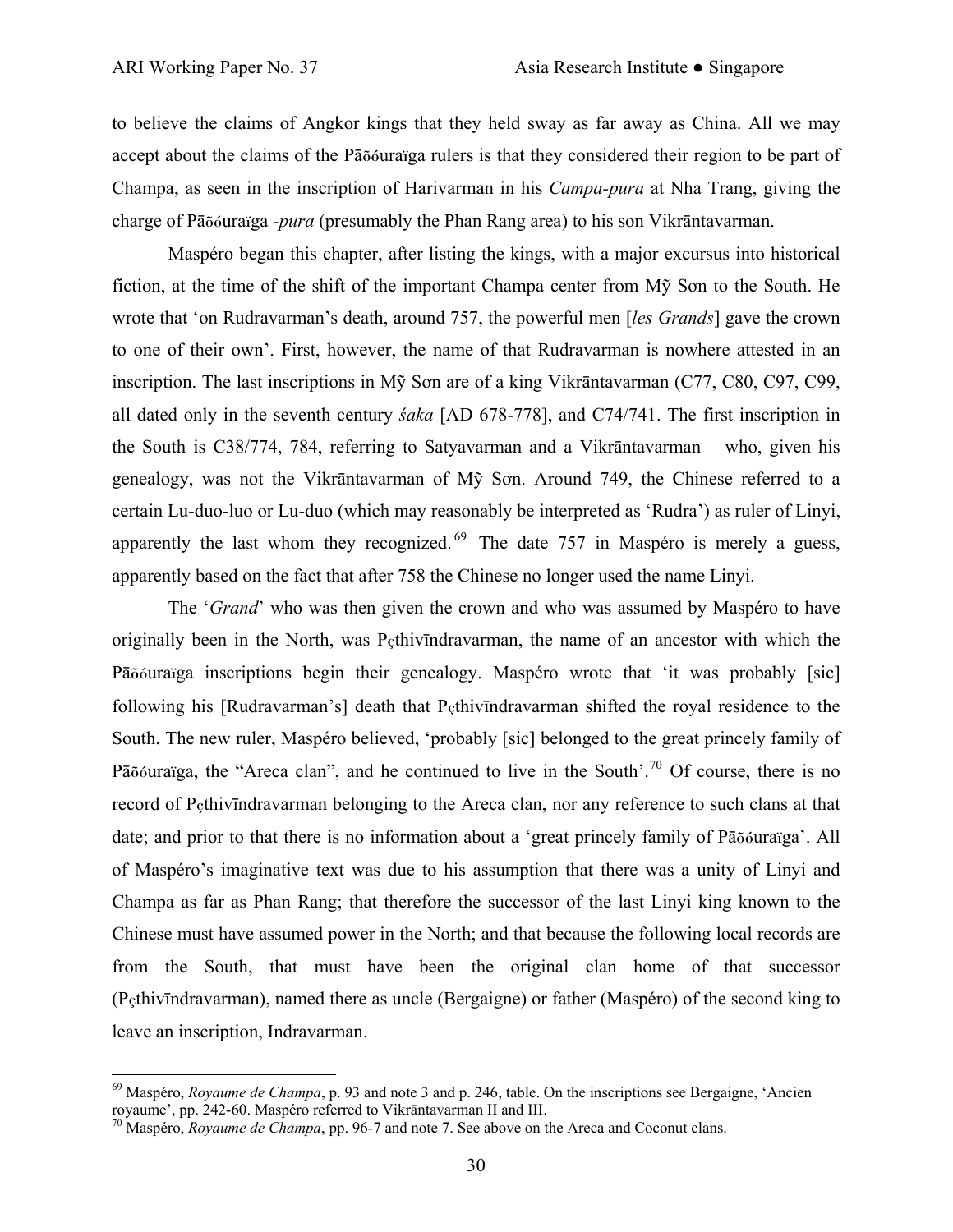to believe the claims of Angkor kings that they held sway as far away as China. All we may accept about the claims of the Pāõóuraïga rulers is that they considered their region to be part of Champa, as seen in the inscription of Harivarman in his *Campa-pura* at Nha Trang, giving the charge of Pāõóuraïga *-pura* (presumably the Phan Rang area) to his son Vikrāntavarman.

Maspéro began this chapter, after listing the kings, with a major excursus into historical fiction, at the time of the shift of the important Champa center from Mỹ Sơn to the South. He wrote that 'on Rudravarman's death, around 757, the powerful men [*les Grands*] gave the crown to one of their own'. First, however, the name of that Rudravarman is nowhere attested in an inscription. The last inscriptions in Mỹ Sơn are of a king Vikrāntavarman (C77, C80, C97, C99, all dated only in the seventh century *śaka* [AD 678-778], and C74/741. The first inscription in the South is C38/774, 784, referring to Satyavarman and a Vikrāntavarman – who, given his genealogy, was not the Vikrāntavarman of Mỹ Sơn. Around 749, the Chinese referred to a certain Lu-duo-luo or Lu-duo (which may reasonably be interpreted as 'Rudra') as ruler of Linyi, apparently the last whom they recognized.[69] The date 757 in Maspéro is merely a guess, apparently based on the fact that after 758 the Chinese no longer used the name Linyi.

The '*Grand*' who was then given the crown and who was assumed by Maspéro to have originally been in the North, was Pçthivīndravarman, the name of an ancestor with which the Pāõóuraïga inscriptions begin their genealogy. Maspéro wrote that 'it was probably [sic] following his [Rudravarman's] death that Pçthivīndravarman shifted the royal residence to the South. The new ruler, Maspéro believed, 'probably [sic] belonged to the great princely family of Pāõóuraïga, the "Areca clan", and he continued to live in the South'.[70] Of course, there is no record of Pçthivīndravarman belonging to the Areca clan, nor any reference to such clans at that date; and prior to that there is no information about a 'great princely family of Pāõóuraïga'. All of Maspéro's imaginative text was due to his assumption that there was a unity of Linyi and Champa as far as Phan Rang; that therefore the successor of the last Linyi king known to the Chinese must have assumed power in the North; and that because the following local records are from the South, that must have been the original clan home of that successor (Pçthivīndravarman), named there as uncle (Bergaigne) or father (Maspéro) of the second king to leave an inscription, Indravarman.

---

[69] Maspéro, *Royaume de Champa*, p. 93 and note 3 and p. 246, table. On the inscriptions see Bergaigne, 'Ancien royaume', pp. 242-60. Maspéro referred to Vikrāntavarman II and III.

[70] Maspéro, *Royaume de Champa*, pp. 96-7 and note 7. See above on the Areca and Coconut clans.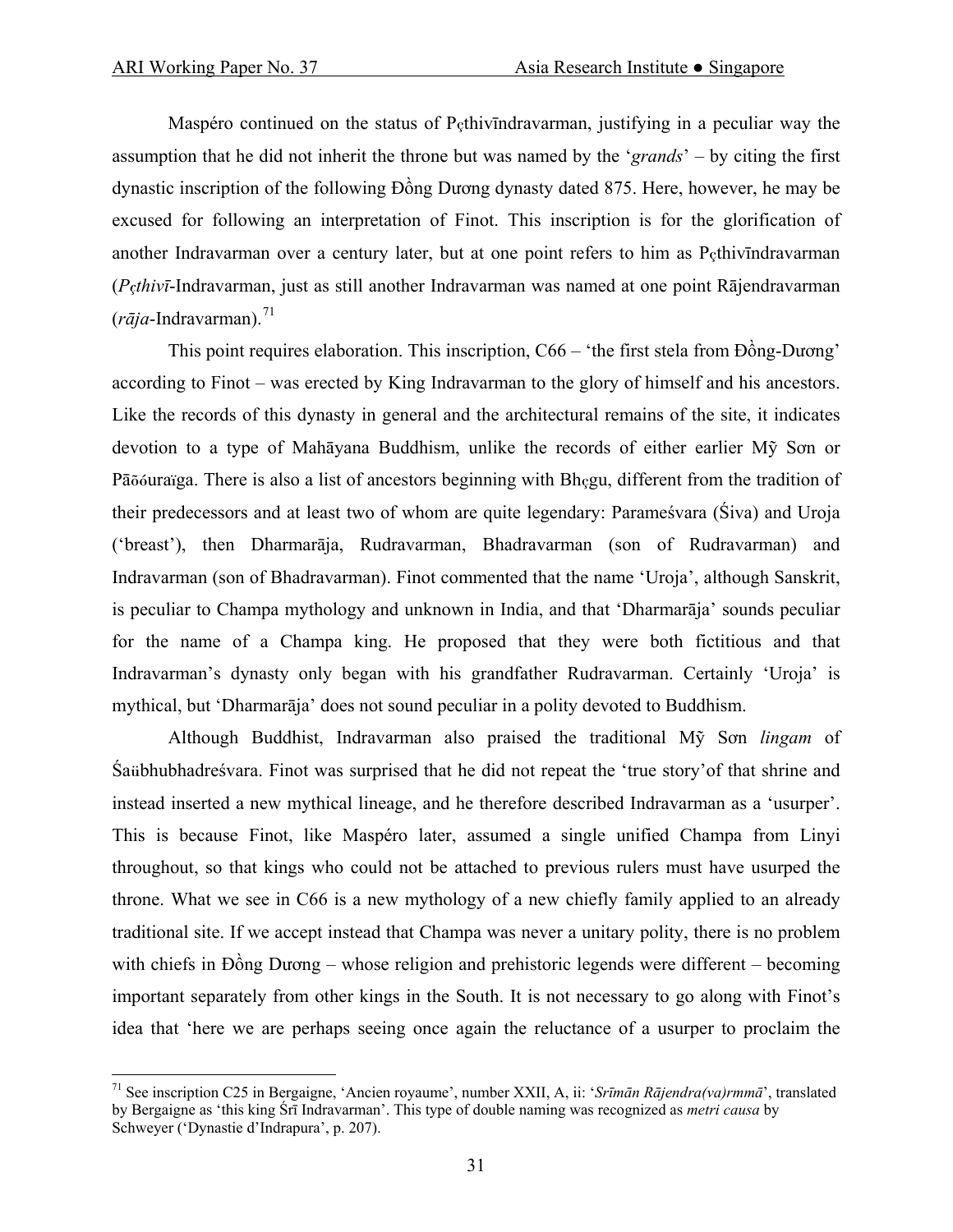Maspéro continued on the status of Pçthivīndravarman, justifying in a peculiar way the assumption that he did not inherit the throne but was named by the '*grands*' – by citing the first dynastic inscription of the following Đồng Dương dynasty dated 875. Here, however, he may be excused for following an interpretation of Finot. This inscription is for the glorification of another Indravarman over a century later, but at one point refers to him as Pçthivīndravarman (*Pçthivī*-Indravarman, just as still another Indravarman was named at one point Rājendravarman (*rāja*-Indravarman).[71]

This point requires elaboration. This inscription, C66 – 'the first stela from Đồng-Dương' according to Finot – was erected by King Indravarman to the glory of himself and his ancestors. Like the records of this dynasty in general and the architectural remains of the site, it indicates devotion to a type of Mahāyana Buddhism, unlike the records of either earlier Mỹ Sơn or Pāõóuraïga. There is also a list of ancestors beginning with Bhçgu, different from the tradition of their predecessors and at least two of whom are quite legendary: Parameśvara (Śiva) and Uroja ('breast'), then Dharmarāja, Rudravarman, Bhadravarman (son of Rudravarman) and Indravarman (son of Bhadravarman). Finot commented that the name 'Uroja', although Sanskrit, is peculiar to Champa mythology and unknown in India, and that 'Dharmarāja' sounds peculiar for the name of a Champa king. He proposed that they were both fictitious and that Indravarman's dynasty only began with his grandfather Rudravarman. Certainly 'Uroja' is mythical, but 'Dharmarāja' does not sound peculiar in a polity devoted to Buddhism.

Although Buddhist, Indravarman also praised the traditional Mỹ Sơn *lingam* of Śaübhubhadreśvara. Finot was surprised that he did not repeat the 'true story' of that shrine and instead inserted a new mythical lineage, and he therefore described Indravarman as a 'usurper'. This is because Finot, like Maspéro later, assumed a single unified Champa from Linyi throughout, so that kings who could not be attached to previous rulers must have usurped the throne. What we see in C66 is a new mythology of a new chiefly family applied to an already traditional site. If we accept instead that Champa was never a unitary polity, there is no problem with chiefs in Đồng Dương – whose religion and prehistoric legends were different – becoming important separately from other kings in the South. It is not necessary to go along with Finot's idea that 'here we are perhaps seeing once again the reluctance of a usurper to proclaim the

[71] See inscription C25 in Bergaigne, 'Ancien royaume', number XXII, A, ii: '*Srīmān Rājendra(va)rmmā*', translated by Bergaigne as 'this king Śrī Indravarman'. This type of double naming was recognized as *metri causa* by Schweyer ('Dynastie d'Indrapura', p. 207).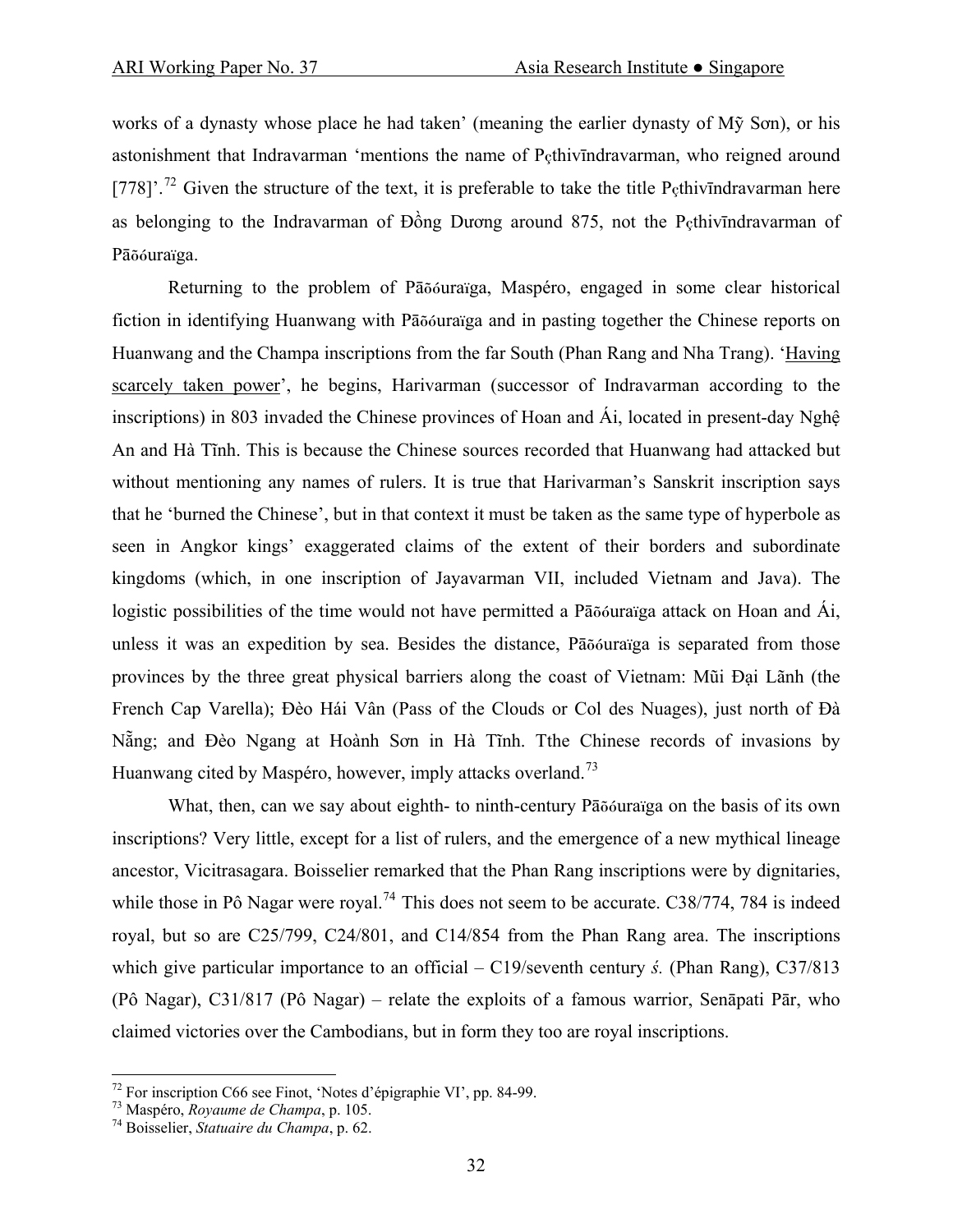works of a dynasty whose place he had taken' (meaning the earlier dynasty of Mỹ Sơn), or his astonishment that Indravarman 'mentions the name of Pçthivīndravarman, who reigned around [778]'.[72] Given the structure of the text, it is preferable to take the title Pçthivīndravarman here as belonging to the Indravarman of Đồng Dương around 875, not the Pçthivīndravarman of Pāõóuraïga.

Returning to the problem of Pāõóuraïga, Maspéro, engaged in some clear historical fiction in identifying Huanwang with Pāõóuraïga and in pasting together the Chinese reports on Huanwang and the Champa inscriptions from the far South (Phan Rang and Nha Trang). 'Having scarcely taken power', he begins, Harivarman (successor of Indravarman according to the inscriptions) in 803 invaded the Chinese provinces of Hoan and Ái, located in present-day Nghệ An and Hà Tĩnh. This is because the Chinese sources recorded that Huanwang had attacked but without mentioning any names of rulers. It is true that Harivarman's Sanskrit inscription says that he 'burned the Chinese', but in that context it must be taken as the same type of hyperbole as seen in Angkor kings' exaggerated claims of the extent of their borders and subordinate kingdoms (which, in one inscription of Jayavarman VII, included Vietnam and Java). The logistic possibilities of the time would not have permitted a Pāõóuraïga attack on Hoan and Ái, unless it was an expedition by sea. Besides the distance, Pāõóuraïga is separated from those provinces by the three great physical barriers along the coast of Vietnam: Mũi Đại Lãnh (the French Cap Varella); Đèo Hái Vân (Pass of the Clouds or Col des Nuages), just north of Đà Nẵng; and Đèo Ngang at Hoành Sơn in Hà Tĩnh. Tthe Chinese records of invasions by Huanwang cited by Maspéro, however, imply attacks overland.[73]

What, then, can we say about eighth- to ninth-century Pāõóuraïga on the basis of its own inscriptions? Very little, except for a list of rulers, and the emergence of a new mythical lineage ancestor, Vicitrasagara. Boisselier remarked that the Phan Rang inscriptions were by dignitaries, while those in Pô Nagar were royal.[74] This does not seem to be accurate. C38/774, 784 is indeed royal, but so are C25/799, C24/801, and C14/854 from the Phan Rang area. The inscriptions which give particular importance to an official – C19/seventh century *ś.* (Phan Rang), C37/813 (Pô Nagar), C31/817 (Pô Nagar) – relate the exploits of a famous warrior, Senāpati Pār, who claimed victories over the Cambodians, but in form they too are royal inscriptions.

---

[72] For inscription C66 see Finot, 'Notes d'épigraphie VI', pp. 84-99.

[73] Maspéro, *Royaume de Champa*, p. 105.

[74] Boisselier, *Statuaire du Champa*, p. 62.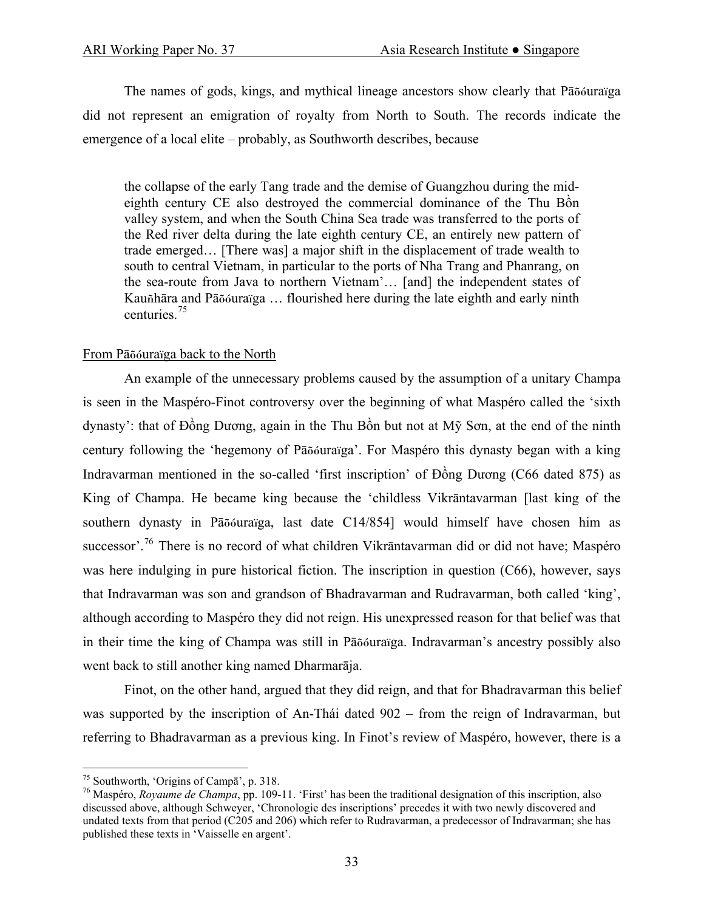The names of gods, kings, and mythical lineage ancestors show clearly that Pāõóuraïga did not represent an emigration of royalty from North to South. The records indicate the emergence of a local elite – probably, as Southworth describes, because

> the collapse of the early Tang trade and the demise of Guangzhou during the mid-eighth century CE also destroyed the commercial dominance of the Thu Bồn valley system, and when the South China Sea trade was transferred to the ports of the Red river delta during the late eighth century CE, an entirely new pattern of trade emerged… [There was] a major shift in the displacement of trade wealth to south to central Vietnam, in particular to the ports of Nha Trang and Phanrang, on the sea-route from Java to northern Vietnam'… [and] the independent states of Kauñhāra and Pāõóuraïga … flourished here during the late eighth and early ninth centuries.[75]

From Pāõóuraïga back to the North

An example of the unnecessary problems caused by the assumption of a unitary Champa is seen in the Maspéro-Finot controversy over the beginning of what Maspéro called the 'sixth dynasty': that of Đồng Dương, again in the Thu Bồn but not at Mỹ Sơn, at the end of the ninth century following the 'hegemony of Pāõóuraïga'. For Maspéro this dynasty began with a king Indravarman mentioned in the so-called 'first inscription' of Đồng Dương (C66 dated 875) as King of Champa. He became king because the 'childless Vikrāntavarman [last king of the southern dynasty in Pāõóuraïga, last date C14/854] would himself have chosen him as successor'.[76] There is no record of what children Vikrāntavarman did or did not have; Maspéro was here indulging in pure historical fiction. The inscription in question (C66), however, says that Indravarman was son and grandson of Bhadravarman and Rudravarman, both called 'king', although according to Maspéro they did not reign. His unexpressed reason for that belief was that in their time the king of Champa was still in Pāõóuraïga. Indravarman's ancestry possibly also went back to still another king named Dharmarāja.

Finot, on the other hand, argued that they did reign, and that for Bhadravarman this belief was supported by the inscription of An-Thái dated 902 – from the reign of Indravarman, but referring to Bhadravarman as a previous king. In Finot's review of Maspéro, however, there is a

---

[75] Southworth, 'Origins of Campā', p. 318.

[76] Maspéro, *Royaume de Champa*, pp. 109-11. 'First' has been the traditional designation of this inscription, also discussed above, although Schweyer, 'Chronologie des inscriptions' precedes it with two newly discovered and undated texts from that period (C205 and 206) which refer to Rudravarman, a predecessor of Indravarman; she has published these texts in 'Vaisselle en argent'.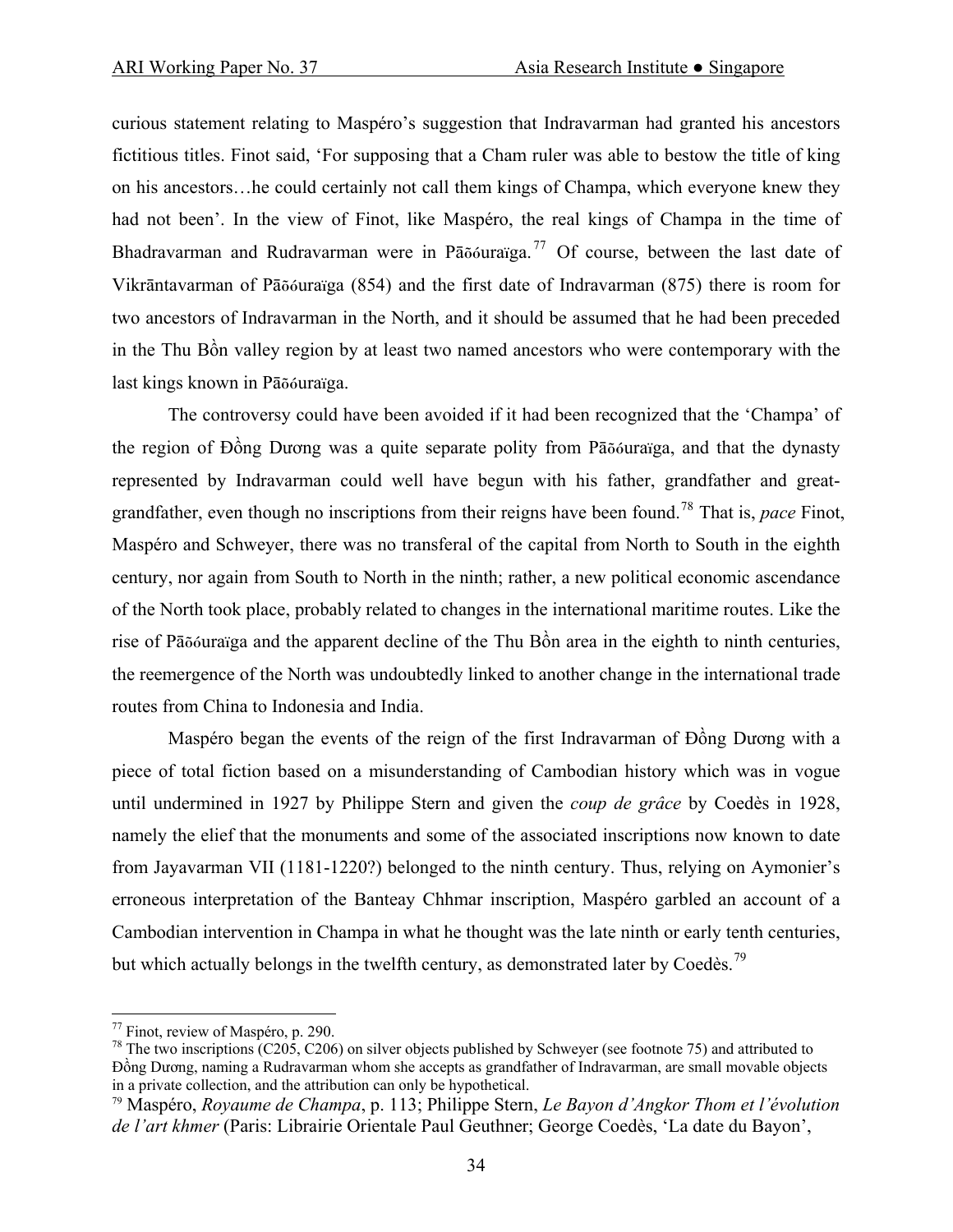curious statement relating to Maspéro's suggestion that Indravarman had granted his ancestors fictitious titles. Finot said, 'For supposing that a Cham ruler was able to bestow the title of king on his ancestors…he could certainly not call them kings of Champa, which everyone knew they had not been'. In the view of Finot, like Maspéro, the real kings of Champa in the time of Bhadravarman and Rudravarman were in Pāõóuraïga.[77] Of course, between the last date of Vikrāntavarman of Pāõóuraïga (854) and the first date of Indravarman (875) there is room for two ancestors of Indravarman in the North, and it should be assumed that he had been preceded in the Thu Bồn valley region by at least two named ancestors who were contemporary with the last kings known in Pāõóuraïga.

The controversy could have been avoided if it had been recognized that the 'Champa' of the region of Đồng Dương was a quite separate polity from Pāõóuraïga, and that the dynasty represented by Indravarman could well have begun with his father, grandfather and great-grandfather, even though no inscriptions from their reigns have been found.[78] That is, *pace* Finot, Maspéro and Schweyer, there was no transferal of the capital from North to South in the eighth century, nor again from South to North in the ninth; rather, a new political economic ascendance of the North took place, probably related to changes in the international maritime routes. Like the rise of Pāõóuraïga and the apparent decline of the Thu Bồn area in the eighth to ninth centuries, the reemergence of the North was undoubtedly linked to another change in the international trade routes from China to Indonesia and India.

Maspéro began the events of the reign of the first Indravarman of Đồng Dương with a piece of total fiction based on a misunderstanding of Cambodian history which was in vogue until undermined in 1927 by Philippe Stern and given the *coup de grâce* by Coedès in 1928, namely the elief that the monuments and some of the associated inscriptions now known to date from Jayavarman VII (1181-1220?) belonged to the ninth century. Thus, relying on Aymonier's erroneous interpretation of the Banteay Chhmar inscription, Maspéro garbled an account of a Cambodian intervention in Champa in what he thought was the late ninth or early tenth centuries, but which actually belongs in the twelfth century, as demonstrated later by Coedès.[79]

---

[77] Finot, review of Maspéro, p. 290.

[78] The two inscriptions (C205, C206) on silver objects published by Schweyer (see footnote 75) and attributed to Đồng Dương, naming a Rudravarman whom she accepts as grandfather of Indravarman, are small movable objects in a private collection, and the attribution can only be hypothetical.

[79] Maspéro, *Royaume de Champa*, p. 113; Philippe Stern, *Le Bayon d'Angkor Thom et l'évolution de l'art khmer* (Paris: Librairie Orientale Paul Geuthner; George Coedès, 'La date du Bayon',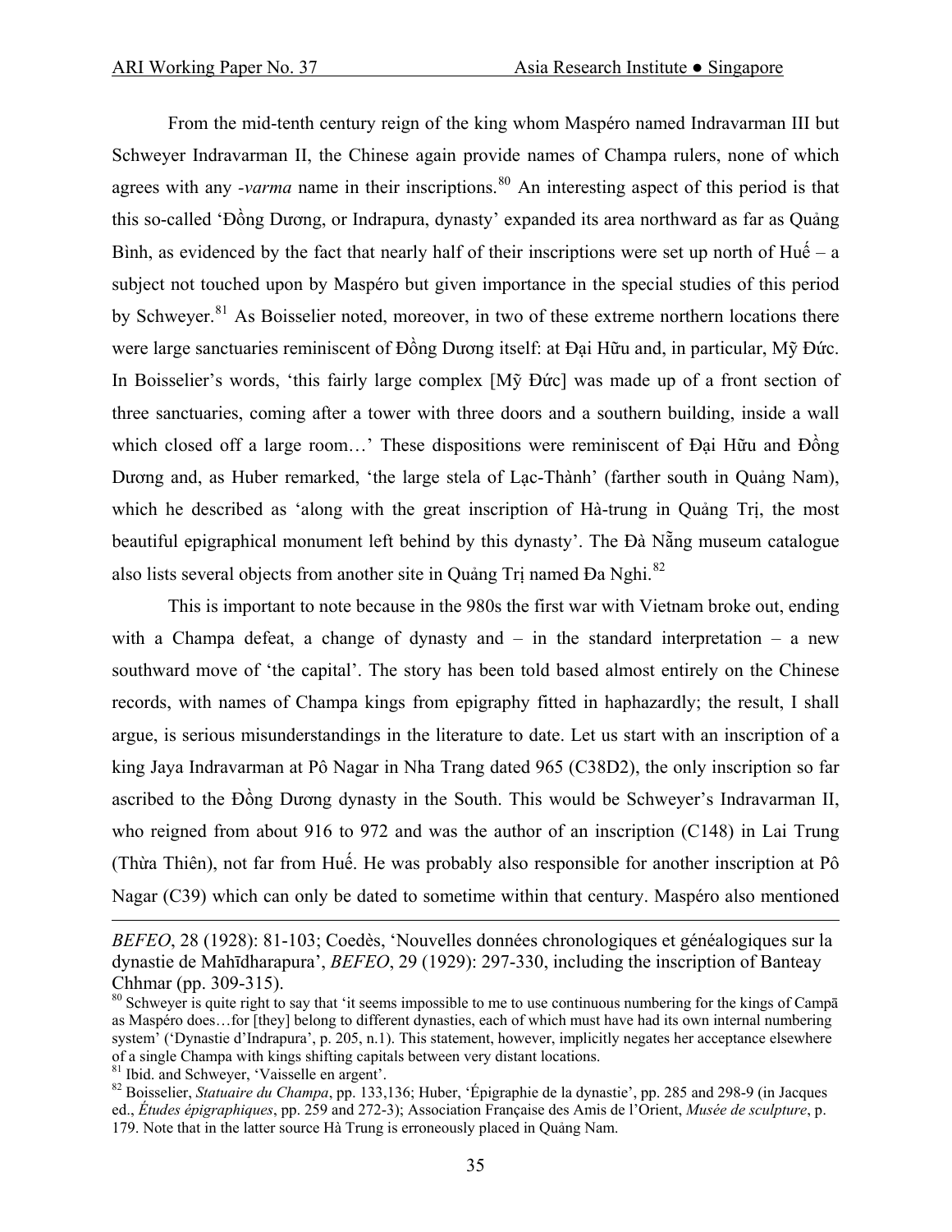From the mid-tenth century reign of the king whom Maspéro named Indravarman III but Schweyer Indravarman II, the Chinese again provide names of Champa rulers, none of which agrees with any *-varma* name in their inscriptions.[80] An interesting aspect of this period is that this so-called 'Đồng Dương, or Indrapura, dynasty' expanded its area northward as far as Quảng Bình, as evidenced by the fact that nearly half of their inscriptions were set up north of Huế – a subject not touched upon by Maspéro but given importance in the special studies of this period by Schweyer.[81] As Boisselier noted, moreover, in two of these extreme northern locations there were large sanctuaries reminiscent of Đồng Dương itself: at Đại Hữu and, in particular, Mỹ Đức. In Boisselier's words, 'this fairly large complex [Mỹ Đức] was made up of a front section of three sanctuaries, coming after a tower with three doors and a southern building, inside a wall which closed off a large room…' These dispositions were reminiscent of Đại Hữu and Đồng Dương and, as Huber remarked, 'the large stela of Lạc-Thành' (farther south in Quảng Nam), which he described as 'along with the great inscription of Hà-trung in Quảng Trị, the most beautiful epigraphical monument left behind by this dynasty'. The Đà Nẵng museum catalogue also lists several objects from another site in Quảng Trị named Đa Nghi.[82]

This is important to note because in the 980s the first war with Vietnam broke out, ending with a Champa defeat, a change of dynasty and – in the standard interpretation – a new southward move of 'the capital'. The story has been told based almost entirely on the Chinese records, with names of Champa kings from epigraphy fitted in haphazardly; the result, I shall argue, is serious misunderstandings in the literature to date. Let us start with an inscription of a king Jaya Indravarman at Pô Nagar in Nha Trang dated 965 (C38D2), the only inscription so far ascribed to the Đồng Dương dynasty in the South. This would be Schweyer's Indravarman II, who reigned from about 916 to 972 and was the author of an inscription (C148) in Lai Trung (Thừa Thiên), not far from Huế. He was probably also responsible for another inscription at Pô Nagar (C39) which can only be dated to sometime within that century. Maspéro also mentioned

---

*BEFEO*, 28 (1928): 81-103; Coedès, 'Nouvelles données chronologiques et généalogiques sur la dynastie de Mahīdharapura', *BEFEO*, 29 (1929): 297-330, including the inscription of Banteay Chhmar (pp. 309-315).

[80] Schweyer is quite right to say that 'it seems impossible to me to use continuous numbering for the kings of Campā as Maspéro does…for [they] belong to different dynasties, each of which must have had its own internal numbering system' ('Dynastie d'Indrapura', p. 205, n.1). This statement, however, implicitly negates her acceptance elsewhere of a single Champa with kings shifting capitals between very distant locations.

[81] Ibid. and Schweyer, 'Vaisselle en argent'.

[82] Boisselier, *Statuaire du Champa*, pp. 133,136; Huber, 'Épigraphie de la dynastie', pp. 285 and 298-9 (in Jacques ed., *Études épigraphiques*, pp. 259 and 272-3); Association Française des Amis de l'Orient, *Musée de sculpture*, p. 179. Note that in the latter source Hà Trung is erroneously placed in Quảng Nam.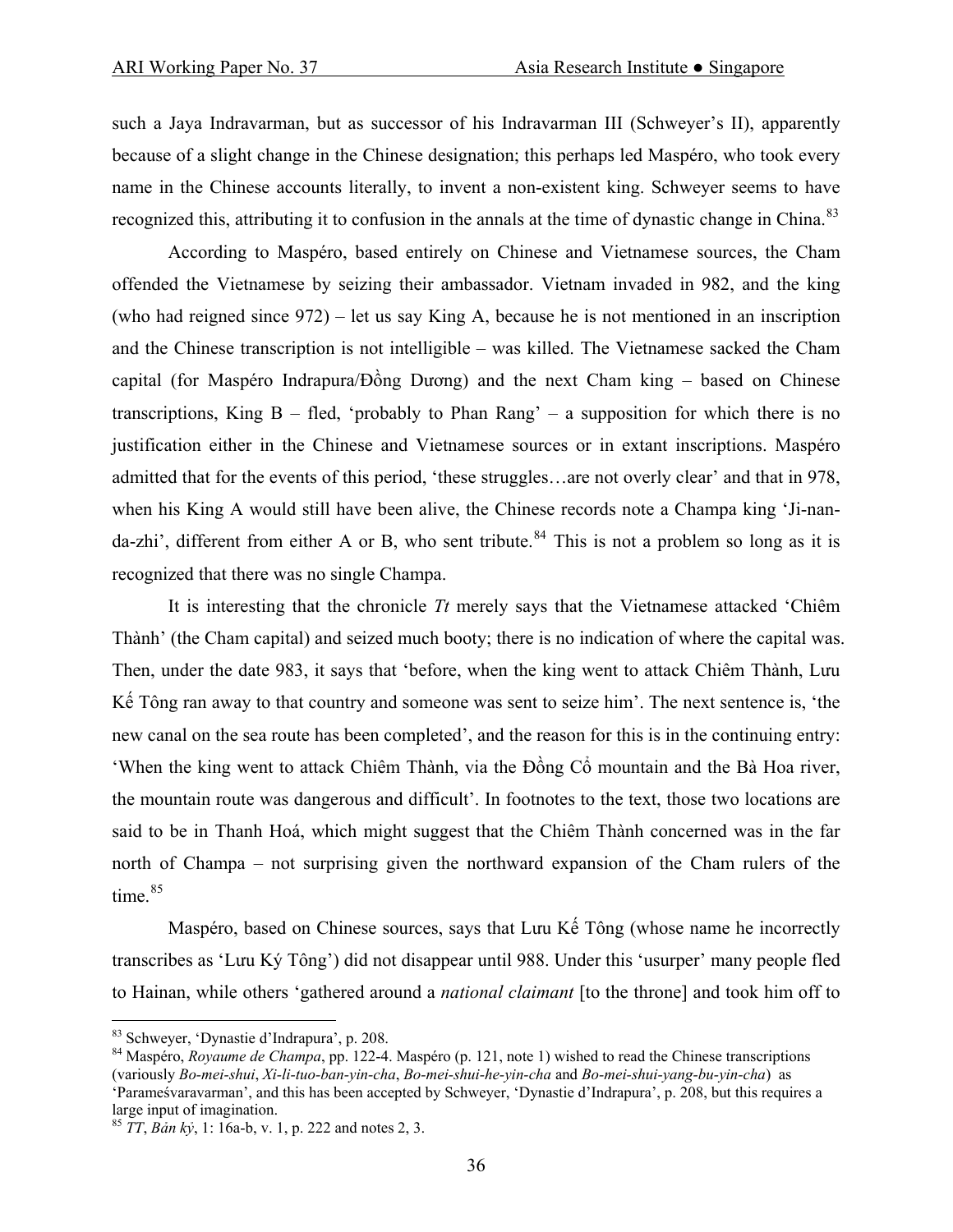such a Jaya Indravarman, but as successor of his Indravarman III (Schweyer's II), apparently because of a slight change in the Chinese designation; this perhaps led Maspéro, who took every name in the Chinese accounts literally, to invent a non-existent king. Schweyer seems to have recognized this, attributing it to confusion in the annals at the time of dynastic change in China.[83]

According to Maspéro, based entirely on Chinese and Vietnamese sources, the Cham offended the Vietnamese by seizing their ambassador. Vietnam invaded in 982, and the king (who had reigned since 972) – let us say King A, because he is not mentioned in an inscription and the Chinese transcription is not intelligible – was killed. The Vietnamese sacked the Cham capital (for Maspéro Indrapura/Đồng Dương) and the next Cham king – based on Chinese transcriptions, King B – fled, 'probably to Phan Rang' – a supposition for which there is no justification either in the Chinese and Vietnamese sources or in extant inscriptions. Maspéro admitted that for the events of this period, 'these struggles…are not overly clear' and that in 978, when his King A would still have been alive, the Chinese records note a Champa king 'Ji-nan-da-zhi', different from either A or B, who sent tribute.[84] This is not a problem so long as it is recognized that there was no single Champa.

It is interesting that the chronicle *Tt* merely says that the Vietnamese attacked 'Chiêm Thành' (the Cham capital) and seized much booty; there is no indication of where the capital was. Then, under the date 983, it says that 'before, when the king went to attack Chiêm Thành, Lưu Kế Tông ran away to that country and someone was sent to seize him'. The next sentence is, 'the new canal on the sea route has been completed', and the reason for this is in the continuing entry: 'When the king went to attack Chiêm Thành, via the Đồng Cổ mountain and the Bà Hoa river, the mountain route was dangerous and difficult'. In footnotes to the text, those two locations are said to be in Thanh Hoá, which might suggest that the Chiêm Thành concerned was in the far north of Champa – not surprising given the northward expansion of the Cham rulers of the time.[85]

Maspéro, based on Chinese sources, says that Lưu Kế Tông (whose name he incorrectly transcribes as 'Lưu Ký Tông') did not disappear until 988. Under this 'usurper' many people fled to Hainan, while others 'gathered around a *national claimant* [to the throne] and took him off to

---

[83] Schweyer, 'Dynastie d'Indrapura', p. 208.

[84] Maspéro, *Royaume de Champa*, pp. 122-4. Maspéro (p. 121, note 1) wished to read the Chinese transcriptions (variously *Bo-mei-shui*, *Xi-li-tuo-ban-yin-cha*, *Bo-mei-shui-he-yin-cha* and *Bo-mei-shui-yang-bu-yin-cha*) as 'Parameśvaravarman', and this has been accepted by Schweyer, 'Dynastie d'Indrapura', p. 208, but this requires a large input of imagination.

[85] *TT*, *Bản kỷ*, 1: 16a-b, v. 1, p. 222 and notes 2, 3.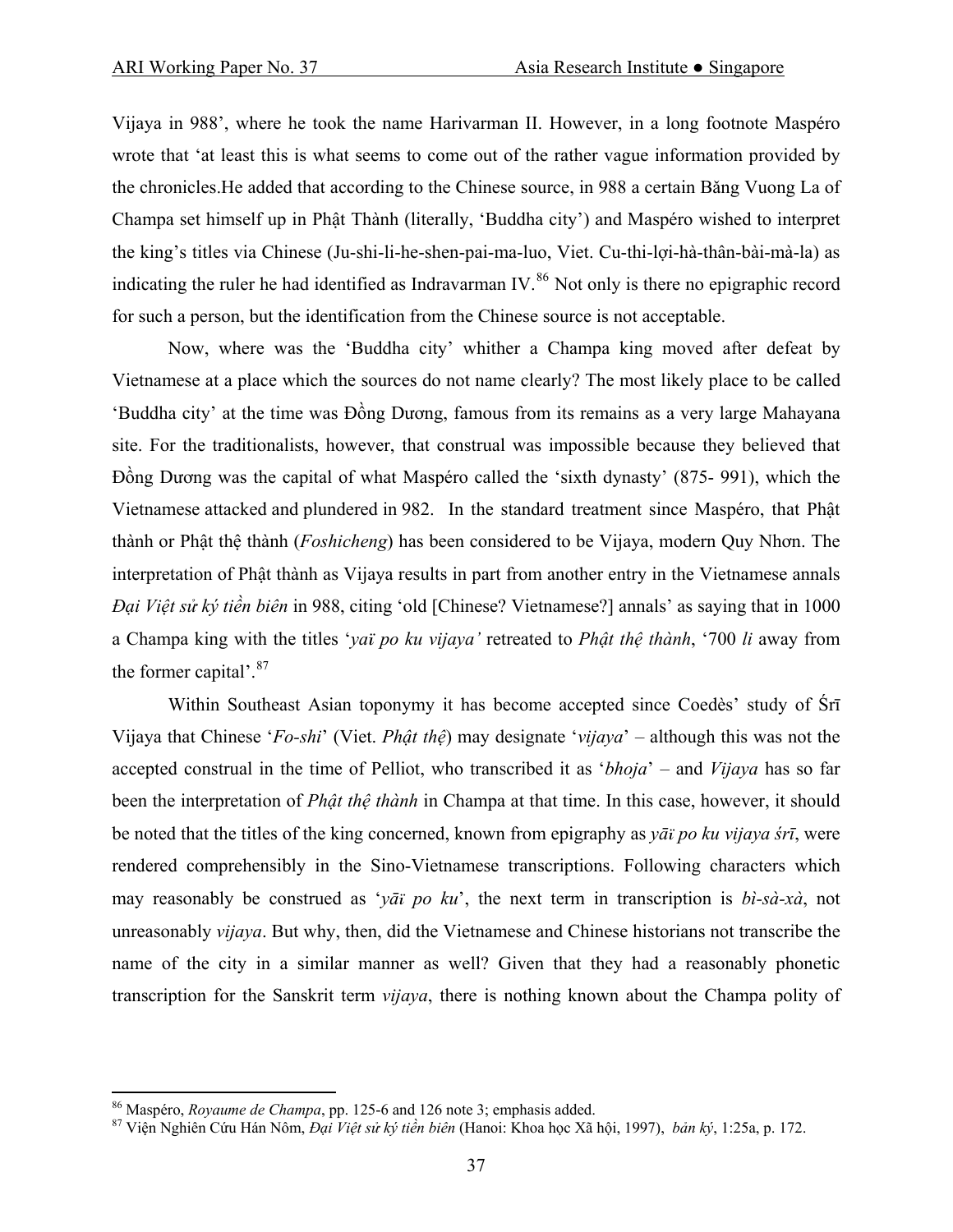Vijaya in 988', where he took the name Harivarman II. However, in a long footnote Maspéro wrote that 'at least this is what seems to come out of the rather vague information provided by the chronicles.He added that according to the Chinese source, in 988 a certain Băng Vuong La of Champa set himself up in Phật Thành (literally, 'Buddha city') and Maspéro wished to interpret the king's titles via Chinese (Ju-shi-li-he-shen-pai-ma-luo, Viet. Cu-thi-lợi-hà-thân-bài-mà-la) as indicating the ruler he had identified as Indravarman IV.[86] Not only is there no epigraphic record for such a person, but the identification from the Chinese source is not acceptable.

Now, where was the 'Buddha city' whither a Champa king moved after defeat by Vietnamese at a place which the sources do not name clearly? The most likely place to be called 'Buddha city' at the time was Đồng Dương, famous from its remains as a very large Mahayana site. For the traditionalists, however, that construal was impossible because they believed that Đồng Dương was the capital of what Maspéro called the 'sixth dynasty' (875- 991), which the Vietnamese attacked and plundered in 982. In the standard treatment since Maspéro, that Phật thành or Phật thệ thành (*Foshicheng*) has been considered to be Vijaya, modern Quy Nhơn. The interpretation of Phật thành as Vijaya results in part from another entry in the Vietnamese annals *Đại Việt sử ký tiền biên* in 988, citing 'old [Chinese? Vietnamese?] annals' as saying that in 1000 a Champa king with the titles '*yaï po ku vijaya'* retreated to *Phật thệ thành*, '700 *li* away from the former capital'.[87]

Within Southeast Asian toponymy it has become accepted since Coedès' study of Śrī Vijaya that Chinese '*Fo-shi*' (Viet. *Phật thệ*) may designate '*vijaya*' – although this was not the accepted construal in the time of Pelliot, who transcribed it as '*bhoja*' – and *Vijaya* has so far been the interpretation of *Phật thệ thành* in Champa at that time. In this case, however, it should be noted that the titles of the king concerned, known from epigraphy as *yāï po ku vijaya śrī*, were rendered comprehensibly in the Sino-Vietnamese transcriptions. Following characters which may reasonably be construed as '*yāï po ku*', the next term in transcription is *bì-sà-xà*, not unreasonably *vijaya*. But why, then, did the Vietnamese and Chinese historians not transcribe the name of the city in a similar manner as well? Given that they had a reasonably phonetic transcription for the Sanskrit term *vijaya*, there is nothing known about the Champa polity of

---

[86] Maspéro, *Royaume de Champa*, pp. 125-6 and 126 note 3; emphasis added.

[87] Viện Nghiên Cứu Hán Nôm, *Đại Việt sử ký tiền biên* (Hanoi: Khoa học Xã hội, 1997), *bản ký*, 1:25a, p. 172.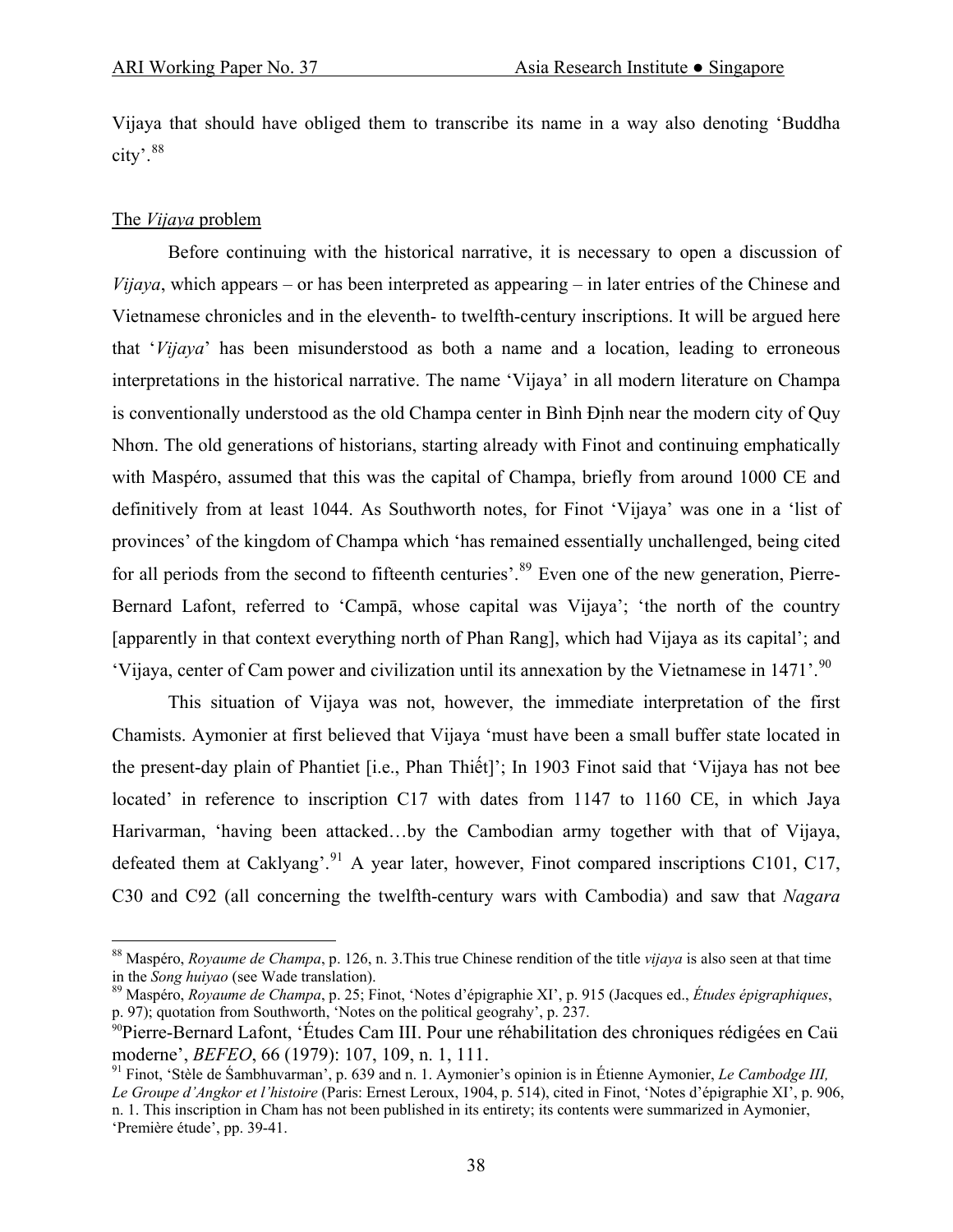Vijaya that should have obliged them to transcribe its name in a way also denoting 'Buddha city'.[88]

## The *Vijaya* problem

Before continuing with the historical narrative, it is necessary to open a discussion of *Vijaya*, which appears – or has been interpreted as appearing – in later entries of the Chinese and Vietnamese chronicles and in the eleventh- to twelfth-century inscriptions. It will be argued here that '*Vijaya*' has been misunderstood as both a name and a location, leading to erroneous interpretations in the historical narrative. The name 'Vijaya' in all modern literature on Champa is conventionally understood as the old Champa center in Bình Định near the modern city of Quy Nhơn. The old generations of historians, starting already with Finot and continuing emphatically with Maspéro, assumed that this was the capital of Champa, briefly from around 1000 CE and definitively from at least 1044. As Southworth notes, for Finot 'Vijaya' was one in a 'list of provinces' of the kingdom of Champa which 'has remained essentially unchallenged, being cited for all periods from the second to fifteenth centuries'.[89] Even one of the new generation, Pierre-Bernard Lafont, referred to 'Campā, whose capital was Vijaya'; 'the north of the country [apparently in that context everything north of Phan Rang], which had Vijaya as its capital'; and 'Vijaya, center of Cam power and civilization until its annexation by the Vietnamese in 1471'.[90]

This situation of Vijaya was not, however, the immediate interpretation of the first Chamists. Aymonier at first believed that Vijaya 'must have been a small buffer state located in the present-day plain of Phantiet [i.e., Phan Thiết]'; In 1903 Finot said that 'Vijaya has not bee located' in reference to inscription C17 with dates from 1147 to 1160 CE, in which Jaya Harivarman, 'having been attacked…by the Cambodian army together with that of Vijaya, defeated them at Caklyang'.[91] A year later, however, Finot compared inscriptions C101, C17, C30 and C92 (all concerning the twelfth-century wars with Cambodia) and saw that *Nagara*

---

[88] Maspéro, *Royaume de Champa*, p. 126, n. 3.This true Chinese rendition of the title *vijaya* is also seen at that time in the *Song huiyao* (see Wade translation).

[89] Maspéro, *Royaume de Champa*, p. 25; Finot, 'Notes d'épigraphie XI', p. 915 (Jacques ed., *Études épigraphiques*, p. 97); quotation from Southworth, 'Notes on the political geograhy', p. 237.

[90] Pierre-Bernard Lafont, 'Études Cam III. Pour une réhabilitation des chroniques rédigées en Caü moderne', *BEFEO*, 66 (1979): 107, 109, n. 1, 111.

[91] Finot, 'Stèle de Śambhuvarman', p. 639 and n. 1. Aymonier's opinion is in Étienne Aymonier, *Le Cambodge III, Le Groupe d'Angkor et l'histoire* (Paris: Ernest Leroux, 1904, p. 514), cited in Finot, 'Notes d'épigraphie XI', p. 906, n. 1. This inscription in Cham has not been published in its entirety; its contents were summarized in Aymonier, 'Première étude', pp. 39-41.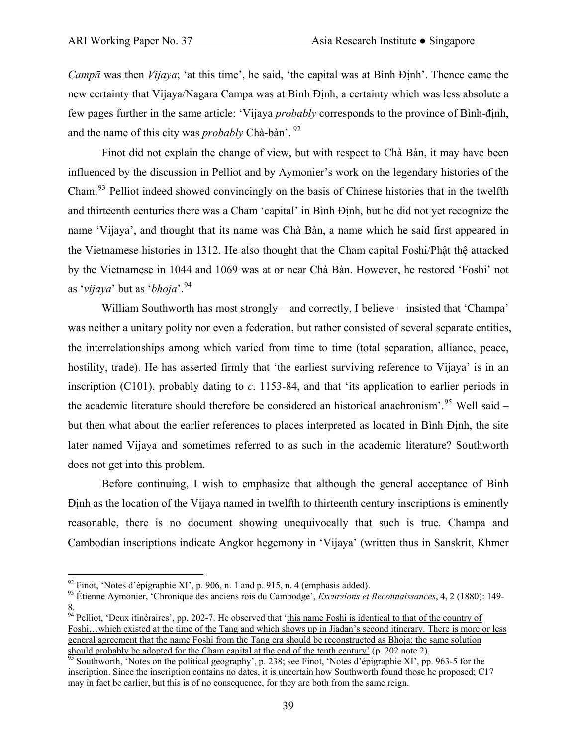*Campā* was then *Vijaya*; 'at this time', he said, 'the capital was at Bình Định'. Thence came the new certainty that Vijaya/Nagara Campa was at Bình Định, a certainty which was less absolute a few pages further in the same article: 'Vijaya *probably* corresponds to the province of Bình-định, and the name of this city was *probably* Chà-bàn'.[92]

Finot did not explain the change of view, but with respect to Chà Bàn, it may have been influenced by the discussion in Pelliot and by Aymonier's work on the legendary histories of the Cham.[93] Pelliot indeed showed convincingly on the basis of Chinese histories that in the twelfth and thirteenth centuries there was a Cham 'capital' in Bình Định, but he did not yet recognize the name 'Vijaya', and thought that its name was Chà Bàn, a name which he said first appeared in the Vietnamese histories in 1312. He also thought that the Cham capital Foshi/Phật thệ attacked by the Vietnamese in 1044 and 1069 was at or near Chà Bàn. However, he restored 'Foshi' not as '*vijaya*' but as '*bhoja*'.[94]

William Southworth has most strongly – and correctly, I believe – insisted that 'Champa' was neither a unitary polity nor even a federation, but rather consisted of several separate entities, the interrelationships among which varied from time to time (total separation, alliance, peace, hostility, trade). He has asserted firmly that 'the earliest surviving reference to Vijaya' is in an inscription (C101), probably dating to *c*. 1153-84, and that 'its application to earlier periods in the academic literature should therefore be considered an historical anachronism'.[95] Well said – but then what about the earlier references to places interpreted as located in Bình Định, the site later named Vijaya and sometimes referred to as such in the academic literature? Southworth does not get into this problem.

Before continuing, I wish to emphasize that although the general acceptance of Bình Định as the location of the Vijaya named in twelfth to thirteenth century inscriptions is eminently reasonable, there is no document showing unequivocally that such is true. Champa and Cambodian inscriptions indicate Angkor hegemony in 'Vijaya' (written thus in Sanskrit, Khmer

---

[92] Finot, 'Notes d'épigraphie XI', p. 906, n. 1 and p. 915, n. 4 (emphasis added).

[93] Étienne Aymonier, 'Chronique des anciens rois du Cambodge', *Excursions et Reconnaissances*, 4, 2 (1880): 149-8.

[94] Pelliot, 'Deux itinéraires', pp. 202-7. He observed that 'this name Foshi is identical to that of the country of Foshi…which existed at the time of the Tang and which shows up in Jiadan's second itinerary. There is more or less general agreement that the name Foshi from the Tang era should be reconstructed as Bhoja; the same solution should probably be adopted for the Cham capital at the end of the tenth century' (p. 202 note 2).

[95] Southworth, 'Notes on the political geography', p. 238; see Finot, 'Notes d'épigraphie XI', pp. 963-5 for the inscription. Since the inscription contains no dates, it is uncertain how Southworth found those he proposed; C17 may in fact be earlier, but this is of no consequence, for they are both from the same reign.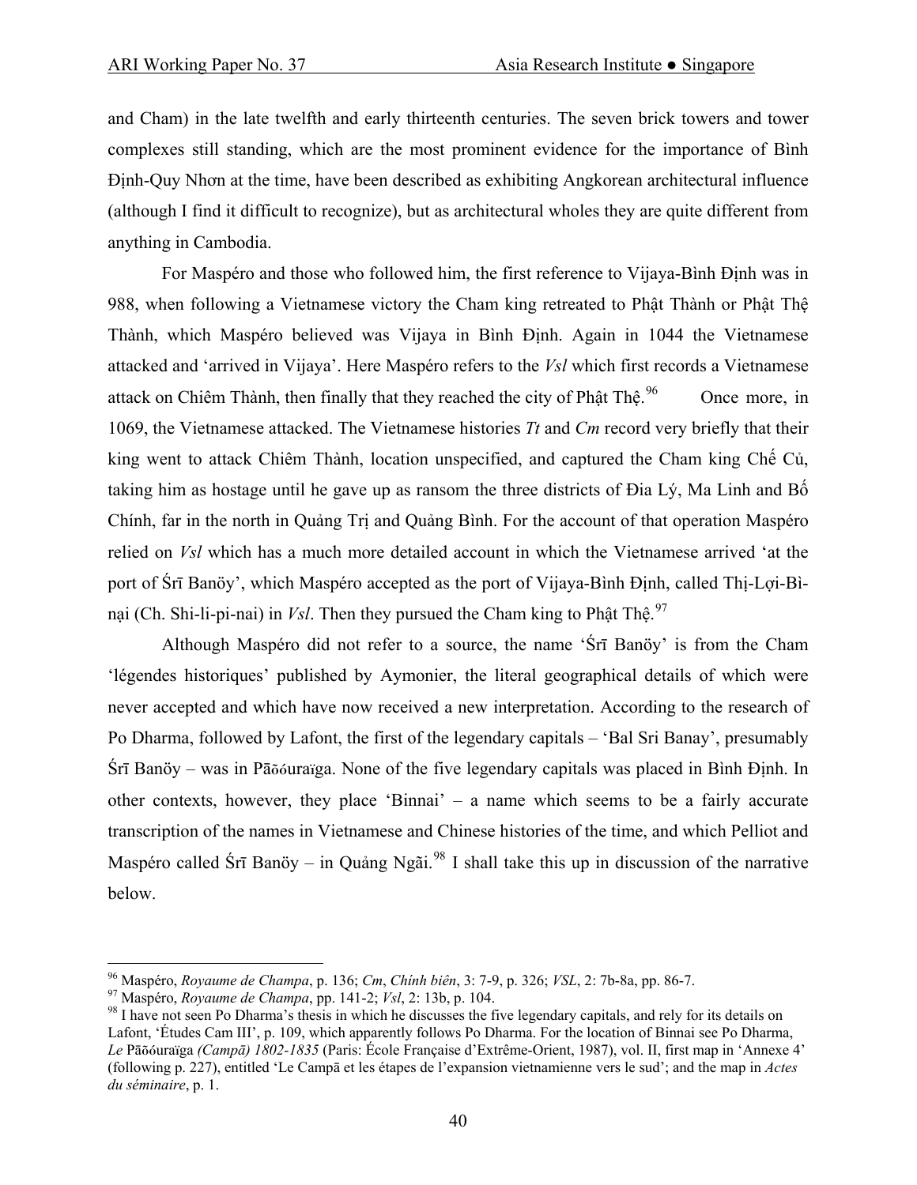and Cham) in the late twelfth and early thirteenth centuries. The seven brick towers and tower complexes still standing, which are the most prominent evidence for the importance of Bình Định-Quy Nhơn at the time, have been described as exhibiting Angkorean architectural influence (although I find it difficult to recognize), but as architectural wholes they are quite different from anything in Cambodia.

For Maspéro and those who followed him, the first reference to Vijaya-Bình Định was in 988, when following a Vietnamese victory the Cham king retreated to Phật Thành or Phật Thệ Thành, which Maspéro believed was Vijaya in Bình Định. Again in 1044 the Vietnamese attacked and 'arrived in Vijaya'. Here Maspéro refers to the *Vsl* which first records a Vietnamese attack on Chiêm Thành, then finally that they reached the city of Phật Thệ.[96] Once more, in 1069, the Vietnamese attacked. The Vietnamese histories *Tt* and *Cm* record very briefly that their king went to attack Chiêm Thành, location unspecified, and captured the Cham king Chế Củ, taking him as hostage until he gave up as ransom the three districts of Đia Lý, Ma Linh and Bố Chính, far in the north in Quảng Trị and Quảng Bình. For the account of that operation Maspéro relied on *Vsl* which has a much more detailed account in which the Vietnamese arrived 'at the port of Śrī Banöy', which Maspéro accepted as the port of Vijaya-Bình Định, called Thị-Lợi-Bì-nại (Ch. Shi-li-pi-nai) in *Vsl*. Then they pursued the Cham king to Phật Thệ.[97]

Although Maspéro did not refer to a source, the name 'Śrī Banöy' is from the Cham 'légendes historiques' published by Aymonier, the literal geographical details of which were never accepted and which have now received a new interpretation. According to the research of Po Dharma, followed by Lafont, the first of the legendary capitals – 'Bal Sri Banay', presumably Śrī Banöy – was in Pāṇḍuraṅga. None of the five legendary capitals was placed in Bình Định. In other contexts, however, they place 'Binnai' – a name which seems to be a fairly accurate transcription of the names in Vietnamese and Chinese histories of the time, and which Pelliot and Maspéro called Śrī Banöy – in Quảng Ngãi.[98] I shall take this up in discussion of the narrative below.

---

[96] Maspéro, *Royaume de Champa*, p. 136; *Cm*, *Chính biên*, 3: 7-9, p. 326; *VSL*, 2: 7b-8a, pp. 86-7.

[97] Maspéro, *Royaume de Champa*, pp. 141-2; *Vsl*, 2: 13b, p. 104.

[98] I have not seen Po Dharma's thesis in which he discusses the five legendary capitals, and rely for its details on Lafont, 'Études Cam III', p. 109, which apparently follows Po Dharma. For the location of Binnai see Po Dharma, *Le* Pāṇḍuraṅga *(Campā) 1802-1835* (Paris: École Française d'Extrême-Orient, 1987), vol. II, first map in 'Annexe 4' (following p. 227), entitled 'Le Campā et les étapes de l'expansion vietnamienne vers le sud'; and the map in *Actes du séminaire*, p. 1.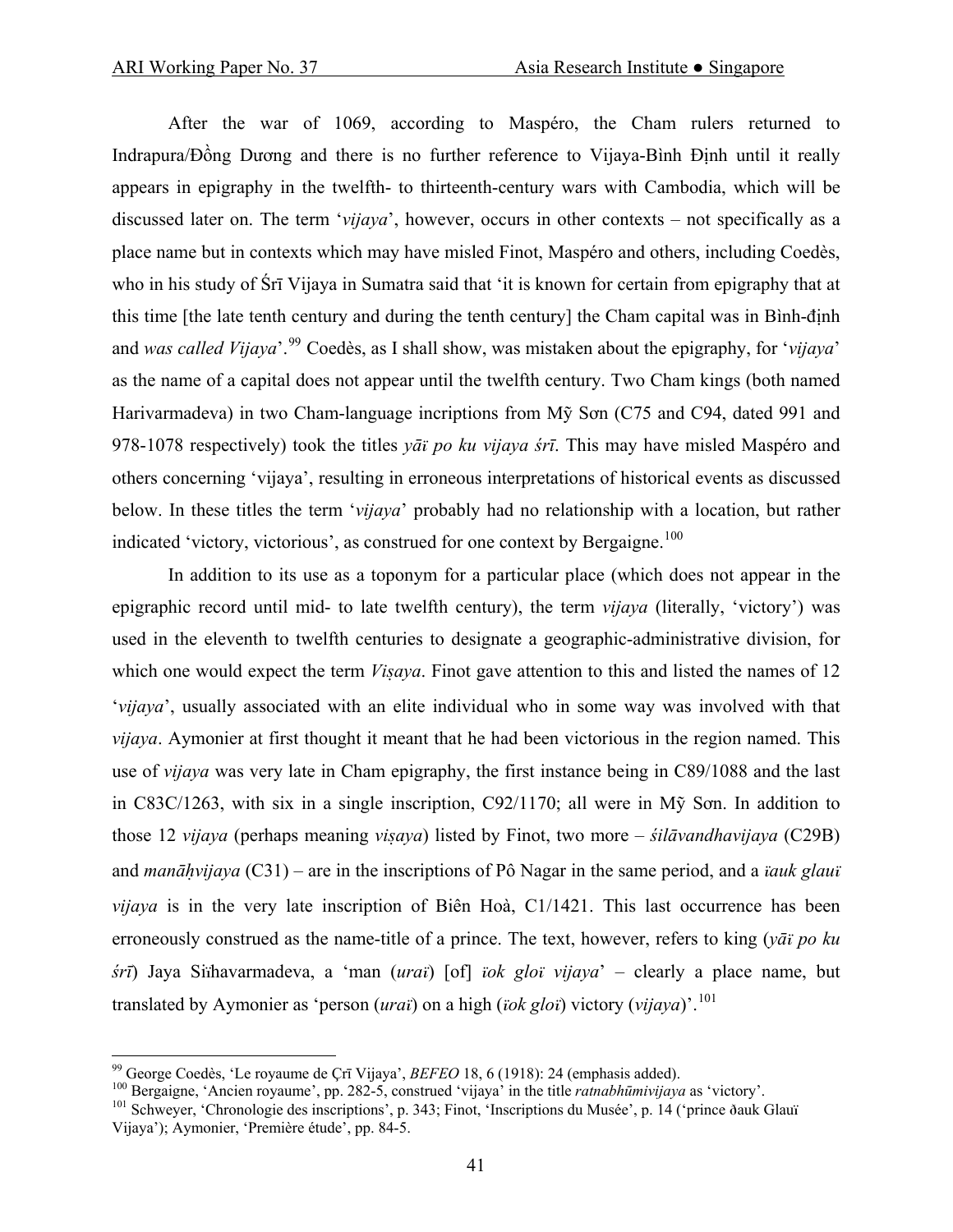After the war of 1069, according to Maspéro, the Cham rulers returned to Indrapura/Đồng Dương and there is no further reference to Vijaya-Bình Định until it really appears in epigraphy in the twelfth- to thirteenth-century wars with Cambodia, which will be discussed later on. The term '*vijaya*', however, occurs in other contexts – not specifically as a place name but in contexts which may have misled Finot, Maspéro and others, including Coedès, who in his study of Śrī Vijaya in Sumatra said that 'it is known for certain from epigraphy that at this time [the late tenth century and during the tenth century] the Cham capital was in Bình-định and *was called Vijaya*'.[99] Coedès, as I shall show, was mistaken about the epigraphy, for '*vijaya*' as the name of a capital does not appear until the twelfth century. Two Cham kings (both named Harivarmadeva) in two Cham-language incriptions from Mỹ Sơn (C75 and C94, dated 991 and 978-1078 respectively) took the titles *yāï po ku vijaya śrī*. This may have misled Maspéro and others concerning 'vijaya', resulting in erroneous interpretations of historical events as discussed below. In these titles the term '*vijaya*' probably had no relationship with a location, but rather indicated 'victory, victorious', as construed for one context by Bergaigne.[100]

In addition to its use as a toponym for a particular place (which does not appear in the epigraphic record until mid- to late twelfth century), the term *vijaya* (literally, 'victory') was used in the eleventh to twelfth centuries to designate a geographic-administrative division, for which one would expect the term *Viṣaya*. Finot gave attention to this and listed the names of 12 '*vijaya*', usually associated with an elite individual who in some way was involved with that *vijaya*. Aymonier at first thought it meant that he had been victorious in the region named. This use of *vijaya* was very late in Cham epigraphy, the first instance being in C89/1088 and the last in C83C/1263, with six in a single inscription, C92/1170; all were in Mỹ Sơn. In addition to those 12 *vijaya* (perhaps meaning *viṣaya*) listed by Finot, two more – *śilāvandhavijaya* (C29B) and *manāḥvijaya* (C31) – are in the inscriptions of Pô Nagar in the same period, and a *ïauk glauï vijaya* is in the very late inscription of Biên Hoà, C1/1421. This last occurrence has been erroneously construed as the name-title of a prince. The text, however, refers to king (*yāï po ku śrī*) Jaya Siṁhavarmadeva, a 'man (*uraï*) [of] *ïok gloï vijaya*' – clearly a place name, but translated by Aymonier as 'person (*uraï*) on a high (*ïok gloï*) victory (*vijaya*)'.[101]

---

[99] George Coedès, 'Le royaume de Çrī Vijaya', *BEFEO* 18, 6 (1918): 24 (emphasis added).

[100] Bergaigne, 'Ancien royaume', pp. 282-5, construed 'vijaya' in the title *ratnabhūmivijaya* as 'victory'.

[101] Schweyer, 'Chronologie des inscriptions', p. 343; Finot, 'Inscriptions du Musée', p. 14 ('prince ðauk Glauï Vijaya'); Aymonier, 'Première étude', pp. 84-5.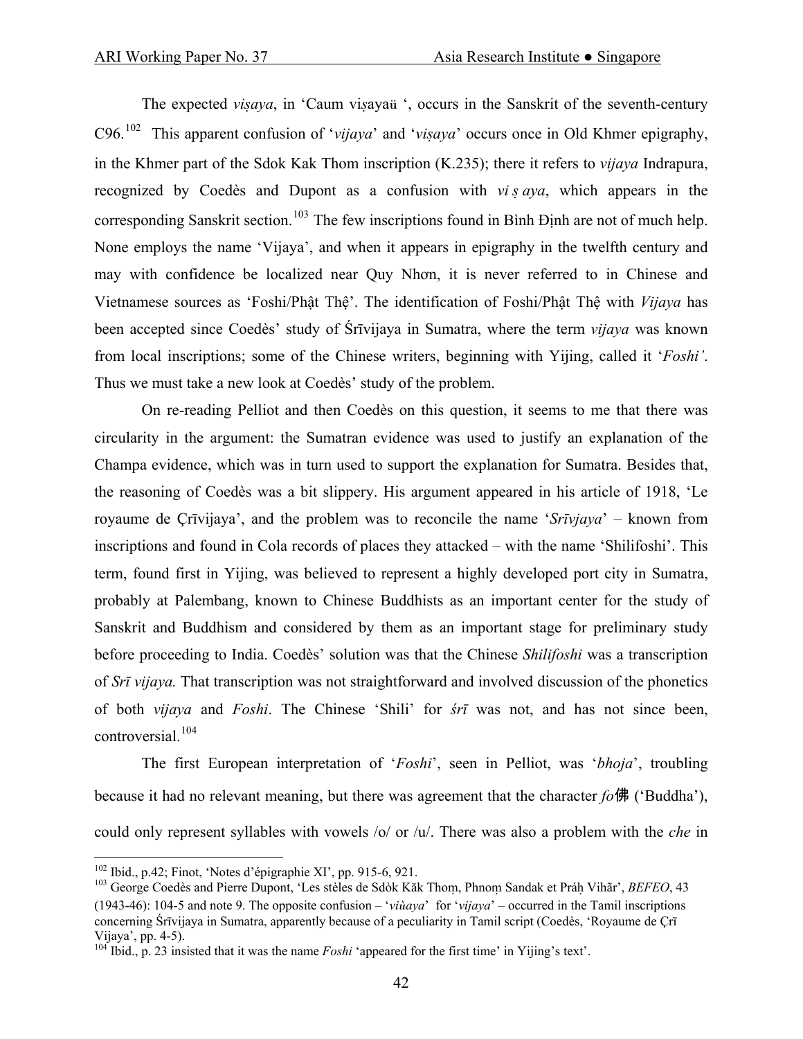The expected *viṣaya*, in 'Caum viṣayaü ', occurs in the Sanskrit of the seventh-century C96.[102] This apparent confusion of '*vijaya*' and '*viṣaya*' occurs once in Old Khmer epigraphy, in the Khmer part of the Sdok Kak Thom inscription (K.235); there it refers to *vijaya* Indrapura, recognized by Coedès and Dupont as a confusion with *vi ṣ aya*, which appears in the corresponding Sanskrit section.[103] The few inscriptions found in Bình Định are not of much help. None employs the name 'Vijaya', and when it appears in epigraphy in the twelfth century and may with confidence be localized near Quy Nhơn, it is never referred to in Chinese and Vietnamese sources as 'Foshi/Phật Thệ'. The identification of Foshi/Phật Thệ with *Vijaya* has been accepted since Coedès' study of Śrīvijaya in Sumatra, where the term *vijaya* was known from local inscriptions; some of the Chinese writers, beginning with Yijing, called it '*Foshi'*. Thus we must take a new look at Coedès' study of the problem.

On re-reading Pelliot and then Coedès on this question, it seems to me that there was circularity in the argument: the Sumatran evidence was used to justify an explanation of the Champa evidence, which was in turn used to support the explanation for Sumatra. Besides that, the reasoning of Coedès was a bit slippery. His argument appeared in his article of 1918, 'Le royaume de Çrīvijaya', and the problem was to reconcile the name '*Srīvjaya*' – known from inscriptions and found in Cola records of places they attacked – with the name 'Shilifoshi'. This term, found first in Yijing, was believed to represent a highly developed port city in Sumatra, probably at Palembang, known to Chinese Buddhists as an important center for the study of Sanskrit and Buddhism and considered by them as an important stage for preliminary study before proceeding to India. Coedès' solution was that the Chinese *Shilifoshi* was a transcription of *Srī vijaya.* That transcription was not straightforward and involved discussion of the phonetics of both *vijaya* and *Foshi*. The Chinese 'Shili' for *śrī* was not, and has not since been, controversial.[104]

The first European interpretation of '*Foshi*', seen in Pelliot, was '*bhoja*', troubling because it had no relevant meaning, but there was agreement that the character *fo*佛 ('Buddha'), could only represent syllables with vowels /o/ or /u/. There was also a problem with the *che* in

---

[102] Ibid., p.42; Finot, 'Notes d'épigraphie XI', pp. 915-6, 921.

[103] George Coedès and Pierre Dupont, 'Les stèles de Sdòk Kăk Thoṃ, Phnoṃ Sandak et Práḥ Vihãr', *BEFEO*, 43 (1943-46): 104-5 and note 9. The opposite confusion – '*viùaya*' for '*vijaya*' – occurred in the Tamil inscriptions concerning Śrīvijaya in Sumatra, apparently because of a peculiarity in Tamil script (Coedès, 'Royaume de Çrī Vijaya', pp. 4-5).

[104] Ibid., p. 23 insisted that it was the name *Foshi* 'appeared for the first time' in Yijing's text'.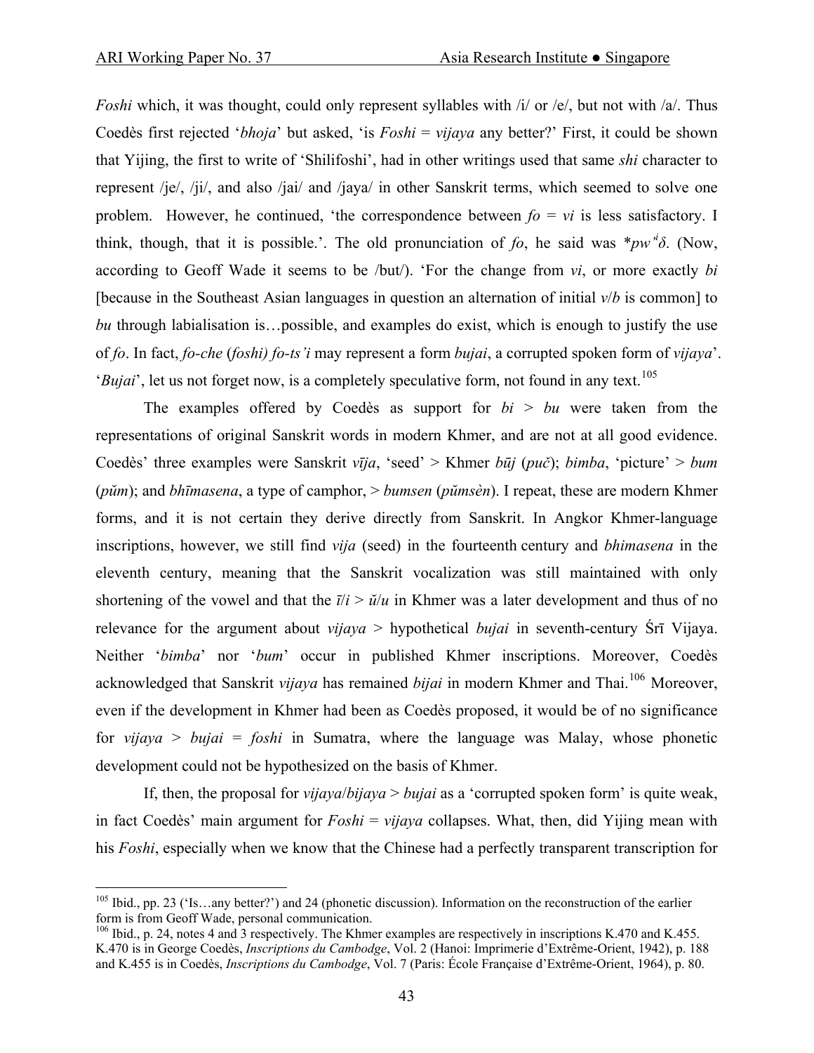*Foshi* which, it was thought, could only represent syllables with /i/ or /e/, but not with /a/. Thus Coedès first rejected '*bhoja*' but asked, 'is *Foshi* = *vijaya* any better?' First, it could be shown that Yijing, the first to write of 'Shilifoshi', had in other writings used that same *shi* character to represent /je/, /ji/, and also /jai/ and /jaya/ in other Sanskrit terms, which seemed to solve one problem. However, he continued, 'the correspondence between *fo* = *vi* is less satisfactory. I think, though, that it is possible.'. The old pronunciation of *fo*, he said was *$pw^{\prime i}\delta$. (Now, according to Geoff Wade it seems to be /but/). 'For the change from *vi*, or more exactly *bi* [because in the Southeast Asian languages in question an alternation of initial *v*/*b* is common] to *bu* through labialisation is…possible, and examples do exist, which is enough to justify the use of *fo*. In fact, *fo-che* (*foshi) fo-ts'i* may represent a form *bujai*, a corrupted spoken form of *vijaya*'. '*Bujai*', let us not forget now, is a completely speculative form, not found in any text.[105]

The examples offered by Coedès as support for *bi* > *bu* were taken from the representations of original Sanskrit words in modern Khmer, and are not at all good evidence. Coedès' three examples were Sanskrit *vīja*, 'seed' > Khmer *būj* (*puč*); *bimba*, 'picture' > *bum* (*pŭm*); and *bhīmasena*, a type of camphor, > *bumsen* (*pŭmsèn*). I repeat, these are modern Khmer forms, and it is not certain they derive directly from Sanskrit. In Angkor Khmer-language inscriptions, however, we still find *vija* (seed) in the fourteenth century and *bhimasena* in the eleventh century, meaning that the Sanskrit vocalization was still maintained with only shortening of the vowel and that the *ī*/*i* > *ŭ*/*u* in Khmer was a later development and thus of no relevance for the argument about *vijaya* > hypothetical *bujai* in seventh-century Śrī Vijaya. Neither '*bimba*' nor '*bum*' occur in published Khmer inscriptions. Moreover, Coedès acknowledged that Sanskrit *vijaya* has remained *bijai* in modern Khmer and Thai.[106] Moreover, even if the development in Khmer had been as Coedès proposed, it would be of no significance for *vijaya* > *bujai* = *foshi* in Sumatra, where the language was Malay, whose phonetic development could not be hypothesized on the basis of Khmer.

If, then, the proposal for *vijaya*/*bijaya* > *bujai* as a 'corrupted spoken form' is quite weak, in fact Coedès' main argument for *Foshi* = *vijaya* collapses. What, then, did Yijing mean with his *Foshi*, especially when we know that the Chinese had a perfectly transparent transcription for

---

[105] Ibid., pp. 23 ('Is…any better?') and 24 (phonetic discussion). Information on the reconstruction of the earlier form is from Geoff Wade, personal communication.

[106] Ibid., p. 24, notes 4 and 3 respectively. The Khmer examples are respectively in inscriptions K.470 and K.455. K.470 is in George Coedès, *Inscriptions du Cambodge*, Vol. 2 (Hanoi: Imprimerie d'Extrême-Orient, 1942), p. 188 and K.455 is in Coedès, *Inscriptions du Cambodge*, Vol. 7 (Paris: École Française d'Extrême-Orient, 1964), p. 80.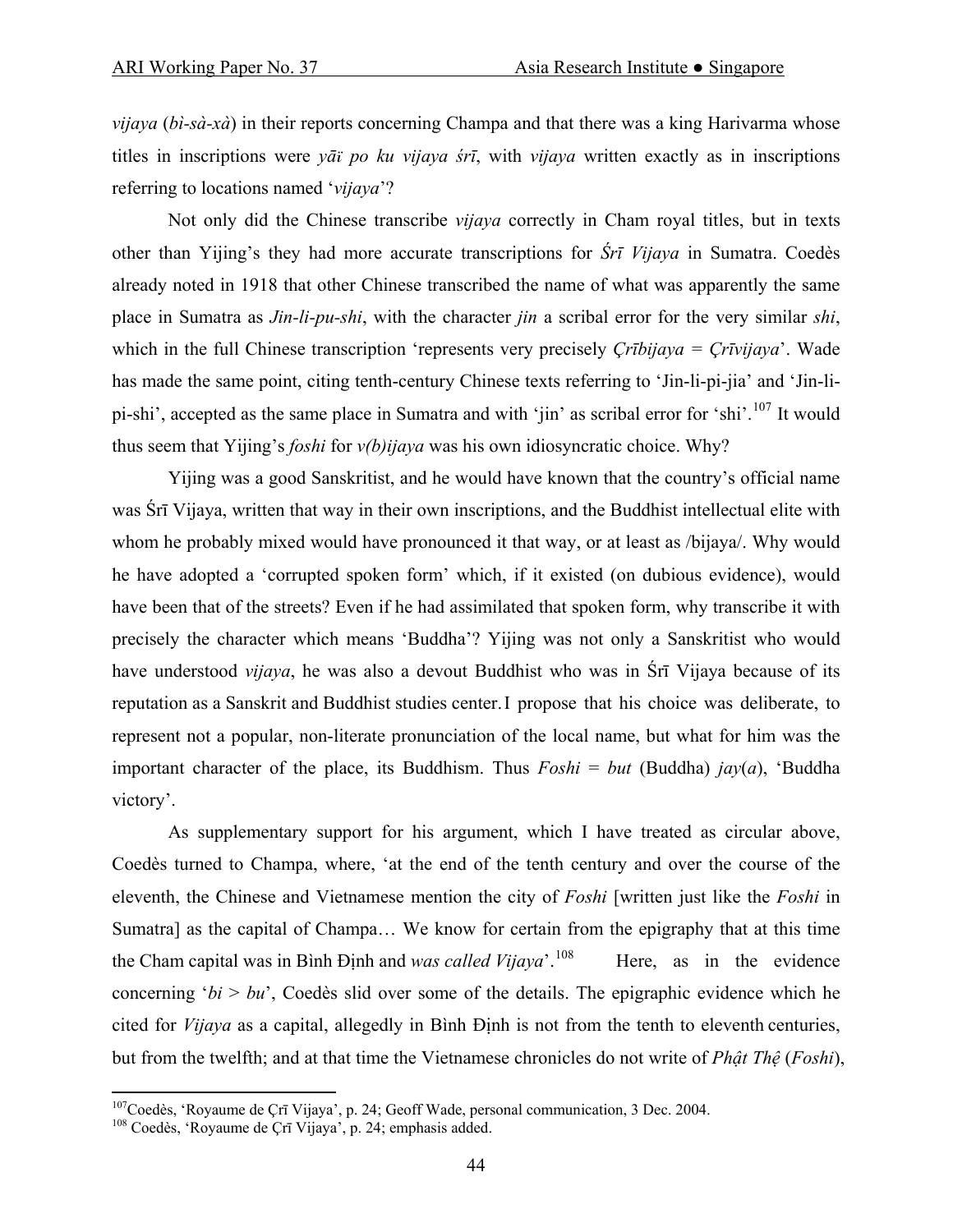*vijaya* (*bì-sà-xà*) in their reports concerning Champa and that there was a king Harivarma whose titles in inscriptions were *yāï po ku vijaya śrī*, with *vijaya* written exactly as in inscriptions referring to locations named '*vijaya*'?

Not only did the Chinese transcribe *vijaya* correctly in Cham royal titles, but in texts other than Yijing's they had more accurate transcriptions for *Śrī Vijaya* in Sumatra. Coedès already noted in 1918 that other Chinese transcribed the name of what was apparently the same place in Sumatra as *Jin-li-pu-shi*, with the character *jin* a scribal error for the very similar *shi*, which in the full Chinese transcription 'represents very precisely *Çrībijaya = Çrīvijaya*'. Wade has made the same point, citing tenth-century Chinese texts referring to 'Jin-li-pi-jia' and 'Jin-li-pi-shi', accepted as the same place in Sumatra and with 'jin' as scribal error for 'shi'.[107] It would thus seem that Yijing's *foshi* for *v(b)ijaya* was his own idiosyncratic choice. Why?

Yijing was a good Sanskritist, and he would have known that the country's official name was Śrī Vijaya, written that way in their own inscriptions, and the Buddhist intellectual elite with whom he probably mixed would have pronounced it that way, or at least as /bijaya/. Why would he have adopted a 'corrupted spoken form' which, if it existed (on dubious evidence), would have been that of the streets? Even if he had assimilated that spoken form, why transcribe it with precisely the character which means 'Buddha'? Yijing was not only a Sanskritist who would have understood *vijaya*, he was also a devout Buddhist who was in Śrī Vijaya because of its reputation as a Sanskrit and Buddhist studies center. I propose that his choice was deliberate, to represent not a popular, non-literate pronunciation of the local name, but what for him was the important character of the place, its Buddhism. Thus *Foshi* = *but* (Buddha) *jay*(*a*), 'Buddha victory'.

As supplementary support for his argument, which I have treated as circular above, Coedès turned to Champa, where, 'at the end of the tenth century and over the course of the eleventh, the Chinese and Vietnamese mention the city of *Foshi* [written just like the *Foshi* in Sumatra] as the capital of Champa… We know for certain from the epigraphy that at this time the Cham capital was in Bình Định and *was called Vijaya*'.[108] Here, as in the evidence concerning '*bi* > *bu*', Coedès slid over some of the details. The epigraphic evidence which he cited for *Vijaya* as a capital, allegedly in Bình Định is not from the tenth to eleventh centuries, but from the twelfth; and at that time the Vietnamese chronicles do not write of *Phật Thệ* (*Foshi*),

---

[107] Coedès, 'Royaume de Çrī Vijaya', p. 24; Geoff Wade, personal communication, 3 Dec. 2004.

[108] Coedès, 'Royaume de Çrī Vijaya', p. 24; emphasis added.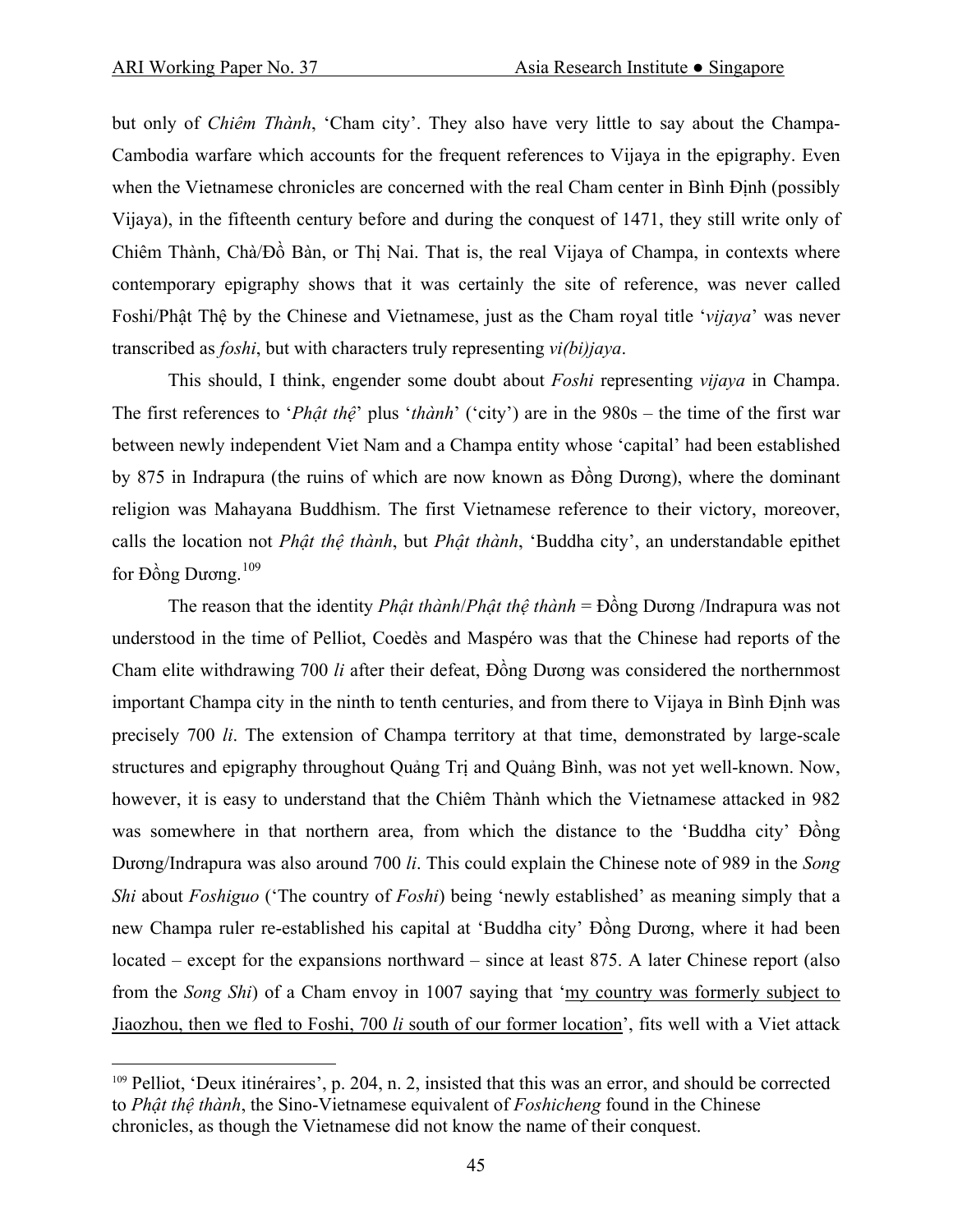but only of *Chiêm Thành*, 'Cham city'. They also have very little to say about the Champa-Cambodia warfare which accounts for the frequent references to Vijaya in the epigraphy. Even when the Vietnamese chronicles are concerned with the real Cham center in Bình Định (possibly Vijaya), in the fifteenth century before and during the conquest of 1471, they still write only of Chiêm Thành, Chà/Đồ Bàn, or Thị Nai. That is, the real Vijaya of Champa, in contexts where contemporary epigraphy shows that it was certainly the site of reference, was never called Foshi/Phật Thệ by the Chinese and Vietnamese, just as the Cham royal title '*vijaya*' was never transcribed as *foshi*, but with characters truly representing *vi(bi)jaya*.

This should, I think, engender some doubt about *Foshi* representing *vijaya* in Champa. The first references to '*Phật thệ*' plus '*thành*' ('city') are in the 980s – the time of the first war between newly independent Viet Nam and a Champa entity whose 'capital' had been established by 875 in Indrapura (the ruins of which are now known as Đồng Dương), where the dominant religion was Mahayana Buddhism. The first Vietnamese reference to their victory, moreover, calls the location not *Phật thệ thành*, but *Phật thành*, 'Buddha city', an understandable epithet for Đồng Dương.[109]

The reason that the identity *Phật thành*/*Phật thệ thành* = Đồng Dương /Indrapura was not understood in the time of Pelliot, Coedès and Maspéro was that the Chinese had reports of the Cham elite withdrawing 700 *li* after their defeat, Đồng Dương was considered the northernmost important Champa city in the ninth to tenth centuries, and from there to Vijaya in Bình Định was precisely 700 *li*. The extension of Champa territory at that time, demonstrated by large-scale structures and epigraphy throughout Quảng Trị and Quảng Bình, was not yet well-known. Now, however, it is easy to understand that the Chiêm Thành which the Vietnamese attacked in 982 was somewhere in that northern area, from which the distance to the 'Buddha city' Đồng Dương/Indrapura was also around 700 *li*. This could explain the Chinese note of 989 in the *Song Shi* about *Foshiguo* ('The country of *Foshi*) being 'newly established' as meaning simply that a new Champa ruler re-established his capital at 'Buddha city' Đồng Dương, where it had been located – except for the expansions northward – since at least 875. A later Chinese report (also from the *Song Shi*) of a Cham envoy in 1007 saying that '<u>my country was formerly subject to Jiaozhou, then we fled to Foshi, 700 *li* south of our former location</u>', fits well with a Viet attack

---

[109] Pelliot, 'Deux itinéraires', p. 204, n. 2, insisted that this was an error, and should be corrected to *Phật thệ thành*, the Sino-Vietnamese equivalent of *Foshicheng* found in the Chinese chronicles, as though the Vietnamese did not know the name of their conquest.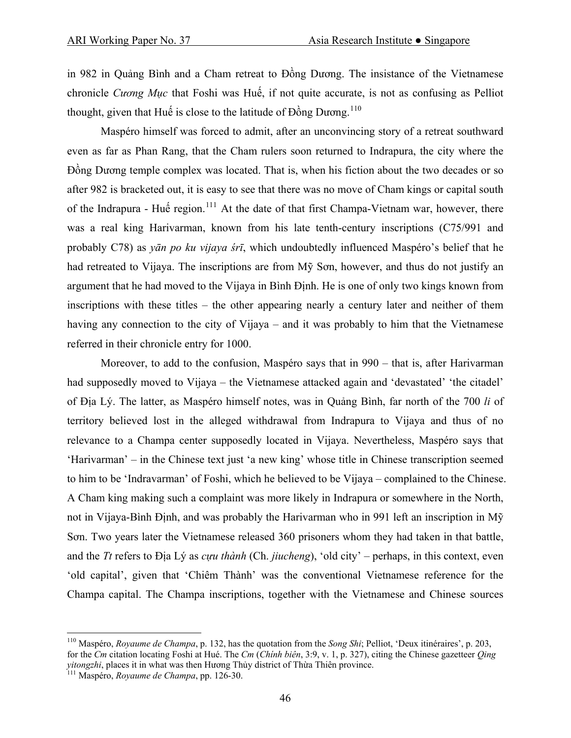in 982 in Quảng Bình and a Cham retreat to Đồng Dương. The insistance of the Vietnamese chronicle *Cương Mục* that Foshi was Huế, if not quite accurate, is not as confusing as Pelliot thought, given that Huế is close to the latitude of Đồng Dương.[110]

Maspéro himself was forced to admit, after an unconvincing story of a retreat southward even as far as Phan Rang, that the Cham rulers soon returned to Indrapura, the city where the Đồng Dương temple complex was located. That is, when his fiction about the two decades or so after 982 is bracketed out, it is easy to see that there was no move of Cham kings or capital south of the Indrapura - Huế region.[111] At the date of that first Champa-Vietnam war, however, there was a real king Harivarman, known from his late tenth-century inscriptions (C75/991 and probably C78) as *yān po ku vijaya śrī*, which undoubtedly influenced Maspéro's belief that he had retreated to Vijaya. The inscriptions are from Mỹ Sơn, however, and thus do not justify an argument that he had moved to the Vijaya in Bình Định. He is one of only two kings known from inscriptions with these titles – the other appearing nearly a century later and neither of them having any connection to the city of Vijaya – and it was probably to him that the Vietnamese referred in their chronicle entry for 1000.

Moreover, to add to the confusion, Maspéro says that in 990 – that is, after Harivarman had supposedly moved to Vijaya – the Vietnamese attacked again and 'devastated' 'the citadel' of Địa Lý. The latter, as Maspéro himself notes, was in Quảng Bình, far north of the 700 *li* of territory believed lost in the alleged withdrawal from Indrapura to Vijaya and thus of no relevance to a Champa center supposedly located in Vijaya. Nevertheless, Maspéro says that 'Harivarman' – in the Chinese text just 'a new king' whose title in Chinese transcription seemed to him to be 'Indravarman' of Foshi, which he believed to be Vijaya – complained to the Chinese. A Cham king making such a complaint was more likely in Indrapura or somewhere in the North, not in Vijaya-Bình Định, and was probably the Harivarman who in 991 left an inscription in Mỹ Sơn. Two years later the Vietnamese released 360 prisoners whom they had taken in that battle, and the *Tt* refers to Địa Lý as *cựu thành* (Ch. *jiucheng*), 'old city' – perhaps, in this context, even 'old capital', given that 'Chiêm Thành' was the conventional Vietnamese reference for the Champa capital. The Champa inscriptions, together with the Vietnamese and Chinese sources

---

[110] Maspéro, *Royaume de Champa*, p. 132, has the quotation from the *Song Shi*; Pelliot, 'Deux itinéraires', p. 203, for the *Cm* citation locating Foshi at Hué. The *Cm* (*Chính biên*, 3:9, v. 1, p. 327), citing the Chinese gazetteer *Qing yitongzhi*, places it in what was then Hương Thủy district of Thừa Thiên province.

[111] Maspéro, *Royaume de Champa*, pp. 126-30.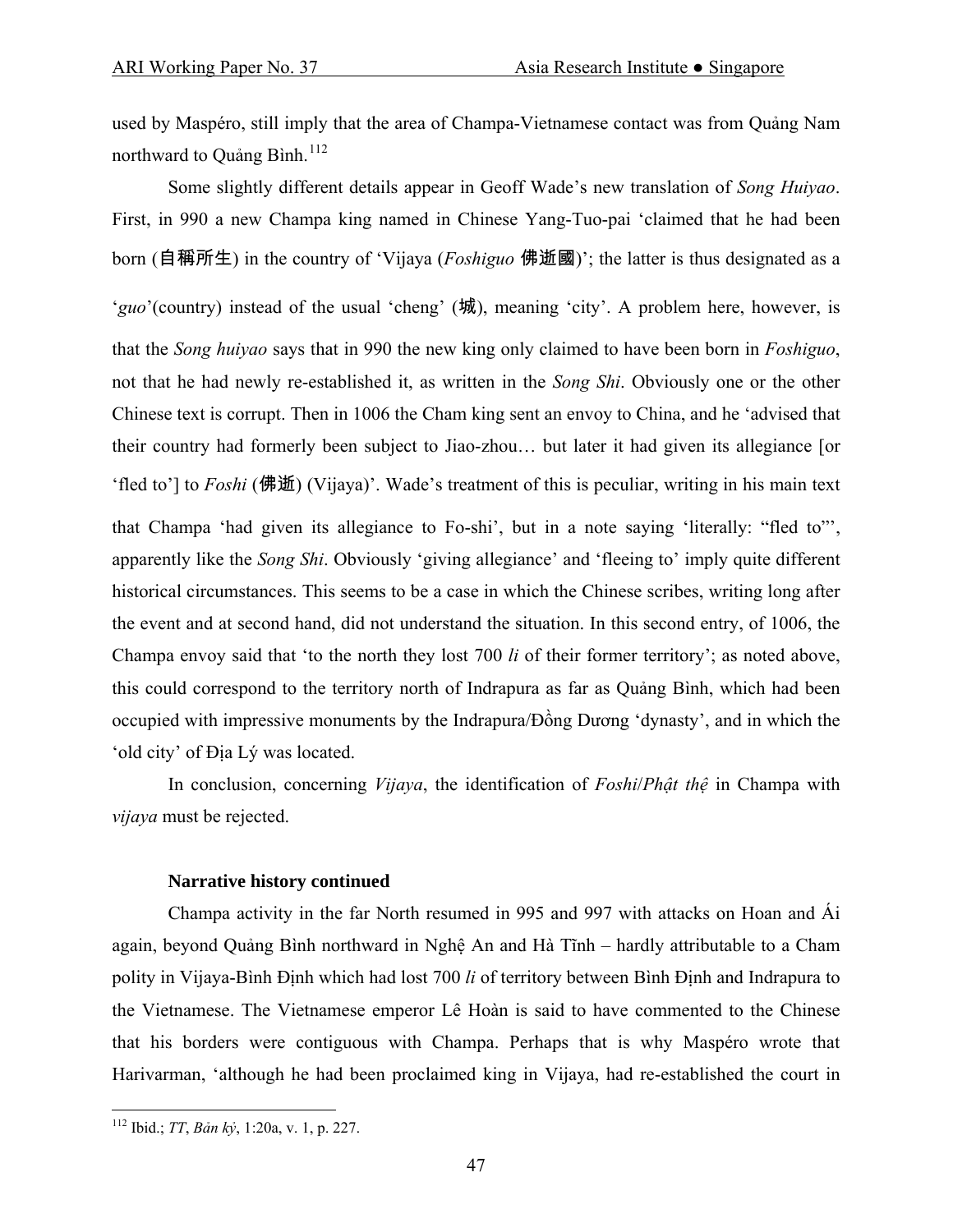used by Maspéro, still imply that the area of Champa-Vietnamese contact was from Quảng Nam northward to Quảng Bình.[112]

Some slightly different details appear in Geoff Wade's new translation of *Song Huiyao*. First, in 990 a new Champa king named in Chinese Yang-Tuo-pai 'claimed that he had been born (自稱所生) in the country of 'Vijaya (*Foshiguo* 佛逝國)'; the latter is thus designated as a '*guo*'(country) instead of the usual 'cheng' (城), meaning 'city'. A problem here, however, is that the *Song huiyao* says that in 990 the new king only claimed to have been born in *Foshiguo*, not that he had newly re-established it, as written in the *Song Shi*. Obviously one or the other Chinese text is corrupt. Then in 1006 the Cham king sent an envoy to China, and he 'advised that their country had formerly been subject to Jiao-zhou… but later it had given its allegiance [or 'fled to'] to *Foshi* (佛逝) (Vijaya)'. Wade's treatment of this is peculiar, writing in his main text that Champa 'had given its allegiance to Fo-shi', but in a note saying 'literally: "fled to"', apparently like the *Song Shi*. Obviously 'giving allegiance' and 'fleeing to' imply quite different historical circumstances. This seems to be a case in which the Chinese scribes, writing long after the event and at second hand, did not understand the situation. In this second entry, of 1006, the Champa envoy said that 'to the north they lost 700 *li* of their former territory'; as noted above, this could correspond to the territory north of Indrapura as far as Quảng Bình, which had been occupied with impressive monuments by the Indrapura/Đồng Dương 'dynasty', and in which the 'old city' of Địa Lý was located.

In conclusion, concerning *Vijaya*, the identification of *Foshi*/*Phật thệ* in Champa with *vijaya* must be rejected.

**Narrative history continued**

Champa activity in the far North resumed in 995 and 997 with attacks on Hoan and Ái again, beyond Quảng Bình northward in Nghệ An and Hà Tĩnh – hardly attributable to a Cham polity in Vijaya-Bình Định which had lost 700 *li* of territory between Bình Định and Indrapura to the Vietnamese. The Vietnamese emperor Lê Hoàn is said to have commented to the Chinese that his borders were contiguous with Champa. Perhaps that is why Maspéro wrote that Harivarman, 'although he had been proclaimed king in Vijaya, had re-established the court in

[112] Ibid.; *TT*, *Bản kỷ*, 1:20a, v. 1, p. 227.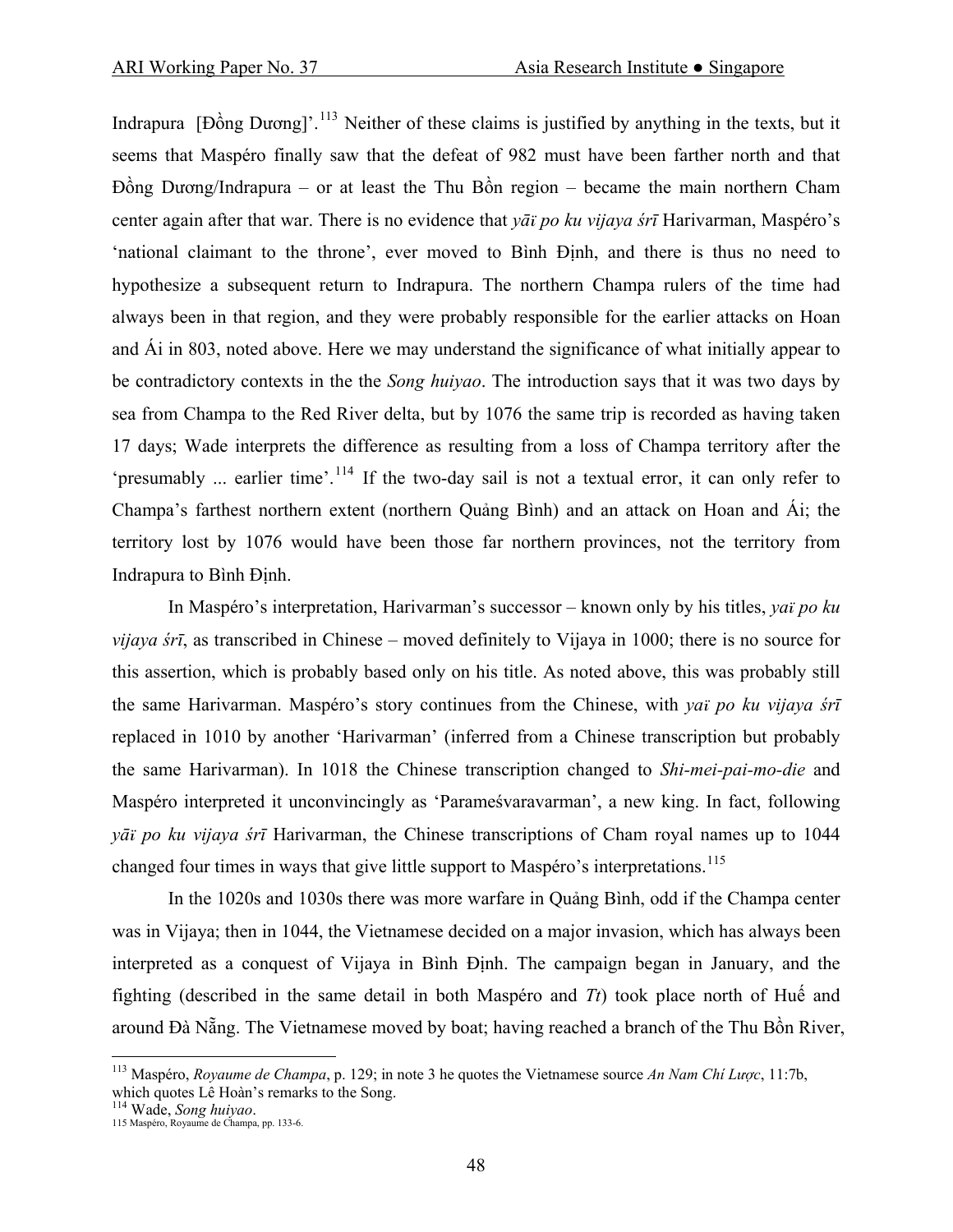Indrapura [Đồng Dương]'.[113] Neither of these claims is justified by anything in the texts, but it seems that Maspéro finally saw that the defeat of 982 must have been farther north and that Đồng Dương/Indrapura – or at least the Thu Bồn region – became the main northern Cham center again after that war. There is no evidence that *yāï po ku vijaya śrī* Harivarman, Maspéro's 'national claimant to the throne', ever moved to Bình Định, and there is thus no need to hypothesize a subsequent return to Indrapura. The northern Champa rulers of the time had always been in that region, and they were probably responsible for the earlier attacks on Hoan and Ái in 803, noted above. Here we may understand the significance of what initially appear to be contradictory contexts in the the *Song huiyao*. The introduction says that it was two days by sea from Champa to the Red River delta, but by 1076 the same trip is recorded as having taken 17 days; Wade interprets the difference as resulting from a loss of Champa territory after the 'presumably ... earlier time'.[114] If the two-day sail is not a textual error, it can only refer to Champa's farthest northern extent (northern Quảng Bình) and an attack on Hoan and Ái; the territory lost by 1076 would have been those far northern provinces, not the territory from Indrapura to Bình Định.

In Maspéro's interpretation, Harivarman's successor – known only by his titles, *yaï po ku vijaya śrī*, as transcribed in Chinese – moved definitely to Vijaya in 1000; there is no source for this assertion, which is probably based only on his title. As noted above, this was probably still the same Harivarman. Maspéro's story continues from the Chinese, with *yaï po ku vijaya śrī* replaced in 1010 by another 'Harivarman' (inferred from a Chinese transcription but probably the same Harivarman). In 1018 the Chinese transcription changed to *Shi-mei-pai-mo-die* and Maspéro interpreted it unconvincingly as 'Parameśvaravarman', a new king. In fact, following *yāï po ku vijaya śrī* Harivarman, the Chinese transcriptions of Cham royal names up to 1044 changed four times in ways that give little support to Maspéro's interpretations.[115]

In the 1020s and 1030s there was more warfare in Quảng Bình, odd if the Champa center was in Vijaya; then in 1044, the Vietnamese decided on a major invasion, which has always been interpreted as a conquest of Vijaya in Bình Định. The campaign began in January, and the fighting (described in the same detail in both Maspéro and *Tt*) took place north of Huế and around Đà Nẵng. The Vietnamese moved by boat; having reached a branch of the Thu Bồn River,

---

[113] Maspéro, *Royaume de Champa*, p. 129; in note 3 he quotes the Vietnamese source *An Nam Chí Lược*, 11:7b, which quotes Lê Hoàn's remarks to the Song.

[114] Wade, *Song huiyao*.

[115] Maspéro, Royaume de Champa, pp. 133-6.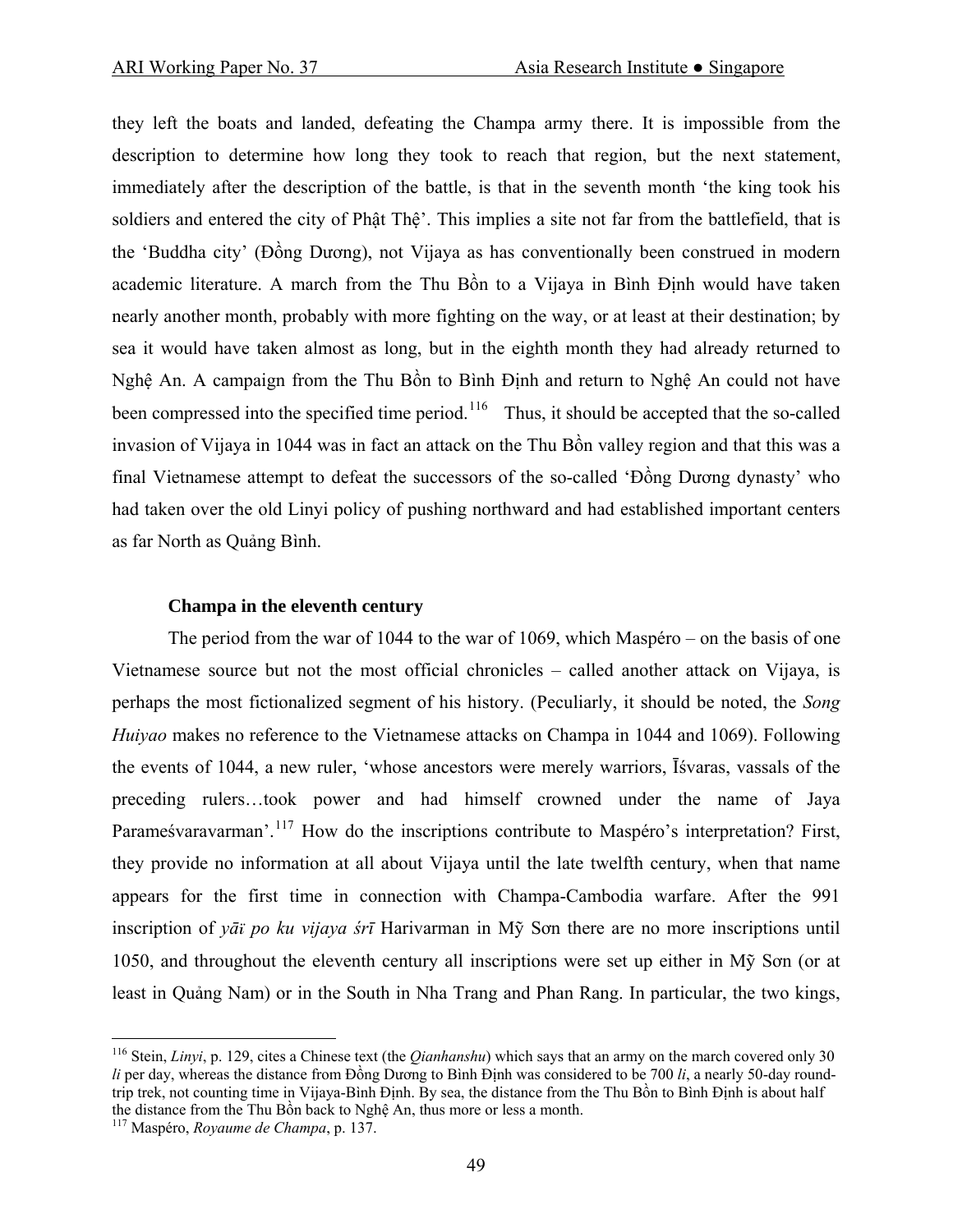they left the boats and landed, defeating the Champa army there. It is impossible from the description to determine how long they took to reach that region, but the next statement, immediately after the description of the battle, is that in the seventh month 'the king took his soldiers and entered the city of Phật Thệ'. This implies a site not far from the battlefield, that is the 'Buddha city' (Đồng Dương), not Vijaya as has conventionally been construed in modern academic literature. A march from the Thu Bồn to a Vijaya in Bình Định would have taken nearly another month, probably with more fighting on the way, or at least at their destination; by sea it would have taken almost as long, but in the eighth month they had already returned to Nghệ An. A campaign from the Thu Bồn to Bình Định and return to Nghệ An could not have been compressed into the specified time period.[116] Thus, it should be accepted that the so-called invasion of Vijaya in 1044 was in fact an attack on the Thu Bồn valley region and that this was a final Vietnamese attempt to defeat the successors of the so-called 'Đồng Dương dynasty' who had taken over the old Linyi policy of pushing northward and had established important centers as far North as Quảng Bình.

### Champa in the eleventh century

The period from the war of 1044 to the war of 1069, which Maspéro – on the basis of one Vietnamese source but not the most official chronicles – called another attack on Vijaya, is perhaps the most fictionalized segment of his history. (Peculiarly, it should be noted, the *Song Huiyao* makes no reference to the Vietnamese attacks on Champa in 1044 and 1069). Following the events of 1044, a new ruler, 'whose ancestors were merely warriors, Īśvaras, vassals of the preceding rulers…took power and had himself crowned under the name of Jaya Parameśvaravarman'.[117] How do the inscriptions contribute to Maspéro's interpretation? First, they provide no information at all about Vijaya until the late twelfth century, when that name appears for the first time in connection with Champa-Cambodia warfare. After the 991 inscription of *yāï po ku vijaya śrī* Harivarman in Mỹ Sơn there are no more inscriptions until 1050, and throughout the eleventh century all inscriptions were set up either in Mỹ Sơn (or at least in Quảng Nam) or in the South in Nha Trang and Phan Rang. In particular, the two kings,

---

[116] Stein, *Linyi*, p. 129, cites a Chinese text (the *Qianhanshu*) which says that an army on the march covered only 30 *li* per day, whereas the distance from Đồng Dương to Bình Định was considered to be 700 *li*, a nearly 50-day round-trip trek, not counting time in Vijaya-Bình Định. By sea, the distance from the Thu Bồn to Bình Định is about half the distance from the Thu Bồn back to Nghệ An, thus more or less a month.

[117] Maspéro, *Royaume de Champa*, p. 137.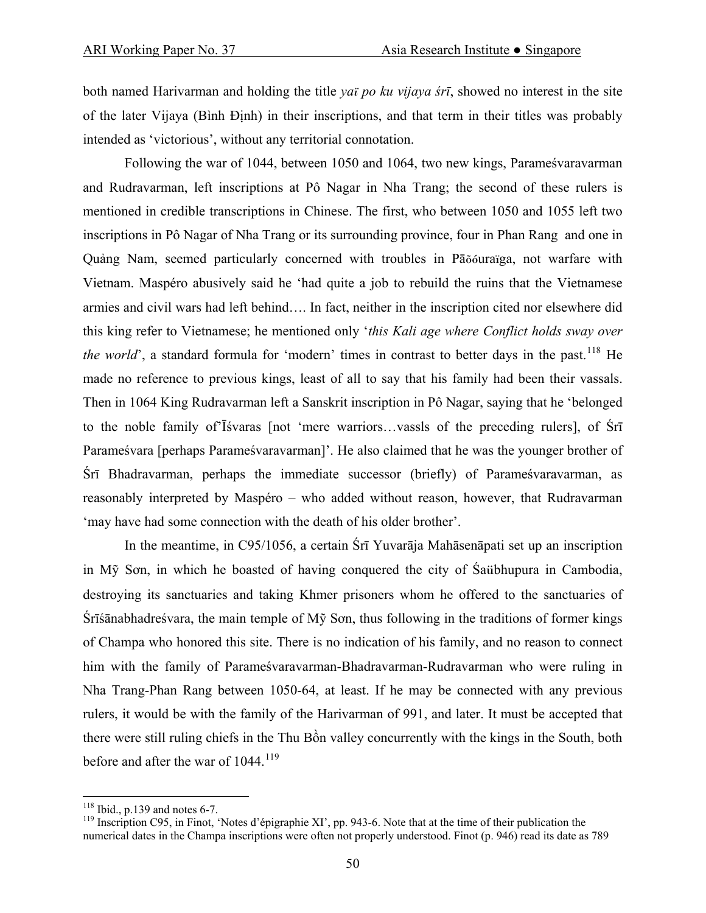both named Harivarman and holding the title *yaï po ku vijaya śrī*, showed no interest in the site of the later Vijaya (Bình Định) in their inscriptions, and that term in their titles was probably intended as 'victorious', without any territorial connotation.

Following the war of 1044, between 1050 and 1064, two new kings, Parameśvaravarman and Rudravarman, left inscriptions at Pô Nagar in Nha Trang; the second of these rulers is mentioned in credible transcriptions in Chinese. The first, who between 1050 and 1055 left two inscriptions in Pô Nagar of Nha Trang or its surrounding province, four in Phan Rang and one in Quảng Nam, seemed particularly concerned with troubles in Pāõóuraïga, not warfare with Vietnam. Maspéro abusively said he 'had quite a job to rebuild the ruins that the Vietnamese armies and civil wars had left behind…. In fact, neither in the inscription cited nor elsewhere did this king refer to Vietnamese; he mentioned only '*this Kali age where Conflict holds sway over the world*', a standard formula for 'modern' times in contrast to better days in the past.[118] He made no reference to previous kings, least of all to say that his family had been their vassals. Then in 1064 King Rudravarman left a Sanskrit inscription in Pô Nagar, saying that he 'belonged to the noble family of'Īśvaras [not 'mere warriors…vassls of the preceding rulers], of Śrī Parameśvara [perhaps Parameśvaravarman]'. He also claimed that he was the younger brother of Śrī Bhadravarman, perhaps the immediate successor (briefly) of Parameśvaravarman, as reasonably interpreted by Maspéro – who added without reason, however, that Rudravarman 'may have had some connection with the death of his older brother'.

In the meantime, in C95/1056, a certain Śrī Yuvarāja Mahāsenāpati set up an inscription in Mỹ Sơn, in which he boasted of having conquered the city of Śaübhupura in Cambodia, destroying its sanctuaries and taking Khmer prisoners whom he offered to the sanctuaries of Śrīśānabhadreśvara, the main temple of Mỹ Sơn, thus following in the traditions of former kings of Champa who honored this site. There is no indication of his family, and no reason to connect him with the family of Parameśvaravarman-Bhadravarman-Rudravarman who were ruling in Nha Trang-Phan Rang between 1050-64, at least. If he may be connected with any previous rulers, it would be with the family of the Harivarman of 991, and later. It must be accepted that there were still ruling chiefs in the Thu Bồn valley concurrently with the kings in the South, both before and after the war of 1044.[119]

---

[118] Ibid., p.139 and notes 6-7.

[119] Inscription C95, in Finot, 'Notes d'épigraphie XI', pp. 943-6. Note that at the time of their publication the numerical dates in the Champa inscriptions were often not properly understood. Finot (p. 946) read its date as 789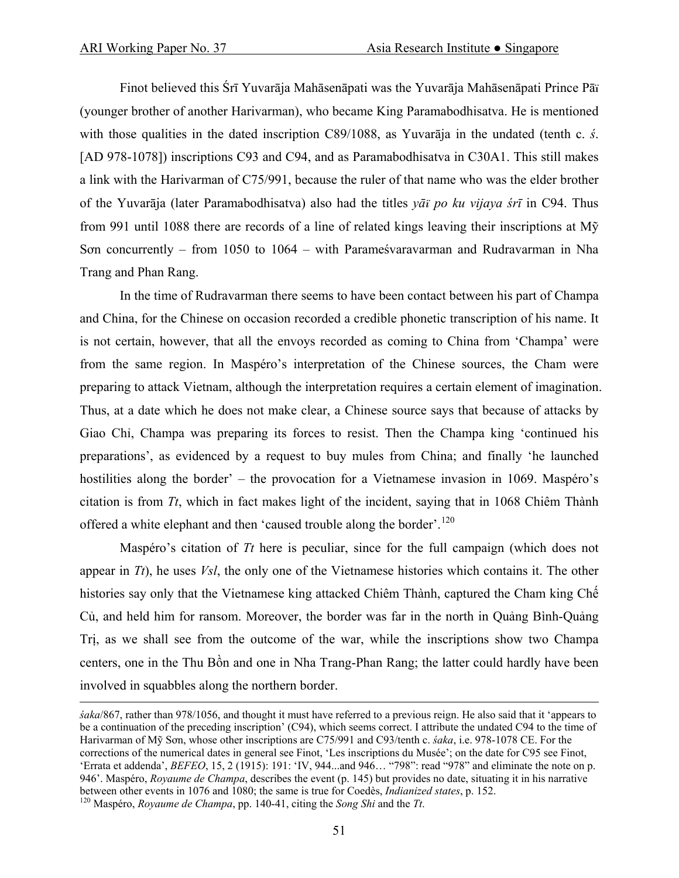Finot believed this Śrī Yuvarāja Mahāsenāpati was the Yuvarāja Mahāsenāpati Prince Pāï (younger brother of another Harivarman), who became King Paramabodhisatva. He is mentioned with those qualities in the dated inscription C89/1088, as Yuvarāja in the undated (tenth c. *ś*. [AD 978-1078]) inscriptions C93 and C94, and as Paramabodhisatva in C30A1. This still makes a link with the Harivarman of C75/991, because the ruler of that name who was the elder brother of the Yuvarāja (later Paramabodhisatva) also had the titles *yāï po ku vijaya śrī* in C94. Thus from 991 until 1088 there are records of a line of related kings leaving their inscriptions at Mỹ Sơn concurrently – from 1050 to 1064 – with Parameśvaravarman and Rudravarman in Nha Trang and Phan Rang.

In the time of Rudravarman there seems to have been contact between his part of Champa and China, for the Chinese on occasion recorded a credible phonetic transcription of his name. It is not certain, however, that all the envoys recorded as coming to China from 'Champa' were from the same region. In Maspéro's interpretation of the Chinese sources, the Cham were preparing to attack Vietnam, although the interpretation requires a certain element of imagination. Thus, at a date which he does not make clear, a Chinese source says that because of attacks by Giao Chỉ, Champa was preparing its forces to resist. Then the Champa king 'continued his preparations', as evidenced by a request to buy mules from China; and finally 'he launched hostilities along the border' – the provocation for a Vietnamese invasion in 1069. Maspéro's citation is from *Tt*, which in fact makes light of the incident, saying that in 1068 Chiêm Thành offered a white elephant and then 'caused trouble along the border'.[120]

Maspéro's citation of *Tt* here is peculiar, since for the full campaign (which does not appear in *Tt*), he uses *Vsl*, the only one of the Vietnamese histories which contains it. The other histories say only that the Vietnamese king attacked Chiêm Thành, captured the Cham king Chế Củ, and held him for ransom. Moreover, the border was far in the north in Quảng Bình-Quảng Trị, as we shall see from the outcome of the war, while the inscriptions show two Champa centers, one in the Thu Bồn and one in Nha Trang-Phan Rang; the latter could hardly have been involved in squabbles along the northern border.

---

*śaka*/867, rather than 978/1056, and thought it must have referred to a previous reign. He also said that it 'appears to be a continuation of the preceding inscription' (C94), which seems correct. I attribute the undated C94 to the time of Harivarman of Mỹ Sơn, whose other inscriptions are C75/991 and C93/tenth c. *śaka*, i.e. 978-1078 CE. For the corrections of the numerical dates in general see Finot, 'Les inscriptions du Musée'; on the date for C95 see Finot, 'Errata et addenda', *BEFEO*, 15, 2 (1915): 191: 'IV, 944...and 946… "798": read "978" and eliminate the note on p. 946'. Maspéro, *Royaume de Champa*, describes the event (p. 145) but provides no date, situating it in his narrative between other events in 1076 and 1080; the same is true for Coedès, *Indianized states*, p. 152.

[120] Maspéro, *Royaume de Champa*, pp. 140-41, citing the *Song Shi* and the *Tt*.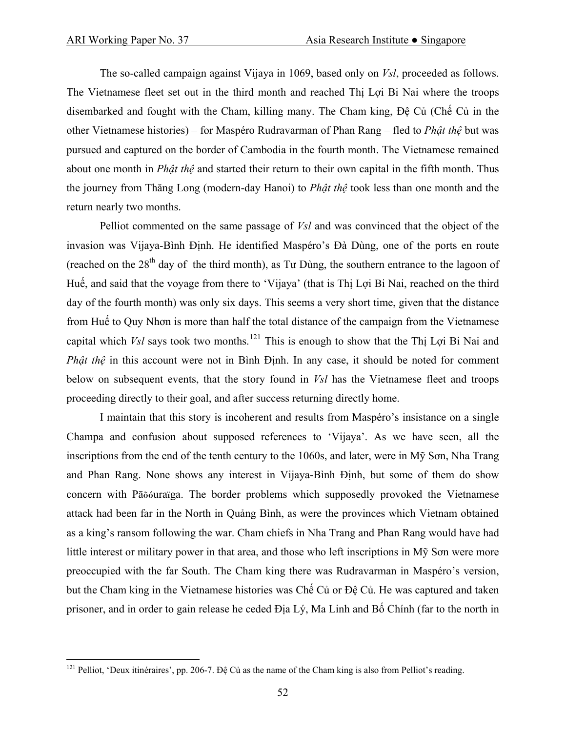The so-called campaign against Vijaya in 1069, based only on *Vsl*, proceeded as follows. The Vietnamese fleet set out in the third month and reached Thị Lợi Bi Nai where the troops disembarked and fought with the Cham, killing many. The Cham king, Đệ Củ (Chế Củ in the other Vietnamese histories) – for Maspéro Rudravarman of Phan Rang – fled to *Phật thệ* but was pursued and captured on the border of Cambodia in the fourth month. The Vietnamese remained about one month in *Phật thệ* and started their return to their own capital in the fifth month. Thus the journey from Thăng Long (modern-day Hanoi) to *Phật thệ* took less than one month and the return nearly two months.

Pelliot commented on the same passage of *Vsl* and was convinced that the object of the invasion was Vijaya-Bình Định. He identified Maspéro's Đà Dùng, one of the ports en route (reached on the 28th day of the third month), as Tư Dùng, the southern entrance to the lagoon of Huế, and said that the voyage from there to 'Vijaya' (that is Thị Lợi Bi Nai, reached on the third day of the fourth month) was only six days. This seems a very short time, given that the distance from Huế to Quy Nhơn is more than half the total distance of the campaign from the Vietnamese capital which *Vsl* says took two months.[121] This is enough to show that the Thị Lợi Bi Nai and *Phật thệ* in this account were not in Bình Định. In any case, it should be noted for comment below on subsequent events, that the story found in *Vsl* has the Vietnamese fleet and troops proceeding directly to their goal, and after success returning directly home.

I maintain that this story is incoherent and results from Maspéro's insistance on a single Champa and confusion about supposed references to 'Vijaya'. As we have seen, all the inscriptions from the end of the tenth century to the 1060s, and later, were in Mỹ Sơn, Nha Trang and Phan Rang. None shows any interest in Vijaya-Bình Định, but some of them do show concern with Pāṇḍuraṅga. The border problems which supposedly provoked the Vietnamese attack had been far in the North in Quảng Bình, as were the provinces which Vietnam obtained as a king's ransom following the war. Cham chiefs in Nha Trang and Phan Rang would have had little interest or military power in that area, and those who left inscriptions in Mỹ Sơn were more preoccupied with the far South. The Cham king there was Rudravarman in Maspéro's version, but the Cham king in the Vietnamese histories was Chế Củ or Đệ Củ. He was captured and taken prisoner, and in order to gain release he ceded Địa Lý, Ma Linh and Bố Chính (far to the north in

---

[121] Pelliot, 'Deux itinéraires', pp. 206-7. Đệ Củ as the name of the Cham king is also from Pelliot's reading.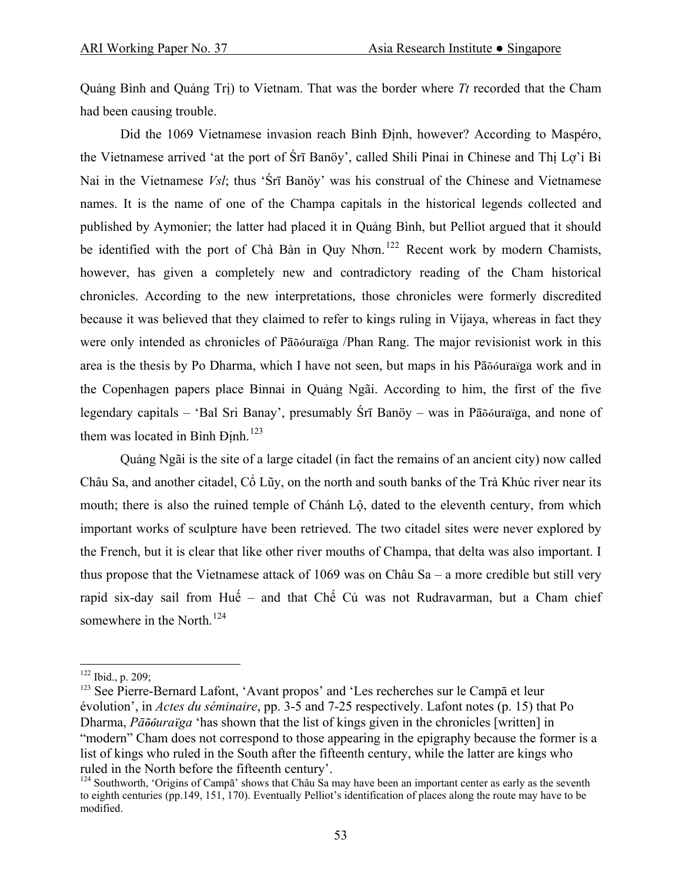Quảng Bình and Quảng Trị) to Vietnam. That was the border where *Tt* recorded that the Cham had been causing trouble.

Did the 1069 Vietnamese invasion reach Bình Định, however? According to Maspéro, the Vietnamese arrived 'at the port of Śrī Banöy', called Shili Pinai in Chinese and Thị Lợ'i Bi Nai in the Vietnamese *Vsl*; thus 'Śrī Banöy' was his construal of the Chinese and Vietnamese names. It is the name of one of the Champa capitals in the historical legends collected and published by Aymonier; the latter had placed it in Quảng Bình, but Pelliot argued that it should be identified with the port of Chà Bàn in Quy Nhơn.[122] Recent work by modern Chamists, however, has given a completely new and contradictory reading of the Cham historical chronicles. According to the new interpretations, those chronicles were formerly discredited because it was believed that they claimed to refer to kings ruling in Vijaya, whereas in fact they were only intended as chronicles of Pāõóuraïga /Phan Rang. The major revisionist work in this area is the thesis by Po Dharma, which I have not seen, but maps in his Pāõóuraïga work and in the Copenhagen papers place Binnai in Quảng Ngãi. According to him, the first of the five legendary capitals – 'Bal Sri Banay', presumably Śrī Banöy – was in Pāõóuraïga, and none of them was located in Bình Định.[123]

Quảng Ngãi is the site of a large citadel (in fact the remains of an ancient city) now called Châu Sa, and another citadel, Cổ Lũy, on the north and south banks of the Trà Khúc river near its mouth; there is also the ruined temple of Chánh Lộ, dated to the eleventh century, from which important works of sculpture have been retrieved. The two citadel sites were never explored by the French, but it is clear that like other river mouths of Champa, that delta was also important. I thus propose that the Vietnamese attack of 1069 was on Châu Sa – a more credible but still very rapid six-day sail from Huế – and that Chế Củ was not Rudravarman, but a Cham chief somewhere in the North.[124]

---

[122] Ibid., p. 209;

[123] See Pierre-Bernard Lafont, 'Avant propos' and 'Les recherches sur le Campā et leur évolution', in *Actes du séminaire*, pp. 3-5 and 7-25 respectively. Lafont notes (p. 15) that Po Dharma, *Pāõóuraïga* 'has shown that the list of kings given in the chronicles [written] in "modern" Cham does not correspond to those appearing in the epigraphy because the former is a list of kings who ruled in the South after the fifteenth century, while the latter are kings who ruled in the North before the fifteenth century'.

[124] Southworth, 'Origins of Campā' shows that Châu Sa may have been an important center as early as the seventh to eighth centuries (pp.149, 151, 170). Eventually Pelliot's identification of places along the route may have to be modified.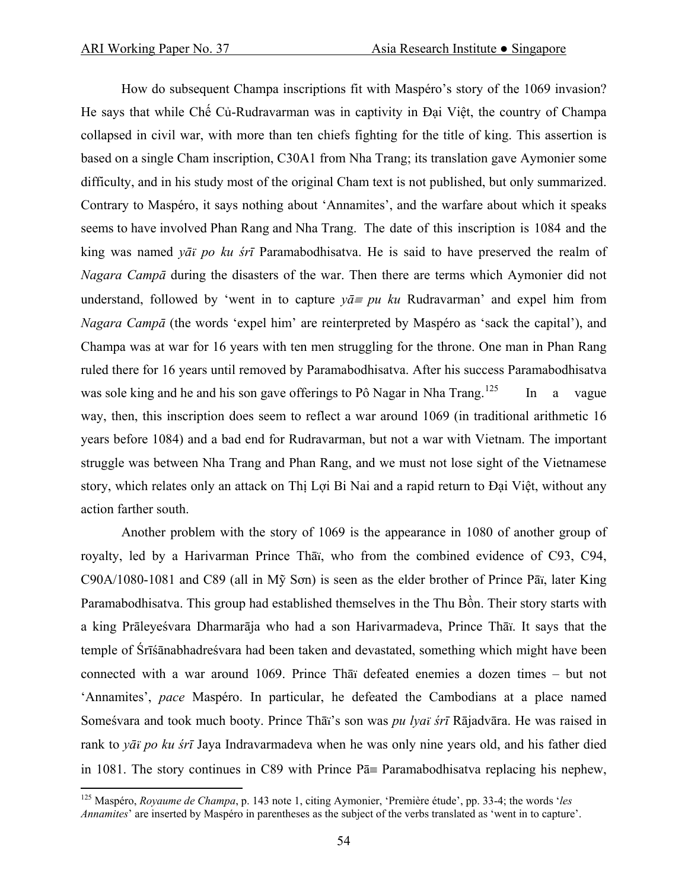How do subsequent Champa inscriptions fit with Maspéro's story of the 1069 invasion? He says that while Chế Củ-Rudravarman was in captivity in Đại Việt, the country of Champa collapsed in civil war, with more than ten chiefs fighting for the title of king. This assertion is based on a single Cham inscription, C30A1 from Nha Trang; its translation gave Aymonier some difficulty, and in his study most of the original Cham text is not published, but only summarized. Contrary to Maspéro, it says nothing about 'Annamites', and the warfare about which it speaks seems to have involved Phan Rang and Nha Trang. The date of this inscription is 1084 and the king was named *yāï po ku śrī* Paramabodhisatva. He is said to have preserved the realm of *Nagara Campā* during the disasters of the war. Then there are terms which Aymonier did not understand, followed by 'went in to capture *yā≡ pu ku* Rudravarman' and expel him from *Nagara Campā* (the words 'expel him' are reinterpreted by Maspéro as 'sack the capital'), and Champa was at war for 16 years with ten men struggling for the throne. One man in Phan Rang ruled there for 16 years until removed by Paramabodhisatva. After his success Paramabodhisatva was sole king and he and his son gave offerings to Pô Nagar in Nha Trang.[125] In a vague way, then, this inscription does seem to reflect a war around 1069 (in traditional arithmetic 16 years before 1084) and a bad end for Rudravarman, but not a war with Vietnam. The important struggle was between Nha Trang and Phan Rang, and we must not lose sight of the Vietnamese story, which relates only an attack on Thị Lợi Bi Nai and a rapid return to Đại Việt, without any action farther south.

Another problem with the story of 1069 is the appearance in 1080 of another group of royalty, led by a Harivarman Prince Thāï, who from the combined evidence of C93, C94, C90A/1080-1081 and C89 (all in Mỹ Sơn) is seen as the elder brother of Prince Pāï, later King Paramabodhisatva. This group had established themselves in the Thu Bồn. Their story starts with a king Prāleyeśvara Dharmarāja who had a son Harivarmadeva, Prince Thāï. It says that the temple of Śrīśānabhadreśvara had been taken and devastated, something which might have been connected with a war around 1069. Prince Thāï defeated enemies a dozen times – but not 'Annamites', *pace* Maspéro. In particular, he defeated the Cambodians at a place named Someśvara and took much booty. Prince Thāï's son was *pu lyaï śrī* Rājadvāra. He was raised in rank to *yāï po ku śrī* Jaya Indravarmadeva when he was only nine years old, and his father died in 1081. The story continues in C89 with Prince Pā≡ Paramabodhisatva replacing his nephew,

[125] Maspéro, *Royaume de Champa*, p. 143 note 1, citing Aymonier, 'Première étude', pp. 33-4; the words '*les Annamites*' are inserted by Maspéro in parentheses as the subject of the verbs translated as 'went in to capture'.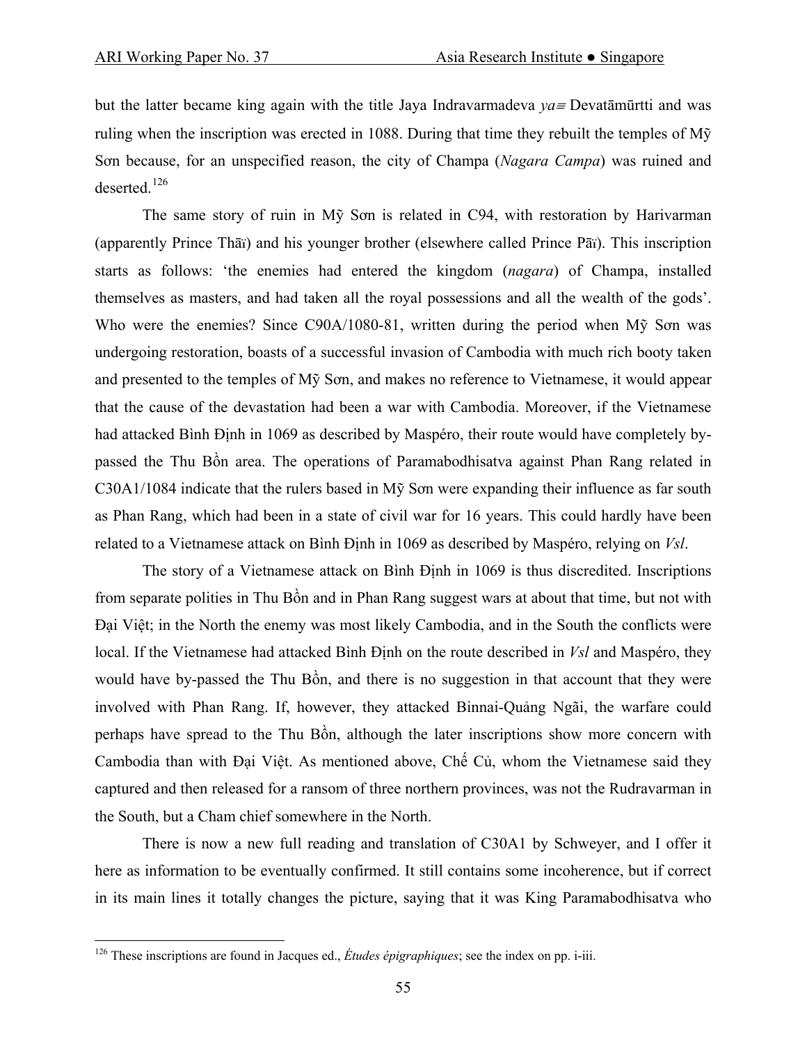but the latter became king again with the title Jaya Indravarmadeva *ya≡* Devatāmūrtti and was ruling when the inscription was erected in 1088. During that time they rebuilt the temples of Mỹ Sơn because, for an unspecified reason, the city of Champa (*Nagara Campa*) was ruined and deserted.[126]

The same story of ruin in Mỹ Sơn is related in C94, with restoration by Harivarman (apparently Prince Thāï) and his younger brother (elsewhere called Prince Pāï). This inscription starts as follows: 'the enemies had entered the kingdom (*nagara*) of Champa, installed themselves as masters, and had taken all the royal possessions and all the wealth of the gods'. Who were the enemies? Since C90A/1080-81, written during the period when Mỹ Sơn was undergoing restoration, boasts of a successful invasion of Cambodia with much rich booty taken and presented to the temples of Mỹ Sơn, and makes no reference to Vietnamese, it would appear that the cause of the devastation had been a war with Cambodia. Moreover, if the Vietnamese had attacked Bình Định in 1069 as described by Maspéro, their route would have completely by-passed the Thu Bồn area. The operations of Paramabodhisatva against Phan Rang related in C30A1/1084 indicate that the rulers based in Mỹ Sơn were expanding their influence as far south as Phan Rang, which had been in a state of civil war for 16 years. This could hardly have been related to a Vietnamese attack on Bình Định in 1069 as described by Maspéro, relying on *Vsl*.

The story of a Vietnamese attack on Bình Định in 1069 is thus discredited. Inscriptions from separate polities in Thu Bồn and in Phan Rang suggest wars at about that time, but not with Đại Việt; in the North the enemy was most likely Cambodia, and in the South the conflicts were local. If the Vietnamese had attacked Bình Định on the route described in *Vsl* and Maspéro, they would have by-passed the Thu Bồn, and there is no suggestion in that account that they were involved with Phan Rang. If, however, they attacked Binnai-Quảng Ngãi, the warfare could perhaps have spread to the Thu Bồn, although the later inscriptions show more concern with Cambodia than with Đại Việt. As mentioned above, Chế Củ, whom the Vietnamese said they captured and then released for a ransom of three northern provinces, was not the Rudravarman in the South, but a Cham chief somewhere in the North.

There is now a new full reading and translation of C30A1 by Schweyer, and I offer it here as information to be eventually confirmed. It still contains some incoherence, but if correct in its main lines it totally changes the picture, saying that it was King Paramabodhisatva who

[126] These inscriptions are found in Jacques ed., *Études épigraphiques*; see the index on pp. i-iii.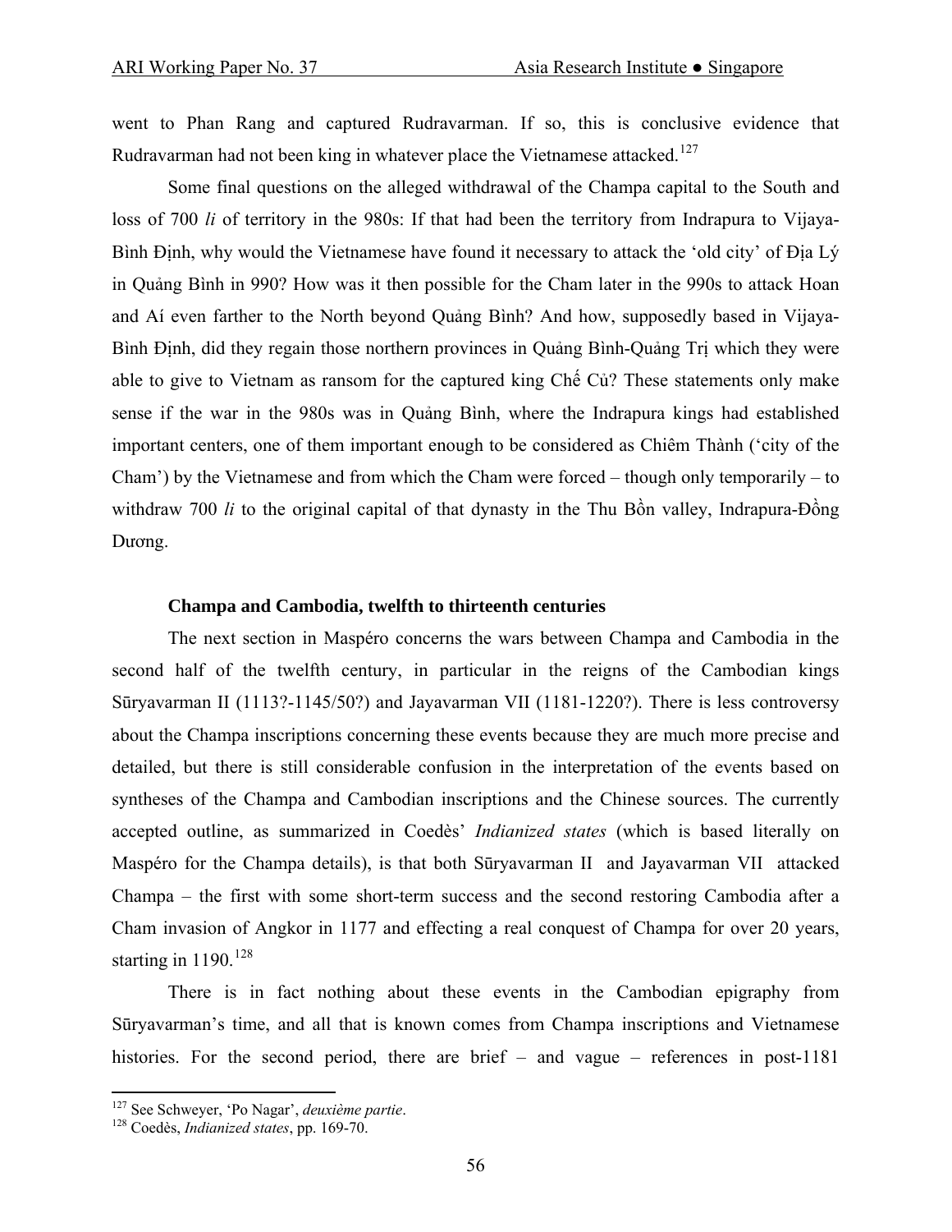went to Phan Rang and captured Rudravarman. If so, this is conclusive evidence that Rudravarman had not been king in whatever place the Vietnamese attacked.[127]

Some final questions on the alleged withdrawal of the Champa capital to the South and loss of 700 *li* of territory in the 980s: If that had been the territory from Indrapura to Vijaya-Bình Định, why would the Vietnamese have found it necessary to attack the 'old city' of Địa Lý in Quảng Bình in 990? How was it then possible for the Cham later in the 990s to attack Hoan and Aí even farther to the North beyond Quảng Bình? And how, supposedly based in Vijaya-Bình Định, did they regain those northern provinces in Quảng Bình-Quảng Trị which they were able to give to Vietnam as ransom for the captured king Chế Củ? These statements only make sense if the war in the 980s was in Quảng Bình, where the Indrapura kings had established important centers, one of them important enough to be considered as Chiêm Thành ('city of the Cham') by the Vietnamese and from which the Cham were forced – though only temporarily – to withdraw 700 *li* to the original capital of that dynasty in the Thu Bồn valley, Indrapura-Đồng Dương.

### Champa and Cambodia, twelfth to thirteenth centuries

The next section in Maspéro concerns the wars between Champa and Cambodia in the second half of the twelfth century, in particular in the reigns of the Cambodian kings Sūryavarman II (1113?-1145/50?) and Jayavarman VII (1181-1220?). There is less controversy about the Champa inscriptions concerning these events because they are much more precise and detailed, but there is still considerable confusion in the interpretation of the events based on syntheses of the Champa and Cambodian inscriptions and the Chinese sources. The currently accepted outline, as summarized in Coedès' *Indianized states* (which is based literally on Maspéro for the Champa details), is that both Sūryavarman II and Jayavarman VII attacked Champa – the first with some short-term success and the second restoring Cambodia after a Cham invasion of Angkor in 1177 and effecting a real conquest of Champa for over 20 years, starting in 1190.[128]

There is in fact nothing about these events in the Cambodian epigraphy from Sūryavarman's time, and all that is known comes from Champa inscriptions and Vietnamese histories. For the second period, there are brief – and vague – references in post-1181

[127] See Schweyer, 'Po Nagar', *deuxième partie*.

[128] Coedès, *Indianized states*, pp. 169-70.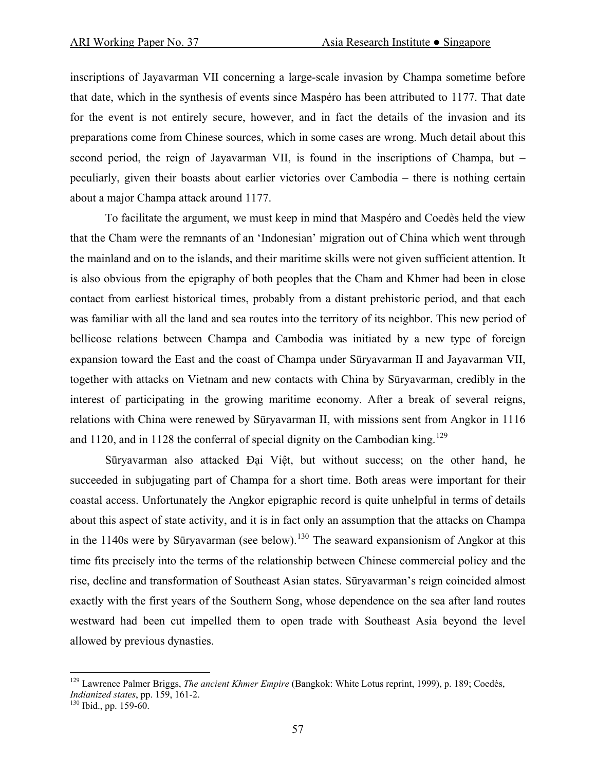inscriptions of Jayavarman VII concerning a large-scale invasion by Champa sometime before that date, which in the synthesis of events since Maspéro has been attributed to 1177. That date for the event is not entirely secure, however, and in fact the details of the invasion and its preparations come from Chinese sources, which in some cases are wrong. Much detail about this second period, the reign of Jayavarman VII, is found in the inscriptions of Champa, but – peculiarly, given their boasts about earlier victories over Cambodia – there is nothing certain about a major Champa attack around 1177.

To facilitate the argument, we must keep in mind that Maspéro and Coedès held the view that the Cham were the remnants of an 'Indonesian' migration out of China which went through the mainland and on to the islands, and their maritime skills were not given sufficient attention. It is also obvious from the epigraphy of both peoples that the Cham and Khmer had been in close contact from earliest historical times, probably from a distant prehistoric period, and that each was familiar with all the land and sea routes into the territory of its neighbor. This new period of bellicose relations between Champa and Cambodia was initiated by a new type of foreign expansion toward the East and the coast of Champa under Sūryavarman II and Jayavarman VII, together with attacks on Vietnam and new contacts with China by Sūryavarman, credibly in the interest of participating in the growing maritime economy. After a break of several reigns, relations with China were renewed by Sūryavarman II, with missions sent from Angkor in 1116 and 1120, and in 1128 the conferral of special dignity on the Cambodian king.[129]

Sūryavarman also attacked Đại Việt, but without success; on the other hand, he succeeded in subjugating part of Champa for a short time. Both areas were important for their coastal access. Unfortunately the Angkor epigraphic record is quite unhelpful in terms of details about this aspect of state activity, and it is in fact only an assumption that the attacks on Champa in the 1140s were by Sūryavarman (see below).[130] The seaward expansionism of Angkor at this time fits precisely into the terms of the relationship between Chinese commercial policy and the rise, decline and transformation of Southeast Asian states. Sūryavarman's reign coincided almost exactly with the first years of the Southern Song, whose dependence on the sea after land routes westward had been cut impelled them to open trade with Southeast Asia beyond the level allowed by previous dynasties.

---

[129] Lawrence Palmer Briggs, *The ancient Khmer Empire* (Bangkok: White Lotus reprint, 1999), p. 189; Coedès, *Indianized states*, pp. 159, 161-2.

[130] Ibid., pp. 159-60.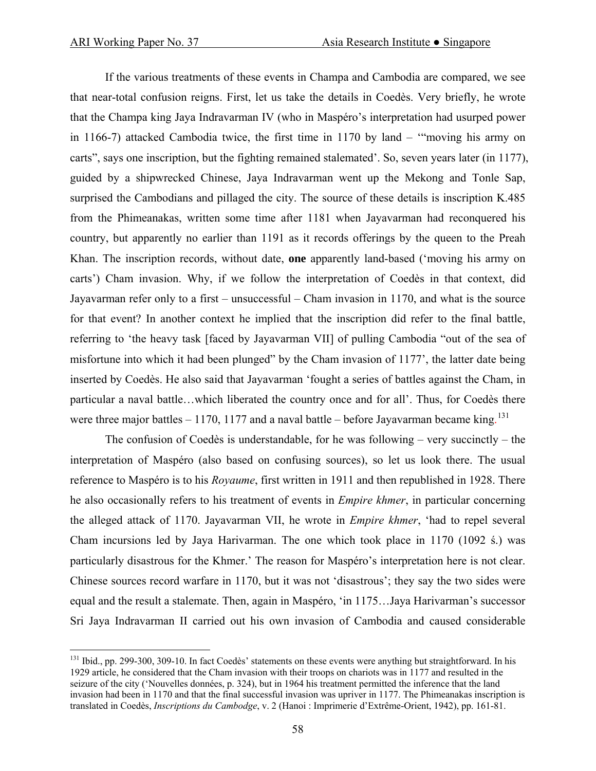If the various treatments of these events in Champa and Cambodia are compared, we see that near-total confusion reigns. First, let us take the details in Coedès. Very briefly, he wrote that the Champa king Jaya Indravarman IV (who in Maspéro's interpretation had usurped power in 1166-7) attacked Cambodia twice, the first time in 1170 by land – '"moving his army on carts", says one inscription, but the fighting remained stalemated'. So, seven years later (in 1177), guided by a shipwrecked Chinese, Jaya Indravarman went up the Mekong and Tonle Sap, surprised the Cambodians and pillaged the city. The source of these details is inscription K.485 from the Phimeanakas, written some time after 1181 when Jayavarman had reconquered his country, but apparently no earlier than 1191 as it records offerings by the queen to the Preah Khan. The inscription records, without date, **one** apparently land-based ('moving his army on carts') Cham invasion. Why, if we follow the interpretation of Coedès in that context, did Jayavarman refer only to a first – unsuccessful – Cham invasion in 1170, and what is the source for that event? In another context he implied that the inscription did refer to the final battle, referring to 'the heavy task [faced by Jayavarman VII] of pulling Cambodia "out of the sea of misfortune into which it had been plunged" by the Cham invasion of 1177', the latter date being inserted by Coedès. He also said that Jayavarman 'fought a series of battles against the Cham, in particular a naval battle…which liberated the country once and for all'. Thus, for Coedès there were three major battles – 1170, 1177 and a naval battle – before Jayavarman became king.[131]

The confusion of Coedès is understandable, for he was following – very succinctly – the interpretation of Maspéro (also based on confusing sources), so let us look there. The usual reference to Maspéro is to his *Royaume*, first written in 1911 and then republished in 1928. There he also occasionally refers to his treatment of events in *Empire khmer*, in particular concerning the alleged attack of 1170. Jayavarman VII, he wrote in *Empire khmer*, 'had to repel several Cham incursions led by Jaya Harivarman. The one which took place in 1170 (1092 ś.) was particularly disastrous for the Khmer.' The reason for Maspéro's interpretation here is not clear. Chinese sources record warfare in 1170, but it was not 'disastrous'; they say the two sides were equal and the result a stalemate. Then, again in Maspéro, 'in 1175…Jaya Harivarman's successor Sri Jaya Indravarman II carried out his own invasion of Cambodia and caused considerable

[131] Ibid., pp. 299-300, 309-10. In fact Coedès' statements on these events were anything but straightforward. In his 1929 article, he considered that the Cham invasion with their troops on chariots was in 1177 and resulted in the seizure of the city ('Nouvelles données, p. 324), but in 1964 his treatment permitted the inference that the land invasion had been in 1170 and that the final successful invasion was upriver in 1177. The Phimeanakas inscription is translated in Coedès, *Inscriptions du Cambodge*, v. 2 (Hanoi : Imprimerie d'Extrême-Orient, 1942), pp. 161-81.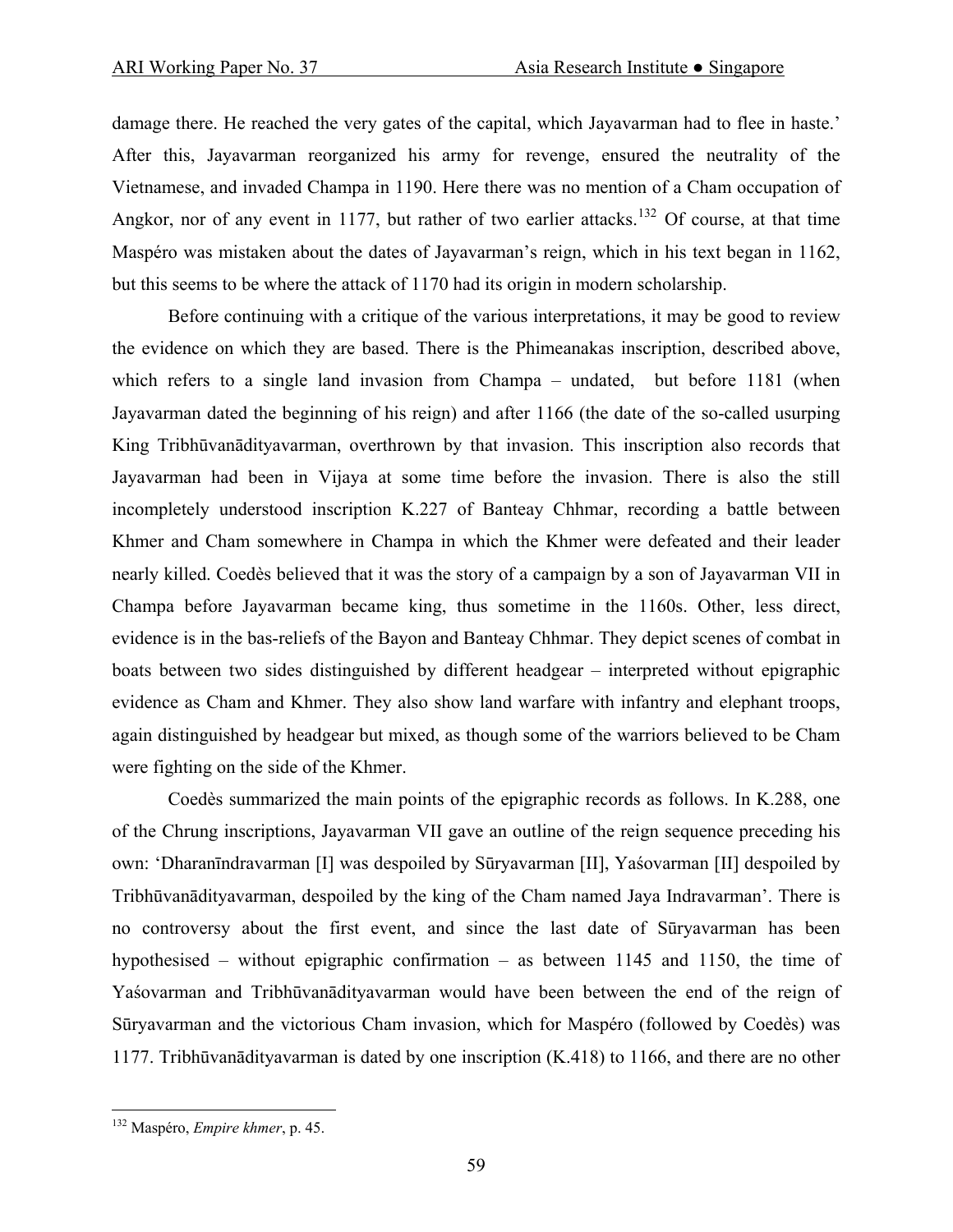damage there. He reached the very gates of the capital, which Jayavarman had to flee in haste.' After this, Jayavarman reorganized his army for revenge, ensured the neutrality of the Vietnamese, and invaded Champa in 1190. Here there was no mention of a Cham occupation of Angkor, nor of any event in 1177, but rather of two earlier attacks.[132] Of course, at that time Maspéro was mistaken about the dates of Jayavarman's reign, which in his text began in 1162, but this seems to be where the attack of 1170 had its origin in modern scholarship.

Before continuing with a critique of the various interpretations, it may be good to review the evidence on which they are based. There is the Phimeanakas inscription, described above, which refers to a single land invasion from Champa – undated, but before 1181 (when Jayavarman dated the beginning of his reign) and after 1166 (the date of the so-called usurping King Tribhūvanādityavarman, overthrown by that invasion. This inscription also records that Jayavarman had been in Vijaya at some time before the invasion. There is also the still incompletely understood inscription K.227 of Banteay Chhmar, recording a battle between Khmer and Cham somewhere in Champa in which the Khmer were defeated and their leader nearly killed. Coedès believed that it was the story of a campaign by a son of Jayavarman VII in Champa before Jayavarman became king, thus sometime in the 1160s. Other, less direct, evidence is in the bas-reliefs of the Bayon and Banteay Chhmar. They depict scenes of combat in boats between two sides distinguished by different headgear – interpreted without epigraphic evidence as Cham and Khmer. They also show land warfare with infantry and elephant troops, again distinguished by headgear but mixed, as though some of the warriors believed to be Cham were fighting on the side of the Khmer.

Coedès summarized the main points of the epigraphic records as follows. In K.288, one of the Chrung inscriptions, Jayavarman VII gave an outline of the reign sequence preceding his own: 'Dharanīndravarman [I] was despoiled by Sūryavarman [II], Yaśovarman [II] despoiled by Tribhūvanādityavarman, despoiled by the king of the Cham named Jaya Indravarman'. There is no controversy about the first event, and since the last date of Sūryavarman has been hypothesised – without epigraphic confirmation – as between 1145 and 1150, the time of Yaśovarman and Tribhūvanādityavarman would have been between the end of the reign of Sūryavarman and the victorious Cham invasion, which for Maspéro (followed by Coedès) was 1177. Tribhūvanādityavarman is dated by one inscription (K.418) to 1166, and there are no other

[132] Maspéro, *Empire khmer*, p. 45.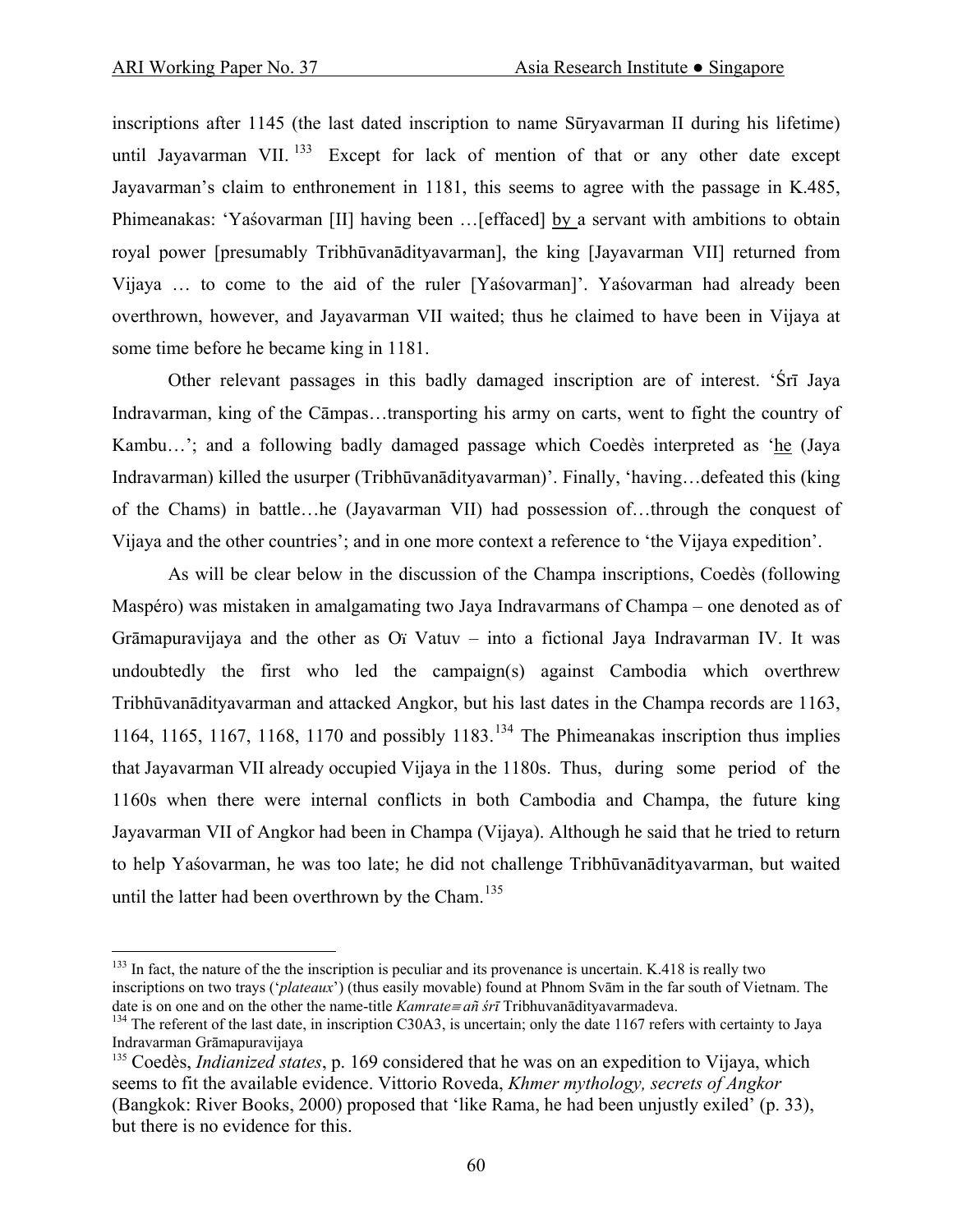inscriptions after 1145 (the last dated inscription to name Sūryavarman II during his lifetime) until Jayavarman VII.[133] Except for lack of mention of that or any other date except Jayavarman's claim to enthronement in 1181, this seems to agree with the passage in K.485, Phimeanakas: 'Yaśovarman [II] having been …[effaced] by a servant with ambitions to obtain royal power [presumably Tribhūvanādityavarman], the king [Jayavarman VII] returned from Vijaya … to come to the aid of the ruler [Yaśovarman]'. Yaśovarman had already been overthrown, however, and Jayavarman VII waited; thus he claimed to have been in Vijaya at some time before he became king in 1181.

Other relevant passages in this badly damaged inscription are of interest. 'Śrī Jaya Indravarman, king of the Cāmpas…transporting his army on carts, went to fight the country of Kambu…'; and a following badly damaged passage which Coedès interpreted as 'he (Jaya Indravarman) killed the usurper (Tribhūvanādityavarman)'. Finally, 'having…defeated this (king of the Chams) in battle…he (Jayavarman VII) had possession of…through the conquest of Vijaya and the other countries'; and in one more context a reference to 'the Vijaya expedition'.

As will be clear below in the discussion of the Champa inscriptions, Coedès (following Maspéro) was mistaken in amalgamating two Jaya Indravarmans of Champa – one denoted as of Grāmapuravijaya and the other as Oï Vatuv – into a fictional Jaya Indravarman IV. It was undoubtedly the first who led the campaign(s) against Cambodia which overthrew Tribhūvanādityavarman and attacked Angkor, but his last dates in the Champa records are 1163, 1164, 1165, 1167, 1168, 1170 and possibly 1183.[134] The Phimeanakas inscription thus implies that Jayavarman VII already occupied Vijaya in the 1180s. Thus, during some period of the 1160s when there were internal conflicts in both Cambodia and Champa, the future king Jayavarman VII of Angkor had been in Champa (Vijaya). Although he said that he tried to return to help Yaśovarman, he was too late; he did not challenge Tribhūvanādityavarman, but waited until the latter had been overthrown by the Cham.[135]

---

[133] In fact, the nature of the the inscription is peculiar and its provenance is uncertain. K.418 is really two inscriptions on two trays ('*plateaux*') (thus easily movable) found at Phnom Svām in the far south of Vietnam. The date is on one and on the other the name-title *Kamrate≡añ śrī* Tribhuvanādityavarmadeva.

[134] The referent of the last date, in inscription C30A3, is uncertain; only the date 1167 refers with certainty to Jaya Indravarman Grāmapuravijaya

[135] Coedès, *Indianized states*, p. 169 considered that he was on an expedition to Vijaya, which seems to fit the available evidence. Vittorio Roveda, *Khmer mythology, secrets of Angkor* (Bangkok: River Books, 2000) proposed that 'like Rama, he had been unjustly exiled' (p. 33), but there is no evidence for this.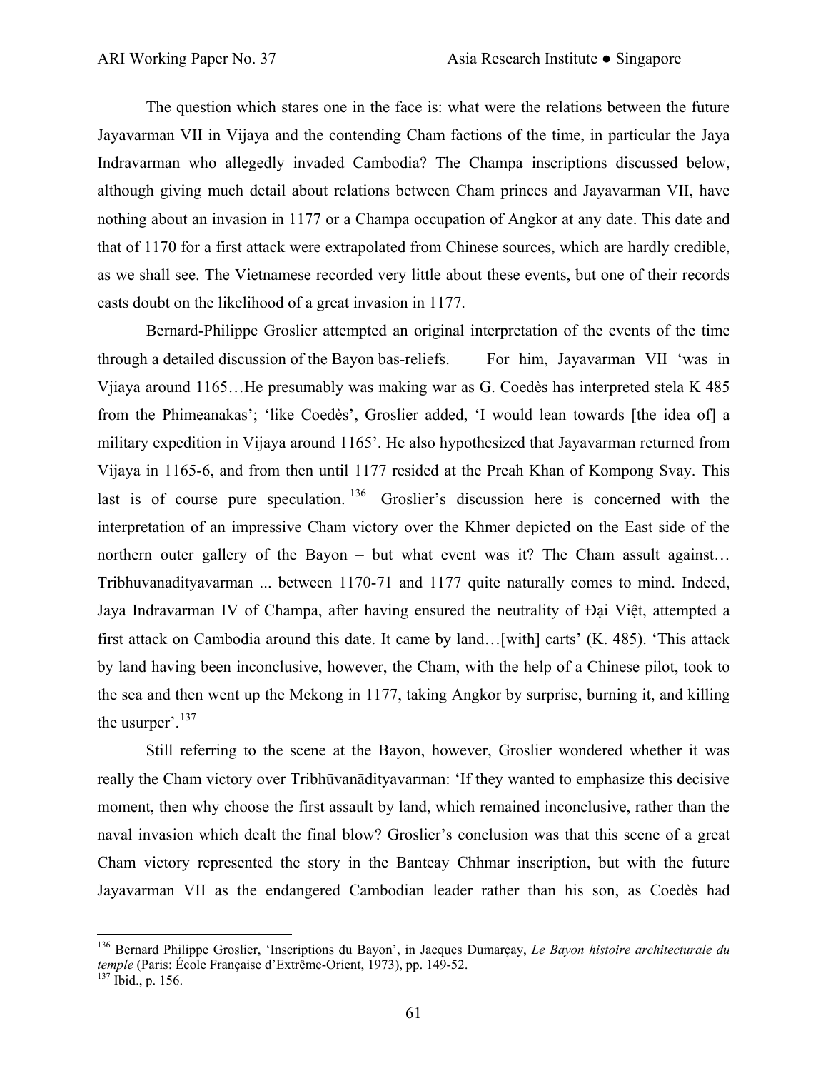The question which stares one in the face is: what were the relations between the future Jayavarman VII in Vijaya and the contending Cham factions of the time, in particular the Jaya Indravarman who allegedly invaded Cambodia? The Champa inscriptions discussed below, although giving much detail about relations between Cham princes and Jayavarman VII, have nothing about an invasion in 1177 or a Champa occupation of Angkor at any date. This date and that of 1170 for a first attack were extrapolated from Chinese sources, which are hardly credible, as we shall see. The Vietnamese recorded very little about these events, but one of their records casts doubt on the likelihood of a great invasion in 1177.

Bernard-Philippe Groslier attempted an original interpretation of the events of the time through a detailed discussion of the Bayon bas-reliefs. For him, Jayavarman VII 'was in Vjiaya around 1165…He presumably was making war as G. Coedès has interpreted stela K 485 from the Phimeanakas'; 'like Coedès', Groslier added, 'I would lean towards [the idea of] a military expedition in Vijaya around 1165'. He also hypothesized that Jayavarman returned from Vijaya in 1165-6, and from then until 1177 resided at the Preah Khan of Kompong Svay. This last is of course pure speculation.[136] Groslier's discussion here is concerned with the interpretation of an impressive Cham victory over the Khmer depicted on the East side of the northern outer gallery of the Bayon – but what event was it? The Cham assult against… Tribhuvanadityavarman ... between 1170-71 and 1177 quite naturally comes to mind. Indeed, Jaya Indravarman IV of Champa, after having ensured the neutrality of Đại Việt, attempted a first attack on Cambodia around this date. It came by land…[with] carts' (K. 485). 'This attack by land having been inconclusive, however, the Cham, with the help of a Chinese pilot, took to the sea and then went up the Mekong in 1177, taking Angkor by surprise, burning it, and killing the usurper'.[137]

Still referring to the scene at the Bayon, however, Groslier wondered whether it was really the Cham victory over Tribhūvanādityavarman: 'If they wanted to emphasize this decisive moment, then why choose the first assault by land, which remained inconclusive, rather than the naval invasion which dealt the final blow? Groslier's conclusion was that this scene of a great Cham victory represented the story in the Banteay Chhmar inscription, but with the future Jayavarman VII as the endangered Cambodian leader rather than his son, as Coedès had

---

[136] Bernard Philippe Groslier, 'Inscriptions du Bayon', in Jacques Dumarçay, *Le Bayon histoire architecturale du temple* (Paris: École Française d'Extrême-Orient, 1973), pp. 149-52.

[137] Ibid., p. 156.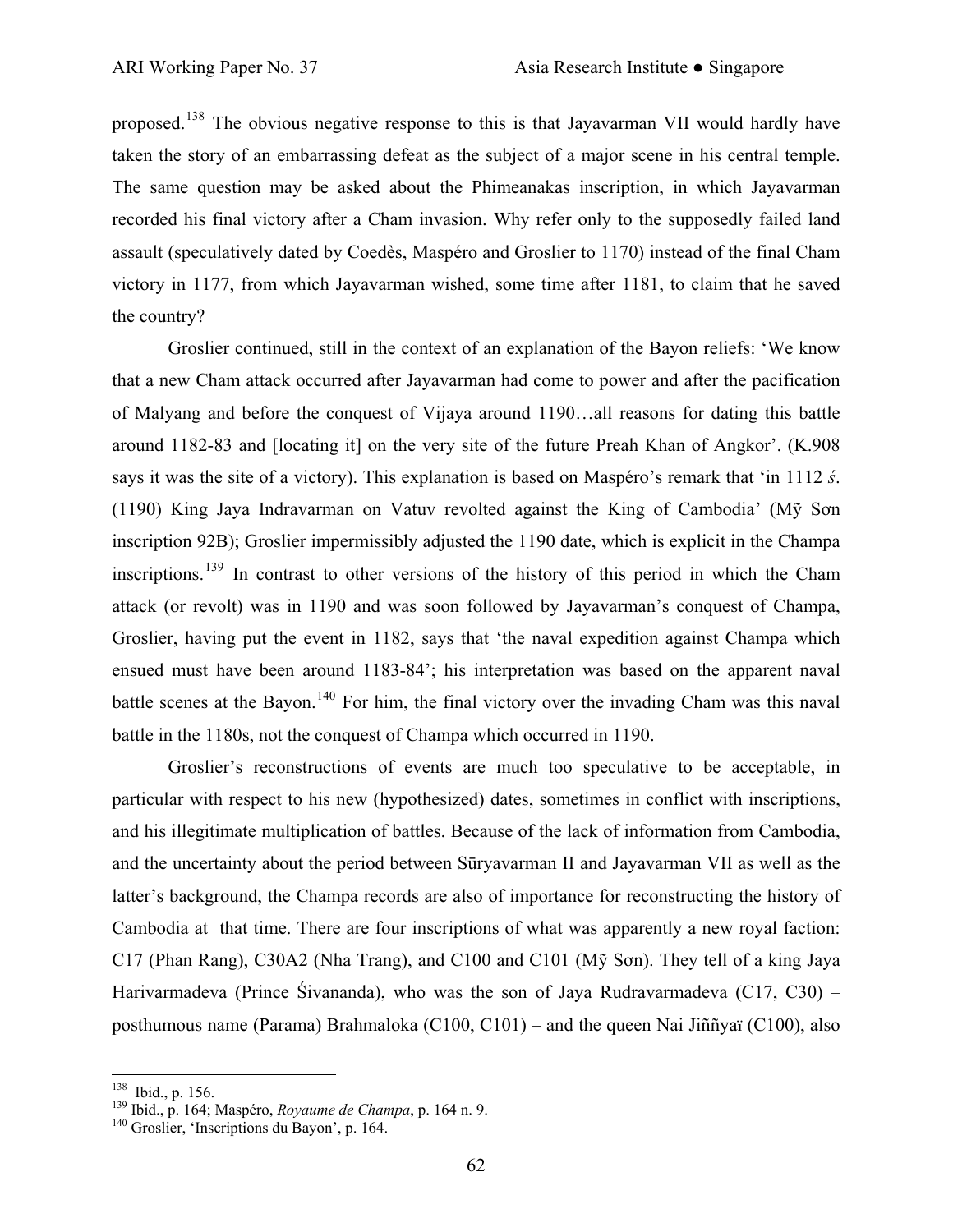proposed.[138] The obvious negative response to this is that Jayavarman VII would hardly have taken the story of an embarrassing defeat as the subject of a major scene in his central temple. The same question may be asked about the Phimeanakas inscription, in which Jayavarman recorded his final victory after a Cham invasion. Why refer only to the supposedly failed land assault (speculatively dated by Coedès, Maspéro and Groslier to 1170) instead of the final Cham victory in 1177, from which Jayavarman wished, some time after 1181, to claim that he saved the country?

Groslier continued, still in the context of an explanation of the Bayon reliefs: 'We know that a new Cham attack occurred after Jayavarman had come to power and after the pacification of Malyang and before the conquest of Vijaya around 1190…all reasons for dating this battle around 1182-83 and [locating it] on the very site of the future Preah Khan of Angkor'. (K.908 says it was the site of a victory). This explanation is based on Maspéro's remark that 'in 1112 *ś*. (1190) King Jaya Indravarman on Vatuv revolted against the King of Cambodia' (Mỹ Sơn inscription 92B); Groslier impermissibly adjusted the 1190 date, which is explicit in the Champa inscriptions.[139] In contrast to other versions of the history of this period in which the Cham attack (or revolt) was in 1190 and was soon followed by Jayavarman's conquest of Champa, Groslier, having put the event in 1182, says that 'the naval expedition against Champa which ensued must have been around 1183-84'; his interpretation was based on the apparent naval battle scenes at the Bayon.[140] For him, the final victory over the invading Cham was this naval battle in the 1180s, not the conquest of Champa which occurred in 1190.

Groslier's reconstructions of events are much too speculative to be acceptable, in particular with respect to his new (hypothesized) dates, sometimes in conflict with inscriptions, and his illegitimate multiplication of battles. Because of the lack of information from Cambodia, and the uncertainty about the period between Sūryavarman II and Jayavarman VII as well as the latter's background, the Champa records are also of importance for reconstructing the history of Cambodia at that time. There are four inscriptions of what was apparently a new royal faction: C17 (Phan Rang), C30A2 (Nha Trang), and C100 and C101 (Mỹ Sơn). They tell of a king Jaya Harivarmadeva (Prince Śivananda), who was the son of Jaya Rudravarmadeva (C17, C30) – posthumous name (Parama) Brahmaloka (C100, C101) – and the queen Nai Jiññyaï (C100), also

---

[138] Ibid., p. 156.

[139] Ibid., p. 164; Maspéro, *Royaume de Champa*, p. 164 n. 9.

[140] Groslier, 'Inscriptions du Bayon', p. 164.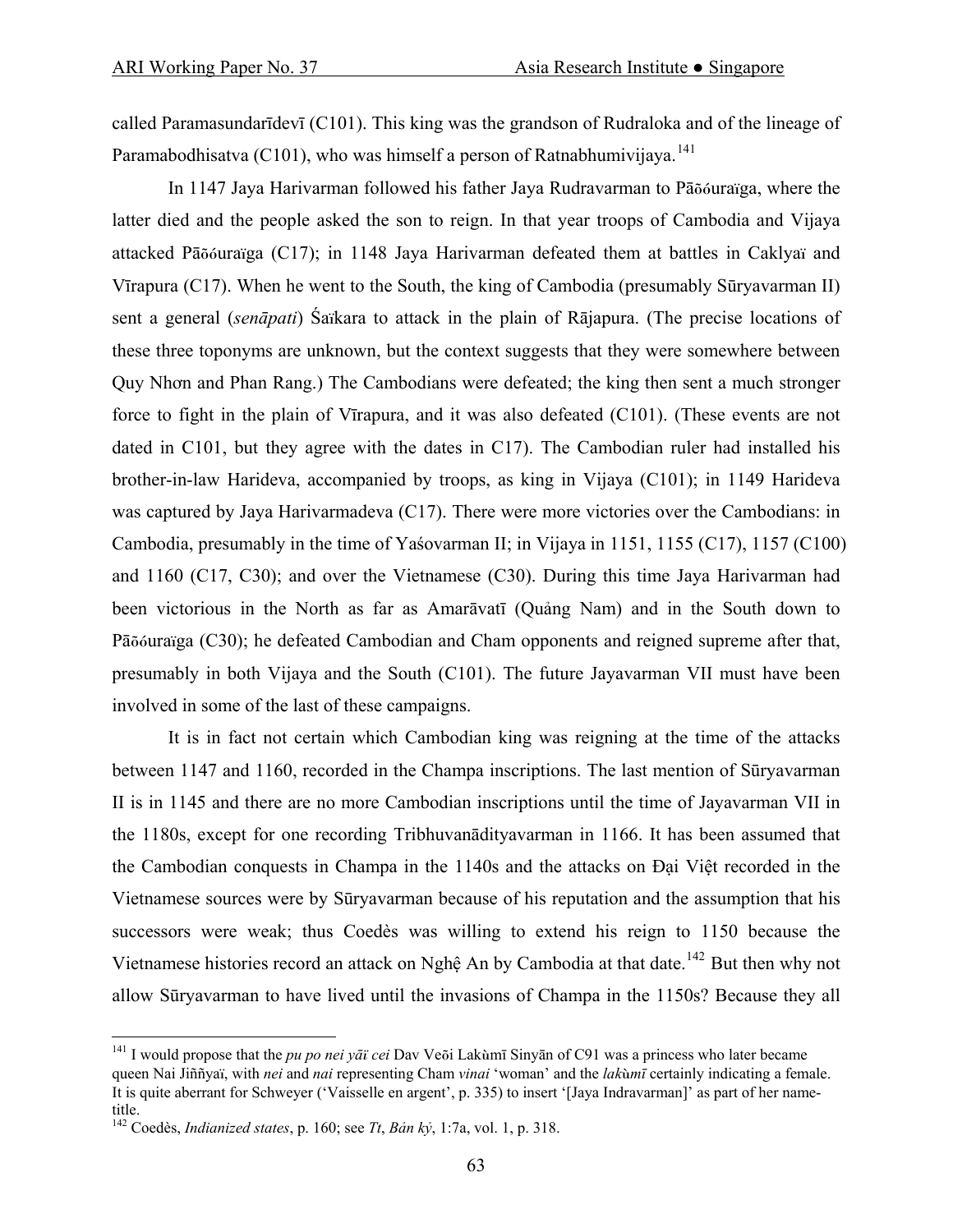called Paramasundarīdevī (C101). This king was the grandson of Rudraloka and of the lineage of Paramabodhisatva (C101), who was himself a person of Ratnabhumivijaya.[141]

In 1147 Jaya Harivarman followed his father Jaya Rudravarman to Pāõóuraïga, where the latter died and the people asked the son to reign. In that year troops of Cambodia and Vijaya attacked Pāõóuraïga (C17); in 1148 Jaya Harivarman defeated them at battles in Caklyaï and Vīrapura (C17). When he went to the South, the king of Cambodia (presumably Sūryavarman II) sent a general (*senāpati*) Śaïkara to attack in the plain of Rājapura. (The precise locations of these three toponyms are unknown, but the context suggests that they were somewhere between Quy Nhơn and Phan Rang.) The Cambodians were defeated; the king then sent a much stronger force to fight in the plain of Vīrapura, and it was also defeated (C101). (These events are not dated in C101, but they agree with the dates in C17). The Cambodian ruler had installed his brother-in-law Harideva, accompanied by troops, as king in Vijaya (C101); in 1149 Harideva was captured by Jaya Harivarmadeva (C17). There were more victories over the Cambodians: in Cambodia, presumably in the time of Yaśovarman II; in Vijaya in 1151, 1155 (C17), 1157 (C100) and 1160 (C17, C30); and over the Vietnamese (C30). During this time Jaya Harivarman had been victorious in the North as far as Amarāvatī (Quảng Nam) and in the South down to Pāõóuraïga (C30); he defeated Cambodian and Cham opponents and reigned supreme after that, presumably in both Vijaya and the South (C101). The future Jayavarman VII must have been involved in some of the last of these campaigns.

It is in fact not certain which Cambodian king was reigning at the time of the attacks between 1147 and 1160, recorded in the Champa inscriptions. The last mention of Sūryavarman II is in 1145 and there are no more Cambodian inscriptions until the time of Jayavarman VII in the 1180s, except for one recording Tribhuvanādityavarman in 1166. It has been assumed that the Cambodian conquests in Champa in the 1140s and the attacks on Đại Việt recorded in the Vietnamese sources were by Sūryavarman because of his reputation and the assumption that his successors were weak; thus Coedès was willing to extend his reign to 1150 because the Vietnamese histories record an attack on Nghệ An by Cambodia at that date.[142] But then why not allow Sūryavarman to have lived until the invasions of Champa in the 1150s? Because they all

---

[141] I would propose that the *pu po nei yāï cei* Dav Veõi Lakùmī Sinyān of C91 was a princess who later became queen Nai Jiññyaï, with *nei* and *nai* representing Cham *vinai* 'woman' and the *lakùmī* certainly indicating a female. It is quite aberrant for Schweyer ('Vaisselle en argent', p. 335) to insert '[Jaya Indravarman]' as part of her name-title.

[142] Coedès, *Indianized states*, p. 160; see *Tt*, *Bản kỷ*, 1:7a, vol. 1, p. 318.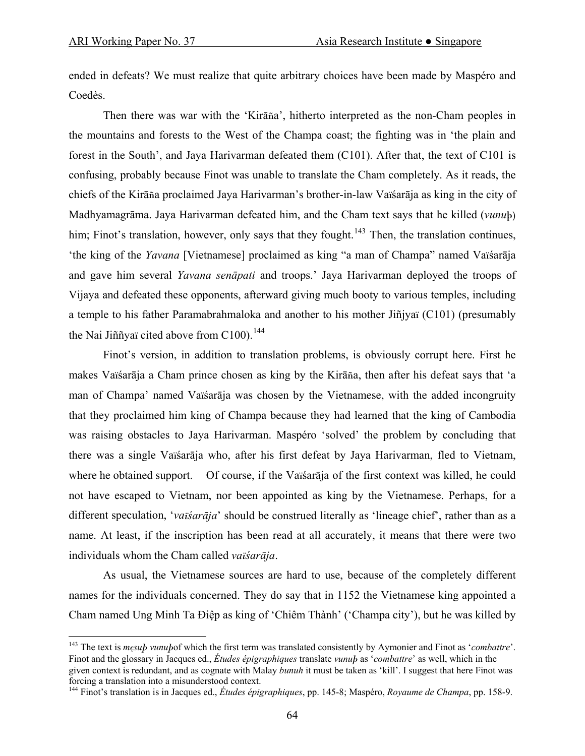ended in defeats? We must realize that quite arbitrary choices have been made by Maspéro and Coedès.

Then there was war with the 'Kirāña', hitherto interpreted as the non-Cham peoples in the mountains and forests to the West of the Champa coast; the fighting was in 'the plain and forest in the South', and Jaya Harivarman defeated them (C101). After that, the text of C101 is confusing, probably because Finot was unable to translate the Cham completely. As it reads, the chiefs of the Kirāña proclaimed Jaya Harivarman's brother-in-law Vaïśarāja as king in the city of Madhyamagrāma. Jaya Harivarman defeated him, and the Cham text says that he killed (*vunuþ*) him; Finot's translation, however, only says that they fought.[143] Then, the translation continues, 'the king of the *Yavana* [Vietnamese] proclaimed as king "a man of Champa" named Vaïśarāja and gave him several *Yavana senāpati* and troops.' Jaya Harivarman deployed the troops of Vijaya and defeated these opponents, afterward giving much booty to various temples, including a temple to his father Paramabrahmaloka and another to his mother Jiñjyaï (C101) (presumably the Nai Jiññyaï cited above from C100).[144]

Finot's version, in addition to translation problems, is obviously corrupt here. First he makes Vaïśarāja a Cham prince chosen as king by the Kirāña, then after his defeat says that 'a man of Champa' named Vaïśarāja was chosen by the Vietnamese, with the added incongruity that they proclaimed him king of Champa because they had learned that the king of Cambodia was raising obstacles to Jaya Harivarman. Maspéro 'solved' the problem by concluding that there was a single Vaïśarāja who, after his first defeat by Jaya Harivarman, fled to Vietnam, where he obtained support. Of course, if the Vaïśarāja of the first context was killed, he could not have escaped to Vietnam, nor been appointed as king by the Vietnamese. Perhaps, for a different speculation, '*vaïśarāja*' should be construed literally as 'lineage chief', rather than as a name. At least, if the inscription has been read at all accurately, it means that there were two individuals whom the Cham called *vaïśarāja*.

As usual, the Vietnamese sources are hard to use, because of the completely different names for the individuals concerned. They do say that in 1152 the Vietnamese king appointed a Cham named Ung Minh Ta Điệp as king of 'Chiêm Thành' ('Champa city'), but he was killed by

---

[143] The text is *mçsuþ vunuþ*of which the first term was translated consistently by Aymonier and Finot as '*combattre*'. Finot and the glossary in Jacques ed., *Études épigraphiques* translate *vunuþ* as '*combattre*' as well, which in the given context is redundant, and as cognate with Malay *bunuh* it must be taken as 'kill'. I suggest that here Finot was forcing a translation into a misunderstood context.

[144] Finot's translation is in Jacques ed., *Études épigraphiques*, pp. 145-8; Maspéro, *Royaume de Champa*, pp. 158-9.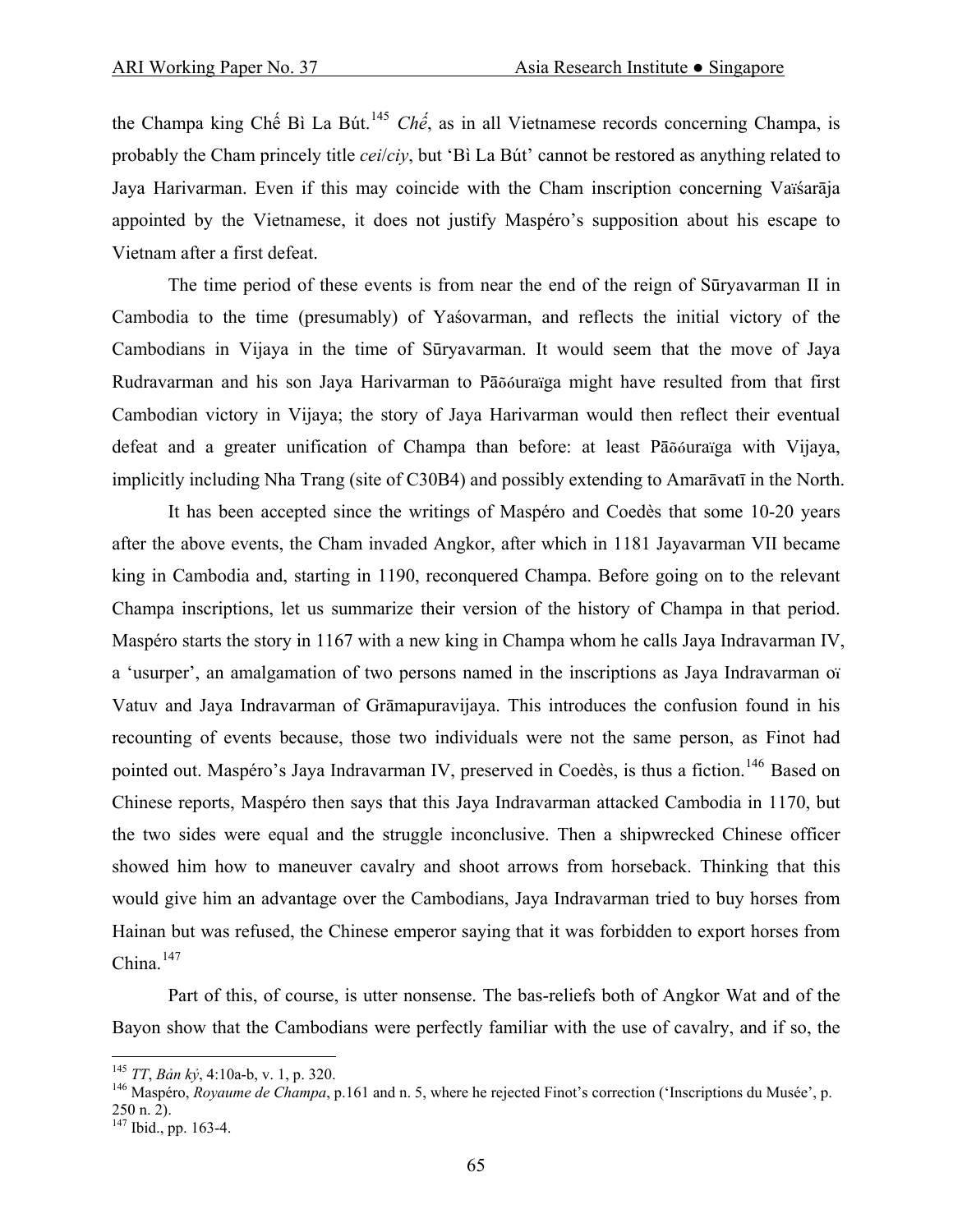the Champa king Chế Bì La Bút.[145] *Chế*, as in all Vietnamese records concerning Champa, is probably the Cham princely title *cei*/*ciy*, but 'Bì La Bút' cannot be restored as anything related to Jaya Harivarman. Even if this may coincide with the Cham inscription concerning Vaïśarāja appointed by the Vietnamese, it does not justify Maspéro's supposition about his escape to Vietnam after a first defeat.

The time period of these events is from near the end of the reign of Sūryavarman II in Cambodia to the time (presumably) of Yaśovarman, and reflects the initial victory of the Cambodians in Vijaya in the time of Sūryavarman. It would seem that the move of Jaya Rudravarman and his son Jaya Harivarman to Pāōóuraïga might have resulted from that first Cambodian victory in Vijaya; the story of Jaya Harivarman would then reflect their eventual defeat and a greater unification of Champa than before: at least Pāōóuraïga with Vijaya, implicitly including Nha Trang (site of C30B4) and possibly extending to Amarāvatī in the North.

It has been accepted since the writings of Maspéro and Coedès that some 10-20 years after the above events, the Cham invaded Angkor, after which in 1181 Jayavarman VII became king in Cambodia and, starting in 1190, reconquered Champa. Before going on to the relevant Champa inscriptions, let us summarize their version of the history of Champa in that period. Maspéro starts the story in 1167 with a new king in Champa whom he calls Jaya Indravarman IV, a 'usurper', an amalgamation of two persons named in the inscriptions as Jaya Indravarman oï Vatuv and Jaya Indravarman of Grāmapuravijaya. This introduces the confusion found in his recounting of events because, those two individuals were not the same person, as Finot had pointed out. Maspéro's Jaya Indravarman IV, preserved in Coedès, is thus a fiction.[146] Based on Chinese reports, Maspéro then says that this Jaya Indravarman attacked Cambodia in 1170, but the two sides were equal and the struggle inconclusive. Then a shipwrecked Chinese officer showed him how to maneuver cavalry and shoot arrows from horseback. Thinking that this would give him an advantage over the Cambodians, Jaya Indravarman tried to buy horses from Hainan but was refused, the Chinese emperor saying that it was forbidden to export horses from China.[147]

Part of this, of course, is utter nonsense. The bas-reliefs both of Angkor Wat and of the Bayon show that the Cambodians were perfectly familiar with the use of cavalry, and if so, the

[145] *TT*, *Bản kỷ*, 4:10a-b, v. 1, p. 320.

[146] Maspéro, *Royaume de Champa*, p.161 and n. 5, where he rejected Finot's correction ('Inscriptions du Musée', p. 250 n. 2).

[147] Ibid., pp. 163-4.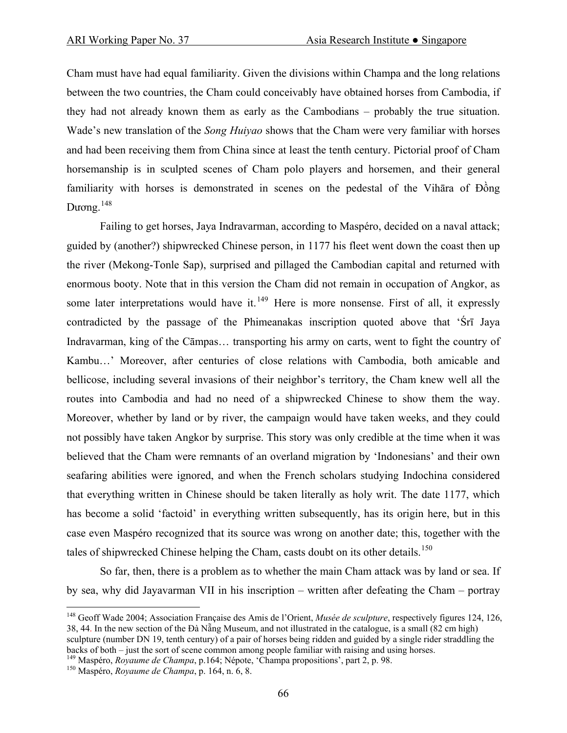Cham must have had equal familiarity. Given the divisions within Champa and the long relations between the two countries, the Cham could conceivably have obtained horses from Cambodia, if they had not already known them as early as the Cambodians – probably the true situation. Wade's new translation of the *Song Huiyao* shows that the Cham were very familiar with horses and had been receiving them from China since at least the tenth century. Pictorial proof of Cham horsemanship is in sculpted scenes of Cham polo players and horsemen, and their general familiarity with horses is demonstrated in scenes on the pedestal of the Vihāra of Đồng Dương.[148]

Failing to get horses, Jaya Indravarman, according to Maspéro, decided on a naval attack; guided by (another?) shipwrecked Chinese person, in 1177 his fleet went down the coast then up the river (Mekong-Tonle Sap), surprised and pillaged the Cambodian capital and returned with enormous booty. Note that in this version the Cham did not remain in occupation of Angkor, as some later interpretations would have it.[149] Here is more nonsense. First of all, it expressly contradicted by the passage of the Phimeanakas inscription quoted above that 'Śrī Jaya Indravarman, king of the Cāmpas… transporting his army on carts, went to fight the country of Kambu…' Moreover, after centuries of close relations with Cambodia, both amicable and bellicose, including several invasions of their neighbor's territory, the Cham knew well all the routes into Cambodia and had no need of a shipwrecked Chinese to show them the way. Moreover, whether by land or by river, the campaign would have taken weeks, and they could not possibly have taken Angkor by surprise. This story was only credible at the time when it was believed that the Cham were remnants of an overland migration by 'Indonesians' and their own seafaring abilities were ignored, and when the French scholars studying Indochina considered that everything written in Chinese should be taken literally as holy writ. The date 1177, which has become a solid 'factoid' in everything written subsequently, has its origin here, but in this case even Maspéro recognized that its source was wrong on another date; this, together with the tales of shipwrecked Chinese helping the Cham, casts doubt on its other details.[150]

So far, then, there is a problem as to whether the main Cham attack was by land or sea. If by sea, why did Jayavarman VII in his inscription – written after defeating the Cham – portray

---

[148] Geoff Wade 2004; Association Française des Amis de l'Orient, *Musée de sculpture*, respectively figures 124, 126, 38, 44. In the new section of the Đà Nẵng Museum, and not illustrated in the catalogue, is a small (82 cm high) sculpture (number DN 19, tenth century) of a pair of horses being ridden and guided by a single rider straddling the backs of both – just the sort of scene common among people familiar with raising and using horses.

[149] Maspéro, *Royaume de Champa*, p.164; Népote, 'Champa propositions', part 2, p. 98.

[150] Maspéro, *Royaume de Champa*, p. 164, n. 6, 8.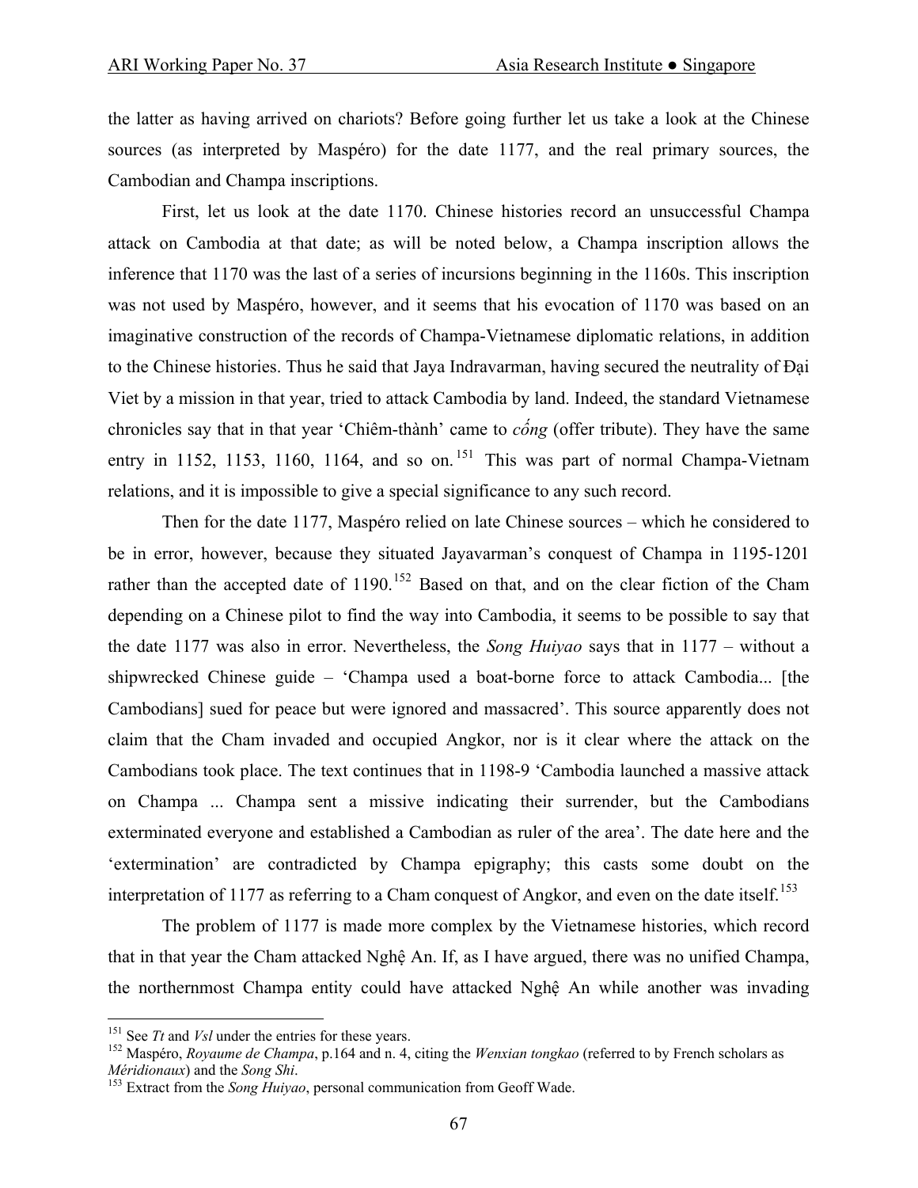the latter as having arrived on chariots? Before going further let us take a look at the Chinese sources (as interpreted by Maspéro) for the date 1177, and the real primary sources, the Cambodian and Champa inscriptions.

First, let us look at the date 1170. Chinese histories record an unsuccessful Champa attack on Cambodia at that date; as will be noted below, a Champa inscription allows the inference that 1170 was the last of a series of incursions beginning in the 1160s. This inscription was not used by Maspéro, however, and it seems that his evocation of 1170 was based on an imaginative construction of the records of Champa-Vietnamese diplomatic relations, in addition to the Chinese histories. Thus he said that Jaya Indravarman, having secured the neutrality of Đại Viet by a mission in that year, tried to attack Cambodia by land. Indeed, the standard Vietnamese chronicles say that in that year 'Chiêm-thành' came to *cống* (offer tribute). They have the same entry in 1152, 1153, 1160, 1164, and so on.[151] This was part of normal Champa-Vietnam relations, and it is impossible to give a special significance to any such record.

Then for the date 1177, Maspéro relied on late Chinese sources – which he considered to be in error, however, because they situated Jayavarman's conquest of Champa in 1195-1201 rather than the accepted date of 1190.[152] Based on that, and on the clear fiction of the Cham depending on a Chinese pilot to find the way into Cambodia, it seems to be possible to say that the date 1177 was also in error. Nevertheless, the *Song Huiyao* says that in 1177 – without a shipwrecked Chinese guide – 'Champa used a boat-borne force to attack Cambodia... [the Cambodians] sued for peace but were ignored and massacred'. This source apparently does not claim that the Cham invaded and occupied Angkor, nor is it clear where the attack on the Cambodians took place. The text continues that in 1198-9 'Cambodia launched a massive attack on Champa ... Champa sent a missive indicating their surrender, but the Cambodians exterminated everyone and established a Cambodian as ruler of the area'. The date here and the 'extermination' are contradicted by Champa epigraphy; this casts some doubt on the interpretation of 1177 as referring to a Cham conquest of Angkor, and even on the date itself.[153]

The problem of 1177 is made more complex by the Vietnamese histories, which record that in that year the Cham attacked Nghệ An. If, as I have argued, there was no unified Champa, the northernmost Champa entity could have attacked Nghệ An while another was invading

---

[151] See *Tt* and *Vsl* under the entries for these years.

[152] Maspéro, *Royaume de Champa*, p.164 and n. 4, citing the *Wenxian tongkao* (referred to by French scholars as *Méridionaux*) and the *Song Shi*.

[153] Extract from the *Song Huiyao*, personal communication from Geoff Wade.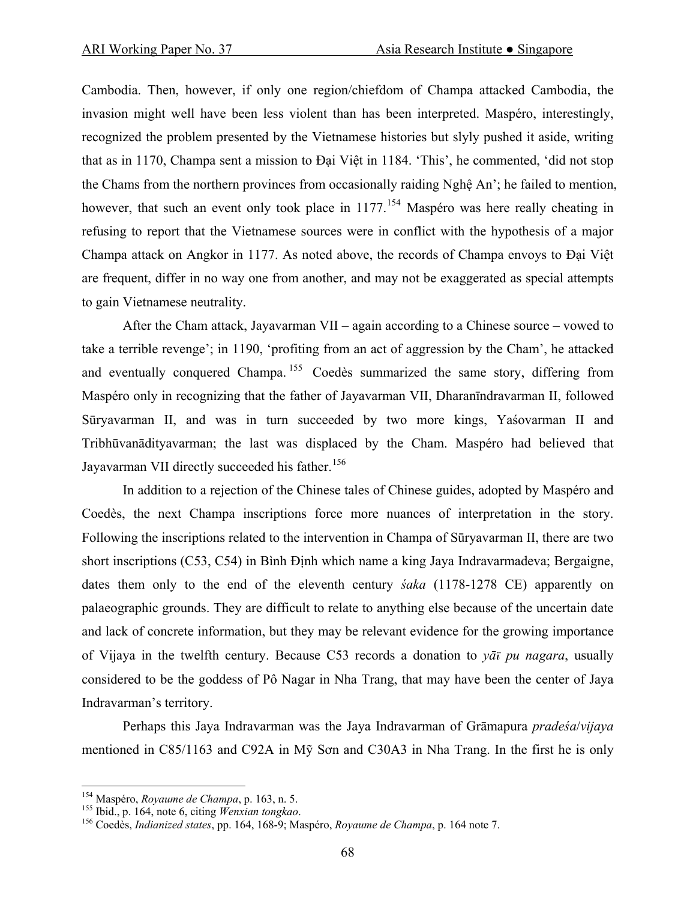Cambodia. Then, however, if only one region/chiefdom of Champa attacked Cambodia, the invasion might well have been less violent than has been interpreted. Maspéro, interestingly, recognized the problem presented by the Vietnamese histories but slyly pushed it aside, writing that as in 1170, Champa sent a mission to Đại Việt in 1184. 'This', he commented, 'did not stop the Chams from the northern provinces from occasionally raiding Nghệ An'; he failed to mention, however, that such an event only took place in 1177.[154] Maspéro was here really cheating in refusing to report that the Vietnamese sources were in conflict with the hypothesis of a major Champa attack on Angkor in 1177. As noted above, the records of Champa envoys to Đại Việt are frequent, differ in no way one from another, and may not be exaggerated as special attempts to gain Vietnamese neutrality.

After the Cham attack, Jayavarman VII – again according to a Chinese source – vowed to take a terrible revenge'; in 1190, 'profiting from an act of aggression by the Cham', he attacked and eventually conquered Champa.[155] Coedès summarized the same story, differing from Maspéro only in recognizing that the father of Jayavarman VII, Dharanīndravarman II, followed Sūryavarman II, and was in turn succeeded by two more kings, Yaśovarman II and Tribhūvanādityavarman; the last was displaced by the Cham. Maspéro had believed that Jayavarman VII directly succeeded his father.[156]

In addition to a rejection of the Chinese tales of Chinese guides, adopted by Maspéro and Coedès, the next Champa inscriptions force more nuances of interpretation in the story. Following the inscriptions related to the intervention in Champa of Sūryavarman II, there are two short inscriptions (C53, C54) in Bình Định which name a king Jaya Indravarmadeva; Bergaigne, dates them only to the end of the eleventh century *śaka* (1178-1278 CE) apparently on palaeographic grounds. They are difficult to relate to anything else because of the uncertain date and lack of concrete information, but they may be relevant evidence for the growing importance of Vijaya in the twelfth century. Because C53 records a donation to *yāï pu nagara*, usually considered to be the goddess of Pô Nagar in Nha Trang, that may have been the center of Jaya Indravarman's territory.

Perhaps this Jaya Indravarman was the Jaya Indravarman of Grāmapura *pradeśa*/*vijaya* mentioned in C85/1163 and C92A in Mỹ Sơn and C30A3 in Nha Trang. In the first he is only

---

[154] Maspéro, *Royaume de Champa*, p. 163, n. 5.

[155] Ibid., p. 164, note 6, citing *Wenxian tongkao*.

[156] Coedès, *Indianized states*, pp. 164, 168-9; Maspéro, *Royaume de Champa*, p. 164 note 7.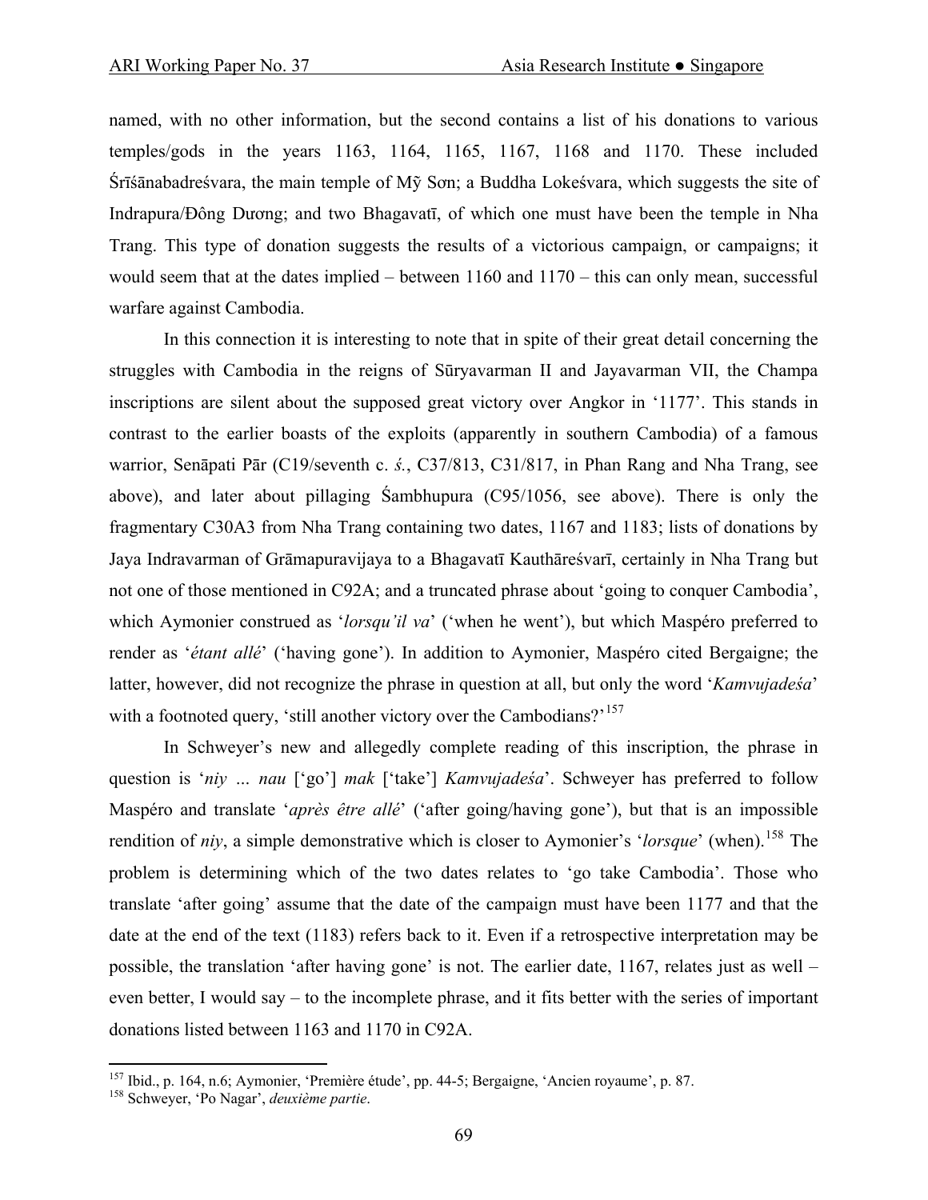named, with no other information, but the second contains a list of his donations to various temples/gods in the years 1163, 1164, 1165, 1167, 1168 and 1170. These included Śrīśānabadreśvara, the main temple of Mỹ Sơn; a Buddha Lokeśvara, which suggests the site of Indrapura/Đông Dương; and two Bhagavatī, of which one must have been the temple in Nha Trang. This type of donation suggests the results of a victorious campaign, or campaigns; it would seem that at the dates implied – between 1160 and 1170 – this can only mean, successful warfare against Cambodia.

In this connection it is interesting to note that in spite of their great detail concerning the struggles with Cambodia in the reigns of Sūryavarman II and Jayavarman VII, the Champa inscriptions are silent about the supposed great victory over Angkor in '1177'. This stands in contrast to the earlier boasts of the exploits (apparently in southern Cambodia) of a famous warrior, Senāpati Pār (C19/seventh c. *ś.*, C37/813, C31/817, in Phan Rang and Nha Trang, see above), and later about pillaging Śambhupura (C95/1056, see above). There is only the fragmentary C30A3 from Nha Trang containing two dates, 1167 and 1183; lists of donations by Jaya Indravarman of Grāmapuravijaya to a Bhagavatī Kauthāreśvarī, certainly in Nha Trang but not one of those mentioned in C92A; and a truncated phrase about 'going to conquer Cambodia', which Aymonier construed as '*lorsqu'il va*' ('when he went'), but which Maspéro preferred to render as '*étant allé*' ('having gone'). In addition to Aymonier, Maspéro cited Bergaigne; the latter, however, did not recognize the phrase in question at all, but only the word '*Kamvujadeśa*' with a footnoted query, 'still another victory over the Cambodians?'[157]

In Schweyer's new and allegedly complete reading of this inscription, the phrase in question is '*niy … nau* ['go'] *mak* ['take'] *Kamvujadeśa*'. Schweyer has preferred to follow Maspéro and translate '*après être allé*' ('after going/having gone'), but that is an impossible rendition of *niy*, a simple demonstrative which is closer to Aymonier's '*lorsque*' (when).[158] The problem is determining which of the two dates relates to 'go take Cambodia'. Those who translate 'after going' assume that the date of the campaign must have been 1177 and that the date at the end of the text (1183) refers back to it. Even if a retrospective interpretation may be possible, the translation 'after having gone' is not. The earlier date, 1167, relates just as well – even better, I would say – to the incomplete phrase, and it fits better with the series of important donations listed between 1163 and 1170 in C92A.

---

[157] Ibid., p. 164, n.6; Aymonier, 'Première étude', pp. 44-5; Bergaigne, 'Ancien royaume', p. 87.

[158] Schweyer, 'Po Nagar', *deuxième partie*.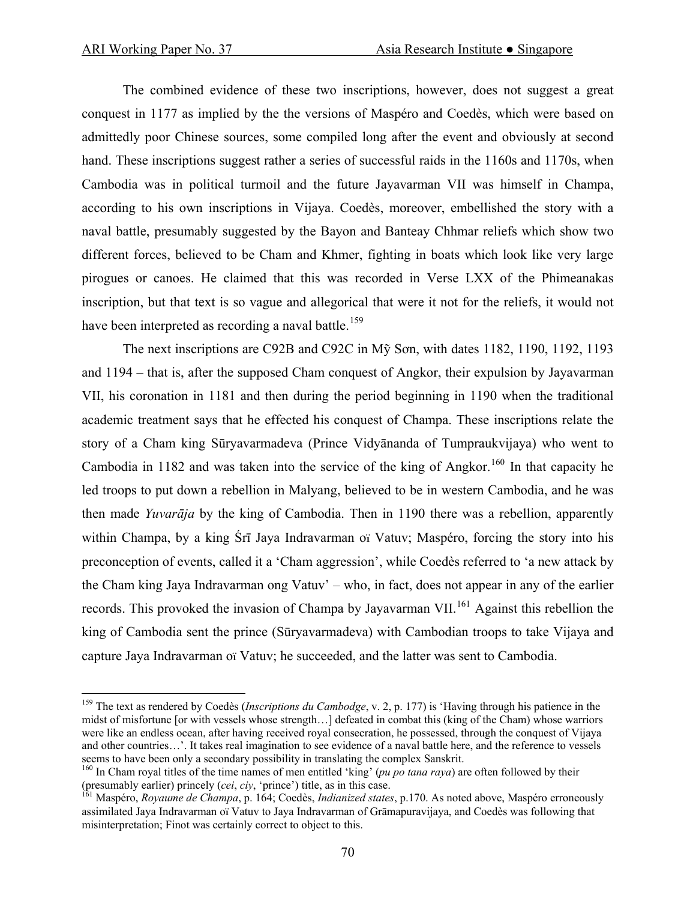The combined evidence of these two inscriptions, however, does not suggest a great conquest in 1177 as implied by the the versions of Maspéro and Coedès, which were based on admittedly poor Chinese sources, some compiled long after the event and obviously at second hand. These inscriptions suggest rather a series of successful raids in the 1160s and 1170s, when Cambodia was in political turmoil and the future Jayavarman VII was himself in Champa, according to his own inscriptions in Vijaya. Coedès, moreover, embellished the story with a naval battle, presumably suggested by the Bayon and Banteay Chhmar reliefs which show two different forces, believed to be Cham and Khmer, fighting in boats which look like very large pirogues or canoes. He claimed that this was recorded in Verse LXX of the Phimeanakas inscription, but that text is so vague and allegorical that were it not for the reliefs, it would not have been interpreted as recording a naval battle.[159]

The next inscriptions are C92B and C92C in Mỹ Sơn, with dates 1182, 1190, 1192, 1193 and 1194 – that is, after the supposed Cham conquest of Angkor, their expulsion by Jayavarman VII, his coronation in 1181 and then during the period beginning in 1190 when the traditional academic treatment says that he effected his conquest of Champa. These inscriptions relate the story of a Cham king Sūryavarmadeva (Prince Vidyānanda of Tumpraukvijaya) who went to Cambodia in 1182 and was taken into the service of the king of Angkor.[160] In that capacity he led troops to put down a rebellion in Malyang, believed to be in western Cambodia, and he was then made *Yuvarāja* by the king of Cambodia. Then in 1190 there was a rebellion, apparently within Champa, by a king Śrī Jaya Indravarman oï Vatuv; Maspéro, forcing the story into his preconception of events, called it a 'Cham aggression', while Coedès referred to 'a new attack by the Cham king Jaya Indravarman ong Vatuv' – who, in fact, does not appear in any of the earlier records. This provoked the invasion of Champa by Jayavarman VII.[161] Against this rebellion the king of Cambodia sent the prince (Sūryavarmadeva) with Cambodian troops to take Vijaya and capture Jaya Indravarman oï Vatuv; he succeeded, and the latter was sent to Cambodia.

---

[159] The text as rendered by Coedès (*Inscriptions du Cambodge*, v. 2, p. 177) is 'Having through his patience in the midst of misfortune [or with vessels whose strength…] defeated in combat this (king of the Cham) whose warriors were like an endless ocean, after having received royal consecration, he possessed, through the conquest of Vijaya and other countries…'. It takes real imagination to see evidence of a naval battle here, and the reference to vessels seems to have been only a secondary possibility in translating the complex Sanskrit.

[160] In Cham royal titles of the time names of men entitled 'king' (*pu po tana raya*) are often followed by their (presumably earlier) princely (*cei*, *ciy*, 'prince') title, as in this case.

[161] Maspéro, *Royaume de Champa*, p. 164; Coedès, *Indianized states*, p.170. As noted above, Maspéro erroneously assimilated Jaya Indravarman oï Vatuv to Jaya Indravarman of Grāmapuravijaya, and Coedès was following that misinterpretation; Finot was certainly correct to object to this.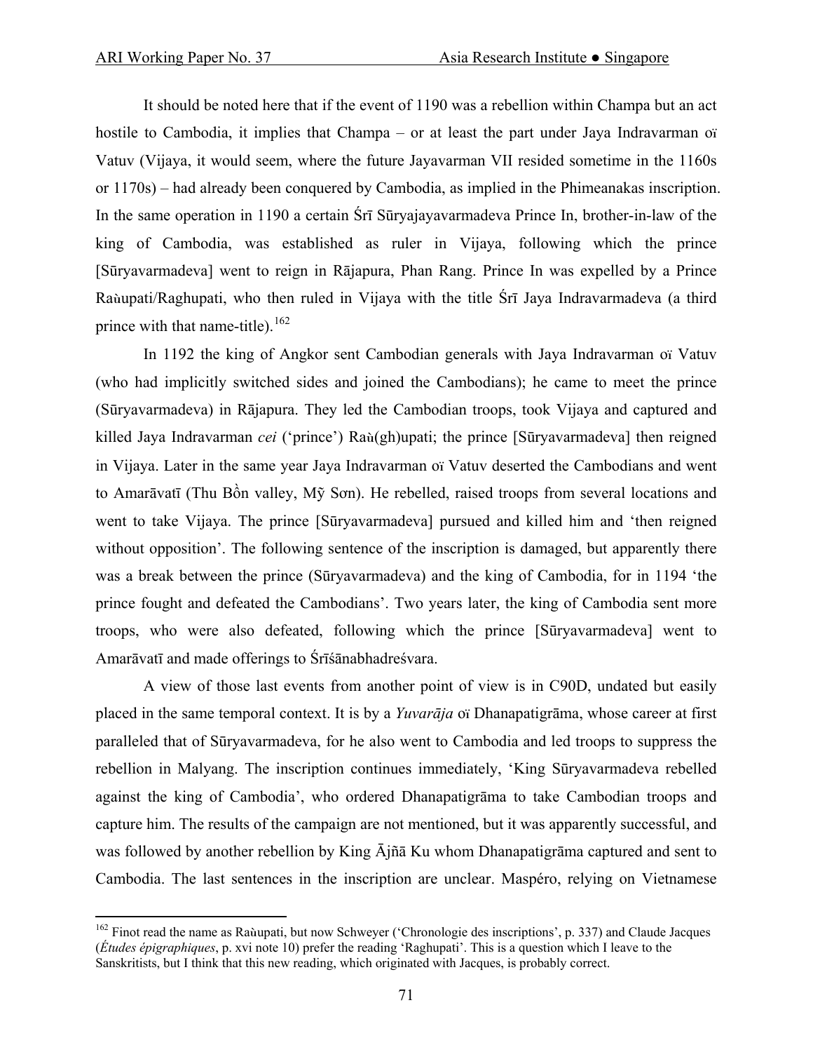It should be noted here that if the event of 1190 was a rebellion within Champa but an act hostile to Cambodia, it implies that Champa – or at least the part under Jaya Indravarman oï Vatuv (Vijaya, it would seem, where the future Jayavarman VII resided sometime in the 1160s or 1170s) – had already been conquered by Cambodia, as implied in the Phimeanakas inscription. In the same operation in 1190 a certain Śrī Sūryajayavarmadeva Prince In, brother-in-law of the king of Cambodia, was established as ruler in Vijaya, following which the prince [Sūryavarmadeva] went to reign in Rājapura, Phan Rang. Prince In was expelled by a Prince Raṅupati/Raghupati, who then ruled in Vijaya with the title Śrī Jaya Indravarmadeva (a third prince with that name-title).[162]

In 1192 the king of Angkor sent Cambodian generals with Jaya Indravarman oï Vatuv (who had implicitly switched sides and joined the Cambodians); he came to meet the prince (Sūryavarmadeva) in Rājapura. They led the Cambodian troops, took Vijaya and captured and killed Jaya Indravarman *cei* ('prince') Raṅ(gh)upati; the prince [Sūryavarmadeva] then reigned in Vijaya. Later in the same year Jaya Indravarman oï Vatuv deserted the Cambodians and went to Amarāvatī (Thu Bồn valley, Mỹ Sơn). He rebelled, raised troops from several locations and went to take Vijaya. The prince [Sūryavarmadeva] pursued and killed him and 'then reigned without opposition'. The following sentence of the inscription is damaged, but apparently there was a break between the prince (Sūryavarmadeva) and the king of Cambodia, for in 1194 'the prince fought and defeated the Cambodians'. Two years later, the king of Cambodia sent more troops, who were also defeated, following which the prince [Sūryavarmadeva] went to Amarāvatī and made offerings to Śrīśānabhadreśvara.

A view of those last events from another point of view is in C90D, undated but easily placed in the same temporal context. It is by a *Yuvarāja* oï Dhanapatigrāma, whose career at first paralleled that of Sūryavarmadeva, for he also went to Cambodia and led troops to suppress the rebellion in Malyang. The inscription continues immediately, 'King Sūryavarmadeva rebelled against the king of Cambodia', who ordered Dhanapatigrāma to take Cambodian troops and capture him. The results of the campaign are not mentioned, but it was apparently successful, and was followed by another rebellion by King Ājñā Ku whom Dhanapatigrāma captured and sent to Cambodia. The last sentences in the inscription are unclear. Maspéro, relying on Vietnamese

[162] Finot read the name as Raṅupati, but now Schweyer ('Chronologie des inscriptions', p. 337) and Claude Jacques (*Études épigraphiques*, p. xvi note 10) prefer the reading 'Raghupati'. This is a question which I leave to the Sanskritists, but I think that this new reading, which originated with Jacques, is probably correct.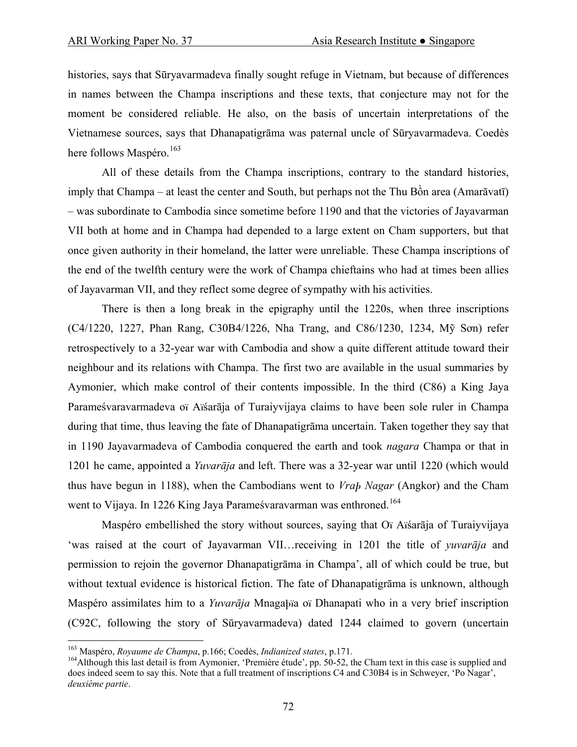histories, says that Sūryavarmadeva finally sought refuge in Vietnam, but because of differences in names between the Champa inscriptions and these texts, that conjecture may not for the moment be considered reliable. He also, on the basis of uncertain interpretations of the Vietnamese sources, says that Dhanapatigrāma was paternal uncle of Sūryavarmadeva. Coedès here follows Maspéro.[163]

All of these details from the Champa inscriptions, contrary to the standard histories, imply that Champa – at least the center and South, but perhaps not the Thu Bồn area (Amarāvatī) – was subordinate to Cambodia since sometime before 1190 and that the victories of Jayavarman VII both at home and in Champa had depended to a large extent on Cham supporters, but that once given authority in their homeland, the latter were unreliable. These Champa inscriptions of the end of the twelfth century were the work of Champa chieftains who had at times been allies of Jayavarman VII, and they reflect some degree of sympathy with his activities.

There is then a long break in the epigraphy until the 1220s, when three inscriptions (C4/1220, 1227, Phan Rang, C30B4/1226, Nha Trang, and C86/1230, 1234, Mỹ Sơn) refer retrospectively to a 32-year war with Cambodia and show a quite different attitude toward their neighbour and its relations with Champa. The first two are available in the usual summaries by Aymonier, which make control of their contents impossible. In the third (C86) a King Jaya Parameśvaravarmadeva oï Aïśarāja of Turaiyvijaya claims to have been sole ruler in Champa during that time, thus leaving the fate of Dhanapatigrāma uncertain. Taken together they say that in 1190 Jayavarmadeva of Cambodia conquered the earth and took *nagara* Champa or that in 1201 he came, appointed a *Yuvarāja* and left. There was a 32-year war until 1220 (which would thus have begun in 1188), when the Cambodians went to *Vraþ Nagar* (Angkor) and the Cham went to Vijaya. In 1226 King Jaya Parameśvaravarman was enthroned.[164]

Maspéro embellished the story without sources, saying that Oï Aïśarāja of Turaiyvijaya 'was raised at the court of Jayavarman VII…receiving in 1201 the title of *yuvarāja* and permission to rejoin the governor Dhanapatigrāma in Champa', all of which could be true, but without textual evidence is historical fiction. The fate of Dhanapatigrāma is unknown, although Maspéro assimilates him to a *Yuvarāja* Mnagaþïa oï Dhanapati who in a very brief inscription (C92C, following the story of Sūryavarmadeva) dated 1244 claimed to govern (uncertain

---

[163] Maspéro, *Royaume de Champa*, p.166; Coedès, *Indianized states*, p.171.

[164] Although this last detail is from Aymonier, 'Première étude', pp. 50-52, the Cham text in this case is supplied and does indeed seem to say this. Note that a full treatment of inscriptions C4 and C30B4 is in Schweyer, 'Po Nagar', *deuxième partie*.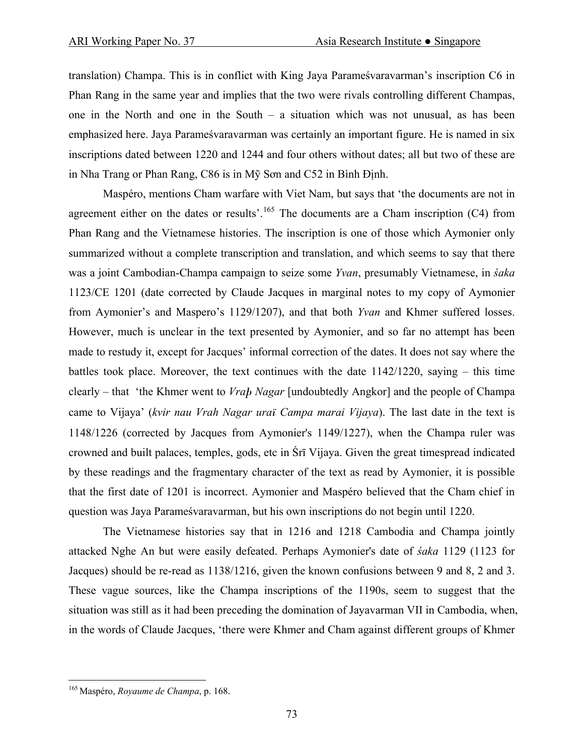translation) Champa. This is in conflict with King Jaya Parameśvaravarman's inscription C6 in Phan Rang in the same year and implies that the two were rivals controlling different Champas, one in the North and one in the South – a situation which was not unusual, as has been emphasized here. Jaya Parameśvaravarman was certainly an important figure. He is named in six inscriptions dated between 1220 and 1244 and four others without dates; all but two of these are in Nha Trang or Phan Rang, C86 is in Mỹ Sơn and C52 in Bình Định.

Maspéro, mentions Cham warfare with Viet Nam, but says that 'the documents are not in agreement either on the dates or results'.[165] The documents are a Cham inscription (C4) from Phan Rang and the Vietnamese histories. The inscription is one of those which Aymonier only summarized without a complete transcription and translation, and which seems to say that there was a joint Cambodian-Champa campaign to seize some *Yvan*, presumably Vietnamese, in *śaka* 1123/CE 1201 (date corrected by Claude Jacques in marginal notes to my copy of Aymonier from Aymonier's and Maspero's 1129/1207), and that both *Yvan* and Khmer suffered losses. However, much is unclear in the text presented by Aymonier, and so far no attempt has been made to restudy it, except for Jacques' informal correction of the dates. It does not say where the battles took place. Moreover, the text continues with the date 1142/1220, saying – this time clearly – that 'the Khmer went to *Vraþ Nagar* [undoubtedly Angkor] and the people of Champa came to Vijaya' (*kvir nau Vrah Nagar uraï Campa marai Vijaya*). The last date in the text is 1148/1226 (corrected by Jacques from Aymonier's 1149/1227), when the Champa ruler was crowned and built palaces, temples, gods, etc in Śrī Vijaya. Given the great timespread indicated by these readings and the fragmentary character of the text as read by Aymonier, it is possible that the first date of 1201 is incorrect. Aymonier and Maspéro believed that the Cham chief in question was Jaya Parameśvaravarman, but his own inscriptions do not begin until 1220.

The Vietnamese histories say that in 1216 and 1218 Cambodia and Champa jointly attacked Nghe An but were easily defeated. Perhaps Aymonier's date of *śaka* 1129 (1123 for Jacques) should be re-read as 1138/1216, given the known confusions between 9 and 8, 2 and 3. These vague sources, like the Champa inscriptions of the 1190s, seem to suggest that the situation was still as it had been preceding the domination of Jayavarman VII in Cambodia, when, in the words of Claude Jacques, 'there were Khmer and Cham against different groups of Khmer

[165] Maspéro, *Royaume de Champa*, p. 168.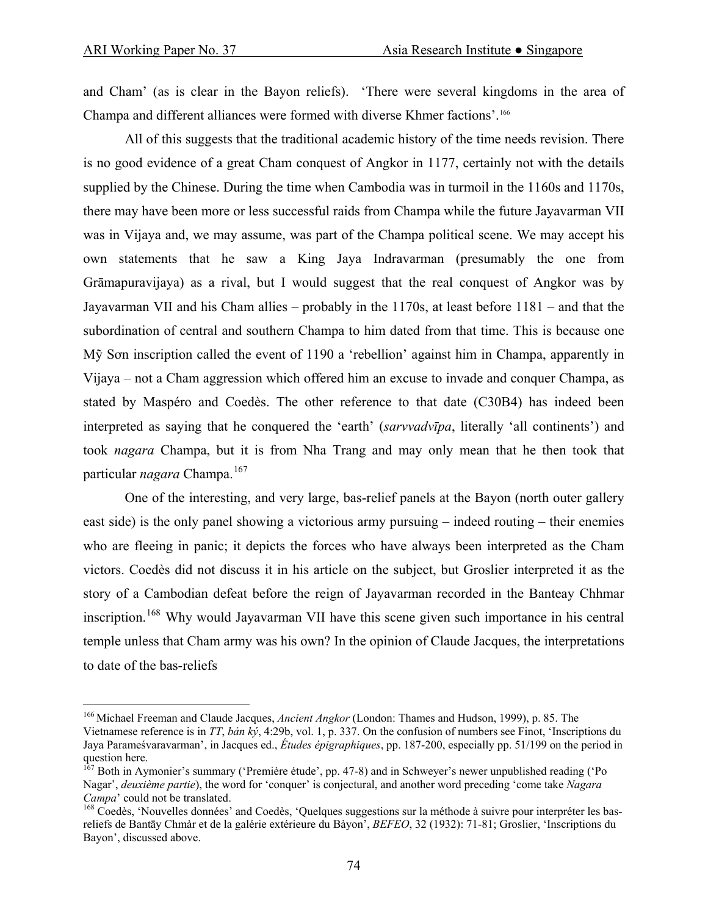and Cham' (as is clear in the Bayon reliefs). 'There were several kingdoms in the area of Champa and different alliances were formed with diverse Khmer factions'.[166]

All of this suggests that the traditional academic history of the time needs revision. There is no good evidence of a great Cham conquest of Angkor in 1177, certainly not with the details supplied by the Chinese. During the time when Cambodia was in turmoil in the 1160s and 1170s, there may have been more or less successful raids from Champa while the future Jayavarman VII was in Vijaya and, we may assume, was part of the Champa political scene. We may accept his own statements that he saw a King Jaya Indravarman (presumably the one from Grāmapuravijaya) as a rival, but I would suggest that the real conquest of Angkor was by Jayavarman VII and his Cham allies – probably in the 1170s, at least before 1181 – and that the subordination of central and southern Champa to him dated from that time. This is because one Mỹ Sơn inscription called the event of 1190 a 'rebellion' against him in Champa, apparently in Vijaya – not a Cham aggression which offered him an excuse to invade and conquer Champa, as stated by Maspéro and Coedès. The other reference to that date (C30B4) has indeed been interpreted as saying that he conquered the 'earth' (*sarvvadvīpa*, literally 'all continents') and took *nagara* Champa, but it is from Nha Trang and may only mean that he then took that particular *nagara* Champa.[167]

One of the interesting, and very large, bas-relief panels at the Bayon (north outer gallery east side) is the only panel showing a victorious army pursuing – indeed routing – their enemies who are fleeing in panic; it depicts the forces who have always been interpreted as the Cham victors. Coedès did not discuss it in his article on the subject, but Groslier interpreted it as the story of a Cambodian defeat before the reign of Jayavarman recorded in the Banteay Chhmar inscription.[168] Why would Jayavarman VII have this scene given such importance in his central temple unless that Cham army was his own? In the opinion of Claude Jacques, the interpretations to date of the bas-reliefs

---

[166] Michael Freeman and Claude Jacques, *Ancient Angkor* (London: Thames and Hudson, 1999), p. 85. The Vietnamese reference is in *TT*, *bản ký*, 4:29b, vol. 1, p. 337. On the confusion of numbers see Finot, 'Inscriptions du Jaya Parameśvaravarman', in Jacques ed., *Études épigraphiques*, pp. 187-200, especially pp. 51/199 on the period in question here.

[167] Both in Aymonier's summary ('Première étude', pp. 47-8) and in Schweyer's newer unpublished reading ('Po Nagar', *deuxième partie*), the word for 'conquer' is conjectural, and another word preceding 'come take *Nagara Campa*' could not be translated.

[168] Coedès, 'Nouvelles données' and Coedès, 'Quelques suggestions sur la méthode à suivre pour interpréter les bas-reliefs de Bantãy Chmàr et de la galérie extérieure du Bàyon', *BEFEO*, 32 (1932): 71-81; Groslier, 'Inscriptions du Bayon', discussed above.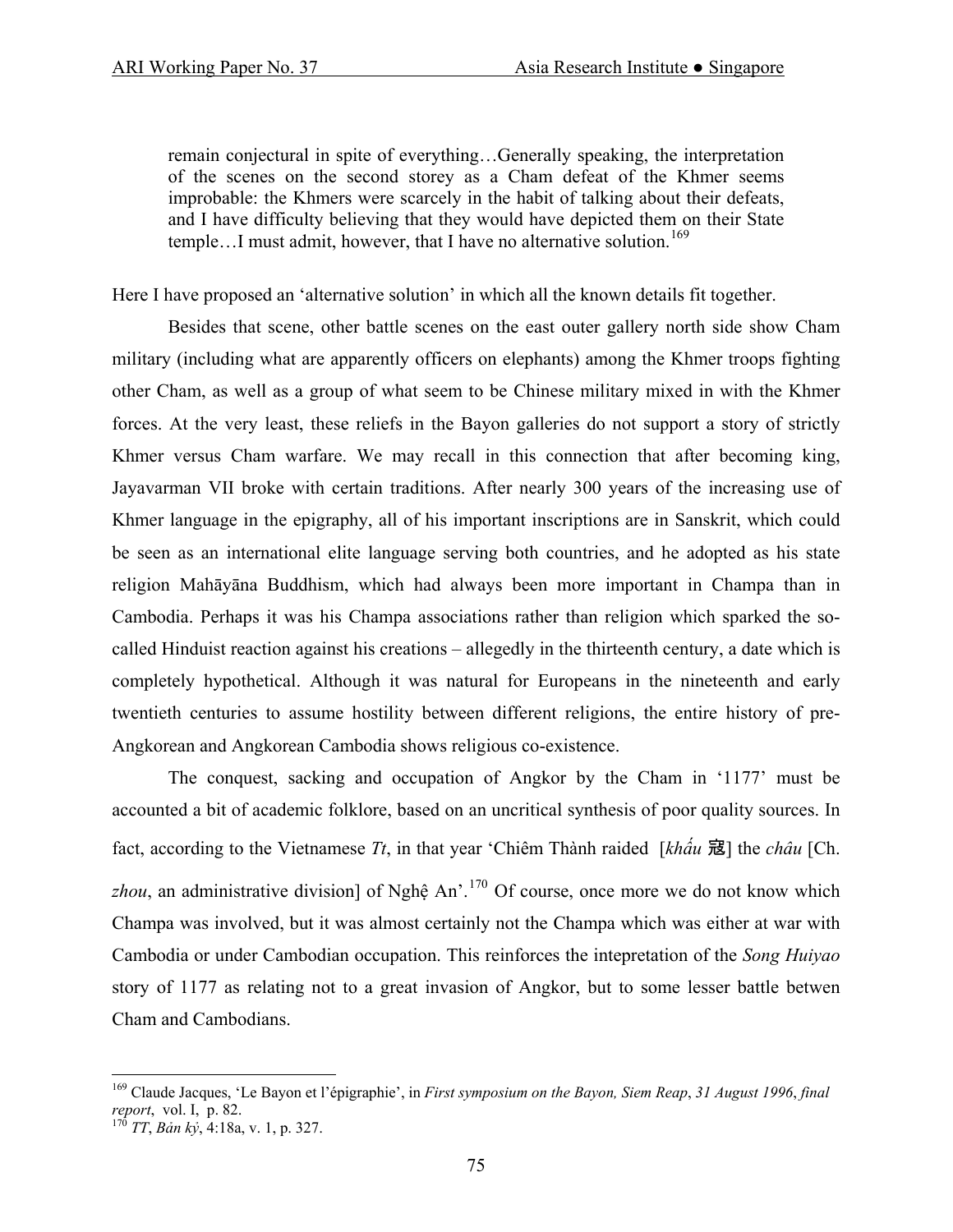> remain conjectural in spite of everything…Generally speaking, the interpretation of the scenes on the second storey as a Cham defeat of the Khmer seems improbable: the Khmers were scarcely in the habit of talking about their defeats, and I have difficulty believing that they would have depicted them on their State temple…I must admit, however, that I have no alternative solution.[169]

Here I have proposed an 'alternative solution' in which all the known details fit together.

Besides that scene, other battle scenes on the east outer gallery north side show Cham military (including what are apparently officers on elephants) among the Khmer troops fighting other Cham, as well as a group of what seem to be Chinese military mixed in with the Khmer forces. At the very least, these reliefs in the Bayon galleries do not support a story of strictly Khmer versus Cham warfare. We may recall in this connection that after becoming king, Jayavarman VII broke with certain traditions. After nearly 300 years of the increasing use of Khmer language in the epigraphy, all of his important inscriptions are in Sanskrit, which could be seen as an international elite language serving both countries, and he adopted as his state religion Mahāyāna Buddhism, which had always been more important in Champa than in Cambodia. Perhaps it was his Champa associations rather than religion which sparked the so-called Hinduist reaction against his creations – allegedly in the thirteenth century, a date which is completely hypothetical. Although it was natural for Europeans in the nineteenth and early twentieth centuries to assume hostility between different religions, the entire history of pre-Angkorean and Angkorean Cambodia shows religious co-existence.

The conquest, sacking and occupation of Angkor by the Cham in '1177' must be accounted a bit of academic folklore, based on an uncritical synthesis of poor quality sources. In fact, according to the Vietnamese *Tt*, in that year 'Chiêm Thành raided [*khấu* 寇] the *châu* [Ch. *zhou*, an administrative division] of Nghệ An'.[170] Of course, once more we do not know which Champa was involved, but it was almost certainly not the Champa which was either at war with Cambodia or under Cambodian occupation. This reinforces the intepretation of the *Song Huiyao* story of 1177 as relating not to a great invasion of Angkor, but to some lesser battle betwen Cham and Cambodians.

---

[169] Claude Jacques, 'Le Bayon et l'épigraphie', in *First symposium on the Bayon, Siem Reap, 31 August 1996, final report*, vol. I, p. 82.

[170] *TT*, *Bản kỷ*, 4:18a, v. 1, p. 327.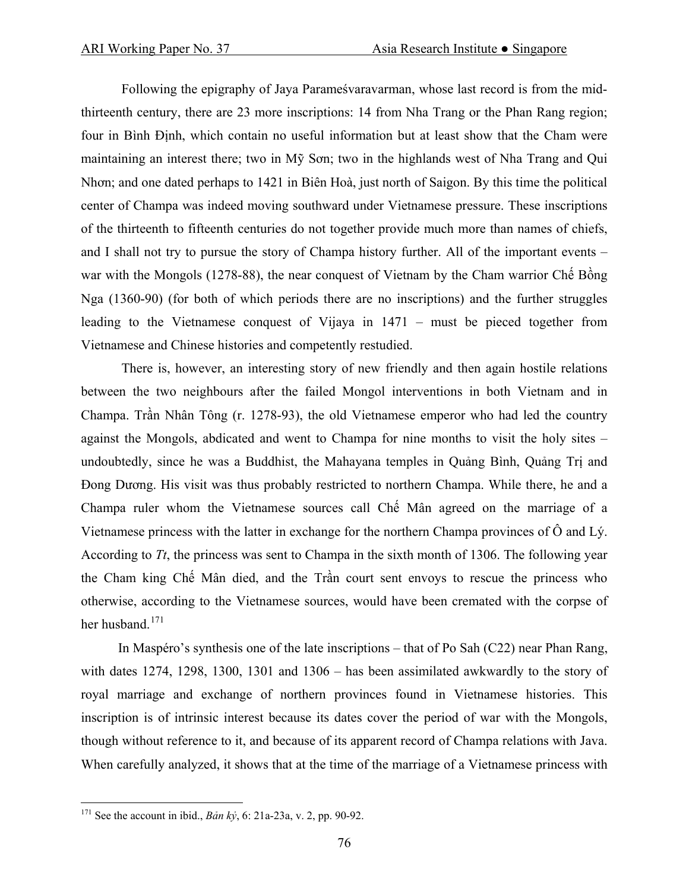Following the epigraphy of Jaya Parameśvaravarman, whose last record is from the mid-thirteenth century, there are 23 more inscriptions: 14 from Nha Trang or the Phan Rang region; four in Bình Định, which contain no useful information but at least show that the Cham were maintaining an interest there; two in Mỹ Sơn; two in the highlands west of Nha Trang and Qui Nhơn; and one dated perhaps to 1421 in Biên Hoà, just north of Saigon. By this time the political center of Champa was indeed moving southward under Vietnamese pressure. These inscriptions of the thirteenth to fifteenth centuries do not together provide much more than names of chiefs, and I shall not try to pursue the story of Champa history further. All of the important events – war with the Mongols (1278-88), the near conquest of Vietnam by the Cham warrior Chế Bồng Nga (1360-90) (for both of which periods there are no inscriptions) and the further struggles leading to the Vietnamese conquest of Vijaya in 1471 – must be pieced together from Vietnamese and Chinese histories and competently restudied.

There is, however, an interesting story of new friendly and then again hostile relations between the two neighbours after the failed Mongol interventions in both Vietnam and in Champa. Trần Nhân Tông (r. 1278-93), the old Vietnamese emperor who had led the country against the Mongols, abdicated and went to Champa for nine months to visit the holy sites – undoubtedly, since he was a Buddhist, the Mahayana temples in Quảng Bình, Quảng Trị and Đong Dương. His visit was thus probably restricted to northern Champa. While there, he and a Champa ruler whom the Vietnamese sources call Chế Mân agreed on the marriage of a Vietnamese princess with the latter in exchange for the northern Champa provinces of Ô and Lý. According to *Tt*, the princess was sent to Champa in the sixth month of 1306. The following year the Cham king Chế Mân died, and the Trần court sent envoys to rescue the princess who otherwise, according to the Vietnamese sources, would have been cremated with the corpse of her husband.[171]

In Maspéro's synthesis one of the late inscriptions – that of Po Sah (C22) near Phan Rang, with dates 1274, 1298, 1300, 1301 and 1306 – has been assimilated awkwardly to the story of royal marriage and exchange of northern provinces found in Vietnamese histories. This inscription is of intrinsic interest because its dates cover the period of war with the Mongols, though without reference to it, and because of its apparent record of Champa relations with Java. When carefully analyzed, it shows that at the time of the marriage of a Vietnamese princess with

[171] See the account in ibid., *Bản kỷ*, 6: 21a-23a, v. 2, pp. 90-92.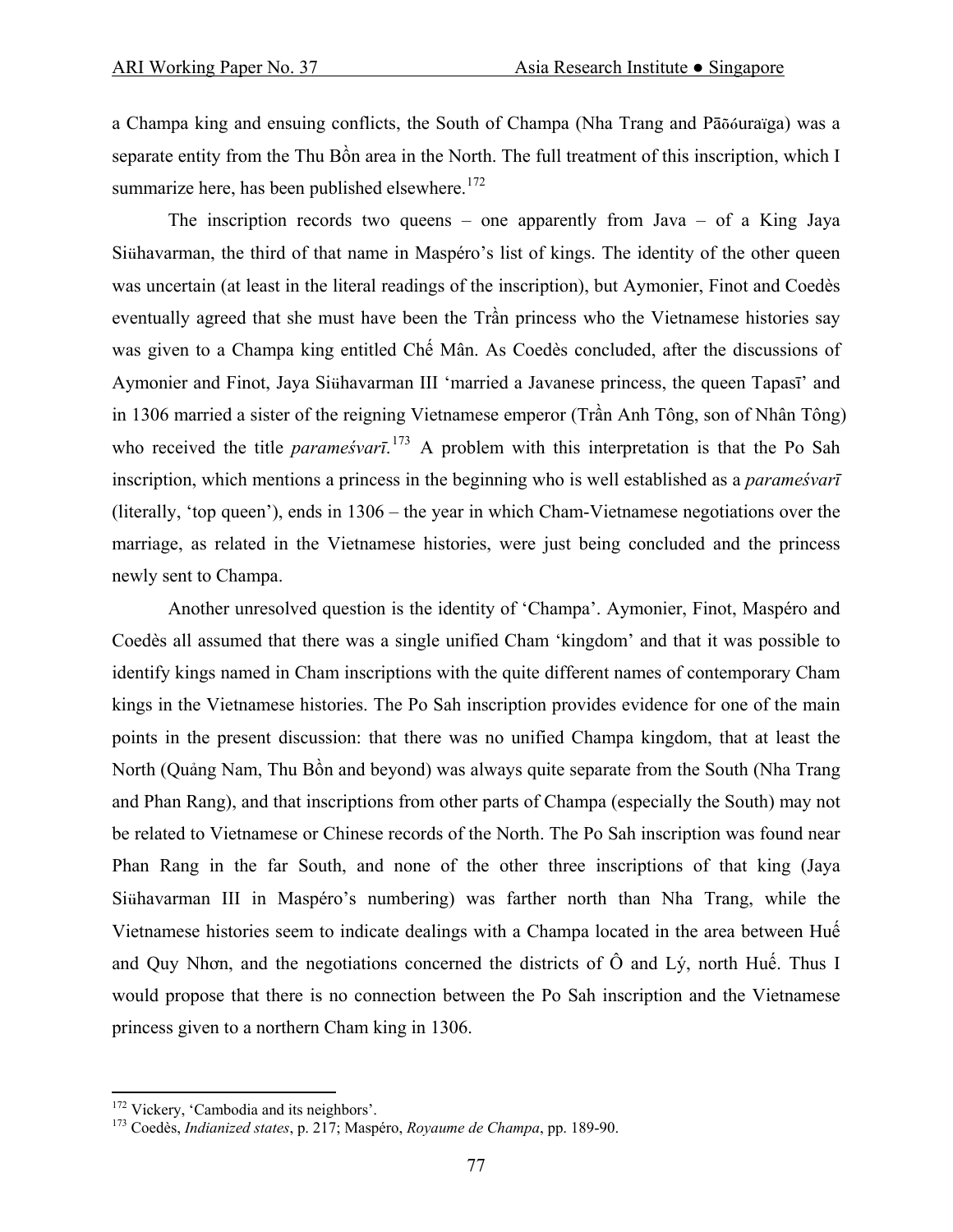a Champa king and ensuing conflicts, the South of Champa (Nha Trang and Pāõóuraïga) was a separate entity from the Thu Bồn area in the North. The full treatment of this inscription, which I summarize here, has been published elsewhere.[172]

The inscription records two queens – one apparently from Java – of a King Jaya Siüshavarman, the third of that name in Maspéro's list of kings. The identity of the other queen was uncertain (at least in the literal readings of the inscription), but Aymonier, Finot and Coedès eventually agreed that she must have been the Trần princess who the Vietnamese histories say was given to a Champa king entitled Chế Mân. As Coedès concluded, after the discussions of Aymonier and Finot, Jaya Siühavarman III 'married a Javanese princess, the queen Tapasī' and in 1306 married a sister of the reigning Vietnamese emperor (Trần Anh Tông, son of Nhân Tông) who received the title *parameśvarī*.[173] A problem with this interpretation is that the Po Sah inscription, which mentions a princess in the beginning who is well established as a *parameśvarī* (literally, 'top queen'), ends in 1306 – the year in which Cham-Vietnamese negotiations over the marriage, as related in the Vietnamese histories, were just being concluded and the princess newly sent to Champa.

Another unresolved question is the identity of 'Champa'. Aymonier, Finot, Maspéro and Coedès all assumed that there was a single unified Cham 'kingdom' and that it was possible to identify kings named in Cham inscriptions with the quite different names of contemporary Cham kings in the Vietnamese histories. The Po Sah inscription provides evidence for one of the main points in the present discussion: that there was no unified Champa kingdom, that at least the North (Quảng Nam, Thu Bồn and beyond) was always quite separate from the South (Nha Trang and Phan Rang), and that inscriptions from other parts of Champa (especially the South) may not be related to Vietnamese or Chinese records of the North. The Po Sah inscription was found near Phan Rang in the far South, and none of the other three inscriptions of that king (Jaya Siühavarman III in Maspéro's numbering) was farther north than Nha Trang, while the Vietnamese histories seem to indicate dealings with a Champa located in the area between Huế and Quy Nhơn, and the negotiations concerned the districts of Ô and Lý, north Huế. Thus I would propose that there is no connection between the Po Sah inscription and the Vietnamese princess given to a northern Cham king in 1306.

[172] Vickery, 'Cambodia and its neighbors'.

[173] Coedès, *Indianized states*, p. 217; Maspéro, *Royaume de Champa*, pp. 189-90.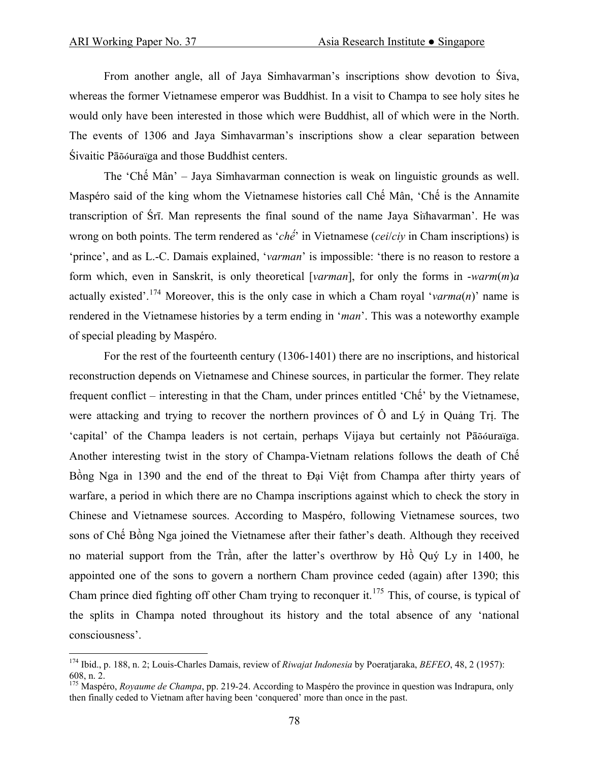From another angle, all of Jaya Simhavarman's inscriptions show devotion to Śiva, whereas the former Vietnamese emperor was Buddhist. In a visit to Champa to see holy sites he would only have been interested in those which were Buddhist, all of which were in the North. The events of 1306 and Jaya Simhavarman's inscriptions show a clear separation between Śivaitic Pāõóuraïga and those Buddhist centers.

The 'Chế Mân' – Jaya Simhavarman connection is weak on linguistic grounds as well. Maspéro said of the king whom the Vietnamese histories call Chế Mân, 'Chế is the Annamite transcription of Śrī. Man represents the final sound of the name Jaya Siïhavarman'. He was wrong on both points. The term rendered as '*chế*' in Vietnamese (*cei*/*ciy* in Cham inscriptions) is 'prince', and as L.-C. Damais explained, '*varman*' is impossible: 'there is no reason to restore a form which, even in Sanskrit, is only theoretical [*varman*], for only the forms in -*warm*(*m*)*a* actually existed'.[174] Moreover, this is the only case in which a Cham royal '*varma*(*n*)' name is rendered in the Vietnamese histories by a term ending in '*man*'. This was a noteworthy example of special pleading by Maspéro.

For the rest of the fourteenth century (1306-1401) there are no inscriptions, and historical reconstruction depends on Vietnamese and Chinese sources, in particular the former. They relate frequent conflict – interesting in that the Cham, under princes entitled 'Chế' by the Vietnamese, were attacking and trying to recover the northern provinces of Ô and Lý in Quảng Trị. The 'capital' of the Champa leaders is not certain, perhaps Vijaya but certainly not Pāõóuraïga. Another interesting twist in the story of Champa-Vietnam relations follows the death of Chế Bồng Nga in 1390 and the end of the threat to Đại Việt from Champa after thirty years of warfare, a period in which there are no Champa inscriptions against which to check the story in Chinese and Vietnamese sources. According to Maspéro, following Vietnamese sources, two sons of Chế Bồng Nga joined the Vietnamese after their father's death. Although they received no material support from the Trần, after the latter's overthrow by Hồ Quý Ly in 1400, he appointed one of the sons to govern a northern Cham province ceded (again) after 1390; this Cham prince died fighting off other Cham trying to reconquer it.[175] This, of course, is typical of the splits in Champa noted throughout its history and the total absence of any 'national consciousness'.

---

[174] Ibid., p. 188, n. 2; Louis-Charles Damais, review of *Riwajat Indonesia* by Poeratjaraka, *BEFEO*, 48, 2 (1957): 608, n. 2.

[175] Maspéro, *Royaume de Champa*, pp. 219-24. According to Maspéro the province in question was Indrapura, only then finally ceded to Vietnam after having been 'conquered' more than once in the past.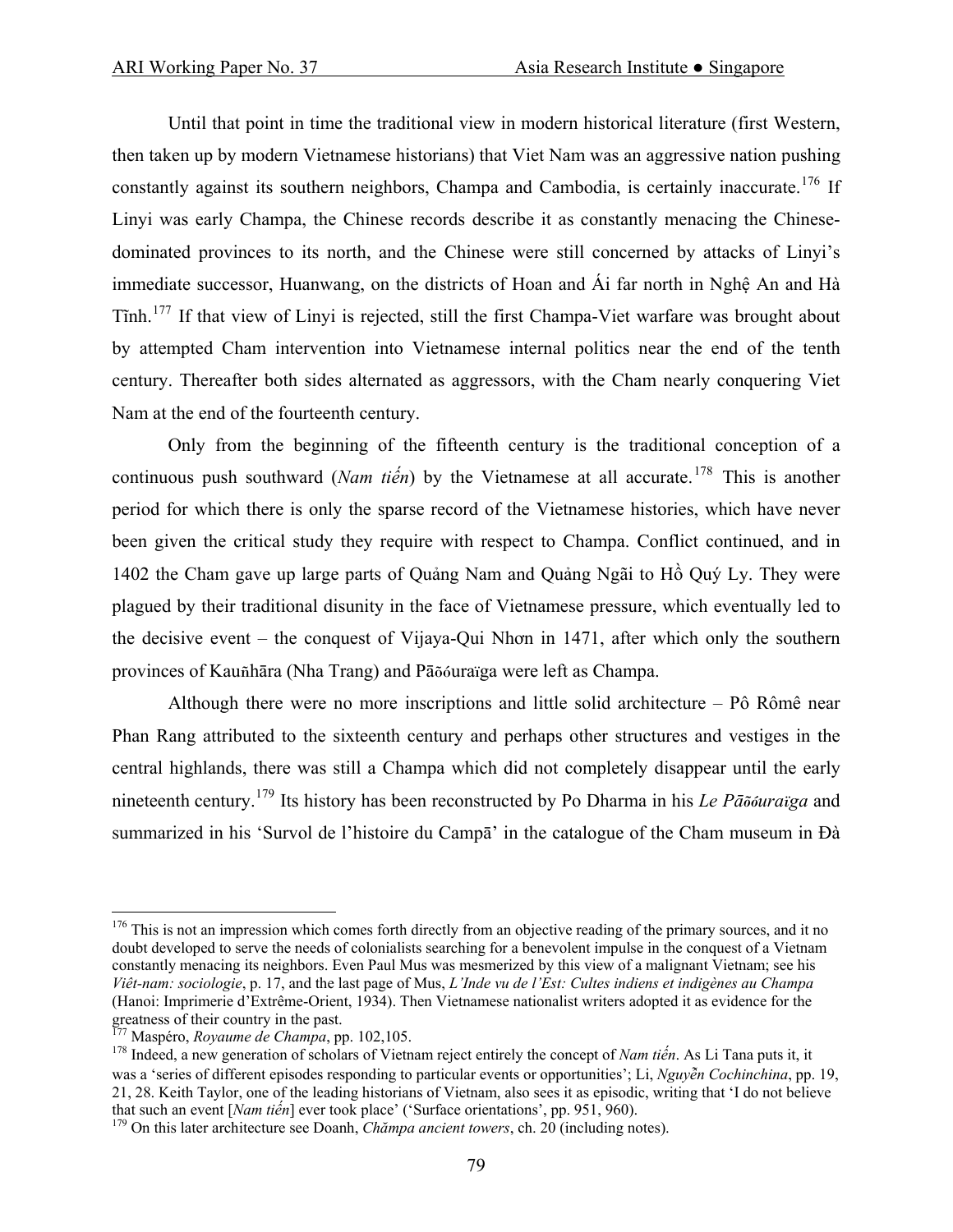Until that point in time the traditional view in modern historical literature (first Western, then taken up by modern Vietnamese historians) that Viet Nam was an aggressive nation pushing constantly against its southern neighbors, Champa and Cambodia, is certainly inaccurate.[176] If Linyi was early Champa, the Chinese records describe it as constantly menacing the Chinese-dominated provinces to its north, and the Chinese were still concerned by attacks of Linyi's immediate successor, Huanwang, on the districts of Hoan and Ái far north in Nghệ An and Hà Tĩnh.[177] If that view of Linyi is rejected, still the first Champa-Viet warfare was brought about by attempted Cham intervention into Vietnamese internal politics near the end of the tenth century. Thereafter both sides alternated as aggressors, with the Cham nearly conquering Viet Nam at the end of the fourteenth century.

Only from the beginning of the fifteenth century is the traditional conception of a continuous push southward (*Nam tiến*) by the Vietnamese at all accurate.[178] This is another period for which there is only the sparse record of the Vietnamese histories, which have never been given the critical study they require with respect to Champa. Conflict continued, and in 1402 the Cham gave up large parts of Quảng Nam and Quảng Ngãi to Hồ Quý Ly. They were plagued by their traditional disunity in the face of Vietnamese pressure, which eventually led to the decisive event – the conquest of Vijaya-Qui Nhơn in 1471, after which only the southern provinces of Kauñhāra (Nha Trang) and Pāõóuraïga were left as Champa.

Although there were no more inscriptions and little solid architecture – Pô Rômê near Phan Rang attributed to the sixteenth century and perhaps other structures and vestiges in the central highlands, there was still a Champa which did not completely disappear until the early nineteenth century.[179] Its history has been reconstructed by Po Dharma in his *Le Pāõóuraïga* and summarized in his 'Survol de l'histoire du Campā' in the catalogue of the Cham museum in Đà

---

[176] This is not an impression which comes forth directly from an objective reading of the primary sources, and it no doubt developed to serve the needs of colonialists searching for a benevolent impulse in the conquest of a Vietnam constantly menacing its neighbors. Even Paul Mus was mesmerized by this view of a malignant Vietnam; see his *Viêt-nam: sociologie*, p. 17, and the last page of Mus, *L'Inde vu de l'Est: Cultes indiens et indigènes au Champa* (Hanoi: Imprimerie d'Extrême-Orient, 1934). Then Vietnamese nationalist writers adopted it as evidence for the greatness of their country in the past.

[177] Maspéro, *Royaume de Champa*, pp. 102,105.

[178] Indeed, a new generation of scholars of Vietnam reject entirely the concept of *Nam tiến*. As Li Tana puts it, it was a 'series of different episodes responding to particular events or opportunities'; Li, *Nguyễn Cochinchina*, pp. 19, 21, 28. Keith Taylor, one of the leading historians of Vietnam, also sees it as episodic, writing that 'I do not believe that such an event [*Nam tiến*] ever took place' ('Surface orientations', pp. 951, 960).

[179] On this later architecture see Doanh, *Chămpa ancient towers*, ch. 20 (including notes).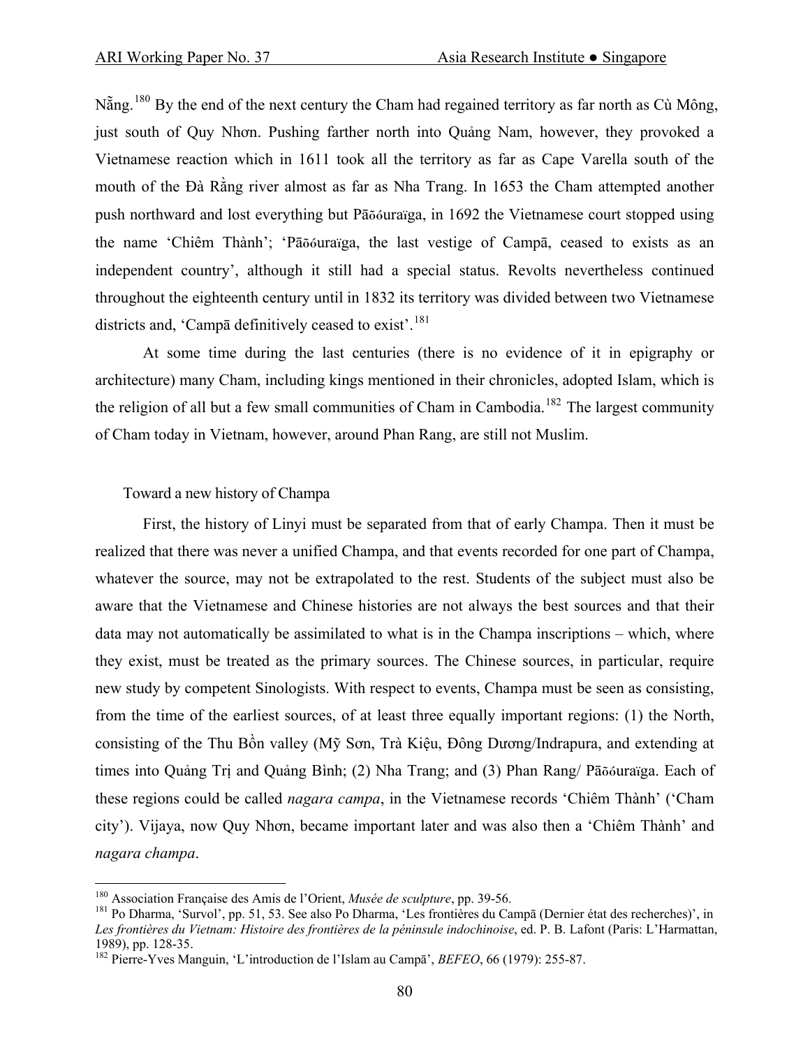Nẵng.[180] By the end of the next century the Cham had regained territory as far north as Cù Mông, just south of Quy Nhơn. Pushing farther north into Quảng Nam, however, they provoked a Vietnamese reaction which in 1611 took all the territory as far as Cape Varella south of the mouth of the Đà Rằng river almost as far as Nha Trang. In 1653 the Cham attempted another push northward and lost everything but Pāõóuraïga, in 1692 the Vietnamese court stopped using the name 'Chiêm Thành'; 'Pāõóuraïga, the last vestige of Campā, ceased to exists as an independent country', although it still had a special status. Revolts nevertheless continued throughout the eighteenth century until in 1832 its territory was divided between two Vietnamese districts and, 'Campā definitively ceased to exist'.[181]

At some time during the last centuries (there is no evidence of it in epigraphy or architecture) many Cham, including kings mentioned in their chronicles, adopted Islam, which is the religion of all but a few small communities of Cham in Cambodia.[182] The largest community of Cham today in Vietnam, however, around Phan Rang, are still not Muslim.

## Toward a new history of Champa

First, the history of Linyi must be separated from that of early Champa. Then it must be realized that there was never a unified Champa, and that events recorded for one part of Champa, whatever the source, may not be extrapolated to the rest. Students of the subject must also be aware that the Vietnamese and Chinese histories are not always the best sources and that their data may not automatically be assimilated to what is in the Champa inscriptions – which, where they exist, must be treated as the primary sources. The Chinese sources, in particular, require new study by competent Sinologists. With respect to events, Champa must be seen as consisting, from the time of the earliest sources, of at least three equally important regions: (1) the North, consisting of the Thu Bồn valley (Mỹ Sơn, Trà Kiệu, Đông Dương/Indrapura, and extending at times into Quảng Trị and Quảng Bình; (2) Nha Trang; and (3) Phan Rang/ Pāõóuraïga. Each of these regions could be called *nagara campa*, in the Vietnamese records 'Chiêm Thành' ('Cham city'). Vijaya, now Quy Nhơn, became important later and was also then a 'Chiêm Thành' and *nagara champa*.

---

[180] Association Française des Amis de l'Orient, *Musée de sculpture*, pp. 39-56.

[181] Po Dharma, 'Survol', pp. 51, 53. See also Po Dharma, 'Les frontières du Campā (Dernier état des recherches)', in *Les frontières du Vietnam: Histoire des frontières de la péninsule indochinoise*, ed. P. B. Lafont (Paris: L'Harmattan, 1989), pp. 128-35.

[182] Pierre-Yves Manguin, 'L'introduction de l'Islam au Campā', *BEFEO*, 66 (1979): 255-87.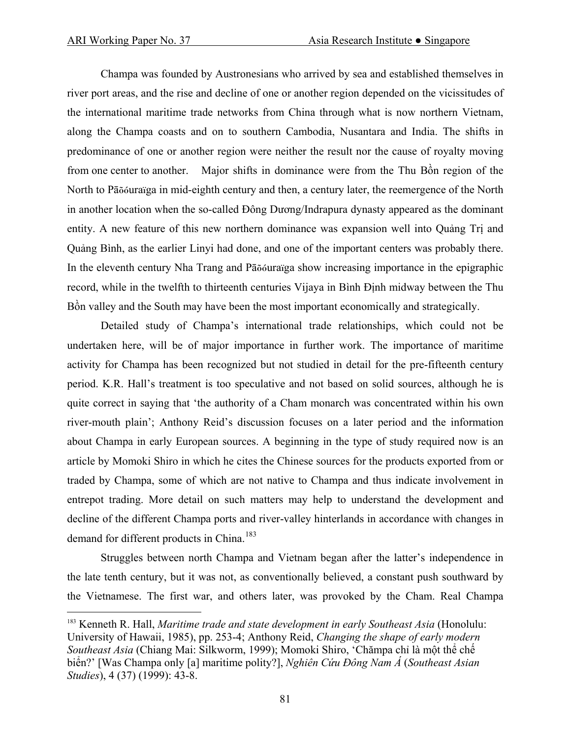Champa was founded by Austronesians who arrived by sea and established themselves in river port areas, and the rise and decline of one or another region depended on the vicissitudes of the international maritime trade networks from China through what is now northern Vietnam, along the Champa coasts and on to southern Cambodia, Nusantara and India. The shifts in predominance of one or another region were neither the result nor the cause of royalty moving from one center to another. Major shifts in dominance were from the Thu Bồn region of the North to Pāõóuraïga in mid-eighth century and then, a century later, the reemergence of the North in another location when the so-called Đông Dương/Indrapura dynasty appeared as the dominant entity. A new feature of this new northern dominance was expansion well into Quảng Trị and Quảng Bình, as the earlier Linyi had done, and one of the important centers was probably there. In the eleventh century Nha Trang and Pāõóuraïga show increasing importance in the epigraphic record, while in the twelfth to thirteenth centuries Vijaya in Bình Định midway between the Thu Bồn valley and the South may have been the most important economically and strategically.

Detailed study of Champa's international trade relationships, which could not be undertaken here, will be of major importance in further work. The importance of maritime activity for Champa has been recognized but not studied in detail for the pre-fifteenth century period. K.R. Hall's treatment is too speculative and not based on solid sources, although he is quite correct in saying that 'the authority of a Cham monarch was concentrated within his own river-mouth plain'; Anthony Reid's discussion focuses on a later period and the information about Champa in early European sources. A beginning in the type of study required now is an article by Momoki Shiro in which he cites the Chinese sources for the products exported from or traded by Champa, some of which are not native to Champa and thus indicate involvement in entrepot trading. More detail on such matters may help to understand the development and decline of the different Champa ports and river-valley hinterlands in accordance with changes in demand for different products in China.[183]

Struggles between north Champa and Vietnam began after the latter's independence in the late tenth century, but it was not, as conventionally believed, a constant push southward by the Vietnamese. The first war, and others later, was provoked by the Cham. Real Champa

[183] Kenneth R. Hall, *Maritime trade and state development in early Southeast Asia* (Honolulu: University of Hawaii, 1985), pp. 253-4; Anthony Reid, *Changing the shape of early modern Southeast Asia* (Chiang Mai: Silkworm, 1999); Momoki Shiro, 'Chămpa chỉ là một thể chế biển?' [Was Champa only [a] maritime polity?], *Nghiên Cứu Đông Nam Á* (*Southeast Asian Studies*), 4 (37) (1999): 43-8.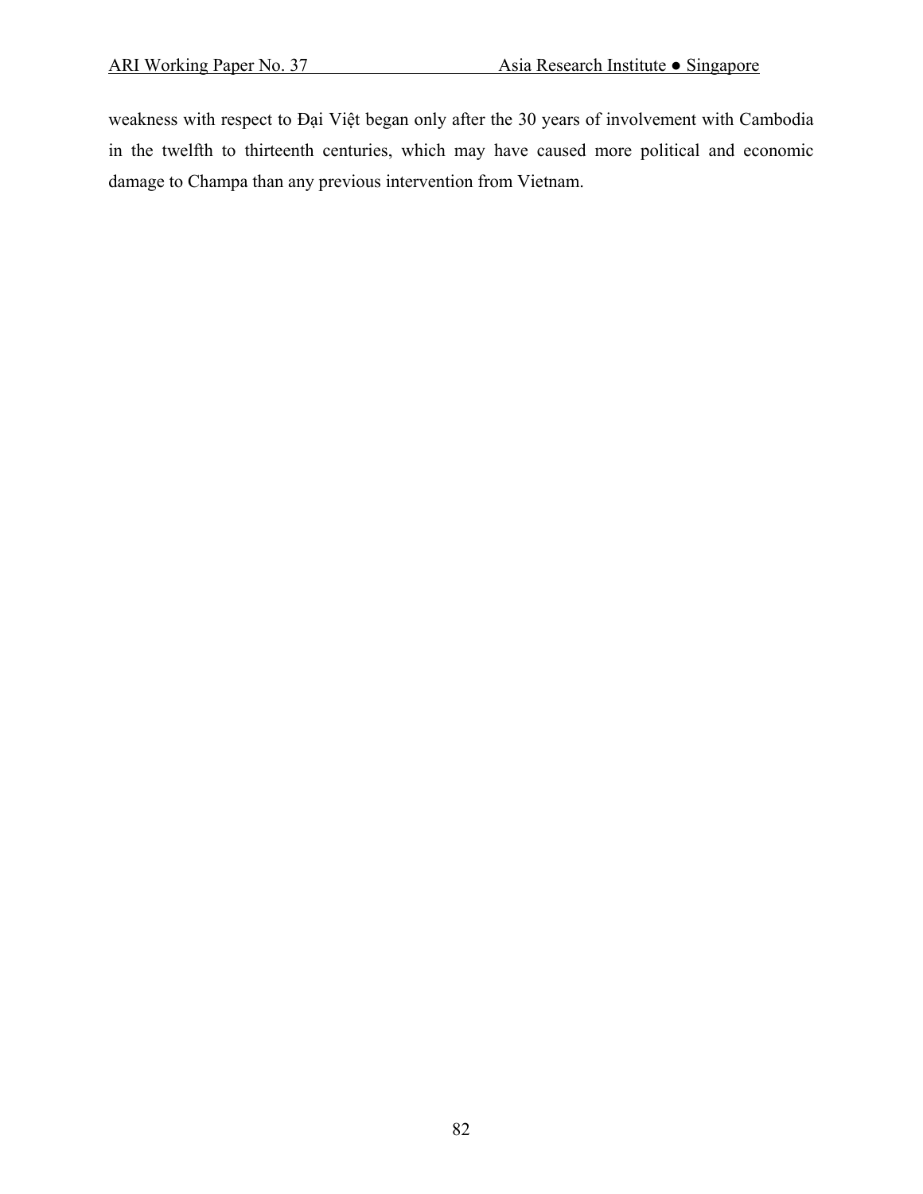weakness with respect to Đại Việt began only after the 30 years of involvement with Cambodia in the twelfth to thirteenth centuries, which may have caused more political and economic damage to Champa than any previous intervention from Vietnam.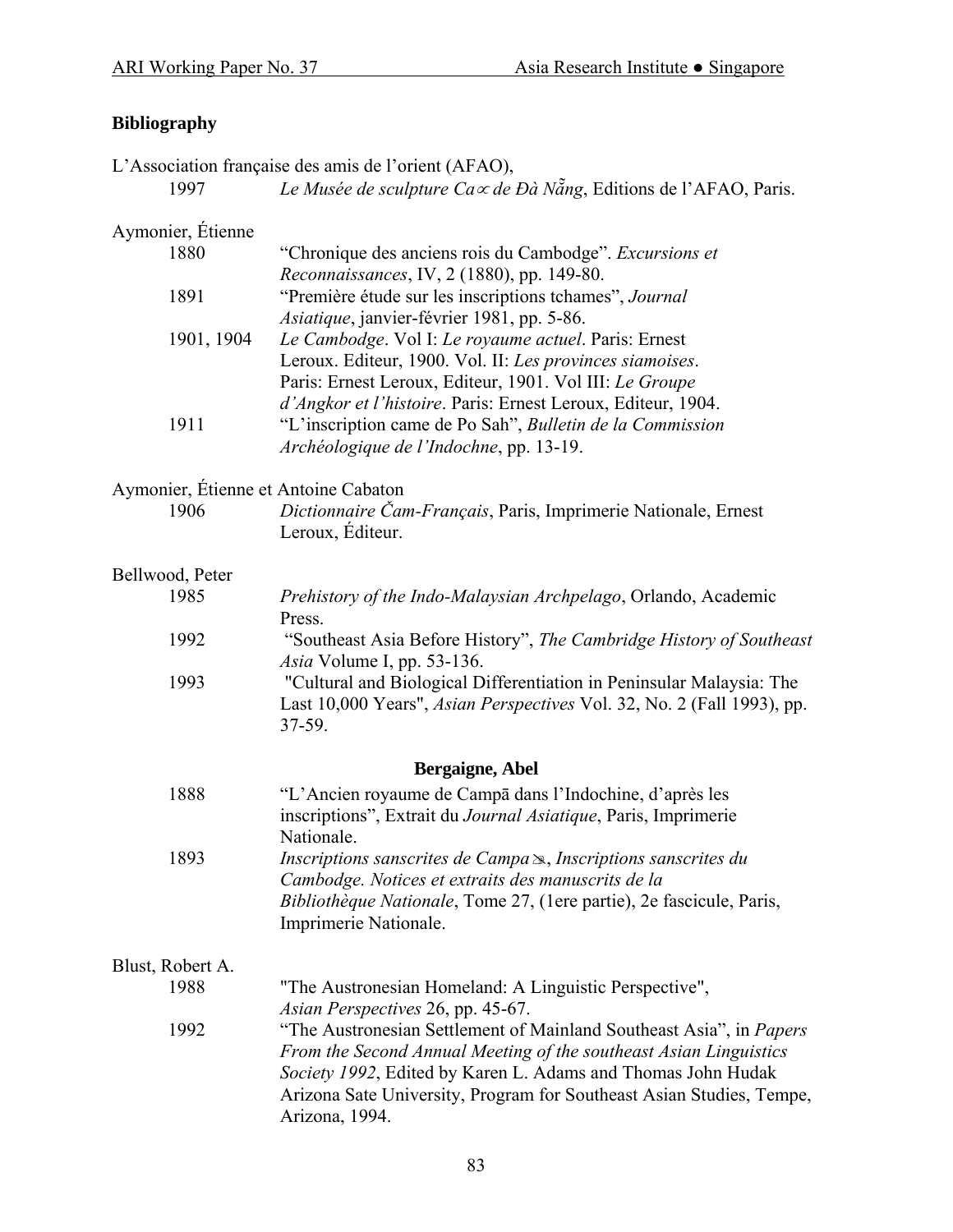**Bibliography**

L'Association française des amis de l'orient (AFAO),

1997 — *Le Musée de sculpture Ca∝ de Đà Nẵng*, Editions de l'AFAO, Paris.

Aymonier, Étienne

1880 — "Chronique des anciens rois du Cambodge". *Excursions et Reconnaissances*, IV, 2 (1880), pp. 149-80.

1891 — "Première étude sur les inscriptions tchames", *Journal Asiatique*, janvier-février 1981, pp. 5-86.

1901, 1904 — *Le Cambodge*. Vol I: *Le royaume actuel*. Paris: Ernest Leroux. Editeur, 1900. Vol. II: *Les provinces siamoises*. Paris: Ernest Leroux, Editeur, 1901. Vol III: *Le Groupe d'Angkor et l'histoire*. Paris: Ernest Leroux, Editeur, 1904.

1911 — "L'inscription came de Po Sah", *Bulletin de la Commission Archéologique de l'Indochne*, pp. 13-19.

Aymonier, Étienne et Antoine Cabaton

1906 — *Dictionnaire Čam-Français*, Paris, Imprimerie Nationale, Ernest Leroux, Éditeur.

Bellwood, Peter

1985 — *Prehistory of the Indo-Malaysian Archpelago*, Orlando, Academic Press.

1992 — "Southeast Asia Before History", *The Cambridge History of Southeast Asia* Volume I, pp. 53-136.

1993 — "Cultural and Biological Differentiation in Peninsular Malaysia: The Last 10,000 Years", *Asian Perspectives* Vol. 32, No. 2 (Fall 1993), pp. 37-59.

**Bergaigne, Abel**

1888 — "L'Ancien royaume de Campā dans l'Indochine, d'après les inscriptions", Extrait du *Journal Asiatique*, Paris, Imprimerie Nationale.

1893 — *Inscriptions sanscrites de Campa⋩, Inscriptions sanscrites du Cambodge. Notices et extraits des manuscrits de la Bibliothèque Nationale*, Tome 27, (1ere partie), 2e fascicule, Paris, Imprimerie Nationale.

Blust, Robert A.

1988 — "The Austronesian Homeland: A Linguistic Perspective", *Asian Perspectives* 26, pp. 45-67.

1992 — "The Austronesian Settlement of Mainland Southeast Asia", in *Papers From the Second Annual Meeting of the southeast Asian Linguistics Society 1992*, Edited by Karen L. Adams and Thomas John Hudak Arizona Sate University, Program for Southeast Asian Studies, Tempe, Arizona, 1994.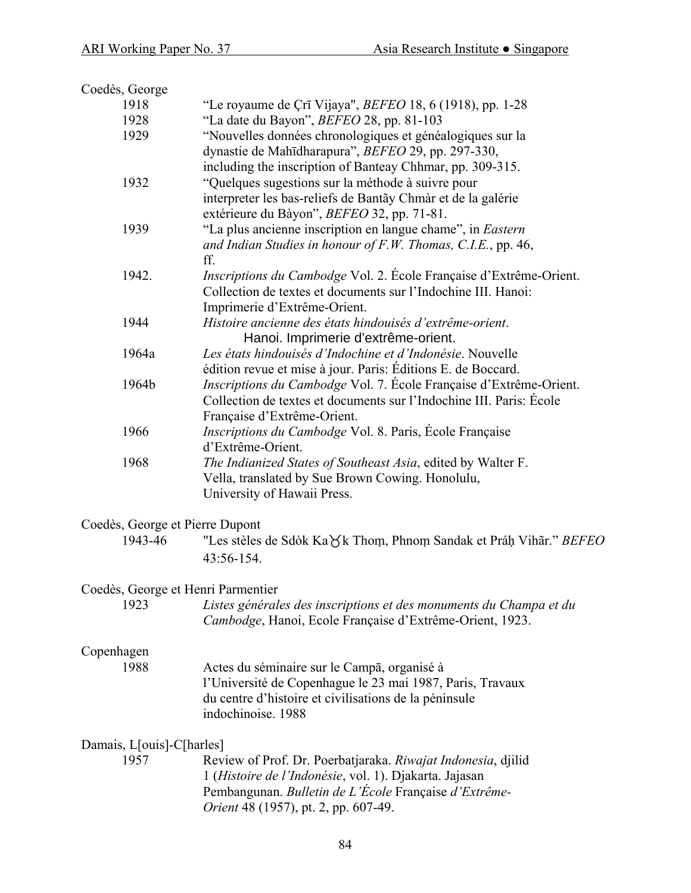Coedès, George

1918 “Le royaume de Çrī Vijaya", *BEFEO* 18, 6 (1918), pp. 1-28

1928 “La date du Bayon”, *BEFEO* 28, pp. 81-103

1929 “Nouvelles données chronologiques et généalogiques sur la dynastie de Mahīdharapura”, *BEFEO* 29, pp. 297-330, including the inscription of Banteay Chhmar, pp. 309-315.

1932 “Quelques sugestions sur la méthode à suivre pour interpreter les bas-reliefs de Bantãy Chmàr et de la galérie extérieure du Bàyon”, *BEFEO* 32, pp. 71-81.

1939 “La plus ancienne inscription en langue chame”, in *Eastern and Indian Studies in honour of F.W. Thomas, C.I.E.*, pp. 46, ff.

1942. *Inscriptions du Cambodge* Vol. 2. École Française d’Extrême-Orient. Collection de textes et documents sur l’Indochine III. Hanoi: Imprimerie d’Extrême-Orient.

1944 *Histoire ancienne des états hindouisés d’extrême-orient*. Hanoi. Imprimerie d'extrême-orient.

1964a *Les états hindouisés d’Indochine et d’Indonésie*. Nouvelle édition revue et mise à jour. Paris: Éditions E. de Boccard.

1964b *Inscriptions du Cambodge* Vol. 7. École Française d’Extrême-Orient. Collection de textes et documents sur l’Indochine III. Paris: École Française d’Extrême-Orient.

1966 *Inscriptions du Cambodge* Vol. 8. Paris, École Française d’Extrême-Orient.

1968 *The Indianized States of Southeast Asia*, edited by Walter F. Vella, translated by Sue Brown Cowing. Honolulu, University of Hawaii Press.

Coedès, George et Pierre Dupont

1943-46 "Les stèles de Sdòk Ka♉k Thoṃ, Phnoṃ Sandak et Práḥ Vihãr.” *BEFEO* 43:56-154.

Coedès, George et Henri Parmentier

1923 *Listes générales des inscriptions et des monuments du Champa et du Cambodge*, Hanoi, Ecole Française d’Extrême-Orient, 1923.

Copenhagen

1988 Actes du séminaire sur le Campā, organisé à l’Université de Copenhague le 23 mai 1987, Paris, Travaux du centre d’histoire et civilisations de la péninsule indochinoise. 1988

Damais, L[ouis]-C[harles]

1957 Review of Prof. Dr. Poerbatjaraka. *Riwajat Indonesia*, djilid 1 (*Histoire de l’Indonésie*, vol. 1). Djakarta. Jajasan Pembangunan. *Bulletin de L’École* Française *d’Extrême-Orient* 48 (1957), pt. 2, pp. 607-49.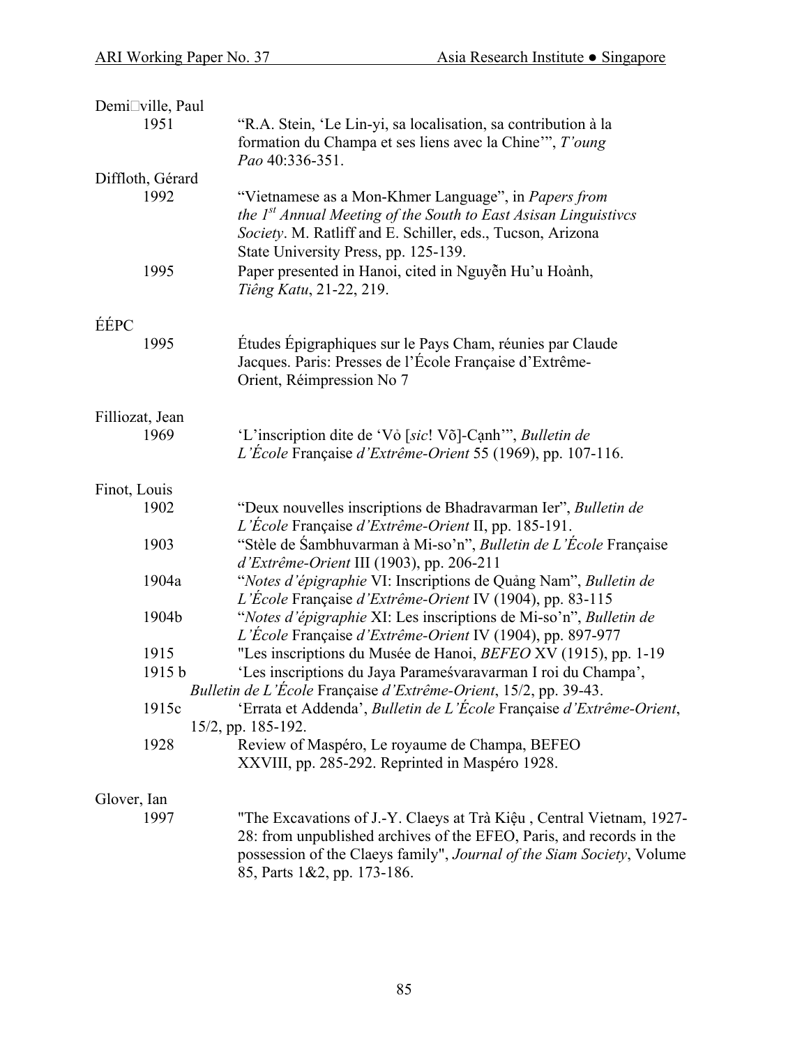Demi□ville, Paul

1951 "R.A. Stein, 'Le Lin-yi, sa localisation, sa contribution à la formation du Champa et ses liens avec la Chine'", *T'oung Pao* 40:336-351.

Diffloth, Gérard

1992 "Vietnamese as a Mon-Khmer Language", in *Papers from the 1st Annual Meeting of the South to East Asisan Linguistivcs Society*. M. Ratliff and E. Schiller, eds., Tucson, Arizona State University Press, pp. 125-139.

1995 Paper presented in Hanoi, cited in Nguyễn Hu'u Hoành, *Tiêng Katu*, 21-22, 219.

ÉÉPC

1995 Études Épigraphiques sur le Pays Cham, réunies par Claude Jacques. Paris: Presses de l'École Française d'Extrême-Orient, Réimpression No 7

Filliozat, Jean

1969 'L'inscription dite de 'Vỏ [*sic*! Võ]-Cạnh'", *Bulletin de L'École* Française *d'Extrême-Orient* 55 (1969), pp. 107-116.

Finot, Louis

1902 "Deux nouvelles inscriptions de Bhadravarman Ier", *Bulletin de L'École* Française *d'Extrême-Orient* II, pp. 185-191.

1903 "Stèle de Śambhuvarman à Mi-so'n", *Bulletin de L'École* Française *d'Extrême-Orient* III (1903), pp. 206-211

1904a "*Notes d'épigraphie* VI: Inscriptions de Quảng Nam", *Bulletin de L'École* Française *d'Extrême-Orient* IV (1904), pp. 83-115

1904b "*Notes d'épigraphie* XI: Les inscriptions de Mi-so'n", *Bulletin de L'École* Française *d'Extrême-Orient* IV (1904), pp. 897-977

1915 "Les inscriptions du Musée de Hanoi, *BEFEO* XV (1915), pp. 1-19

1915 b 'Les inscriptions du Jaya Parameśvaravarman I roi du Champa', *Bulletin de L'École* Française *d'Extrême-Orient*, 15/2, pp. 39-43.

1915c 'Errata et Addenda', *Bulletin de L'École* Française *d'Extrême-Orient*, 15/2, pp. 185-192.

1928 Review of Maspéro, Le royaume de Champa, BEFEO XXVIII, pp. 285-292. Reprinted in Maspéro 1928.

Glover, Ian

1997 "The Excavations of J.-Y. Claeys at Trà Kiệu , Central Vietnam, 1927-28: from unpublished archives of the EFEO, Paris, and records in the possession of the Claeys family", *Journal of the Siam Society*, Volume 85, Parts 1&2, pp. 173-186.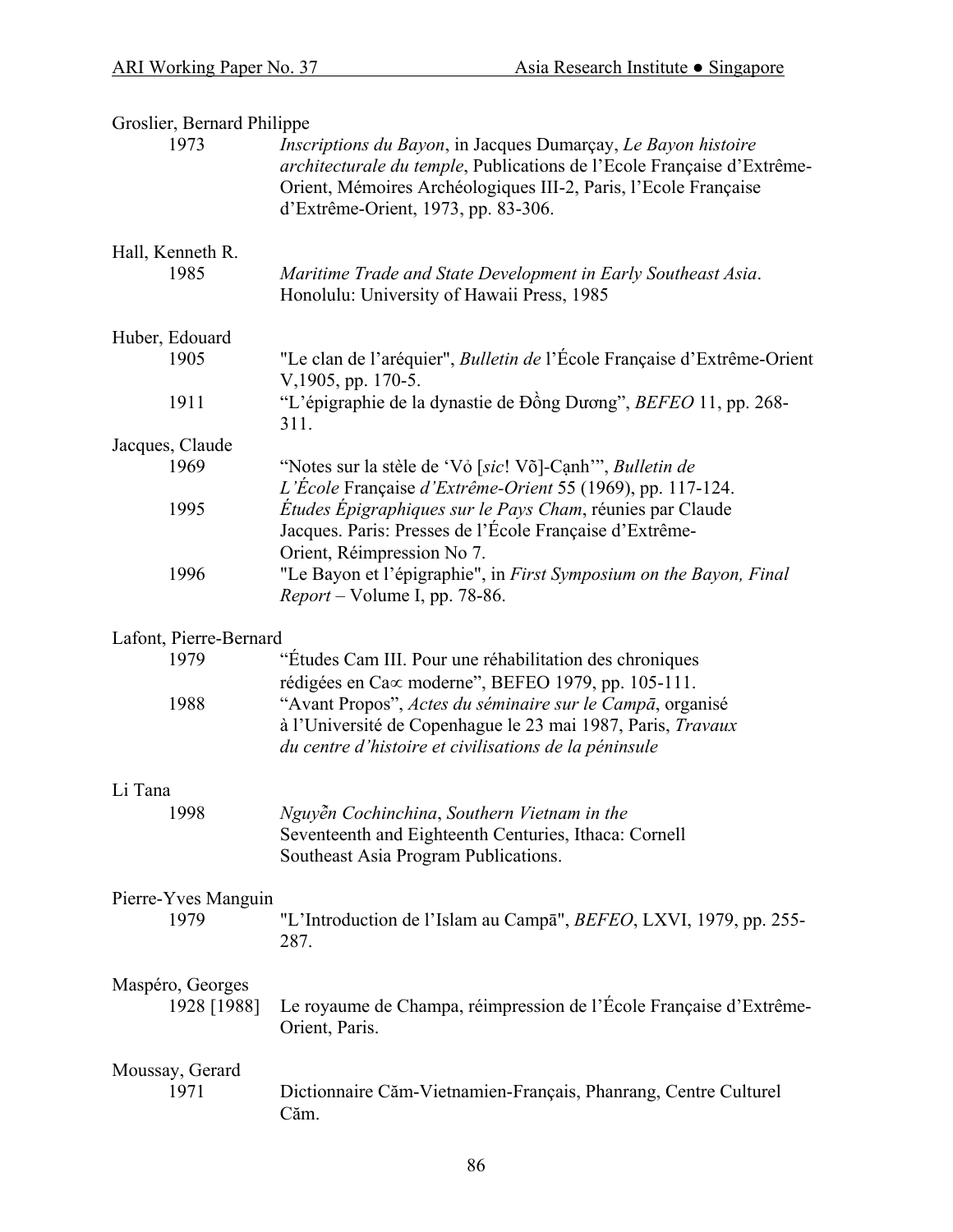Groslier, Bernard Philippe

1973 *Inscriptions du Bayon*, in Jacques Dumarçay, *Le Bayon histoire architecturale du temple*, Publications de l'Ecole Française d'Extrême-Orient, Mémoires Archéologiques III-2, Paris, l'Ecole Française d'Extrême-Orient, 1973, pp. 83-306.

Hall, Kenneth R.

1985 *Maritime Trade and State Development in Early Southeast Asia*. Honolulu: University of Hawaii Press, 1985

Huber, Edouard

1905 "Le clan de l'aréquier", *Bulletin de* l'École Française d'Extrême-Orient V,1905, pp. 170-5.

1911 "L'épigraphie de la dynastie de Đồng Dương", *BEFEO* 11, pp. 268-311.

Jacques, Claude

1969 "Notes sur la stèle de 'Vỏ [*sic*! Võ]-Cạnh'", *Bulletin de L'École* Française *d'Extrême-Orient* 55 (1969), pp. 117-124.

1995 *Études Épigraphiques sur le Pays Cham*, réunies par Claude Jacques. Paris: Presses de l'École Française d'Extrême-Orient, Réimpression No 7.

1996 "Le Bayon et l'épigraphie", in *First Symposium on the Bayon, Final Report* – Volume I, pp. 78-86.

Lafont, Pierre-Bernard

1979 "Études Cam III. Pour une réhabilitation des chroniques rédigées en Ca∝ moderne", BEFEO 1979, pp. 105-111.

1988 "Avant Propos", *Actes du séminaire sur le Campā*, organisé à l'Université de Copenhague le 23 mai 1987, Paris, *Travaux du centre d'histoire et civilisations de la péninsule*

Li Tana

1998 *Nguyễn Cochinchina*, Southern Vietnam in the Seventeenth and Eighteenth Centuries, Ithaca: Cornell Southeast Asia Program Publications.

Pierre-Yves Manguin

1979 "L'Introduction de l'Islam au Campā", *BEFEO*, LXVI, 1979, pp. 255-287.

Maspéro, Georges

1928 [1988] Le royaume de Champa, réimpression de l'École Française d'Extrême-Orient, Paris.

Moussay, Gerard

1971 Dictionnaire Căm-Vietnamien-Français, Phanrang, Centre Culturel Căm.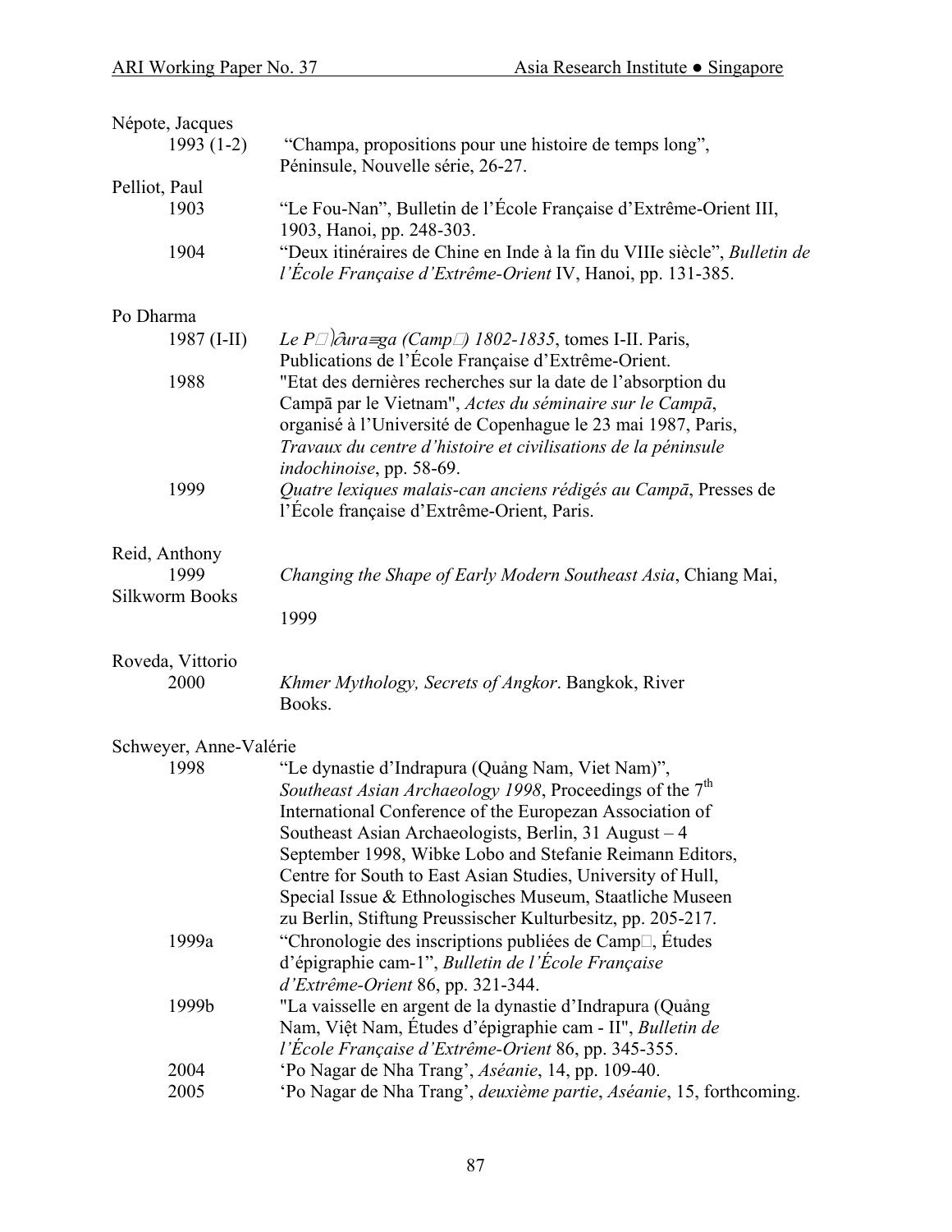Népote, Jacques

1993 (1-2) "Champa, propositions pour une histoire de temps long", Péninsule, Nouvelle série, 26-27.

Pelliot, Paul

1903 "Le Fou-Nan", Bulletin de l'École Française d'Extrême-Orient III, 1903, Hanoi, pp. 248-303.

1904 "Deux itinéraires de Chine en Inde à la fin du VIIIe siècle", *Bulletin de l'École Française d'Extrême-Orient* IV, Hanoi, pp. 131-385.

Po Dharma

1987 (I-II) *Le P□)∂ura≡ga (Camp□) 1802-1835*, tomes I-II. Paris, Publications de l'École Française d'Extrême-Orient.

1988 "Etat des dernières recherches sur la date de l'absorption du Campā par le Vietnam", *Actes du séminaire sur le Campā*, organisé à l'Université de Copenhague le 23 mai 1987, Paris, *Travaux du centre d'histoire et civilisations de la péninsule indochinoise*, pp. 58-69.

1999 *Quatre lexiques malais-can anciens rédigés au Campā*, Presses de l'École française d'Extrême-Orient, Paris.

Reid, Anthony

1999 *Changing the Shape of Early Modern Southeast Asia*, Chiang Mai, Silkworm Books 1999

Roveda, Vittorio

2000 *Khmer Mythology, Secrets of Angkor*. Bangkok, River Books.

Schweyer, Anne-Valérie

1998 "Le dynastie d'Indrapura (Quảng Nam, Viet Nam)", *Southeast Asian Archaeology 1998*, Proceedings of the 7th International Conference of the Europezan Association of Southeast Asian Archaeologists, Berlin, 31 August – 4 September 1998, Wibke Lobo and Stefanie Reimann Editors, Centre for South to East Asian Studies, University of Hull, Special Issue & Ethnologisches Museum, Staatliche Museen zu Berlin, Stiftung Preussischer Kulturbesitz, pp. 205-217.

1999a "Chronologie des inscriptions publiées de Camp□, Études d'épigraphie cam-1", *Bulletin de l'École Française d'Extrême-Orient* 86, pp. 321-344.

1999b "La vaisselle en argent de la dynastie d'Indrapura (Quảng Nam, Việt Nam, Études d'épigraphie cam - II", *Bulletin de l'École Française d'Extrême-Orient* 86, pp. 345-355.

2004 'Po Nagar de Nha Trang', *Aséanie*, 14, pp. 109-40.

2005 'Po Nagar de Nha Trang', *deuxième partie*, *Aséanie*, 15, forthcoming.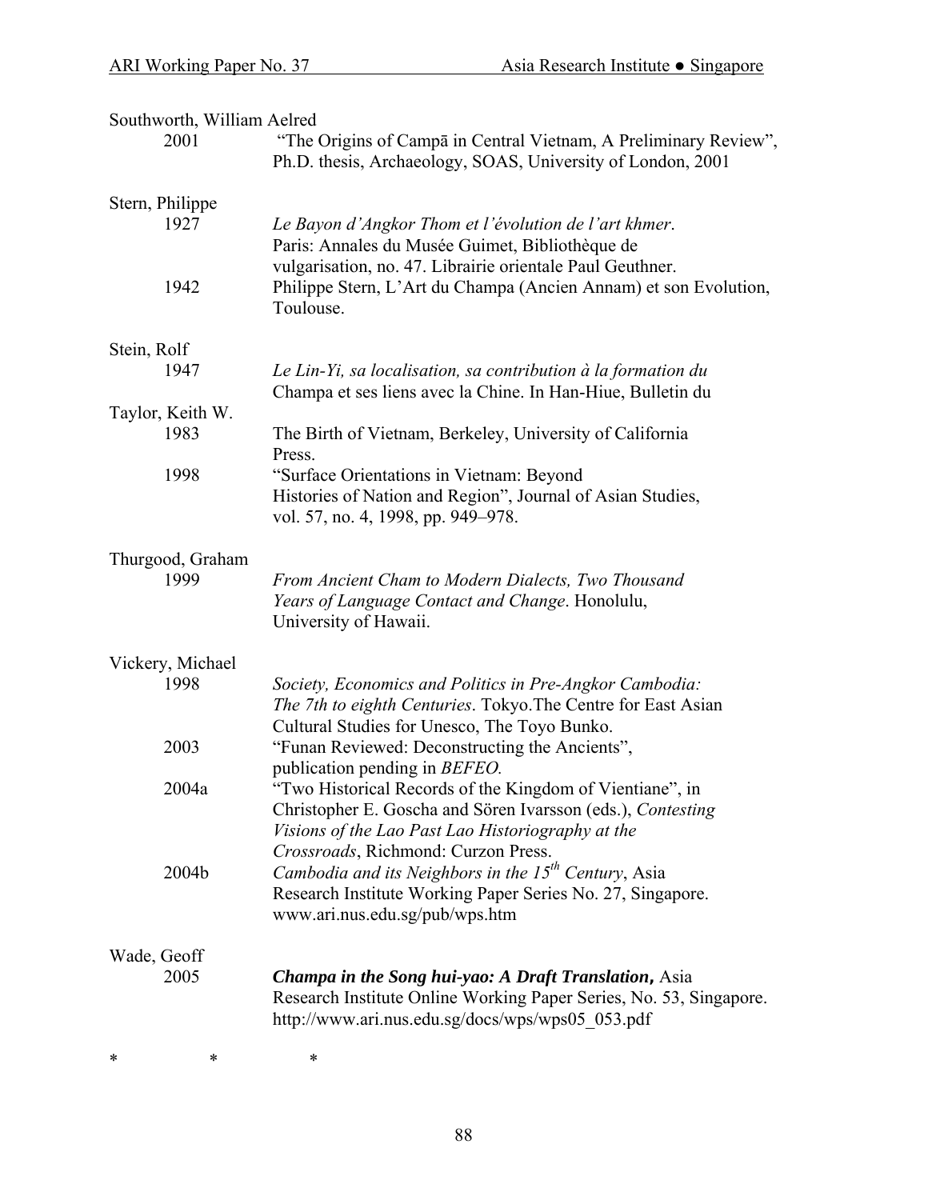Southworth, William Aelred

2001 "The Origins of Campā in Central Vietnam, A Preliminary Review", Ph.D. thesis, Archaeology, SOAS, University of London, 2001

Stern, Philippe

1927 *Le Bayon d'Angkor Thom et l'évolution de l'art khmer*. Paris: Annales du Musée Guimet, Bibliothèque de vulgarisation, no. 47. Librairie orientale Paul Geuthner.

1942 Philippe Stern, L'Art du Champa (Ancien Annam) et son Evolution, Toulouse.

Stein, Rolf

1947 *Le Lin-Yi, sa localisation, sa contribution à la formation du* Champa et ses liens avec la Chine. In Han-Hiue, Bulletin du

Taylor, Keith W.

1983 The Birth of Vietnam, Berkeley, University of California Press.

1998 "Surface Orientations in Vietnam: Beyond Histories of Nation and Region", Journal of Asian Studies, vol. 57, no. 4, 1998, pp. 949–978.

Thurgood, Graham

1999 *From Ancient Cham to Modern Dialects, Two Thousand Years of Language Contact and Change*. Honolulu, University of Hawaii.

Vickery, Michael

1998 *Society, Economics and Politics in Pre-Angkor Cambodia: The 7th to eighth Centuries*. Tokyo.The Centre for East Asian Cultural Studies for Unesco, The Toyo Bunko.

2003 "Funan Reviewed: Deconstructing the Ancients", publication pending in *BEFEO.*

2004a "Two Historical Records of the Kingdom of Vientiane", in Christopher E. Goscha and Sören Ivarsson (eds.), *Contesting Visions of the Lao Past Lao Historiography at the Crossroads*, Richmond: Curzon Press.

2004b *Cambodia and its Neighbors in the 15th Century*, Asia Research Institute Working Paper Series No. 27, Singapore. www.ari.nus.edu.sg/pub/wps.htm

Wade, Geoff

2005 ***Champa in the Song hui-yao: A Draft Translation*,** Asia Research Institute Online Working Paper Series, No. 53, Singapore. http://www.ari.nus.edu.sg/docs/wps/wps05_053.pdf

\*  \*  \*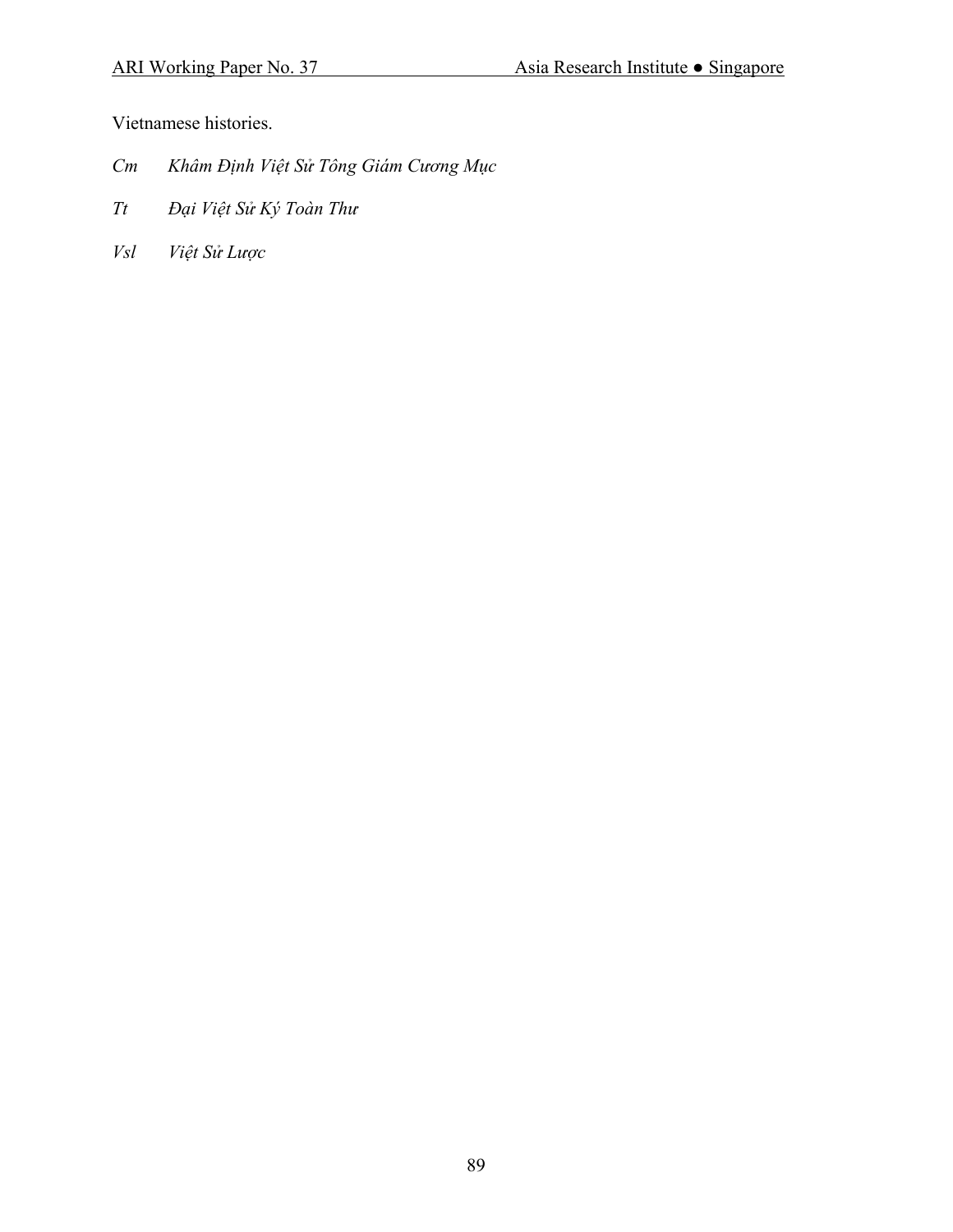Vietnamese histories.

*Cm* *Khâm Định Việt Sử Tông Giám Cương Mục*

*Tt* *Đại Việt Sử Ký Toàn Thư*

*Vsl* *Việt Sử Lược*